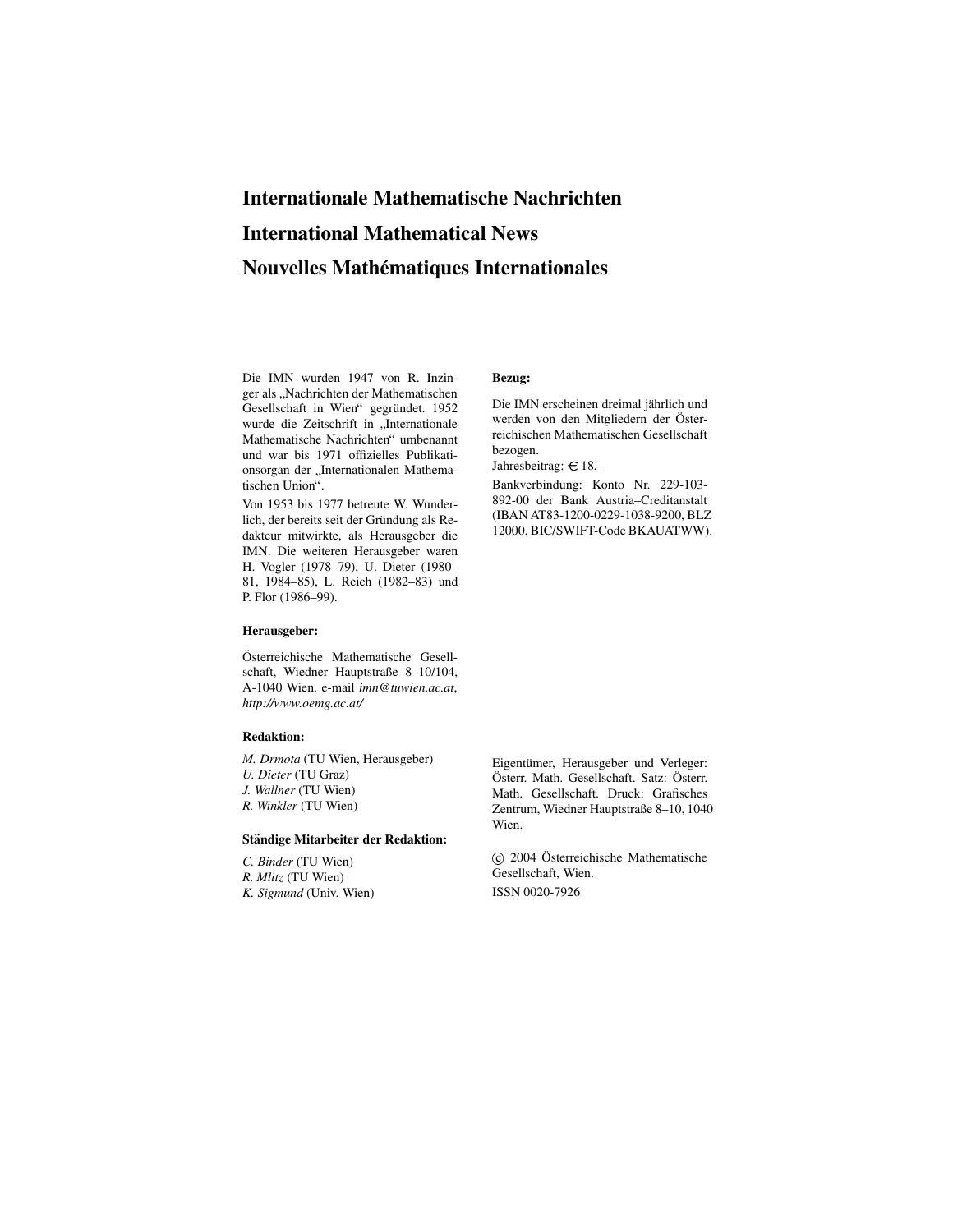# Internationale Mathematische Nachrichten

# International Mathematical News

# Nouvelles Mathématiques Internationales

Die IMN wurden 1947 von R. Inzinger als „Nachrichten der Mathematischen Gesellschaft in Wien" gegründet. 1952 wurde die Zeitschrift in „Internationale Mathematische Nachrichten" umbenannt und war bis 1971 offizielles Publikationsorgan der „Internationalen Mathematischen Union".

Von 1953 bis 1977 betreute W. Wunderlich, der bereits seit der Gründung als Redakteur mitwirkte, als Herausgeber die IMN. Die weiteren Herausgeber waren H. Vogler (1978–79), U. Dieter (1980–81, 1984–85), L. Reich (1982–83) und P. Flor (1986–99).

**Herausgeber:**

Österreichische Mathematische Gesellschaft, Wiedner Hauptstraße 8–10/104, A-1040 Wien. e-mail *imn@tuwien.ac.at*, *http://www.oemg.ac.at/*

**Redaktion:**

*M. Drmota* (TU Wien, Herausgeber)
*U. Dieter* (TU Graz)
*J. Wallner* (TU Wien)
*R. Winkler* (TU Wien)

**Ständige Mitarbeiter der Redaktion:**

*C. Binder* (TU Wien)
*R. Mlitz* (TU Wien)
*K. Sigmund* (Univ. Wien)

**Bezug:**

Die IMN erscheinen dreimal jährlich und werden von den Mitgliedern der Österreichischen Mathematischen Gesellschaft bezogen.

Jahresbeitrag: € 18,–

Bankverbindung: Konto Nr. 229-103-892-00 der Bank Austria–Creditanstalt (IBAN AT83-1200-0229-1038-9200, BLZ 12000, BIC/SWIFT-Code BKAUATWW).

Eigentümer, Herausgeber und Verleger: Österr. Math. Gesellschaft. Satz: Österr. Math. Gesellschaft. Druck: Grafisches Zentrum, Wiedner Hauptstraße 8–10, 1040 Wien.

© 2004 Österreichische Mathematische Gesellschaft, Wien.

ISSN 0020-7926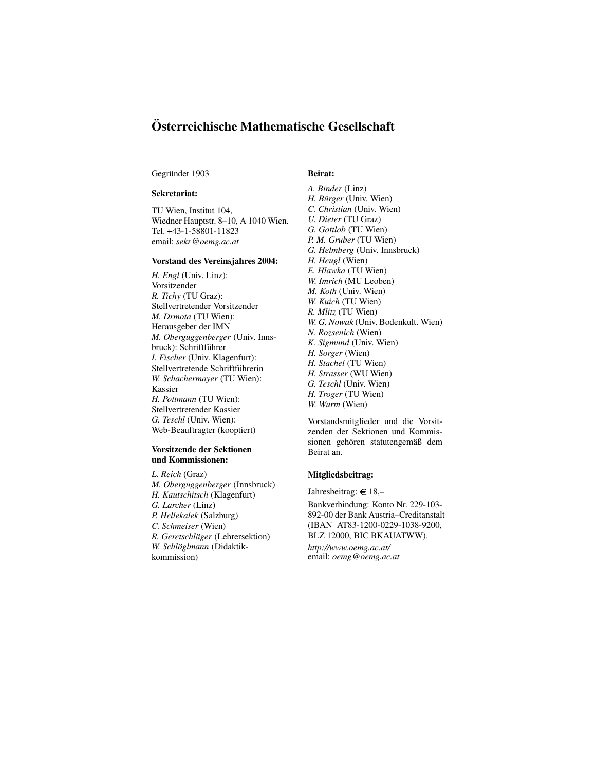# Österreichische Mathematische Gesellschaft

Gegründet 1903

### Sekretariat:

TU Wien, Institut 104,
Wiedner Hauptstr. 8–10, A 1040 Wien.
Tel. +43-1-58801-11823
email: *sekr@oemg.ac.at*

### Vorstand des Vereinsjahres 2004:

*H. Engl* (Univ. Linz):
Vorsitzender
*R. Tichy* (TU Graz):
Stellvertretender Vorsitzender
*M. Drmota* (TU Wien):
Herausgeber der IMN
*M. Oberguggenberger* (Univ. Innsbruck): Schriftführer
*I. Fischer* (Univ. Klagenfurt):
Stellvertretende Schriftführerin
*W. Schachermayer* (TU Wien):
Kassier
*H. Pottmann* (TU Wien):
Stellvertretender Kassier
*G. Teschl* (Univ. Wien):
Web-Beauftragter (kooptiert)

### Vorsitzende der Sektionen und Kommissionen:

*L. Reich* (Graz)
*M. Oberguggenberger* (Innsbruck)
*H. Kautschitsch* (Klagenfurt)
*G. Larcher* (Linz)
*P. Hellekalek* (Salzburg)
*C. Schmeiser* (Wien)
*R. Geretschläger* (Lehrersektion)
*W. Schlöglmann* (Didaktikkommission)

### Beirat:

*A. Binder* (Linz)
*H. Bürger* (Univ. Wien)
*C. Christian* (Univ. Wien)
*U. Dieter* (TU Graz)
*G. Gottlob* (TU Wien)
*P. M. Gruber* (TU Wien)
*G. Helmberg* (Univ. Innsbruck)
*H. Heugl* (Wien)
*E. Hlawka* (TU Wien)
*W. Imrich* (MU Leoben)
*M. Koth* (Univ. Wien)
*W. Kuich* (TU Wien)
*R. Mlitz* (TU Wien)
*W. G. Nowak* (Univ. Bodenkult. Wien)
*N. Rozsenich* (Wien)
*K. Sigmund* (Univ. Wien)
*H. Sorger* (Wien)
*H. Stachel* (TU Wien)
*H. Strasser* (WU Wien)
*G. Teschl* (Univ. Wien)
*H. Troger* (TU Wien)
*W. Wurm* (Wien)

Vorstandsmitglieder und die Vorsitzenden der Sektionen und Kommissionen gehören statutengemäß dem Beirat an.

### Mitgliedsbeitrag:

Jahresbeitrag: € 18,–

Bankverbindung: Konto Nr. 229-103-892-00 der Bank Austria–Creditanstalt (IBAN AT83-1200-0229-1038-9200, BLZ 12000, BIC BKAUATWW).

*http://www.oemg.ac.at/*
email: *oemg@oemg.ac.at*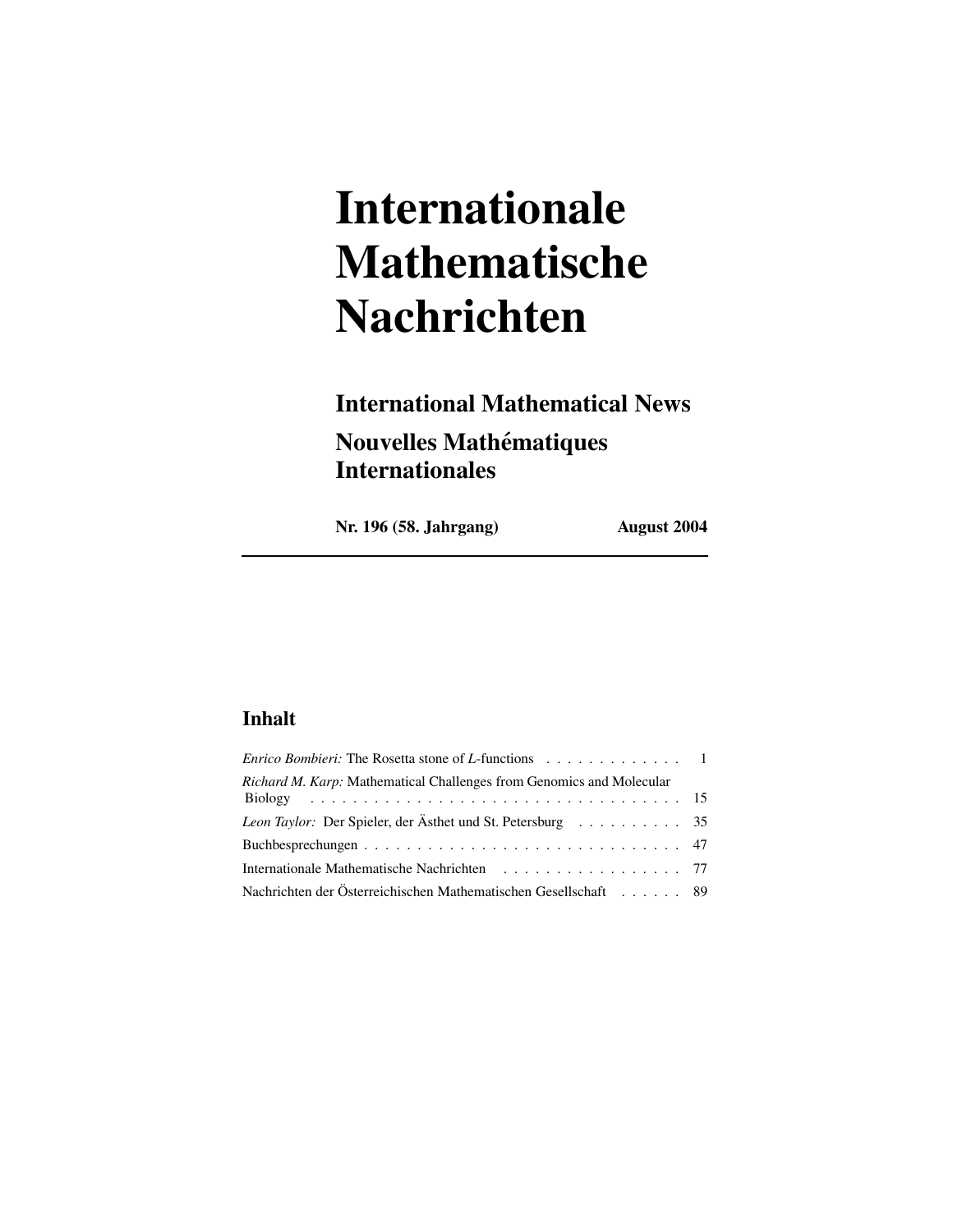# Internationale Mathematische Nachrichten

## International Mathematical News

## Nouvelles Mathématiques Internationales

**Nr. 196 (58. Jahrgang)** **August 2004**

---

## Inhalt

*Enrico Bombieri:* The Rosetta stone of *L*-functions . . . . . . . . . . . . . 1

*Richard M. Karp:* Mathematical Challenges from Genomics and Molecular Biology . . . . . . . . . . . . . . . . . . . . . . . . . . . . . . . . . . . . 15

*Leon Taylor:* Der Spieler, der Ästhet und St. Petersburg . . . . . . . . . . 35

Buchbesprechungen . . . . . . . . . . . . . . . . . . . . . . . . . . . . . . . 47

Internationale Mathematische Nachrichten . . . . . . . . . . . . . . . . . . 77

Nachrichten der Österreichischen Mathematischen Gesellschaft . . . . . . 89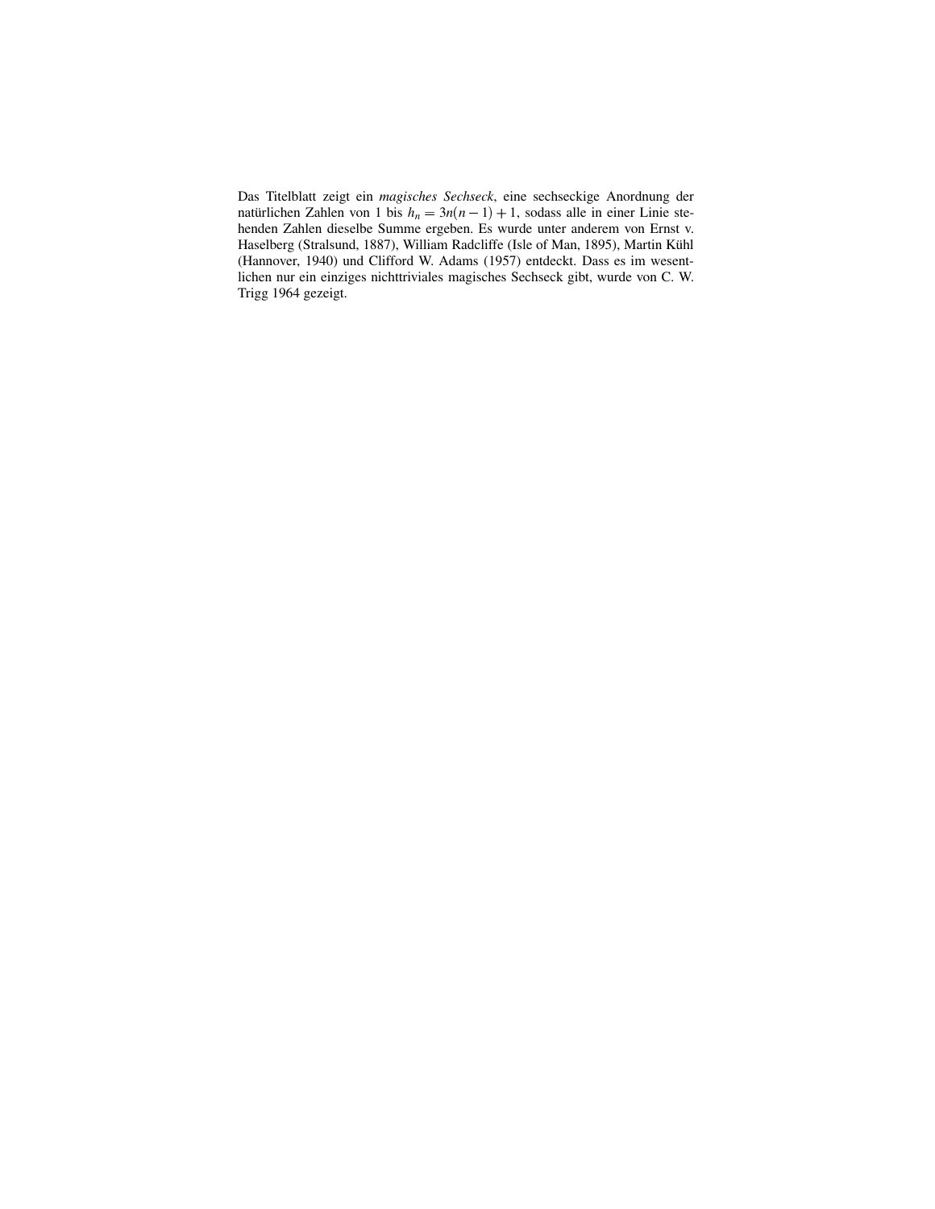Das Titelblatt zeigt ein *magisches Sechseck*, eine sechseckige Anordnung der natürlichen Zahlen von 1 bis $h_n = 3n(n-1)+1$, sodass alle in einer Linie stehenden Zahlen dieselbe Summe ergeben. Es wurde unter anderem von Ernst v. Haselberg (Stralsund, 1887), William Radcliffe (Isle of Man, 1895), Martin Kühl (Hannover, 1940) und Clifford W. Adams (1957) entdeckt. Dass es im wesentlichen nur ein einziges nichttriviales magisches Sechseck gibt, wurde von C. W. Trigg 1964 gezeigt.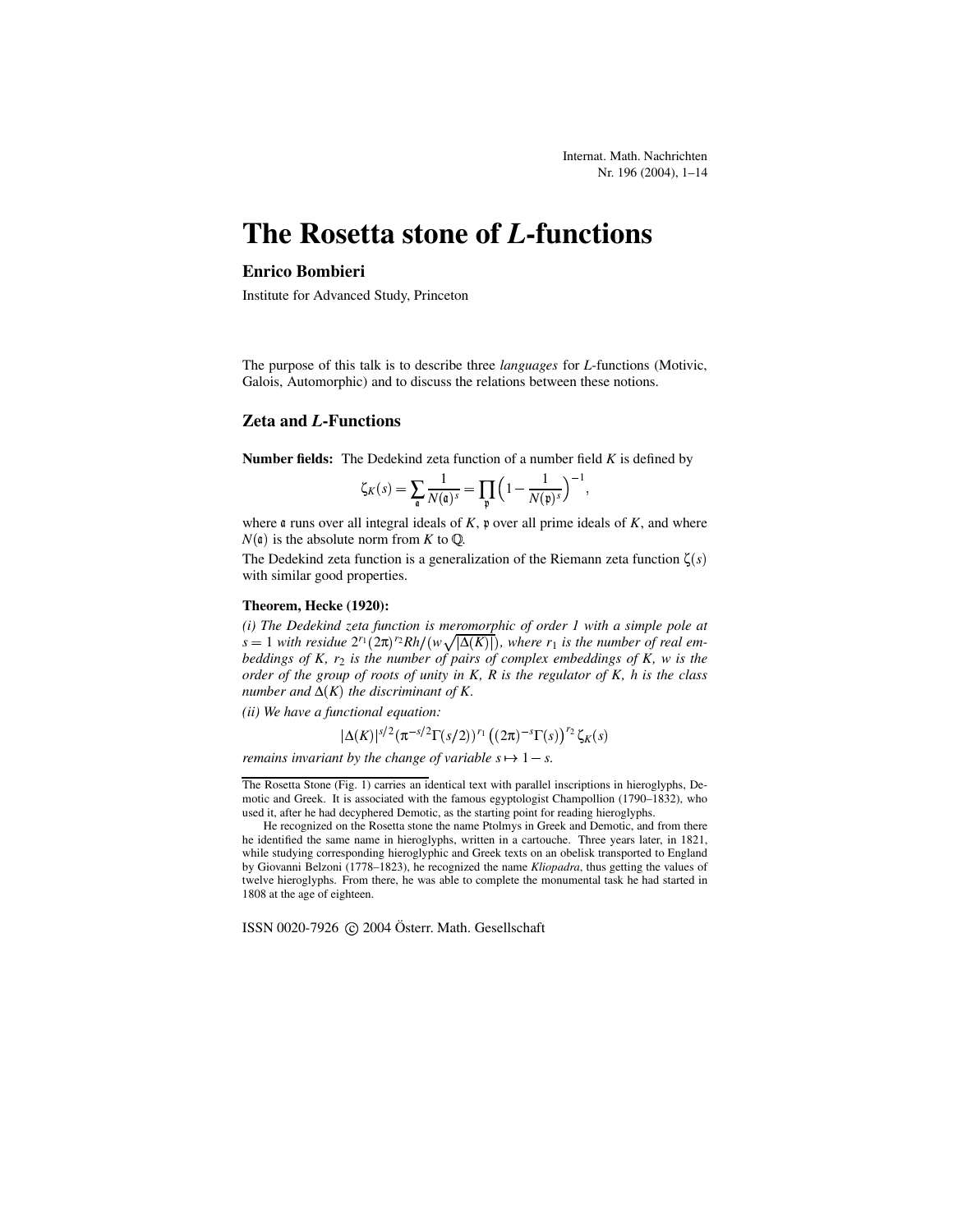# The Rosetta stone of *L*-functions

**Enrico Bombieri**

Institute for Advanced Study, Princeton

The purpose of this talk is to describe three *languages* for *L*-functions (Motivic, Galois, Automorphic) and to discuss the relations between these notions.

## Zeta and *L*-Functions

**Number fields:** The Dedekind zeta function of a number field $K$ is defined by

$$\zeta_K(s) = \sum_{\mathfrak{a}} \frac{1}{N(\mathfrak{a})^s} = \prod_{\mathfrak{p}} \Big(1 - \frac{1}{N(\mathfrak{p})^s}\Big)^{-1},$$

where $\mathfrak{a}$ runs over all integral ideals of $K$, $\mathfrak{p}$ over all prime ideals of $K$, and where $N(\mathfrak{a})$ is the absolute norm from $K$ to $\mathbb{Q}$.

The Dedekind zeta function is a generalization of the Riemann zeta function $\zeta(s)$ with similar good properties.

**Theorem, Hecke (1920):**

*(i) The Dedekind zeta function is meromorphic of order 1 with a simple pole at* $s = 1$ *with residue* $2^{r_1}(2\pi)^{r_2}Rh/(w\sqrt{|\Delta(K)|})$, *where* $r_1$ *is the number of real embeddings of* $K$, $r_2$ *is the number of pairs of complex embeddings of* $K$, $w$ *is the order of the group of roots of unity in* $K$, $R$ *is the regulator of* $K$, $h$ *is the class number and* $\Delta(K)$ *the discriminant of* $K$.

*(ii) We have a functional equation:*

$$|\Delta(K)|^{s/2}(\pi^{-s/2}\Gamma(s/2))^{r_1}\big((2\pi)^{-s}\Gamma(s)\big)^{r_2}\zeta_K(s)$$

*remains invariant by the change of variable* $s \mapsto 1 - s$.

---

The Rosetta Stone (Fig. 1) carries an identical text with parallel inscriptions in hieroglyphs, Demotic and Greek. It is associated with the famous egyptologist Champollion (1790–1832), who used it, after he had decyphered Demotic, as the starting point for reading hieroglyphs.

He recognized on the Rosetta stone the name Ptolmys in Greek and Demotic, and from there he identified the same name in hieroglyphs, written in a cartouche. Three years later, in 1821, while studying corresponding hieroglyphic and Greek texts on an obelisk transported to England by Giovanni Belzoni (1778–1823), he recognized the name *Kliopadra*, thus getting the values of twelve hieroglyphs. From there, he was able to complete the monumental task he had started in 1808 at the age of eighteen.

ISSN 0020-7926 © 2004 Österr. Math. Gesellschaft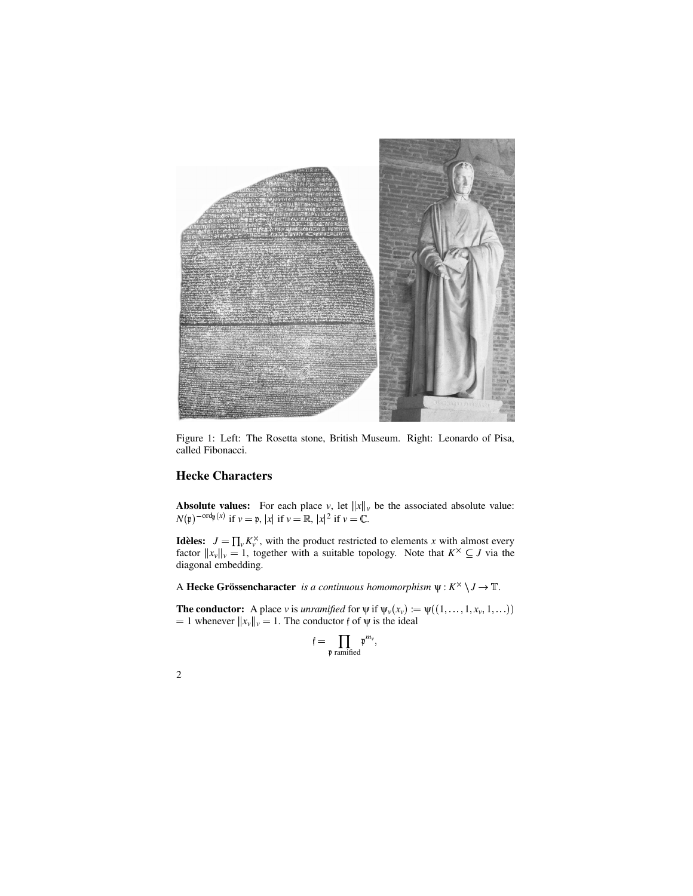Figure 1: Left: The Rosetta stone, British Museum. Right: Leonardo of Pisa, called Fibonacci.

## Hecke Characters

**Absolute values:** For each place $v$, let $\|x\|_v$ be the associated absolute value: $N(\mathfrak{p})^{-\mathrm{ord}_\mathfrak{p}(x)}$ if $v = \mathfrak{p}$, $|x|$ if $v = \mathbb{R}$, $|x|^2$ if $v = \mathbb{C}$.

**Idèles:** $J = \prod_v K_v^\times$, with the product restricted to elements $x$ with almost every factor $\|x_v\|_v = 1$, together with a suitable topology. Note that $K^\times \subseteq J$ via the diagonal embedding.

A **Hecke Grössencharacter** *is a continuous homomorphism* $\psi : K^\times \setminus J \to \mathbb{T}$.

**The conductor:** A place $v$ is *unramified* for $\psi$ if $\psi_v(x_v) := \psi((1, \ldots, 1, x_v, 1, \ldots))$ $= 1$ whenever $\|x_v\|_v = 1$. The conductor $\mathfrak{f}$ of $\psi$ is the ideal

$$\mathfrak{f} = \prod_{\mathfrak{p} \text{ ramified}} \mathfrak{p}^{m_v},$$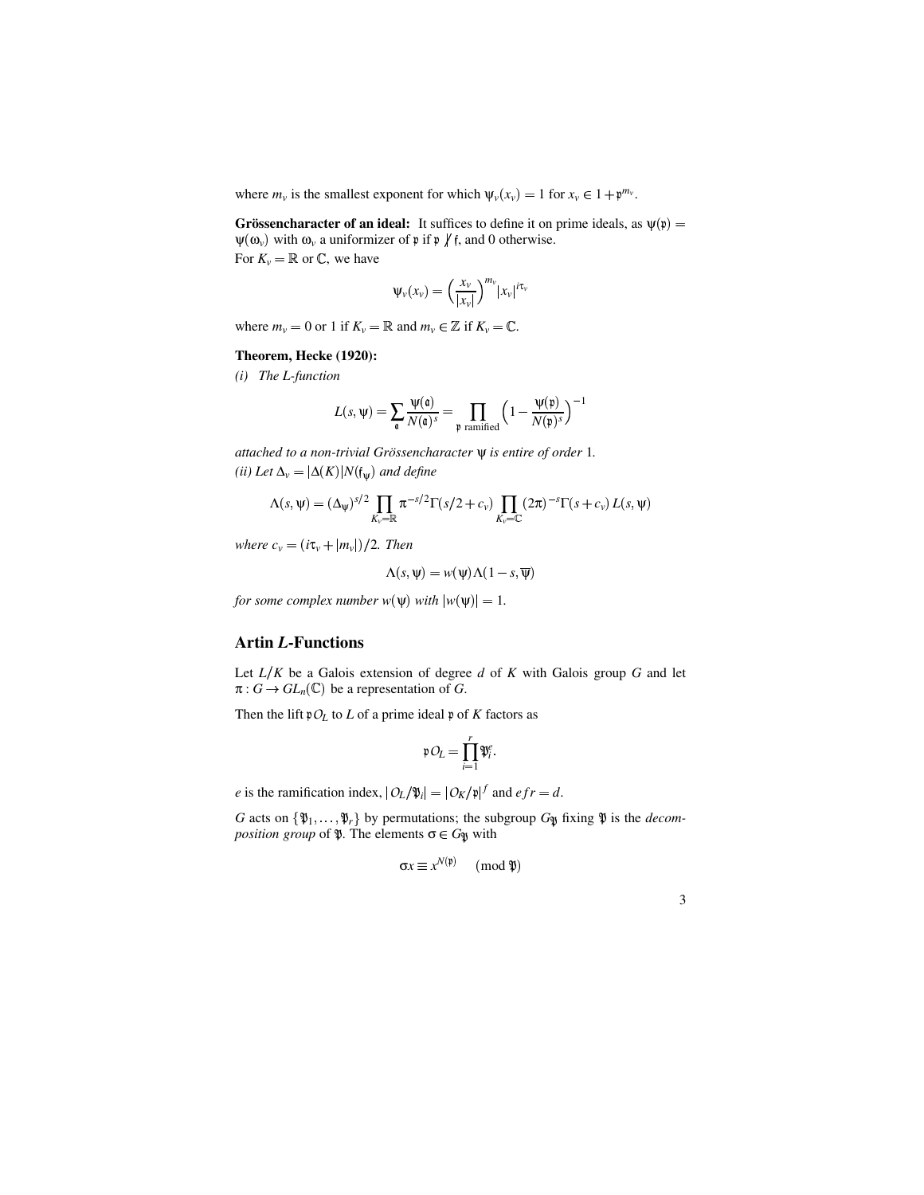where $m_v$ is the smallest exponent for which $\psi_v(x_v) = 1$ for $x_v \in 1 + \mathfrak{p}^{m_v}$.

**Grössencharacter of an ideal:** It suffices to define it on prime ideals, as $\psi(\mathfrak{p}) = \psi(\omega_v)$ with $\omega_v$ a uniformizer of $\mathfrak{p}$ if $\mathfrak{p} \not| \mathfrak{f}$, and 0 otherwise.

For $K_v = \mathbb{R}$ or $\mathbb{C}$, we have

$$\psi_v(x_v) = \left(\frac{x_v}{|x_v|}\right)^{m_v} |x_v|^{i\tau_v}$$

where $m_v = 0$ or 1 if $K_v = \mathbb{R}$ and $m_v \in \mathbb{Z}$ if $K_v = \mathbb{C}$.

**Theorem, Hecke (1920):**

*(i) The L-function*

$$L(s, \psi) = \sum_{\mathfrak{a}} \frac{\psi(\mathfrak{a})}{N(\mathfrak{a})^s} = \prod_{\mathfrak{p} \text{ ramified}} \left(1 - \frac{\psi(\mathfrak{p})}{N(\mathfrak{p})^s}\right)^{-1}$$

*attached to a non-trivial Grössencharacter* $\psi$ *is entire of order* 1.

*(ii) Let* $\Delta_v = |\Delta(K)| N(\mathfrak{f}_\psi)$ *and define*

$$\Lambda(s, \psi) = (\Delta_\psi)^{s/2} \prod_{K_v = \mathbb{R}} \pi^{-s/2} \Gamma(s/2 + c_v) \prod_{K_v = \mathbb{C}} (2\pi)^{-s} \Gamma(s + c_v)\, L(s, \psi)$$

*where* $c_v = (i\tau_v + |m_v|)/2$. *Then*

$$\Lambda(s, \psi) = w(\psi) \Lambda(1 - s, \overline{\psi})$$

*for some complex number* $w(\psi)$ *with* $|w(\psi)| = 1$.

## Artin *L*-Functions

Let $L/K$ be a Galois extension of degree $d$ of $K$ with Galois group $G$ and let $\pi : G \to GL_n(\mathbb{C})$ be a representation of $G$.

Then the lift $\mathfrak{p} O_L$ to $L$ of a prime ideal $\mathfrak{p}$ of $K$ factors as

$$\mathfrak{p} O_L = \prod_{i=1}^{r} \mathfrak{P}_i^e.$$

$e$ is the ramification index, $|O_L/\mathfrak{P}_i| = |O_K/\mathfrak{p}|^f$ and $efr = d$.

$G$ acts on $\{\mathfrak{P}_1, \ldots, \mathfrak{P}_r\}$ by permutations; the subgroup $G_\mathfrak{P}$ fixing $\mathfrak{P}$ is the *decomposition group* of $\mathfrak{P}$. The elements $\sigma \in G_\mathfrak{P}$ with

$$\sigma x \equiv x^{N(\mathfrak{p})} \pmod{\mathfrak{P}}$$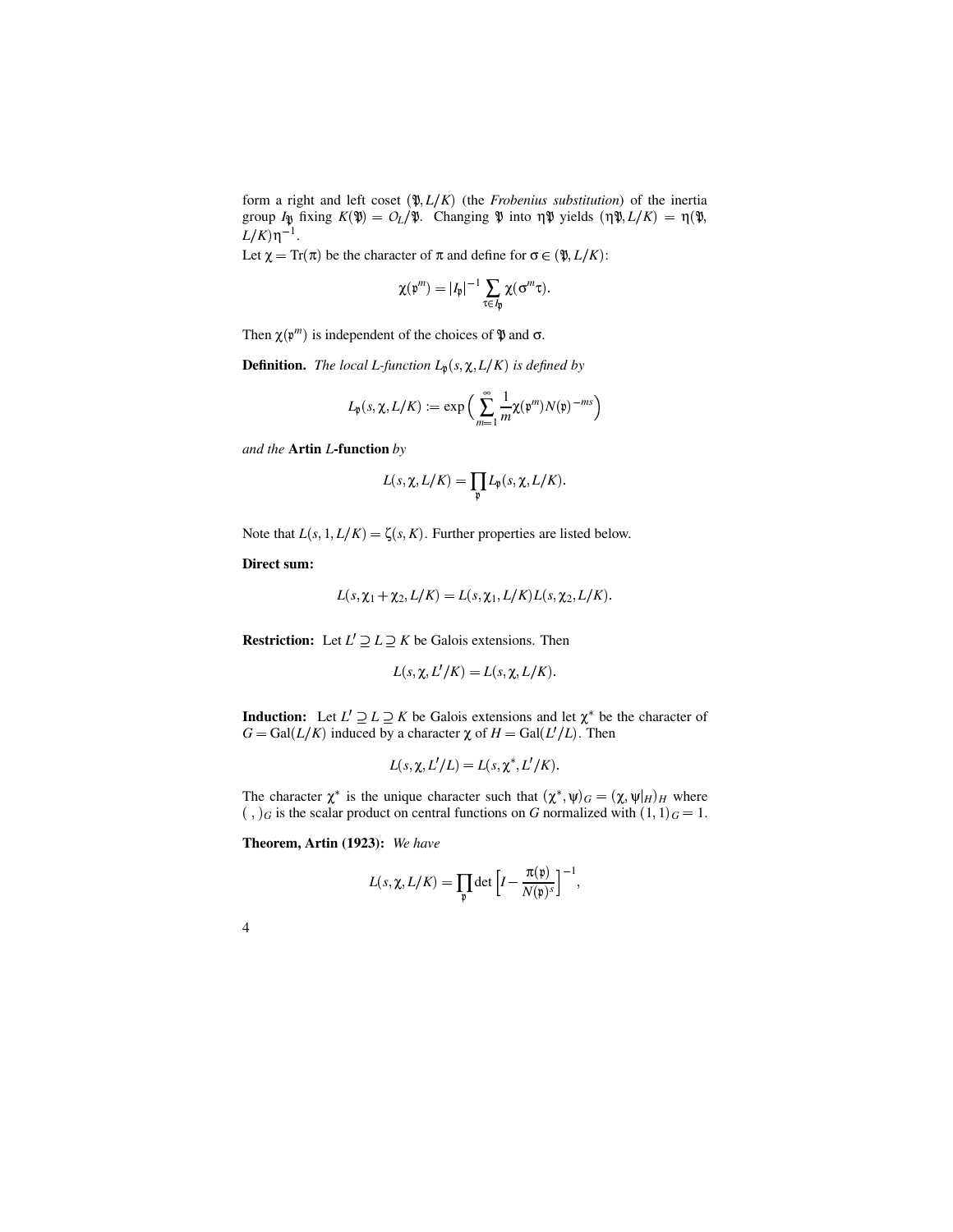form a right and left coset $(\mathfrak{P}, L/K)$ (the *Frobenius substitution*) of the inertia group $I_{\mathfrak{P}}$ fixing $K(\mathfrak{P}) = O_L/\mathfrak{P}$. Changing $\mathfrak{P}$ into $\eta\mathfrak{P}$ yields $(\eta\mathfrak{P}, L/K) = \eta(\mathfrak{P}, L/K)\eta^{-1}$.

Let $\chi = \mathrm{Tr}(\pi)$ be the character of $\pi$ and define for $\sigma \in (\mathfrak{P}, L/K)$:

$$\chi(\mathfrak{p}^m) = |I_{\mathfrak{p}}|^{-1} \sum_{\tau \in I_{\mathfrak{p}}} \chi(\sigma^m \tau).$$

Then $\chi(\mathfrak{p}^m)$ is independent of the choices of $\mathfrak{P}$ and $\sigma$.

**Definition.** *The local L-function $L_{\mathfrak{p}}(s, \chi, L/K)$ is defined by*

$$L_{\mathfrak{p}}(s, \chi, L/K) := \exp\Big(\sum_{m=1}^{\infty} \frac{1}{m} \chi(\mathfrak{p}^m) N(\mathfrak{p})^{-ms}\Big)$$

*and the* **Artin $L$-function** *by*

$$L(s, \chi, L/K) = \prod_{\mathfrak{p}} L_{\mathfrak{p}}(s, \chi, L/K).$$

Note that $L(s, 1, L/K) = \zeta(s, K)$. Further properties are listed below.

**Direct sum:**

$$L(s, \chi_1 + \chi_2, L/K) = L(s, \chi_1, L/K) L(s, \chi_2, L/K).$$

**Restriction:** Let $L' \supseteq L \supseteq K$ be Galois extensions. Then

$$L(s, \chi, L'/K) = L(s, \chi, L/K).$$

**Induction:** Let $L' \supseteq L \supseteq K$ be Galois extensions and let $\chi^*$ be the character of $G = \mathrm{Gal}(L/K)$ induced by a character $\chi$ of $H = \mathrm{Gal}(L'/L)$. Then

$$L(s, \chi, L'/L) = L(s, \chi^*, L'/K).$$

The character $\chi^*$ is the unique character such that $(\chi^*, \psi)_G = (\chi, \psi|_H)_H$ where $(\ ,\ )_G$ is the scalar product on central functions on $G$ normalized with $(1,1)_G = 1$.

**Theorem, Artin (1923):** *We have*

$$L(s, \chi, L/K) = \prod_{\mathfrak{p}} \det\Big[I - \frac{\pi(\mathfrak{p})}{N(\mathfrak{p})^s}\Big]^{-1},$$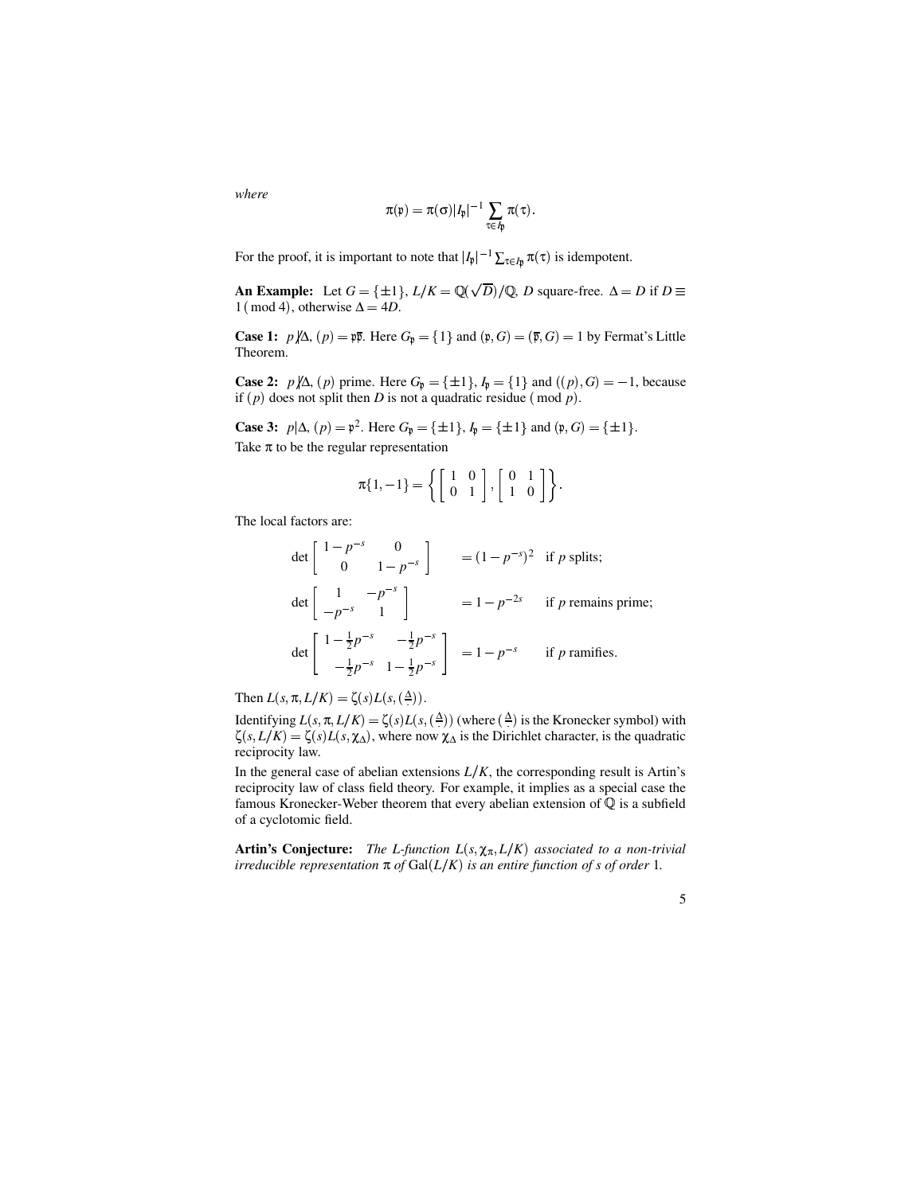*where*

$$\pi(\mathfrak{p}) = \pi(\sigma)|I_{\mathfrak{p}}|^{-1} \sum_{\tau \in I_{\mathfrak{p}}} \pi(\tau).$$

For the proof, it is important to note that $|I_{\mathfrak{p}}|^{-1} \sum_{\tau \in I_{\mathfrak{p}}} \pi(\tau)$ is idempotent.

**An Example:** Let $G = \{\pm 1\}$, $L/K = \mathbb{Q}(\sqrt{D})/\mathbb{Q}$, $D$ square-free. $\Delta = D$ if $D \equiv 1 \pmod 4$, otherwise $\Delta = 4D$.

**Case 1:** $p \not| \Delta$, $(p) = \mathfrak{p}\overline{\mathfrak{p}}$. Here $G_{\mathfrak{p}} = \{1\}$ and $(\mathfrak{p}, G) = (\overline{\mathfrak{p}}, G) = 1$ by Fermat's Little Theorem.

**Case 2:** $p \not| \Delta$, $(p)$ prime. Here $G_{\mathfrak{p}} = \{\pm 1\}$, $I_{\mathfrak{p}} = \{1\}$ and $((p), G) = -1$, because if $(p)$ does not split then $D$ is not a quadratic residue $(\bmod\ p)$.

**Case 3:** $p | \Delta$, $(p) = \mathfrak{p}^2$. Here $G_{\mathfrak{p}} = \{\pm 1\}$, $I_{\mathfrak{p}} = \{\pm 1\}$ and $(\mathfrak{p}, G) = \{\pm 1\}$.

Take $\pi$ to be the regular representation

$$\pi\{1, -1\} = \left\{ \begin{bmatrix} 1 & 0 \\ 0 & 1 \end{bmatrix}, \begin{bmatrix} 0 & 1 \\ 1 & 0 \end{bmatrix} \right\}.$$

The local factors are:

$$\det \begin{bmatrix} 1 - p^{-s} & 0 \\ 0 & 1 - p^{-s} \end{bmatrix} = (1 - p^{-s})^2 \quad \text{if } p \text{ splits;}$$

$$\det \begin{bmatrix} 1 & -p^{-s} \\ -p^{-s} & 1 \end{bmatrix} = 1 - p^{-2s} \quad \text{if } p \text{ remains prime;}$$

$$\det \begin{bmatrix} 1 - \frac{1}{2}p^{-s} & -\frac{1}{2}p^{-s} \\ -\frac{1}{2}p^{-s} & 1 - \frac{1}{2}p^{-s} \end{bmatrix} = 1 - p^{-s} \quad \text{if } p \text{ ramifies.}$$

Then $L(s, \pi, L/K) = \zeta(s) L(s, (\frac{\Delta}{\cdot}))$.

Identifying $L(s, \pi, L/K) = \zeta(s) L(s, (\frac{\Delta}{\cdot}))$ (where $(\frac{\Delta}{\cdot})$ is the Kronecker symbol) with $\zeta(s, L/K) = \zeta(s) L(s, \chi_\Delta)$, where now $\chi_\Delta$ is the Dirichlet character, is the quadratic reciprocity law.

In the general case of abelian extensions $L/K$, the corresponding result is Artin's reciprocity law of class field theory. For example, it implies as a special case the famous Kronecker-Weber theorem that every abelian extension of $\mathbb{Q}$ is a subfield of a cyclotomic field.

**Artin's Conjecture:** *The L-function $L(s, \chi_\pi, L/K)$ associated to a non-trivial irreducible representation $\pi$ of $\mathrm{Gal}(L/K)$ is an entire function of $s$ of order 1.*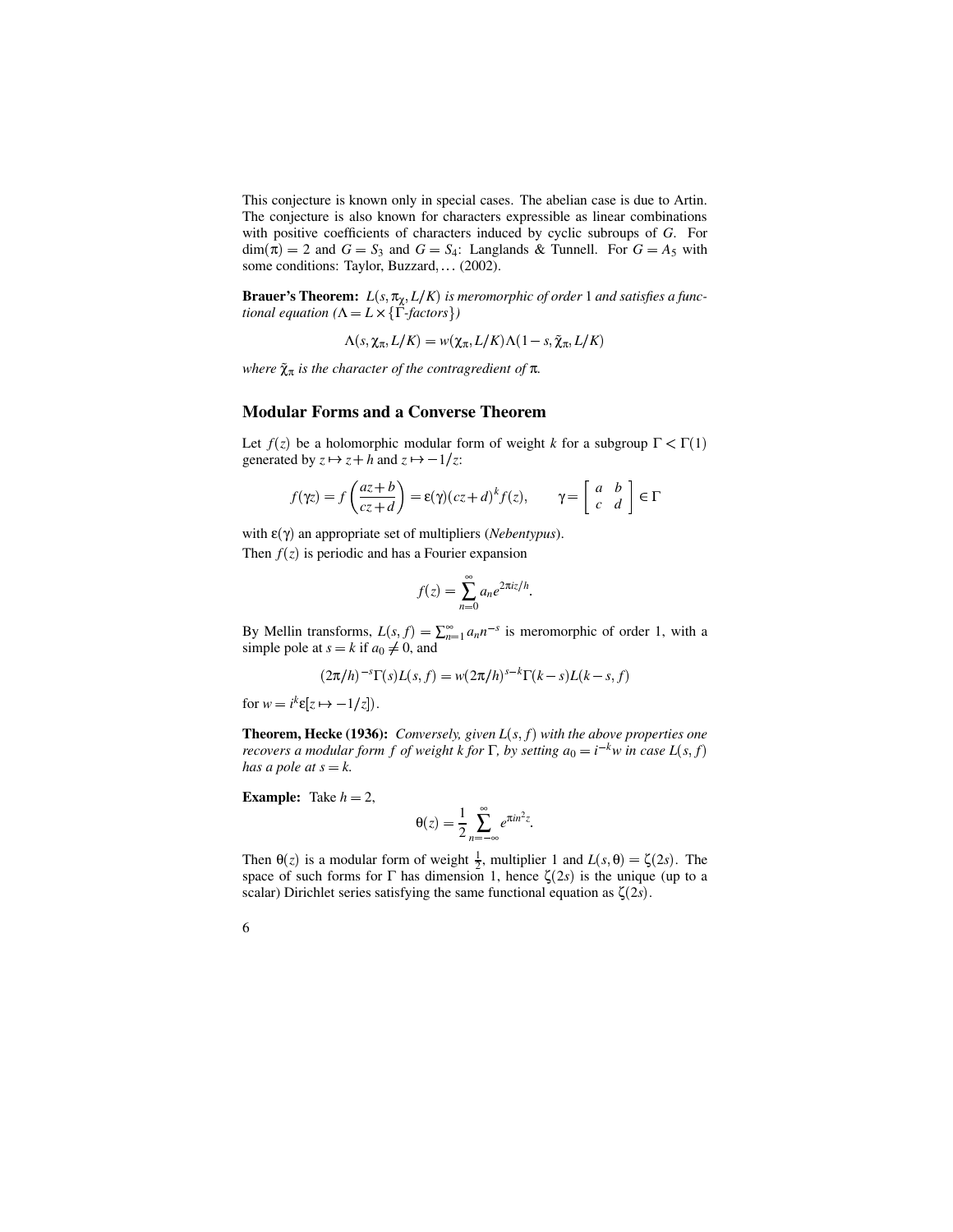This conjecture is known only in special cases. The abelian case is due to Artin. The conjecture is also known for characters expressible as linear combinations with positive coefficients of characters induced by cyclic subgroups of $G$. For $\dim(\pi) = 2$ and $G = S_3$ and $G = S_4$: Langlands & Tunnell. For $G = A_5$ with some conditions: Taylor, Buzzard, ... (2002).

**Brauer's Theorem:** *$L(s, \pi_\chi, L/K)$ is meromorphic of order 1 and satisfies a functional equation ($\Lambda = L \times \{\Gamma$-factors$\}$)*

$$\Lambda(s, \chi_\pi, L/K) = w(\chi_\pi, L/K)\Lambda(1-s, \tilde{\chi}_\pi, L/K)$$

*where $\tilde{\chi}_\pi$ is the character of the contragredient of $\pi$.*

## Modular Forms and a Converse Theorem

Let $f(z)$ be a holomorphic modular form of weight $k$ for a subgroup $\Gamma < \Gamma(1)$ generated by $z \mapsto z + h$ and $z \mapsto -1/z$:

$$f(\gamma z) = f\left(\frac{az+b}{cz+d}\right) = \varepsilon(\gamma)(cz+d)^k f(z), \qquad \gamma = \begin{bmatrix} a & b \\ c & d \end{bmatrix} \in \Gamma$$

with $\varepsilon(\gamma)$ an appropriate set of multipliers (*Nebentypus*).

Then $f(z)$ is periodic and has a Fourier expansion

$$f(z) = \sum_{n=0}^{\infty} a_n e^{2\pi i z/h}.$$

By Mellin transforms, $L(s, f) = \sum_{n=1}^{\infty} a_n n^{-s}$ is meromorphic of order 1, with a simple pole at $s = k$ if $a_0 \neq 0$, and

$$(2\pi/h)^{-s}\Gamma(s)L(s, f) = w(2\pi/h)^{s-k}\Gamma(k-s)L(k-s, f)$$

for $w = i^k \varepsilon[z \mapsto -1/z]$.

**Theorem, Hecke (1936):** *Conversely, given $L(s, f)$ with the above properties one recovers a modular form $f$ of weight $k$ for $\Gamma$, by setting $a_0 = i^{-k} w$ in case $L(s, f)$ has a pole at $s = k$.*

**Example:** Take $h = 2$,

$$\theta(z) = \frac{1}{2} \sum_{n=-\infty}^{\infty} e^{\pi i n^2 z}.$$

Then $\theta(z)$ is a modular form of weight $\frac{1}{2}$, multiplier 1 and $L(s, \theta) = \zeta(2s)$. The space of such forms for $\Gamma$ has dimension 1, hence $\zeta(2s)$ is the unique (up to a scalar) Dirichlet series satisfying the same functional equation as $\zeta(2s)$.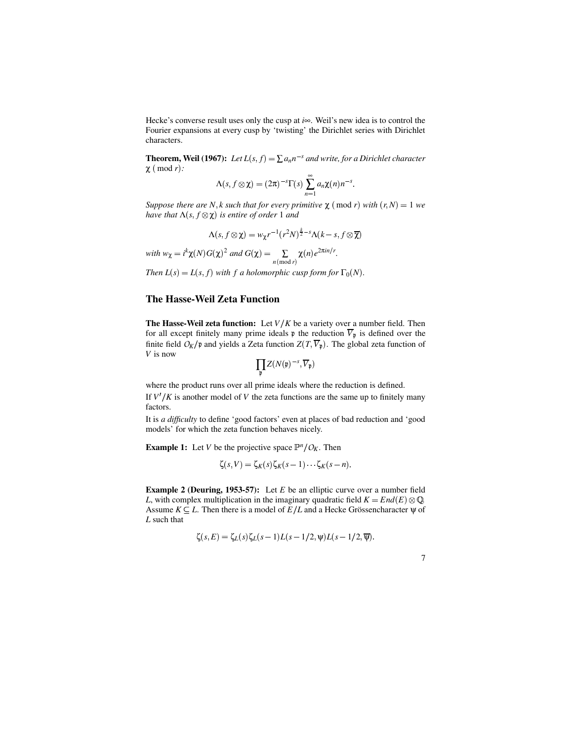Hecke's converse result uses only the cusp at $i\infty$. Weil's new idea is to control the Fourier expansions at every cusp by 'twisting' the Dirichlet series with Dirichlet characters.

**Theorem, Weil (1967):** *Let $L(s,f) = \sum a_n n^{-s}$ and write, for a Dirichlet character $\chi$ $(\bmod\ r)$:*

$$\Lambda(s, f\otimes\chi) = (2\pi)^{-s}\Gamma(s)\sum_{n=1}^{\infty} a_n \chi(n) n^{-s}.$$

*Suppose there are $N, k$ such that for every primitive $\chi$ $(\bmod\ r)$ with $(r,N) = 1$ we have that $\Lambda(s, f\otimes\chi)$ is entire of order 1 and*

$$\Lambda(s, f\otimes\chi) = w_\chi r^{-1}(r^2 N)^{\frac{k}{2}-s}\Lambda(k-s, f\otimes\overline{\chi})$$

*with $w_\chi = i^k \chi(N) G(\chi)^2$ and $G(\chi) = \sum_{n\,(\bmod\ r)} \chi(n) e^{2\pi i n/r}$.*

*Then $L(s) = L(s,f)$ with $f$ a holomorphic cusp form for $\Gamma_0(N)$.*

## The Hasse-Weil Zeta Function

**The Hasse-Weil zeta function:** Let $V/K$ be a variety over a number field. Then for all except finitely many prime ideals $\mathfrak{p}$ the reduction $\overline{V}_\mathfrak{p}$ is defined over the finite field $O_K/\mathfrak{p}$ and yields a Zeta function $Z(T, \overline{V}_\mathfrak{p})$. The global zeta function of $V$ is now

$$\prod_{\mathfrak{p}} Z(N(\mathfrak{p})^{-s}, \overline{V}_\mathfrak{p})$$

where the product runs over all prime ideals where the reduction is defined.

If $V'/K$ is another model of $V$ the zeta functions are the same up to finitely many factors.

It is *a difficulty* to define 'good factors' even at places of bad reduction and 'good models' for which the zeta function behaves nicely.

**Example 1:** Let $V$ be the projective space $\mathbb{P}^n/O_K$. Then

$$\zeta(s,V) = \zeta_K(s)\zeta_K(s-1)\cdots\zeta_K(s-n).$$

**Example 2 (Deuring, 1953-57):** Let $E$ be an elliptic curve over a number field $L$, with complex multiplication in the imaginary quadratic field $K = End(E)\otimes\mathbb{Q}$. Assume $K \subseteq L$. Then there is a model of $E/L$ and a Hecke Grössencharacter $\psi$ of $L$ such that

$$\zeta(s,E) = \zeta_L(s)\zeta_L(s-1)L(s-1/2,\psi)L(s-1/2,\overline{\psi}).$$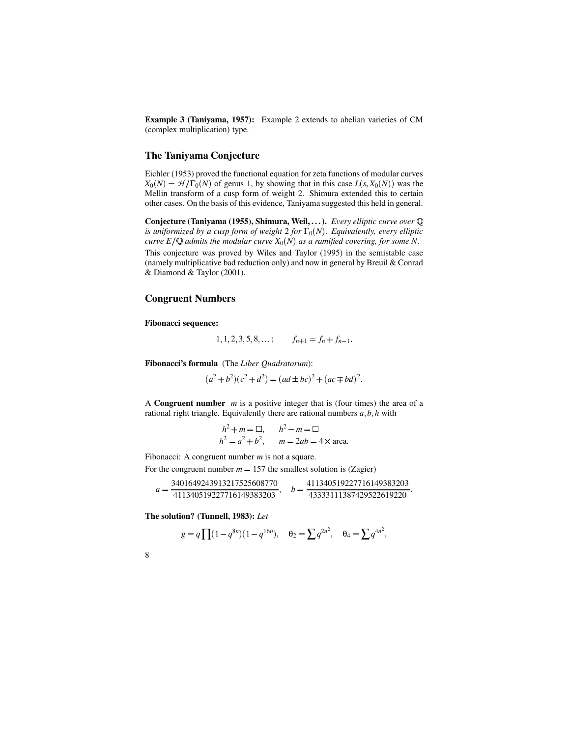**Example 3 (Taniyama, 1957):** Example 2 extends to abelian varieties of CM (complex multiplication) type.

## The Taniyama Conjecture

Eichler (1953) proved the functional equation for zeta functions of modular curves $X_0(N) = \mathcal{H}/\Gamma_0(N)$ of genus 1, by showing that in this case $L(s, X_0(N))$ was the Mellin transform of a cusp form of weight 2. Shimura extended this to certain other cases. On the basis of this evidence, Taniyama suggested this held in general.

**Conjecture (Taniyama (1955), Shimura, Weil, ...).** *Every elliptic curve over $\mathbb{Q}$ is uniformized by a cusp form of weight 2 for $\Gamma_0(N)$. Equivalently, every elliptic curve $E/\mathbb{Q}$ admits the modular curve $X_0(N)$ as a ramified covering, for some $N$.*

This conjecture was proved by Wiles and Taylor (1995) in the semistable case (namely multiplicative bad reduction only) and now in general by Breuil & Conrad & Diamond & Taylor (2001).

## Congruent Numbers

**Fibonacci sequence:**

$$1, 1, 2, 3, 5, 8, \ldots; \qquad f_{n+1} = f_n + f_{n-1}.$$

**Fibonacci's formula** (The *Liber Quadratorum*):

$$(a^2+b^2)(c^2+d^2) = (ad \pm bc)^2 + (ac \mp bd)^2.$$

A **Congruent number** $m$ is a positive integer that is (four times) the area of a rational right triangle. Equivalently there are rational numbers $a, b, h$ with

$$\begin{aligned} h^2 + m &= \square, \qquad h^2 - m = \square \\ h^2 &= a^2 + b^2, \qquad m = 2ab = 4 \times \text{area.} \end{aligned}$$

Fibonacci: A congruent number $m$ is not a square.

For the congruent number $m = 157$ the smallest solution is (Zagier)

$$a = \frac{3401649243913217525608770}{411340519227716149383203}, \quad b = \frac{411340519227716149383203}{43333111387429522619220}.$$

**The solution? (Tunnell, 1983):** *Let*

$$g = q\prod(1-q^{8n})(1-q^{16n}), \quad \theta_2 = \sum q^{2n^2}, \quad \theta_4 = \sum q^{4n^2},$$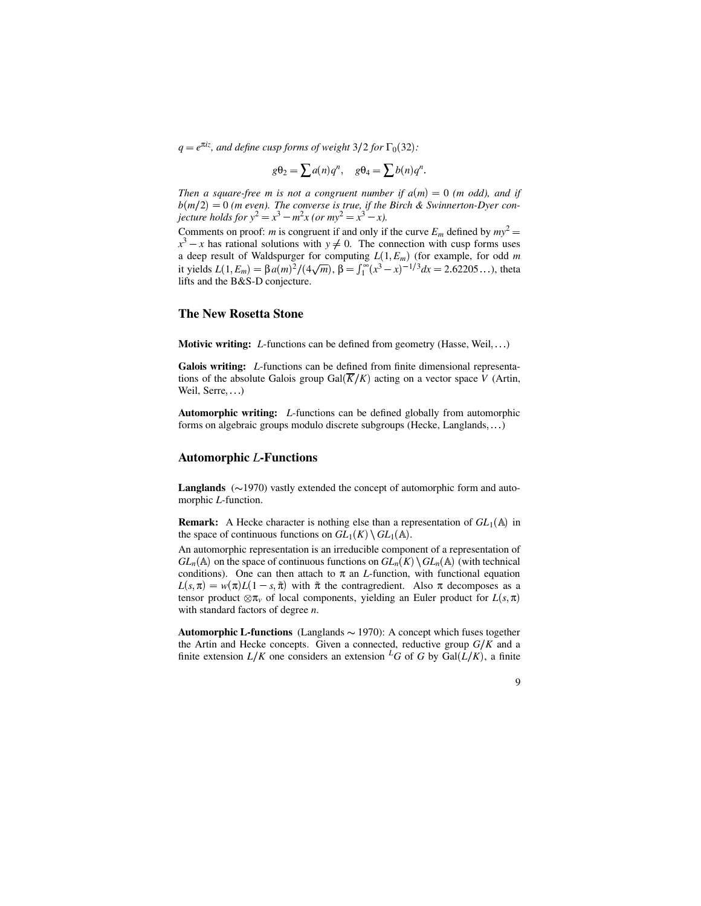$q = e^{\pi i z}$, *and define cusp forms of weight* $3/2$ *for* $\Gamma_0(32)$*:*

$$g\theta_2 = \sum a(n)q^n, \quad g\theta_4 = \sum b(n)q^n.$$

*Then a square-free* $m$ *is not a congruent number if* $a(m) = 0$ *(*$m$ *odd), and if* $b(m/2) = 0$ *(*$m$ *even). The converse is true, if the Birch & Swinnerton-Dyer conjecture holds for* $y^2 = x^3 - m^2 x$ *(or* $my^2 = x^3 - x$*).*

Comments on proof: $m$ is congruent if and only if the curve $E_m$ defined by $my^2 = x^3 - x$ has rational solutions with $y \neq 0$. The connection with cusp forms uses a deep result of Waldspurger for computing $L(1, E_m)$ (for example, for odd $m$ it yields $L(1, E_m) = \beta a(m)^2/(4\sqrt{m})$, $\beta = \int_1^\infty (x^3 - x)^{-1/3} dx = 2.62205\ldots$), theta lifts and the B&S-D conjecture.

## The New Rosetta Stone

**Motivic writing:** *L*-functions can be defined from geometry (Hasse, Weil, ...)

**Galois writing:** *L*-functions can be defined from finite dimensional representations of the absolute Galois group $\mathrm{Gal}(\overline{K}/K)$ acting on a vector space $V$ (Artin, Weil, Serre, ...)

**Automorphic writing:** *L*-functions can be defined globally from automorphic forms on algebraic groups modulo discrete subgroups (Hecke, Langlands, ...)

## Automorphic *L*-Functions

**Langlands** ($\sim$1970) vastly extended the concept of automorphic form and automorphic *L*-function.

**Remark:** A Hecke character is nothing else than a representation of $GL_1(\mathbb{A})$ in the space of continuous functions on $GL_1(K) \setminus GL_1(\mathbb{A})$.

An automorphic representation is an irreducible component of a representation of $GL_n(\mathbb{A})$ on the space of continuous functions on $GL_n(K) \setminus GL_n(\mathbb{A})$ (with technical conditions). One can then attach to $\pi$ an *L*-function, with functional equation $L(s, \pi) = w(\pi) L(1 - s, \tilde{\pi})$ with $\tilde{\pi}$ the contragredient. Also $\pi$ decomposes as a tensor product $\otimes \pi_v$ of local components, yielding an Euler product for $L(s, \pi)$ with standard factors of degree $n$.

**Automorphic L-functions** (Langlands $\sim$ 1970): A concept which fuses together the Artin and Hecke concepts. Given a connected, reductive group $G/K$ and a finite extension $L/K$ one considers an extension ${}^L G$ of $G$ by $\mathrm{Gal}(L/K)$, a finite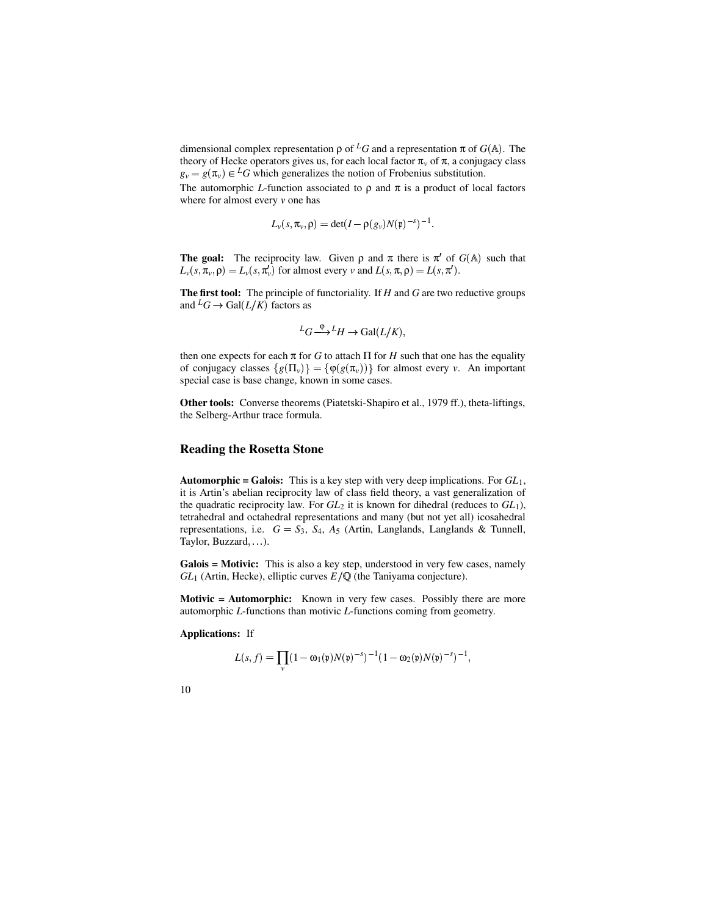dimensional complex representation $\rho$ of ${}^L G$ and a representation $\pi$ of $G(\mathbb{A})$. The theory of Hecke operators gives us, for each local factor $\pi_v$ of $\pi$, a conjugacy class $g_v = g(\pi_v) \in {}^L G$ which generalizes the notion of Frobenius substitution.

The automorphic $L$-function associated to $\rho$ and $\pi$ is a product of local factors where for almost every $v$ one has

$$L_v(s, \pi_v, \rho) = \det(I - \rho(g_v) N(\mathfrak{p})^{-s})^{-1}.$$

**The goal:** The reciprocity law. Given $\rho$ and $\pi$ there is $\pi'$ of $G(\mathbb{A})$ such that $L_v(s, \pi_v, \rho) = L_v(s, \pi'_v)$ for almost every $v$ and $L(s, \pi, \rho) = L(s, \pi')$.

**The first tool:** The principle of functoriality. If $H$ and $G$ are two reductive groups and ${}^L G \to \mathrm{Gal}(L/K)$ factors as

$${}^L G \xrightarrow{\varphi} {}^L H \to \mathrm{Gal}(L/K),$$

then one expects for each $\pi$ for $G$ to attach $\Pi$ for $H$ such that one has the equality of conjugacy classes $\{g(\Pi_v)\} = \{\varphi(g(\pi_v))\}$ for almost every $v$. An important special case is base change, known in some cases.

**Other tools:** Converse theorems (Piatetski-Shapiro et al., 1979 ff.), theta-liftings, the Selberg-Arthur trace formula.

## Reading the Rosetta Stone

**Automorphic = Galois:** This is a key step with very deep implications. For $GL_1$, it is Artin's abelian reciprocity law of class field theory, a vast generalization of the quadratic reciprocity law. For $GL_2$ it is known for dihedral (reduces to $GL_1$), tetrahedral and octahedral representations and many (but not yet all) icosahedral representations, i.e. $G = S_3$, $S_4$, $A_5$ (Artin, Langlands, Langlands & Tunnell, Taylor, Buzzard, ...).

**Galois = Motivic:** This is also a key step, understood in very few cases, namely $GL_1$ (Artin, Hecke), elliptic curves $E/\mathbb{Q}$ (the Taniyama conjecture).

**Motivic = Automorphic:** Known in very few cases. Possibly there are more automorphic $L$-functions than motivic $L$-functions coming from geometry.

**Applications:** If

$$L(s, f) = \prod_v (1 - \omega_1(\mathfrak{p}) N(\mathfrak{p})^{-s})^{-1} (1 - \omega_2(\mathfrak{p}) N(\mathfrak{p})^{-s})^{-1},$$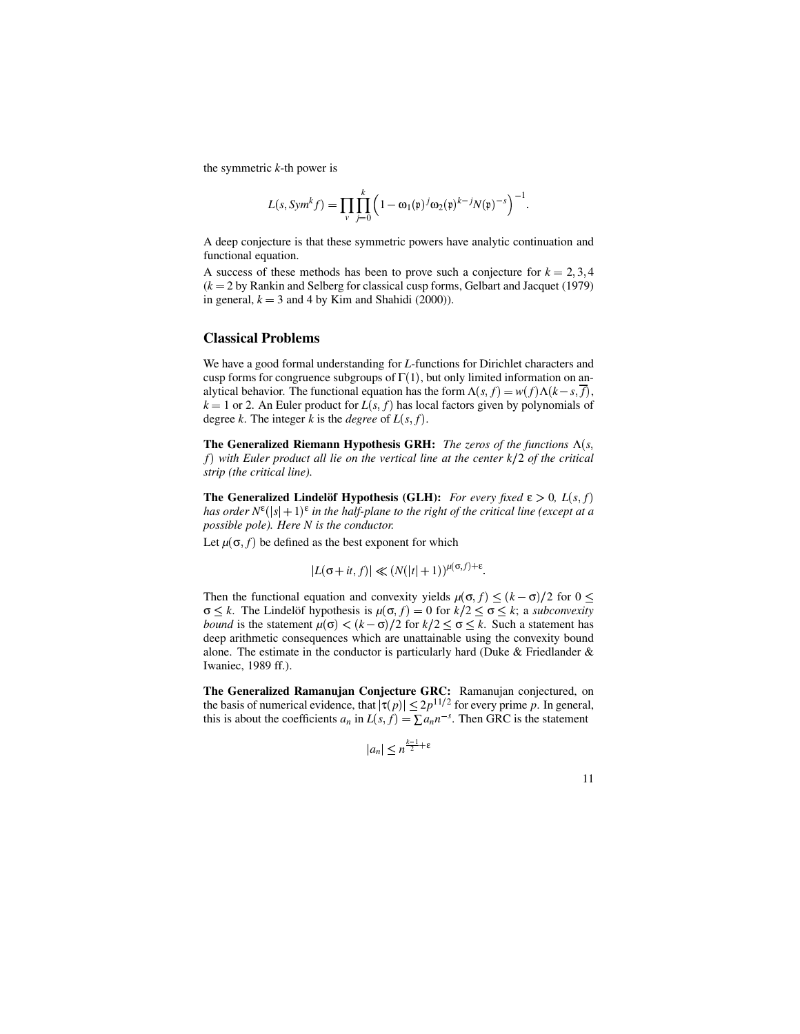the symmetric $k$-th power is

$$L(s, Sym^k f) = \prod_v \prod_{j=0}^{k} \left(1 - \omega_1(\mathfrak{p})^j \omega_2(\mathfrak{p})^{k-j} N(\mathfrak{p})^{-s}\right)^{-1}.$$

A deep conjecture is that these symmetric powers have analytic continuation and functional equation.

A success of these methods has been to prove such a conjecture for $k = 2, 3, 4$ ($k = 2$ by Rankin and Selberg for classical cusp forms, Gelbart and Jacquet (1979) in general, $k = 3$ and 4 by Kim and Shahidi (2000)).

## Classical Problems

We have a good formal understanding for $L$-functions for Dirichlet characters and cusp forms for congruence subgroups of $\Gamma(1)$, but only limited information on analytical behavior. The functional equation has the form $\Lambda(s, f) = w(f)\Lambda(k-s, \overline{f})$, $k = 1$ or 2. An Euler product for $L(s, f)$ has local factors given by polynomials of degree $k$. The integer $k$ is the *degree* of $L(s, f)$.

**The Generalized Riemann Hypothesis GRH:** *The zeros of the functions $\Lambda(s, f)$ with Euler product all lie on the vertical line at the center $k/2$ of the critical strip (the critical line).*

**The Generalized Lindelöf Hypothesis (GLH):** *For every fixed $\varepsilon > 0$, $L(s, f)$ has order $N^{\varepsilon}(|s|+1)^{\varepsilon}$ in the half-plane to the right of the critical line (except at a possible pole). Here $N$ is the conductor.*

Let $\mu(\sigma, f)$ be defined as the best exponent for which

$$|L(\sigma + it, f)| \ll (N(|t|+1))^{\mu(\sigma, f)+\varepsilon}.$$

Then the functional equation and convexity yields $\mu(\sigma, f) \leq (k-\sigma)/2$ for $0 \leq \sigma \leq k$. The Lindelöf hypothesis is $\mu(\sigma, f) = 0$ for $k/2 \leq \sigma \leq k$; a *subconvexity bound* is the statement $\mu(\sigma) < (k-\sigma)/2$ for $k/2 \leq \sigma \leq k$. Such a statement has deep arithmetic consequences which are unattainable using the convexity bound alone. The estimate in the conductor is particularly hard (Duke & Friedlander & Iwaniec, 1989 ff.).

**The Generalized Ramanujan Conjecture GRC:** Ramanujan conjectured, on the basis of numerical evidence, that $|\tau(p)| \leq 2p^{11/2}$ for every prime $p$. In general, this is about the coefficients $a_n$ in $L(s, f) = \sum a_n n^{-s}$. Then GRC is the statement

$$|a_n| \leq n^{\frac{k-1}{2}+\varepsilon}$$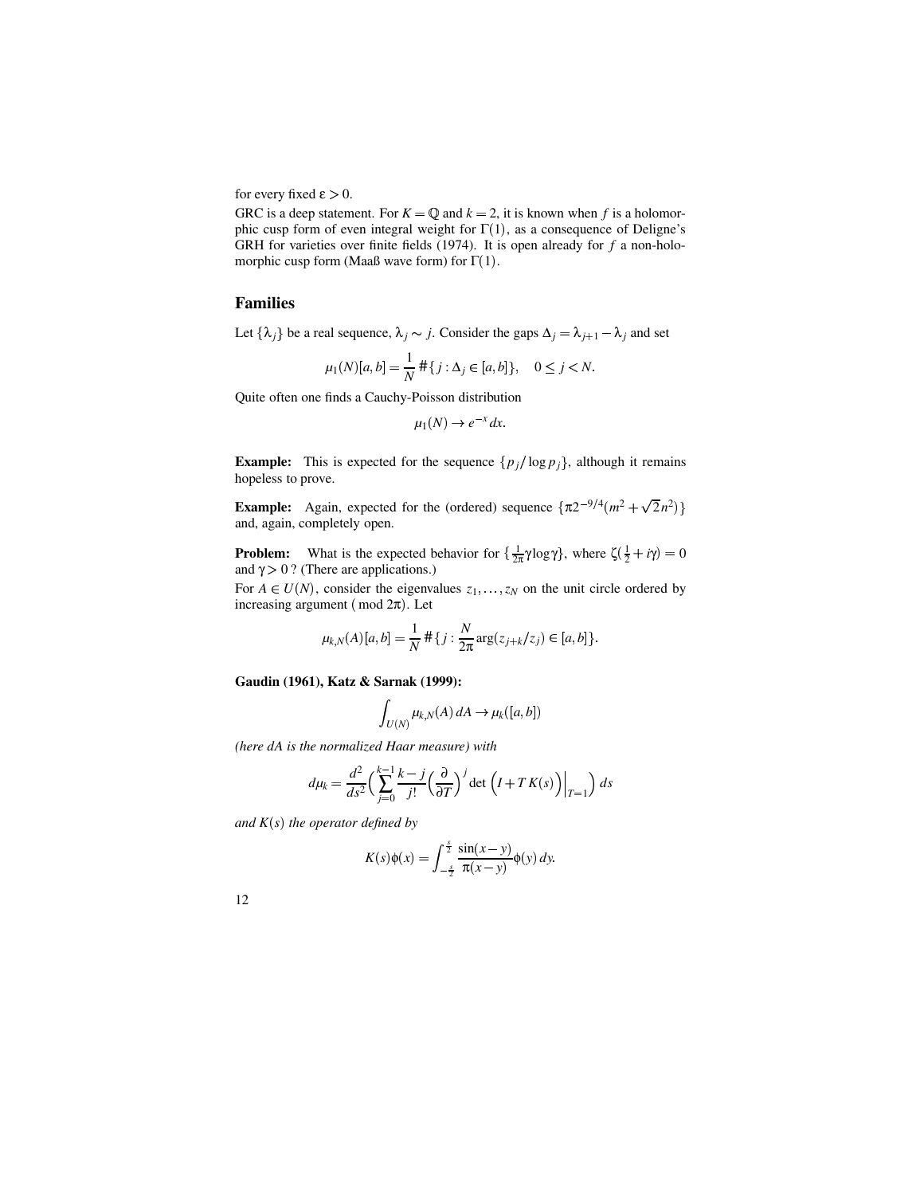for every fixed $\varepsilon > 0$.

GRC is a deep statement. For $K = \mathbb{Q}$ and $k = 2$, it is known when $f$ is a holomorphic cusp form of even integral weight for $\Gamma(1)$, as a consequence of Deligne's GRH for varieties over finite fields (1974). It is open already for $f$ a non-holomorphic cusp form (Maaß wave form) for $\Gamma(1)$.

## Families

Let $\{\lambda_j\}$ be a real sequence, $\lambda_j \sim j$. Consider the gaps $\Delta_j = \lambda_{j+1} - \lambda_j$ and set

$$\mu_1(N)[a,b] = \frac{1}{N}\,\#\{\,j : \Delta_j \in [a,b]\}, \quad 0 \leq j < N.$$

Quite often one finds a Cauchy-Poisson distribution

$$\mu_1(N) \to e^{-x}\,dx.$$

**Example:** This is expected for the sequence $\{p_j/\log p_j\}$, although it remains hopeless to prove.

**Example:** Again, expected for the (ordered) sequence $\{\pi 2^{-9/4}(m^2 + \sqrt{2}n^2)\}$ and, again, completely open.

**Problem:** What is the expected behavior for $\{\frac{1}{2\pi}\gamma\log\gamma\}$, where $\zeta(\frac{1}{2} + i\gamma) = 0$ and $\gamma > 0$ ? (There are applications.)

For $A \in U(N)$, consider the eigenvalues $z_1, \ldots, z_N$ on the unit circle ordered by increasing argument ( mod $2\pi$). Let

$$\mu_{k,N}(A)[a,b] = \frac{1}{N}\,\#\{\,j : \frac{N}{2\pi}\arg(z_{j+k}/z_j) \in [a,b]\}.$$

**Gaudin (1961), Katz & Sarnak (1999):**

$$\int_{U(N)} \mu_{k,N}(A)\,dA \to \mu_k([a,b])$$

*(here $dA$ is the normalized Haar measure) with*

$$d\mu_k = \frac{d^2}{ds^2}\Big(\sum_{j=0}^{k-1}\frac{k-j}{j!}\Big(\frac{\partial}{\partial T}\Big)^j \det\Big(I + T\,K(s)\Big)\Big|_{T=1}\Big)\,ds$$

*and $K(s)$ the operator defined by*

$$K(s)\phi(x) = \int_{-\frac{s}{2}}^{\frac{s}{2}} \frac{\sin(x-y)}{\pi(x-y)}\phi(y)\,dy.$$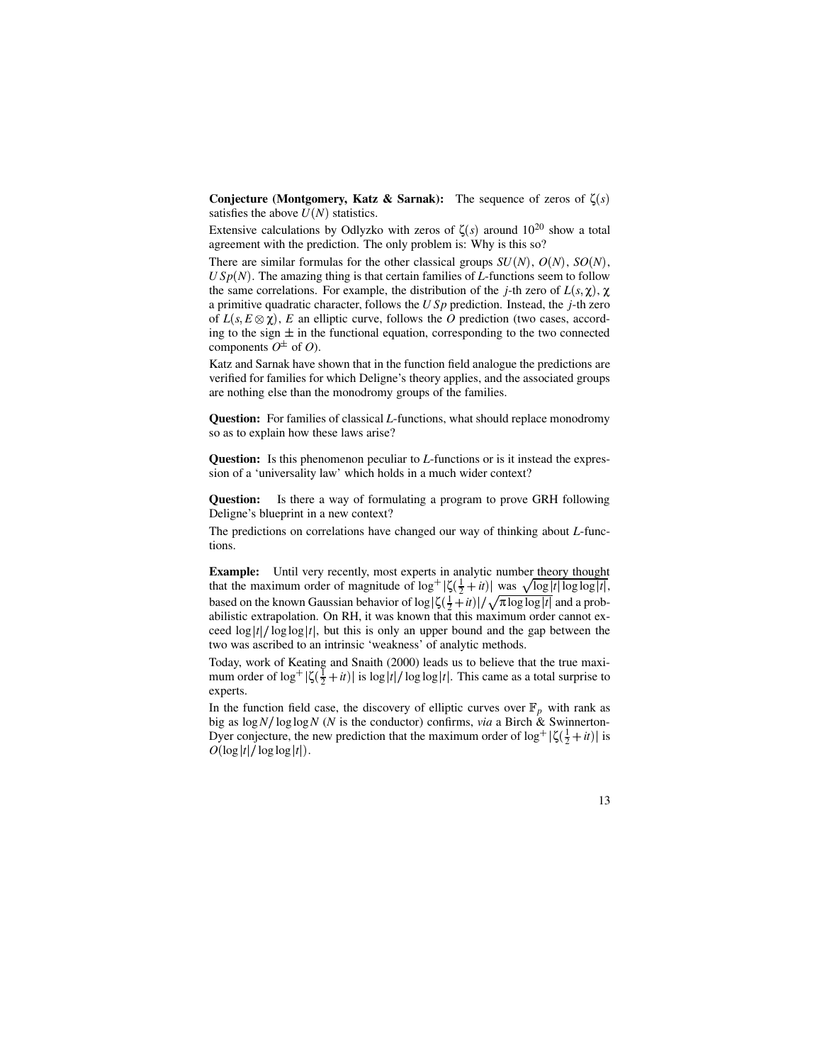**Conjecture (Montgomery, Katz & Sarnak):** The sequence of zeros of $\zeta(s)$ satisfies the above $U(N)$ statistics.

Extensive calculations by Odlyzko with zeros of $\zeta(s)$ around $10^{20}$ show a total agreement with the prediction. The only problem is: Why is this so?

There are similar formulas for the other classical groups $SU(N)$, $O(N)$, $SO(N)$, $USp(N)$. The amazing thing is that certain families of $L$-functions seem to follow the same correlations. For example, the distribution of the $j$-th zero of $L(s,\chi)$, $\chi$ a primitive quadratic character, follows the $USp$ prediction. Instead, the $j$-th zero of $L(s, E \otimes \chi)$, $E$ an elliptic curve, follows the $O$ prediction (two cases, according to the sign $\pm$ in the functional equation, corresponding to the two connected components $O^{\pm}$ of $O$).

Katz and Sarnak have shown that in the function field analogue the predictions are verified for families for which Deligne's theory applies, and the associated groups are nothing else than the monodromy groups of the families.

**Question:** For families of classical $L$-functions, what should replace monodromy so as to explain how these laws arise?

**Question:** Is this phenomenon peculiar to $L$-functions or is it instead the expression of a 'universality law' which holds in a much wider context?

**Question:** Is there a way of formulating a program to prove GRH following Deligne's blueprint in a new context?

The predictions on correlations have changed our way of thinking about $L$-functions.

**Example:** Until very recently, most experts in analytic number theory thought that the maximum order of magnitude of $\log^{+}|\zeta(\frac{1}{2}+it)|$ was $\sqrt{\log|t| \log\log|t|}$, based on the known Gaussian behavior of $\log|\zeta(\frac{1}{2}+it)|/\sqrt{\pi \log\log|t|}$ and a probabilistic extrapolation. On RH, it was known that this maximum order cannot exceed $\log|t|/\log\log|t|$, but this is only an upper bound and the gap between the two was ascribed to an intrinsic 'weakness' of analytic methods.

Today, work of Keating and Snaith (2000) leads us to believe that the true maximum order of $\log^{+}|\zeta(\frac{1}{2}+it)|$ is $\log|t|/\log\log|t|$. This came as a total surprise to experts.

In the function field case, the discovery of elliptic curves over $\mathbb{F}_p$ with rank as big as $\log N/\log\log N$ ($N$ is the conductor) confirms, *via* a Birch & Swinnerton-Dyer conjecture, the new prediction that the maximum order of $\log^{+}|\zeta(\frac{1}{2}+it)|$ is $O(\log|t|/\log\log|t|)$.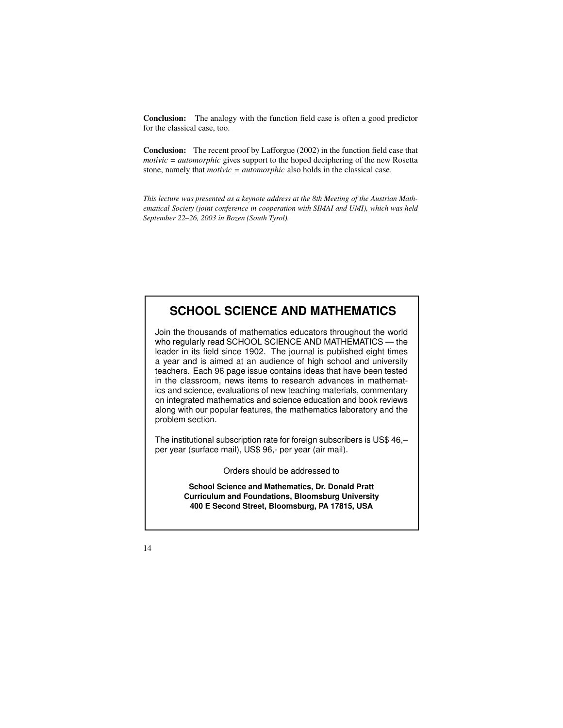**Conclusion:** The analogy with the function field case is often a good predictor for the classical case, too.

**Conclusion:** The recent proof by Lafforgue (2002) in the function field case that *motivic = automorphic* gives support to the hoped deciphering of the new Rosetta stone, namely that *motivic = automorphic* also holds in the classical case.

*This lecture was presented as a keynote address at the 8th Meeting of the Austrian Mathematical Society (joint conference in cooperation with SIMAI and UMI), which was held September 22–26, 2003 in Bozen (South Tyrol).*

## SCHOOL SCIENCE AND MATHEMATICS

Join the thousands of mathematics educators throughout the world who regularly read SCHOOL SCIENCE AND MATHEMATICS — the leader in its field since 1902. The journal is published eight times a year and is aimed at an audience of high school and university teachers. Each 96 page issue contains ideas that have been tested in the classroom, news items to research advances in mathematics and science, evaluations of new teaching materials, commentary on integrated mathematics and science education and book reviews along with our popular features, the mathematics laboratory and the problem section.

The institutional subscription rate for foreign subscribers is US$ 46,– per year (surface mail), US$ 96,- per year (air mail).

Orders should be addressed to

**School Science and Mathematics, Dr. Donald Pratt**
**Curriculum and Foundations, Bloomsburg University**
**400 E Second Street, Bloomsburg, PA 17815, USA**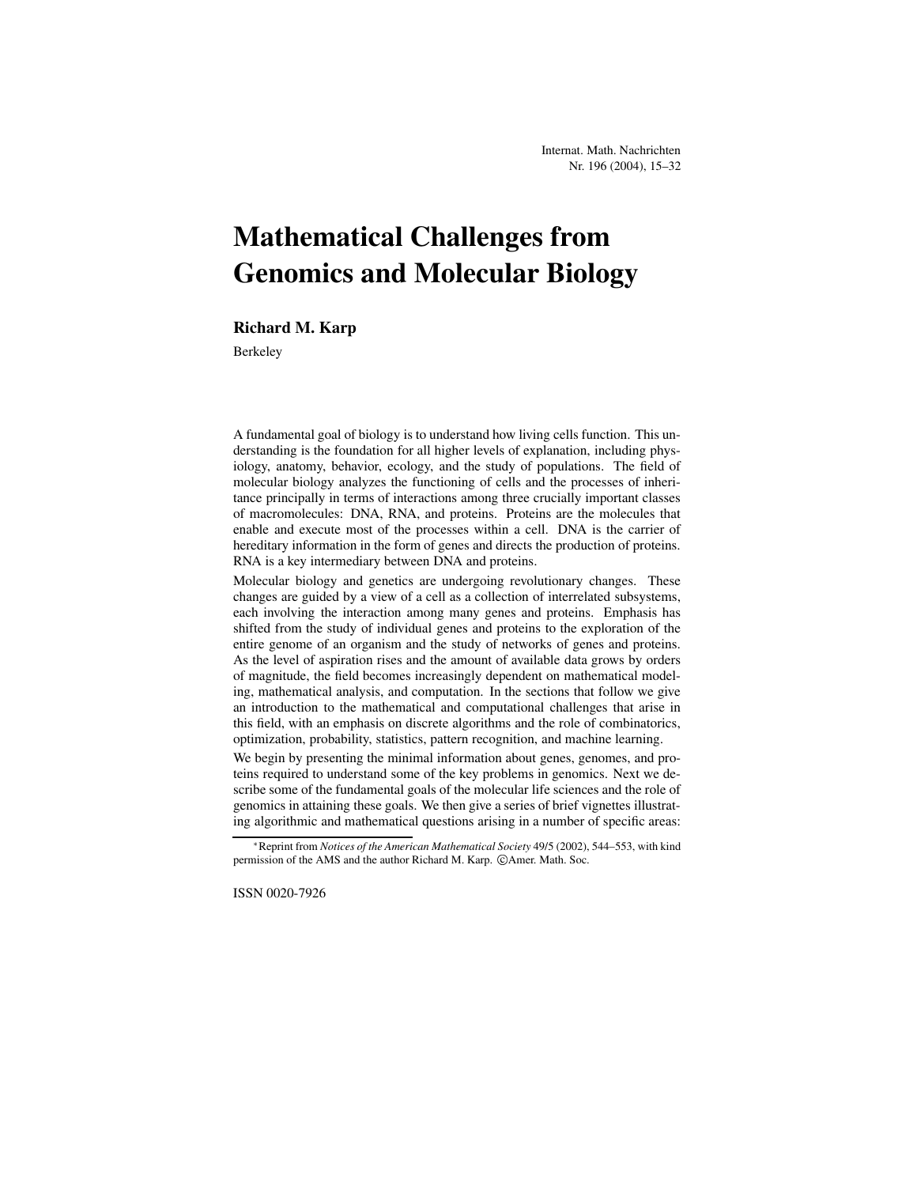# Mathematical Challenges from Genomics and Molecular Biology

**Richard M. Karp**

Berkeley

A fundamental goal of biology is to understand how living cells function. This understanding is the foundation for all higher levels of explanation, including physiology, anatomy, behavior, ecology, and the study of populations. The field of molecular biology analyzes the functioning of cells and the processes of inheritance principally in terms of interactions among three crucially important classes of macromolecules: DNA, RNA, and proteins. Proteins are the molecules that enable and execute most of the processes within a cell. DNA is the carrier of hereditary information in the form of genes and directs the production of proteins. RNA is a key intermediary between DNA and proteins.

Molecular biology and genetics are undergoing revolutionary changes. These changes are guided by a view of a cell as a collection of interrelated subsystems, each involving the interaction among many genes and proteins. Emphasis has shifted from the study of individual genes and proteins to the exploration of the entire genome of an organism and the study of networks of genes and proteins. As the level of aspiration rises and the amount of available data grows by orders of magnitude, the field becomes increasingly dependent on mathematical modeling, mathematical analysis, and computation. In the sections that follow we give an introduction to the mathematical and computational challenges that arise in this field, with an emphasis on discrete algorithms and the role of combinatorics, optimization, probability, statistics, pattern recognition, and machine learning.

We begin by presenting the minimal information about genes, genomes, and proteins required to understand some of the key problems in genomics. Next we describe some of the fundamental goals of the molecular life sciences and the role of genomics in attaining these goals. We then give a series of brief vignettes illustrating algorithmic and mathematical questions arising in a number of specific areas:

*Reprint from *Notices of the American Mathematical Society* 49/5 (2002), 544–553, with kind permission of the AMS and the author Richard M. Karp. ©Amer. Math. Soc.

ISSN 0020-7926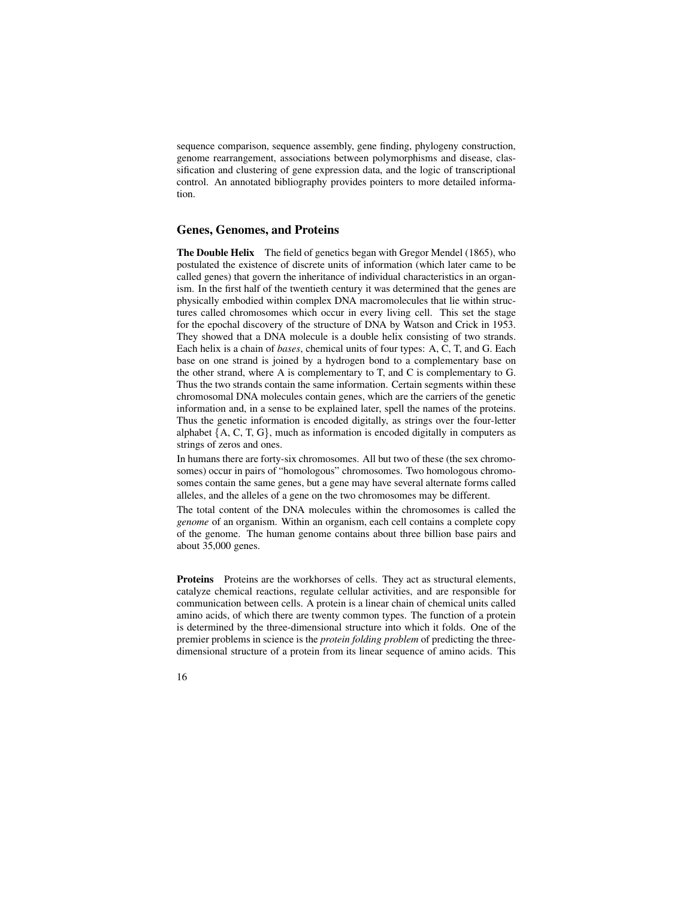sequence comparison, sequence assembly, gene finding, phylogeny construction, genome rearrangement, associations between polymorphisms and disease, classification and clustering of gene expression data, and the logic of transcriptional control. An annotated bibliography provides pointers to more detailed information.

## Genes, Genomes, and Proteins

**The Double Helix** The field of genetics began with Gregor Mendel (1865), who postulated the existence of discrete units of information (which later came to be called genes) that govern the inheritance of individual characteristics in an organism. In the first half of the twentieth century it was determined that the genes are physically embodied within complex DNA macromolecules that lie within structures called chromosomes which occur in every living cell. This set the stage for the epochal discovery of the structure of DNA by Watson and Crick in 1953. They showed that a DNA molecule is a double helix consisting of two strands. Each helix is a chain of *bases*, chemical units of four types: A, C, T, and G. Each base on one strand is joined by a hydrogen bond to a complementary base on the other strand, where A is complementary to T, and C is complementary to G. Thus the two strands contain the same information. Certain segments within these chromosomal DNA molecules contain genes, which are the carriers of the genetic information and, in a sense to be explained later, spell the names of the proteins. Thus the genetic information is encoded digitally, as strings over the four-letter alphabet {A, C, T, G}, much as information is encoded digitally in computers as strings of zeros and ones.

In humans there are forty-six chromosomes. All but two of these (the sex chromosomes) occur in pairs of "homologous" chromosomes. Two homologous chromosomes contain the same genes, but a gene may have several alternate forms called alleles, and the alleles of a gene on the two chromosomes may be different.

The total content of the DNA molecules within the chromosomes is called the *genome* of an organism. Within an organism, each cell contains a complete copy of the genome. The human genome contains about three billion base pairs and about 35,000 genes.

**Proteins** Proteins are the workhorses of cells. They act as structural elements, catalyze chemical reactions, regulate cellular activities, and are responsible for communication between cells. A protein is a linear chain of chemical units called amino acids, of which there are twenty common types. The function of a protein is determined by the three-dimensional structure into which it folds. One of the premier problems in science is the *protein folding problem* of predicting the three-dimensional structure of a protein from its linear sequence of amino acids. This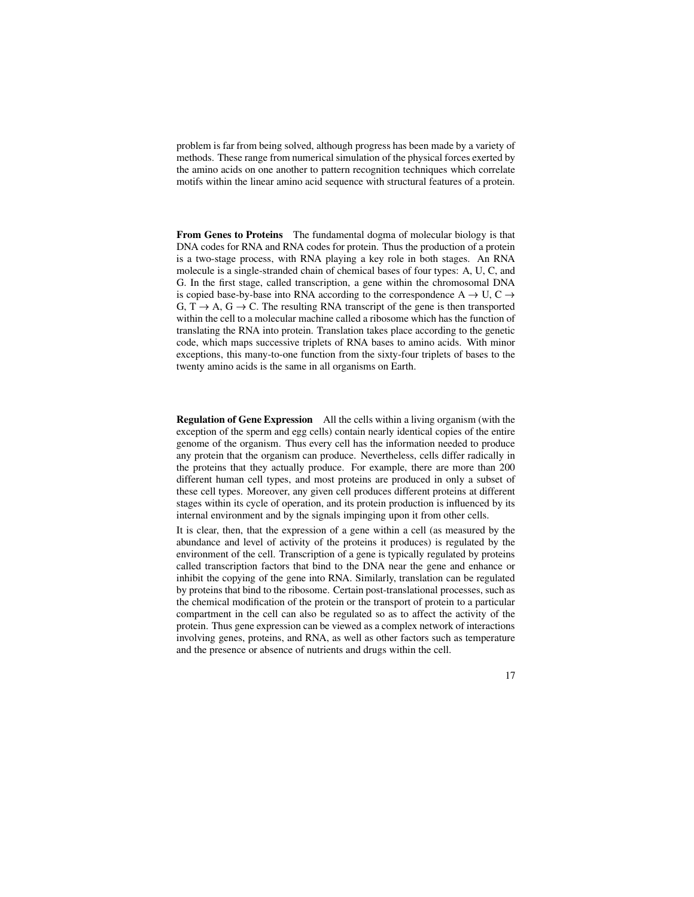problem is far from being solved, although progress has been made by a variety of methods. These range from numerical simulation of the physical forces exerted by the amino acids on one another to pattern recognition techniques which correlate motifs within the linear amino acid sequence with structural features of a protein.

**From Genes to Proteins** The fundamental dogma of molecular biology is that DNA codes for RNA and RNA codes for protein. Thus the production of a protein is a two-stage process, with RNA playing a key role in both stages. An RNA molecule is a single-stranded chain of chemical bases of four types: A, U, C, and G. In the first stage, called transcription, a gene within the chromosomal DNA is copied base-by-base into RNA according to the correspondence A $\rightarrow$ U, C $\rightarrow$ G, T $\rightarrow$ A, G $\rightarrow$ C. The resulting RNA transcript of the gene is then transported within the cell to a molecular machine called a ribosome which has the function of translating the RNA into protein. Translation takes place according to the genetic code, which maps successive triplets of RNA bases to amino acids. With minor exceptions, this many-to-one function from the sixty-four triplets of bases to the twenty amino acids is the same in all organisms on Earth.

**Regulation of Gene Expression** All the cells within a living organism (with the exception of the sperm and egg cells) contain nearly identical copies of the entire genome of the organism. Thus every cell has the information needed to produce any protein that the organism can produce. Nevertheless, cells differ radically in the proteins that they actually produce. For example, there are more than 200 different human cell types, and most proteins are produced in only a subset of these cell types. Moreover, any given cell produces different proteins at different stages within its cycle of operation, and its protein production is influenced by its internal environment and by the signals impinging upon it from other cells.

It is clear, then, that the expression of a gene within a cell (as measured by the abundance and level of activity of the proteins it produces) is regulated by the environment of the cell. Transcription of a gene is typically regulated by proteins called transcription factors that bind to the DNA near the gene and enhance or inhibit the copying of the gene into RNA. Similarly, translation can be regulated by proteins that bind to the ribosome. Certain post-translational processes, such as the chemical modification of the protein or the transport of protein to a particular compartment in the cell can also be regulated so as to affect the activity of the protein. Thus gene expression can be viewed as a complex network of interactions involving genes, proteins, and RNA, as well as other factors such as temperature and the presence or absence of nutrients and drugs within the cell.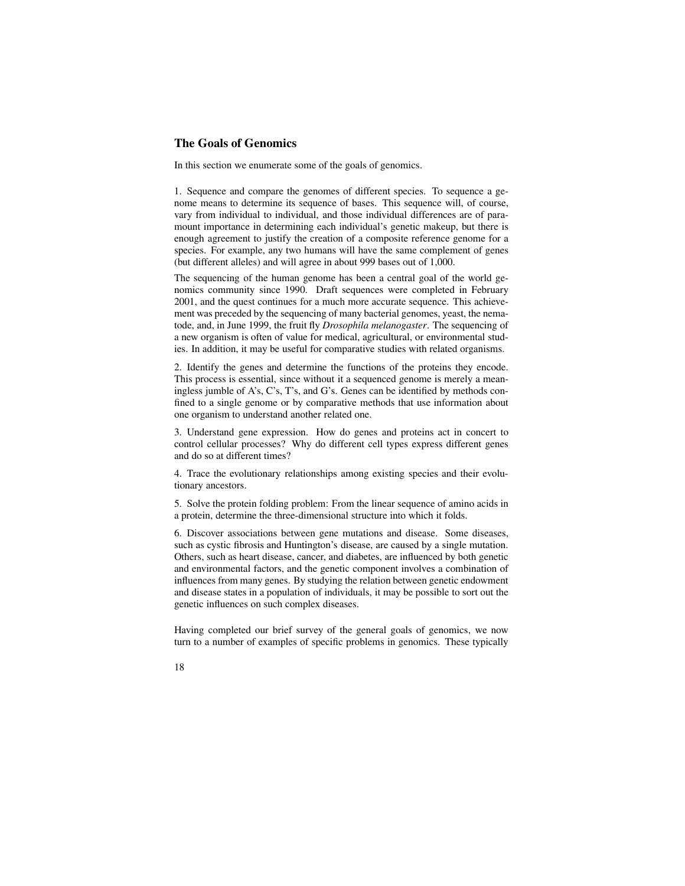## The Goals of Genomics

In this section we enumerate some of the goals of genomics.

1. Sequence and compare the genomes of different species. To sequence a genome means to determine its sequence of bases. This sequence will, of course, vary from individual to individual, and those individual differences are of paramount importance in determining each individual's genetic makeup, but there is enough agreement to justify the creation of a composite reference genome for a species. For example, any two humans will have the same complement of genes (but different alleles) and will agree in about 999 bases out of 1,000.

The sequencing of the human genome has been a central goal of the world genomics community since 1990. Draft sequences were completed in February 2001, and the quest continues for a much more accurate sequence. This achievement was preceded by the sequencing of many bacterial genomes, yeast, the nematode, and, in June 1999, the fruit fly *Drosophila melanogaster*. The sequencing of a new organism is often of value for medical, agricultural, or environmental studies. In addition, it may be useful for comparative studies with related organisms.

2. Identify the genes and determine the functions of the proteins they encode. This process is essential, since without it a sequenced genome is merely a meaningless jumble of A's, C's, T's, and G's. Genes can be identified by methods confined to a single genome or by comparative methods that use information about one organism to understand another related one.

3. Understand gene expression. How do genes and proteins act in concert to control cellular processes? Why do different cell types express different genes and do so at different times?

4. Trace the evolutionary relationships among existing species and their evolutionary ancestors.

5. Solve the protein folding problem: From the linear sequence of amino acids in a protein, determine the three-dimensional structure into which it folds.

6. Discover associations between gene mutations and disease. Some diseases, such as cystic fibrosis and Huntington's disease, are caused by a single mutation. Others, such as heart disease, cancer, and diabetes, are influenced by both genetic and environmental factors, and the genetic component involves a combination of influences from many genes. By studying the relation between genetic endowment and disease states in a population of individuals, it may be possible to sort out the genetic influences on such complex diseases.

Having completed our brief survey of the general goals of genomics, we now turn to a number of examples of specific problems in genomics. These typically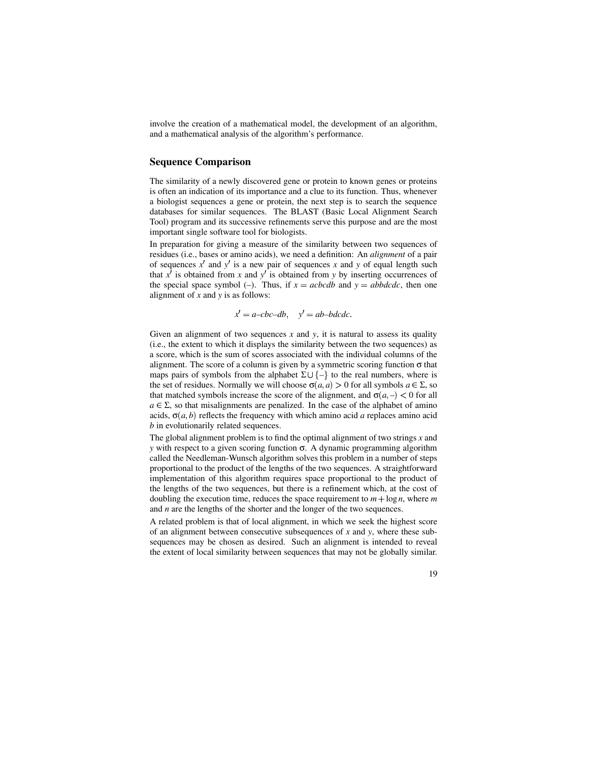involve the creation of a mathematical model, the development of an algorithm, and a mathematical analysis of the algorithm's performance.

## Sequence Comparison

The similarity of a newly discovered gene or protein to known genes or proteins is often an indication of its importance and a clue to its function. Thus, whenever a biologist sequences a gene or protein, the next step is to search the sequence databases for similar sequences. The BLAST (Basic Local Alignment Search Tool) program and its successive refinements serve this purpose and are the most important single software tool for biologists.

In preparation for giving a measure of the similarity between two sequences of residues (i.e., bases or amino acids), we need a definition: An *alignment* of a pair of sequences $x'$ and $y'$ is a new pair of sequences $x$ and $y$ of equal length such that $x'$ is obtained from $x$ and $y'$ is obtained from $y$ by inserting occurrences of the special space symbol (–). Thus, if $x = acbcdb$ and $y = abbdcdc$, then one alignment of $x$ and $y$ is as follows:

$$x' = a\text{–}cbc\text{–}db, \quad y' = ab\text{–}bdcdc.$$

Given an alignment of two sequences $x$ and $y$, it is natural to assess its quality (i.e., the extent to which it displays the similarity between the two sequences) as a score, which is the sum of scores associated with the individual columns of the alignment. The score of a column is given by a symmetric scoring function $\sigma$ that maps pairs of symbols from the alphabet $\Sigma \cup \{-\}$ to the real numbers, where is the set of residues. Normally we will choose $\sigma(a,a) > 0$ for all symbols $a \in \Sigma$, so that matched symbols increase the score of the alignment, and $\sigma(a,-) < 0$ for all $a \in \Sigma$, so that misalignments are penalized. In the case of the alphabet of amino acids, $\sigma(a,b)$ reflects the frequency with which amino acid $a$ replaces amino acid $b$ in evolutionarily related sequences.

The global alignment problem is to find the optimal alignment of two strings $x$ and $y$ with respect to a given scoring function $\sigma$. A dynamic programming algorithm called the Needleman-Wunsch algorithm solves this problem in a number of steps proportional to the product of the lengths of the two sequences. A straightforward implementation of this algorithm requires space proportional to the product of the lengths of the two sequences, but there is a refinement which, at the cost of doubling the execution time, reduces the space requirement to $m + \log n$, where $m$ and $n$ are the lengths of the shorter and the longer of the two sequences.

A related problem is that of local alignment, in which we seek the highest score of an alignment between consecutive subsequences of $x$ and $y$, where these subsequences may be chosen as desired. Such an alignment is intended to reveal the extent of local similarity between sequences that may not be globally similar.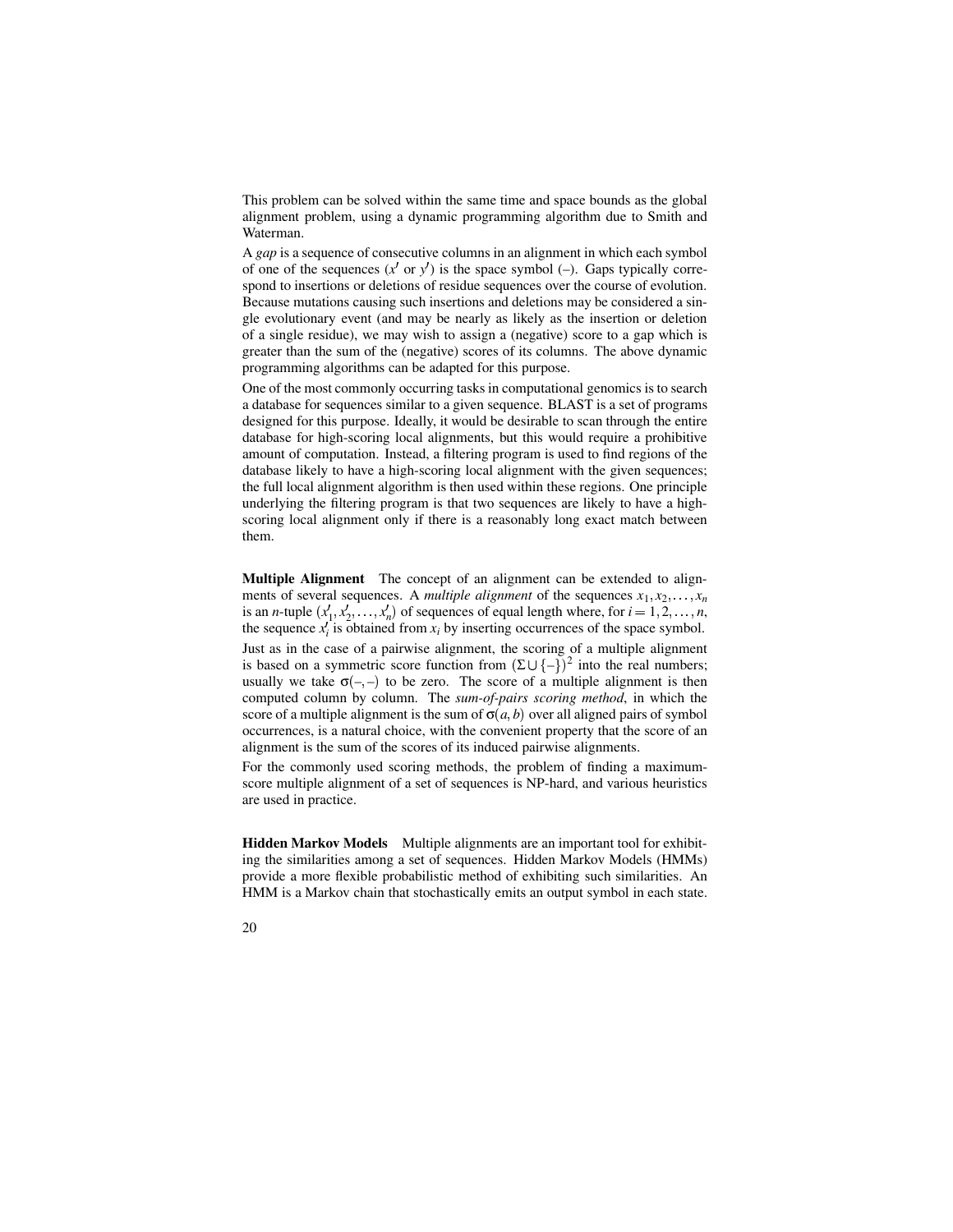This problem can be solved within the same time and space bounds as the global alignment problem, using a dynamic programming algorithm due to Smith and Waterman.

A *gap* is a sequence of consecutive columns in an alignment in which each symbol of one of the sequences ($x'$ or $y'$) is the space symbol (–). Gaps typically correspond to insertions or deletions of residue sequences over the course of evolution. Because mutations causing such insertions and deletions may be considered a single evolutionary event (and may be nearly as likely as the insertion or deletion of a single residue), we may wish to assign a (negative) score to a gap which is greater than the sum of the (negative) scores of its columns. The above dynamic programming algorithms can be adapted for this purpose.

One of the most commonly occurring tasks in computational genomics is to search a database for sequences similar to a given sequence. BLAST is a set of programs designed for this purpose. Ideally, it would be desirable to scan through the entire database for high-scoring local alignments, but this would require a prohibitive amount of computation. Instead, a filtering program is used to find regions of the database likely to have a high-scoring local alignment with the given sequences; the full local alignment algorithm is then used within these regions. One principle underlying the filtering program is that two sequences are likely to have a high-scoring local alignment only if there is a reasonably long exact match between them.

**Multiple Alignment** The concept of an alignment can be extended to alignments of several sequences. A *multiple alignment* of the sequences $x_1, x_2, \ldots, x_n$ is an $n$-tuple $(x'_1, x'_2, \ldots, x'_n)$ of sequences of equal length where, for $i = 1, 2, \ldots, n$, the sequence $x'_i$ is obtained from $x_i$ by inserting occurrences of the space symbol.

Just as in the case of a pairwise alignment, the scoring of a multiple alignment is based on a symmetric score function from $(\Sigma \cup \{-\})^2$ into the real numbers; usually we take $\sigma(-,-)$ to be zero. The score of a multiple alignment is then computed column by column. The *sum-of-pairs scoring method*, in which the score of a multiple alignment is the sum of $\sigma(a,b)$ over all aligned pairs of symbol occurrences, is a natural choice, with the convenient property that the score of an alignment is the sum of the scores of its induced pairwise alignments.

For the commonly used scoring methods, the problem of finding a maximum-score multiple alignment of a set of sequences is NP-hard, and various heuristics are used in practice.

**Hidden Markov Models** Multiple alignments are an important tool for exhibiting the similarities among a set of sequences. Hidden Markov Models (HMMs) provide a more flexible probabilistic method of exhibiting such similarities. An HMM is a Markov chain that stochastically emits an output symbol in each state.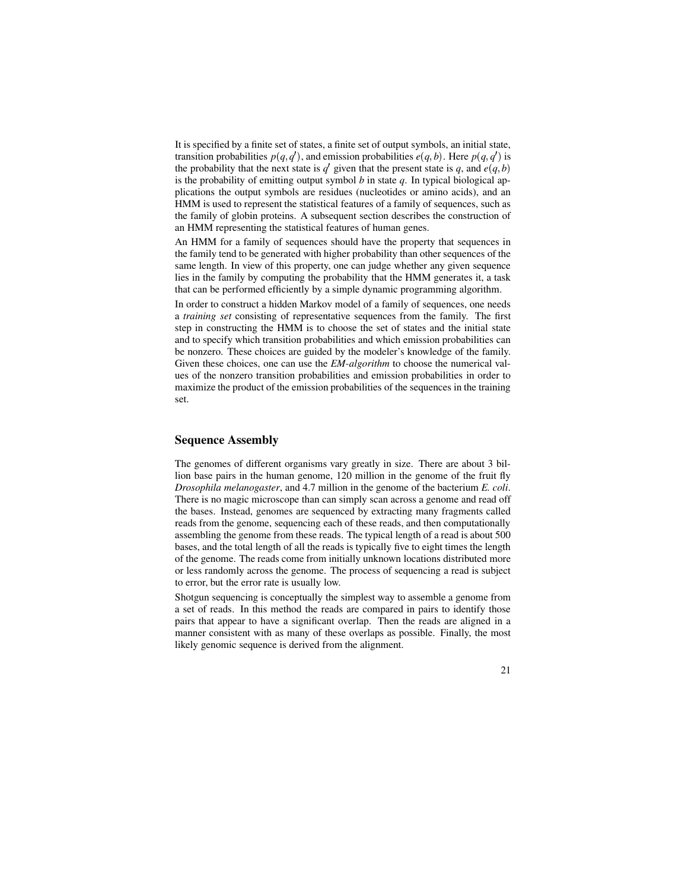It is specified by a finite set of states, a finite set of output symbols, an initial state, transition probabilities $p(q, q')$, and emission probabilities $e(q, b)$. Here $p(q, q')$ is the probability that the next state is $q'$ given that the present state is $q$, and $e(q, b)$ is the probability of emitting output symbol $b$ in state $q$. In typical biological applications the output symbols are residues (nucleotides or amino acids), and an HMM is used to represent the statistical features of a family of sequences, such as the family of globin proteins. A subsequent section describes the construction of an HMM representing the statistical features of human genes.

An HMM for a family of sequences should have the property that sequences in the family tend to be generated with higher probability than other sequences of the same length. In view of this property, one can judge whether any given sequence lies in the family by computing the probability that the HMM generates it, a task that can be performed efficiently by a simple dynamic programming algorithm.

In order to construct a hidden Markov model of a family of sequences, one needs a *training set* consisting of representative sequences from the family. The first step in constructing the HMM is to choose the set of states and the initial state and to specify which transition probabilities and which emission probabilities can be nonzero. These choices are guided by the modeler's knowledge of the family. Given these choices, one can use the *EM-algorithm* to choose the numerical values of the nonzero transition probabilities and emission probabilities in order to maximize the product of the emission probabilities of the sequences in the training set.

## Sequence Assembly

The genomes of different organisms vary greatly in size. There are about 3 billion base pairs in the human genome, 120 million in the genome of the fruit fly *Drosophila melanogaster*, and 4.7 million in the genome of the bacterium *E. coli*. There is no magic microscope than can simply scan across a genome and read off the bases. Instead, genomes are sequenced by extracting many fragments called reads from the genome, sequencing each of these reads, and then computationally assembling the genome from these reads. The typical length of a read is about 500 bases, and the total length of all the reads is typically five to eight times the length of the genome. The reads come from initially unknown locations distributed more or less randomly across the genome. The process of sequencing a read is subject to error, but the error rate is usually low.

Shotgun sequencing is conceptually the simplest way to assemble a genome from a set of reads. In this method the reads are compared in pairs to identify those pairs that appear to have a significant overlap. Then the reads are aligned in a manner consistent with as many of these overlaps as possible. Finally, the most likely genomic sequence is derived from the alignment.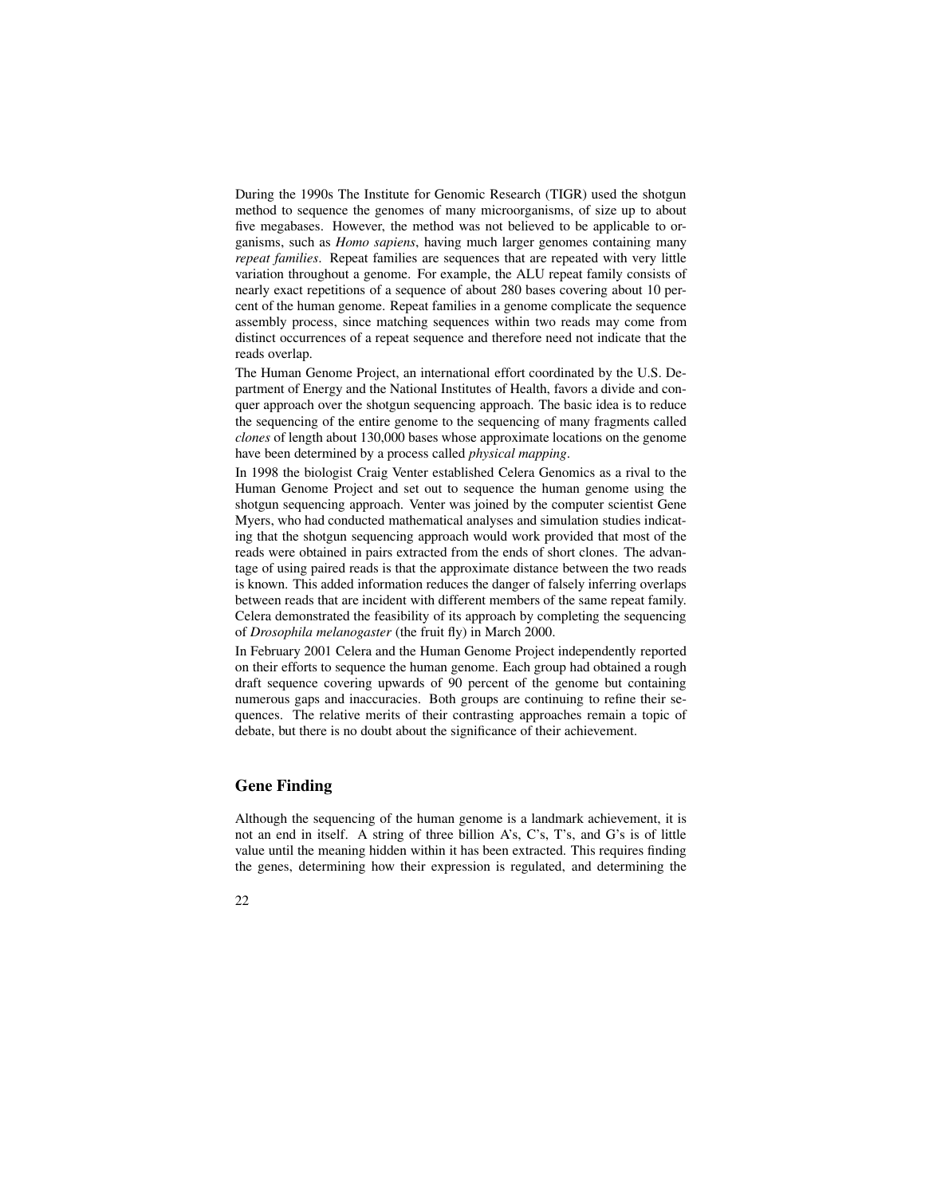During the 1990s The Institute for Genomic Research (TIGR) used the shotgun method to sequence the genomes of many microorganisms, of size up to about five megabases. However, the method was not believed to be applicable to organisms, such as *Homo sapiens*, having much larger genomes containing many *repeat families*. Repeat families are sequences that are repeated with very little variation throughout a genome. For example, the ALU repeat family consists of nearly exact repetitions of a sequence of about 280 bases covering about 10 percent of the human genome. Repeat families in a genome complicate the sequence assembly process, since matching sequences within two reads may come from distinct occurrences of a repeat sequence and therefore need not indicate that the reads overlap.

The Human Genome Project, an international effort coordinated by the U.S. Department of Energy and the National Institutes of Health, favors a divide and conquer approach over the shotgun sequencing approach. The basic idea is to reduce the sequencing of the entire genome to the sequencing of many fragments called *clones* of length about 130,000 bases whose approximate locations on the genome have been determined by a process called *physical mapping*.

In 1998 the biologist Craig Venter established Celera Genomics as a rival to the Human Genome Project and set out to sequence the human genome using the shotgun sequencing approach. Venter was joined by the computer scientist Gene Myers, who had conducted mathematical analyses and simulation studies indicating that the shotgun sequencing approach would work provided that most of the reads were obtained in pairs extracted from the ends of short clones. The advantage of using paired reads is that the approximate distance between the two reads is known. This added information reduces the danger of falsely inferring overlaps between reads that are incident with different members of the same repeat family. Celera demonstrated the feasibility of its approach by completing the sequencing of *Drosophila melanogaster* (the fruit fly) in March 2000.

In February 2001 Celera and the Human Genome Project independently reported on their efforts to sequence the human genome. Each group had obtained a rough draft sequence covering upwards of 90 percent of the genome but containing numerous gaps and inaccuracies. Both groups are continuing to refine their sequences. The relative merits of their contrasting approaches remain a topic of debate, but there is no doubt about the significance of their achievement.

## Gene Finding

Although the sequencing of the human genome is a landmark achievement, it is not an end in itself. A string of three billion A's, C's, T's, and G's is of little value until the meaning hidden within it has been extracted. This requires finding the genes, determining how their expression is regulated, and determining the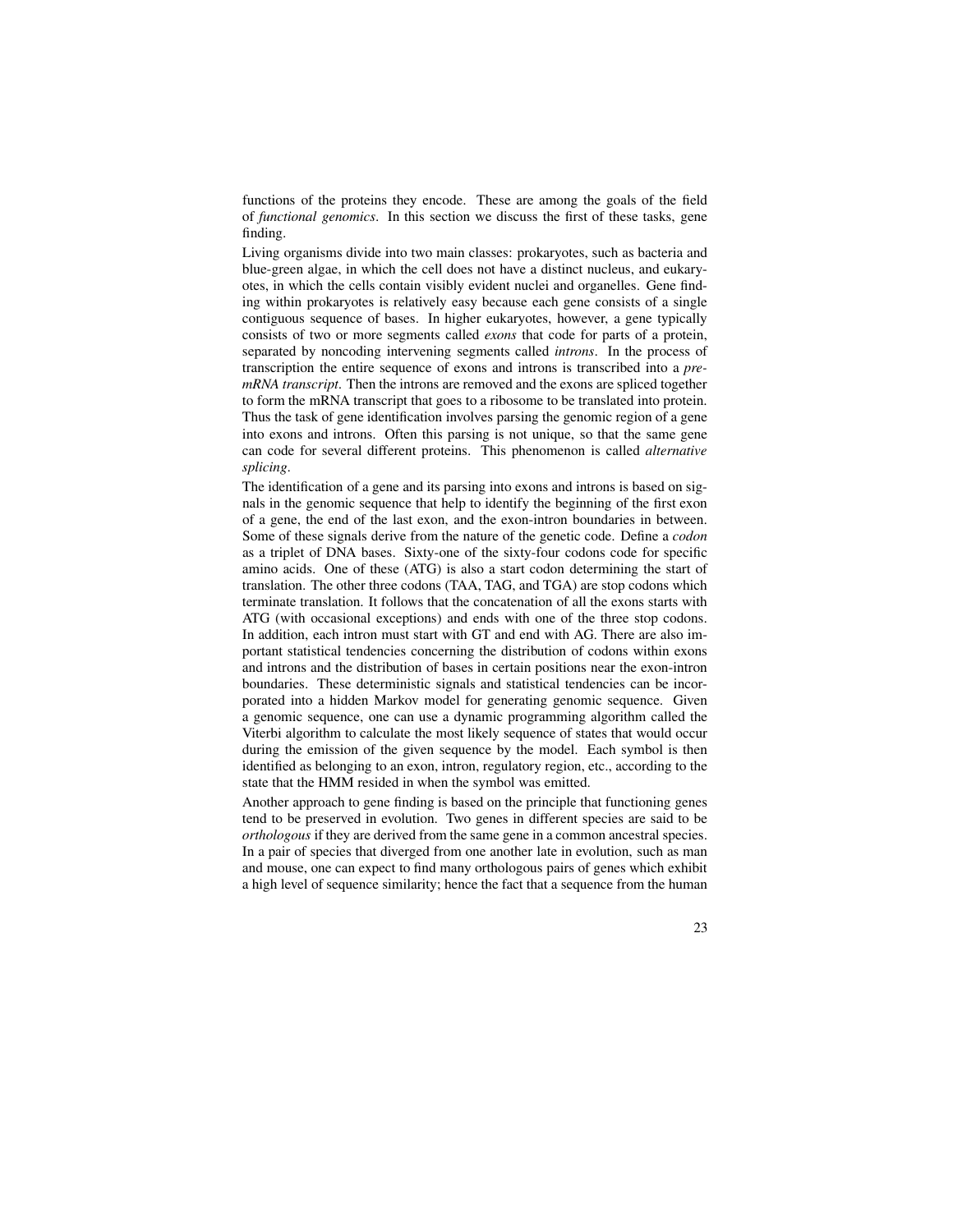functions of the proteins they encode. These are among the goals of the field of *functional genomics*. In this section we discuss the first of these tasks, gene finding.

Living organisms divide into two main classes: prokaryotes, such as bacteria and blue-green algae, in which the cell does not have a distinct nucleus, and eukaryotes, in which the cells contain visibly evident nuclei and organelles. Gene finding within prokaryotes is relatively easy because each gene consists of a single contiguous sequence of bases. In higher eukaryotes, however, a gene typically consists of two or more segments called *exons* that code for parts of a protein, separated by noncoding intervening segments called *introns*. In the process of transcription the entire sequence of exons and introns is transcribed into a *pre-mRNA transcript*. Then the introns are removed and the exons are spliced together to form the mRNA transcript that goes to a ribosome to be translated into protein. Thus the task of gene identification involves parsing the genomic region of a gene into exons and introns. Often this parsing is not unique, so that the same gene can code for several different proteins. This phenomenon is called *alternative splicing*.

The identification of a gene and its parsing into exons and introns is based on signals in the genomic sequence that help to identify the beginning of the first exon of a gene, the end of the last exon, and the exon-intron boundaries in between. Some of these signals derive from the nature of the genetic code. Define a *codon* as a triplet of DNA bases. Sixty-one of the sixty-four codons code for specific amino acids. One of these (ATG) is also a start codon determining the start of translation. The other three codons (TAA, TAG, and TGA) are stop codons which terminate translation. It follows that the concatenation of all the exons starts with ATG (with occasional exceptions) and ends with one of the three stop codons. In addition, each intron must start with GT and end with AG. There are also important statistical tendencies concerning the distribution of codons within exons and introns and the distribution of bases in certain positions near the exon-intron boundaries. These deterministic signals and statistical tendencies can be incorporated into a hidden Markov model for generating genomic sequence. Given a genomic sequence, one can use a dynamic programming algorithm called the Viterbi algorithm to calculate the most likely sequence of states that would occur during the emission of the given sequence by the model. Each symbol is then identified as belonging to an exon, intron, regulatory region, etc., according to the state that the HMM resided in when the symbol was emitted.

Another approach to gene finding is based on the principle that functioning genes tend to be preserved in evolution. Two genes in different species are said to be *orthologous* if they are derived from the same gene in a common ancestral species. In a pair of species that diverged from one another late in evolution, such as man and mouse, one can expect to find many orthologous pairs of genes which exhibit a high level of sequence similarity; hence the fact that a sequence from the human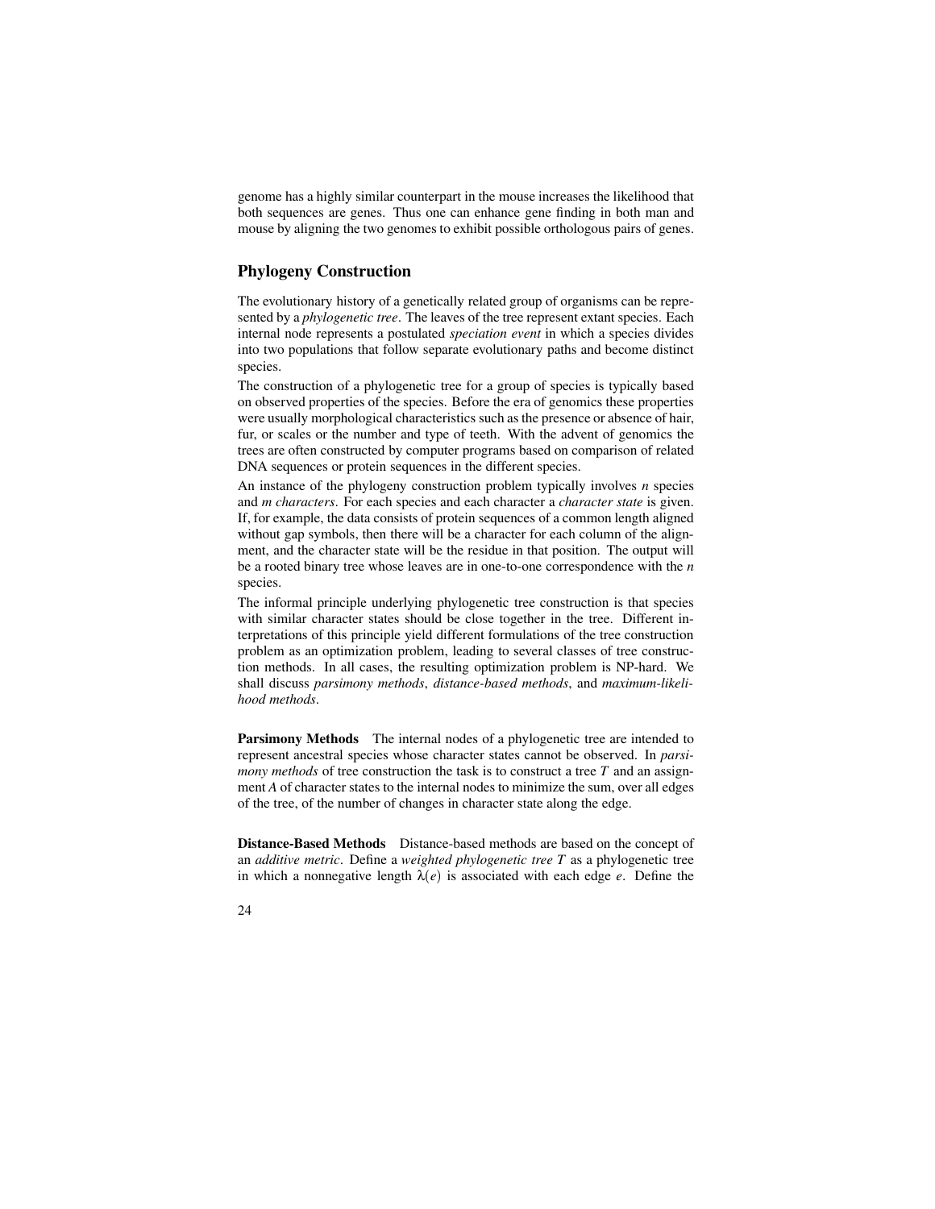genome has a highly similar counterpart in the mouse increases the likelihood that both sequences are genes. Thus one can enhance gene finding in both man and mouse by aligning the two genomes to exhibit possible orthologous pairs of genes.

## Phylogeny Construction

The evolutionary history of a genetically related group of organisms can be represented by a *phylogenetic tree*. The leaves of the tree represent extant species. Each internal node represents a postulated *speciation event* in which a species divides into two populations that follow separate evolutionary paths and become distinct species.

The construction of a phylogenetic tree for a group of species is typically based on observed properties of the species. Before the era of genomics these properties were usually morphological characteristics such as the presence or absence of hair, fur, or scales or the number and type of teeth. With the advent of genomics the trees are often constructed by computer programs based on comparison of related DNA sequences or protein sequences in the different species.

An instance of the phylogeny construction problem typically involves $n$ species and $m$ *characters*. For each species and each character a *character state* is given. If, for example, the data consists of protein sequences of a common length aligned without gap symbols, then there will be a character for each column of the alignment, and the character state will be the residue in that position. The output will be a rooted binary tree whose leaves are in one-to-one correspondence with the $n$ species.

The informal principle underlying phylogenetic tree construction is that species with similar character states should be close together in the tree. Different interpretations of this principle yield different formulations of the tree construction problem as an optimization problem, leading to several classes of tree construction methods. In all cases, the resulting optimization problem is NP-hard. We shall discuss *parsimony methods*, *distance-based methods*, and *maximum-likelihood methods*.

**Parsimony Methods** The internal nodes of a phylogenetic tree are intended to represent ancestral species whose character states cannot be observed. In *parsimony methods* of tree construction the task is to construct a tree $T$ and an assignment $A$ of character states to the internal nodes to minimize the sum, over all edges of the tree, of the number of changes in character state along the edge.

**Distance-Based Methods** Distance-based methods are based on the concept of an *additive metric*. Define a *weighted phylogenetic tree* $T$ as a phylogenetic tree in which a nonnegative length $\lambda(e)$ is associated with each edge $e$. Define the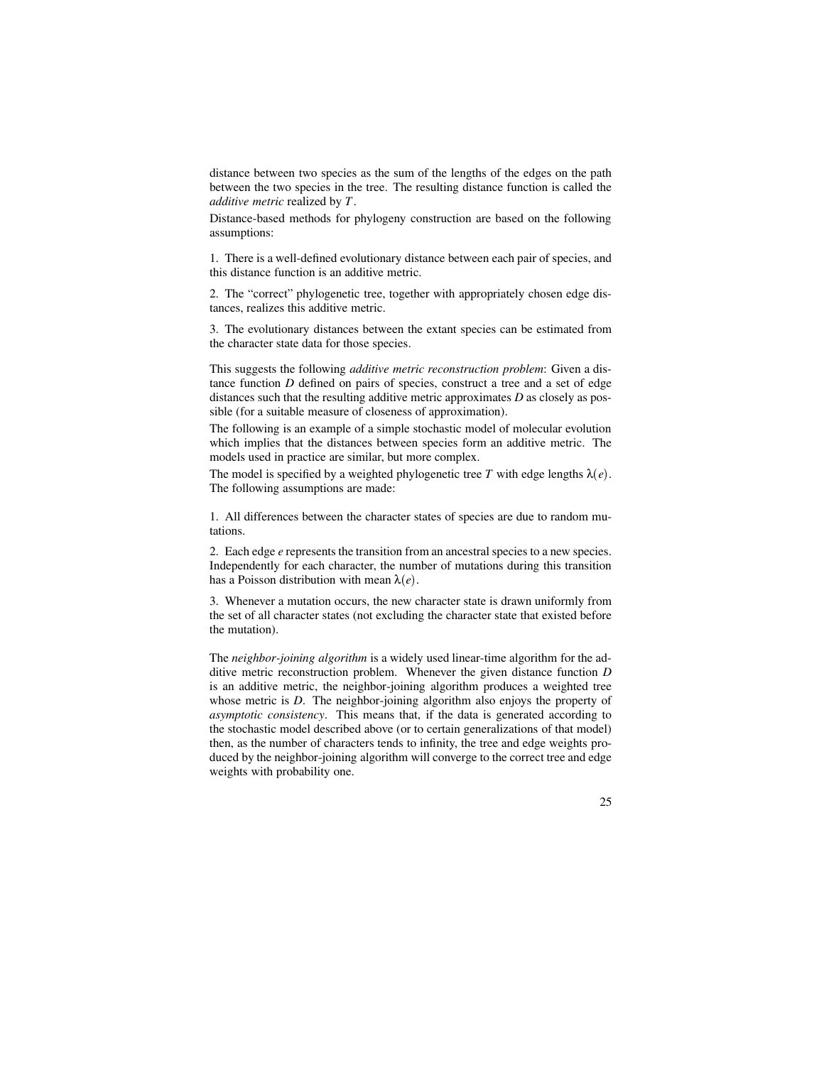distance between two species as the sum of the lengths of the edges on the path between the two species in the tree. The resulting distance function is called the *additive metric* realized by $T$.

Distance-based methods for phylogeny construction are based on the following assumptions:

1. There is a well-defined evolutionary distance between each pair of species, and this distance function is an additive metric.

2. The "correct" phylogenetic tree, together with appropriately chosen edge distances, realizes this additive metric.

3. The evolutionary distances between the extant species can be estimated from the character state data for those species.

This suggests the following *additive metric reconstruction problem*: Given a distance function $D$ defined on pairs of species, construct a tree and a set of edge distances such that the resulting additive metric approximates $D$ as closely as possible (for a suitable measure of closeness of approximation).

The following is an example of a simple stochastic model of molecular evolution which implies that the distances between species form an additive metric. The models used in practice are similar, but more complex.

The model is specified by a weighted phylogenetic tree $T$ with edge lengths $\lambda(e)$. The following assumptions are made:

1. All differences between the character states of species are due to random mutations.

2. Each edge $e$ represents the transition from an ancestral species to a new species. Independently for each character, the number of mutations during this transition has a Poisson distribution with mean $\lambda(e)$.

3. Whenever a mutation occurs, the new character state is drawn uniformly from the set of all character states (not excluding the character state that existed before the mutation).

The *neighbor-joining algorithm* is a widely used linear-time algorithm for the additive metric reconstruction problem. Whenever the given distance function $D$ is an additive metric, the neighbor-joining algorithm produces a weighted tree whose metric is $D$. The neighbor-joining algorithm also enjoys the property of *asymptotic consistency*. This means that, if the data is generated according to the stochastic model described above (or to certain generalizations of that model) then, as the number of characters tends to infinity, the tree and edge weights produced by the neighbor-joining algorithm will converge to the correct tree and edge weights with probability one.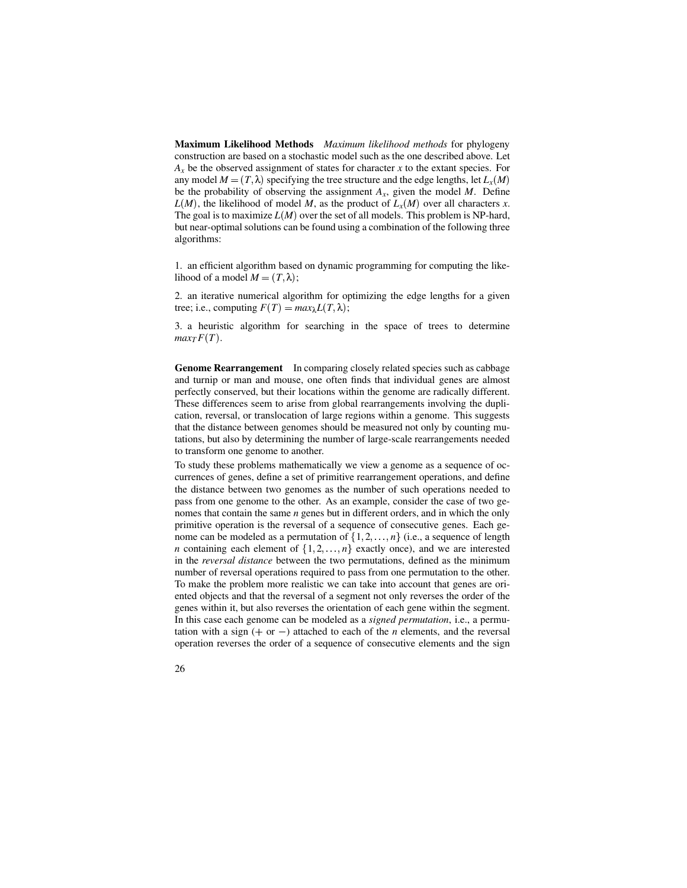**Maximum Likelihood Methods** *Maximum likelihood methods* for phylogeny construction are based on a stochastic model such as the one described above. Let $A_x$ be the observed assignment of states for character $x$ to the extant species. For any model $M = (T, \lambda)$ specifying the tree structure and the edge lengths, let $L_x(M)$ be the probability of observing the assignment $A_x$, given the model $M$. Define $L(M)$, the likelihood of model $M$, as the product of $L_x(M)$ over all characters $x$. The goal is to maximize $L(M)$ over the set of all models. This problem is NP-hard, but near-optimal solutions can be found using a combination of the following three algorithms:

1. an efficient algorithm based on dynamic programming for computing the likelihood of a model $M = (T, \lambda)$;

2. an iterative numerical algorithm for optimizing the edge lengths for a given tree; i.e., computing $F(T) = max_{\lambda} L(T, \lambda)$;

3. a heuristic algorithm for searching in the space of trees to determine $max_T F(T)$.

**Genome Rearrangement** In comparing closely related species such as cabbage and turnip or man and mouse, one often finds that individual genes are almost perfectly conserved, but their locations within the genome are radically different. These differences seem to arise from global rearrangements involving the duplication, reversal, or translocation of large regions within a genome. This suggests that the distance between genomes should be measured not only by counting mutations, but also by determining the number of large-scale rearrangements needed to transform one genome to another.

To study these problems mathematically we view a genome as a sequence of occurrences of genes, define a set of primitive rearrangement operations, and define the distance between two genomes as the number of such operations needed to pass from one genome to the other. As an example, consider the case of two genomes that contain the same $n$ genes but in different orders, and in which the only primitive operation is the reversal of a sequence of consecutive genes. Each genome can be modeled as a permutation of $\{1, 2, \ldots, n\}$ (i.e., a sequence of length $n$ containing each element of $\{1, 2, \ldots, n\}$ exactly once), and we are interested in the *reversal distance* between the two permutations, defined as the minimum number of reversal operations required to pass from one permutation to the other. To make the problem more realistic we can take into account that genes are oriented objects and that the reversal of a segment not only reverses the order of the genes within it, but also reverses the orientation of each gene within the segment. In this case each genome can be modeled as a *signed permutation*, i.e., a permutation with a sign ($+$ or $-$) attached to each of the $n$ elements, and the reversal operation reverses the order of a sequence of consecutive elements and the sign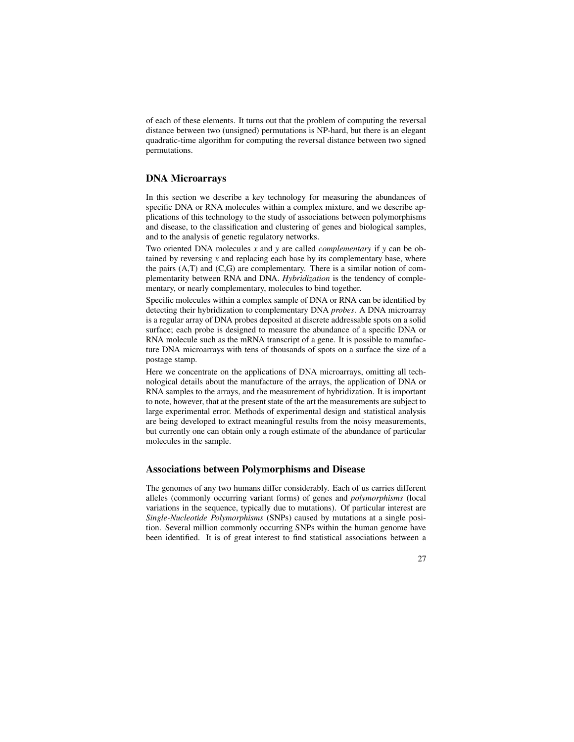of each of these elements. It turns out that the problem of computing the reversal distance between two (unsigned) permutations is NP-hard, but there is an elegant quadratic-time algorithm for computing the reversal distance between two signed permutations.

## DNA Microarrays

In this section we describe a key technology for measuring the abundances of specific DNA or RNA molecules within a complex mixture, and we describe applications of this technology to the study of associations between polymorphisms and disease, to the classification and clustering of genes and biological samples, and to the analysis of genetic regulatory networks.

Two oriented DNA molecules $x$ and $y$ are called *complementary* if $y$ can be obtained by reversing $x$ and replacing each base by its complementary base, where the pairs (A,T) and (C,G) are complementary. There is a similar notion of complementarity between RNA and DNA. *Hybridization* is the tendency of complementary, or nearly complementary, molecules to bind together.

Specific molecules within a complex sample of DNA or RNA can be identified by detecting their hybridization to complementary DNA *probes*. A DNA microarray is a regular array of DNA probes deposited at discrete addressable spots on a solid surface; each probe is designed to measure the abundance of a specific DNA or RNA molecule such as the mRNA transcript of a gene. It is possible to manufacture DNA microarrays with tens of thousands of spots on a surface the size of a postage stamp.

Here we concentrate on the applications of DNA microarrays, omitting all technological details about the manufacture of the arrays, the application of DNA or RNA samples to the arrays, and the measurement of hybridization. It is important to note, however, that at the present state of the art the measurements are subject to large experimental error. Methods of experimental design and statistical analysis are being developed to extract meaningful results from the noisy measurements, but currently one can obtain only a rough estimate of the abundance of particular molecules in the sample.

## Associations between Polymorphisms and Disease

The genomes of any two humans differ considerably. Each of us carries different alleles (commonly occurring variant forms) of genes and *polymorphisms* (local variations in the sequence, typically due to mutations). Of particular interest are *Single-Nucleotide Polymorphisms* (SNPs) caused by mutations at a single position. Several million commonly occurring SNPs within the human genome have been identified. It is of great interest to find statistical associations between a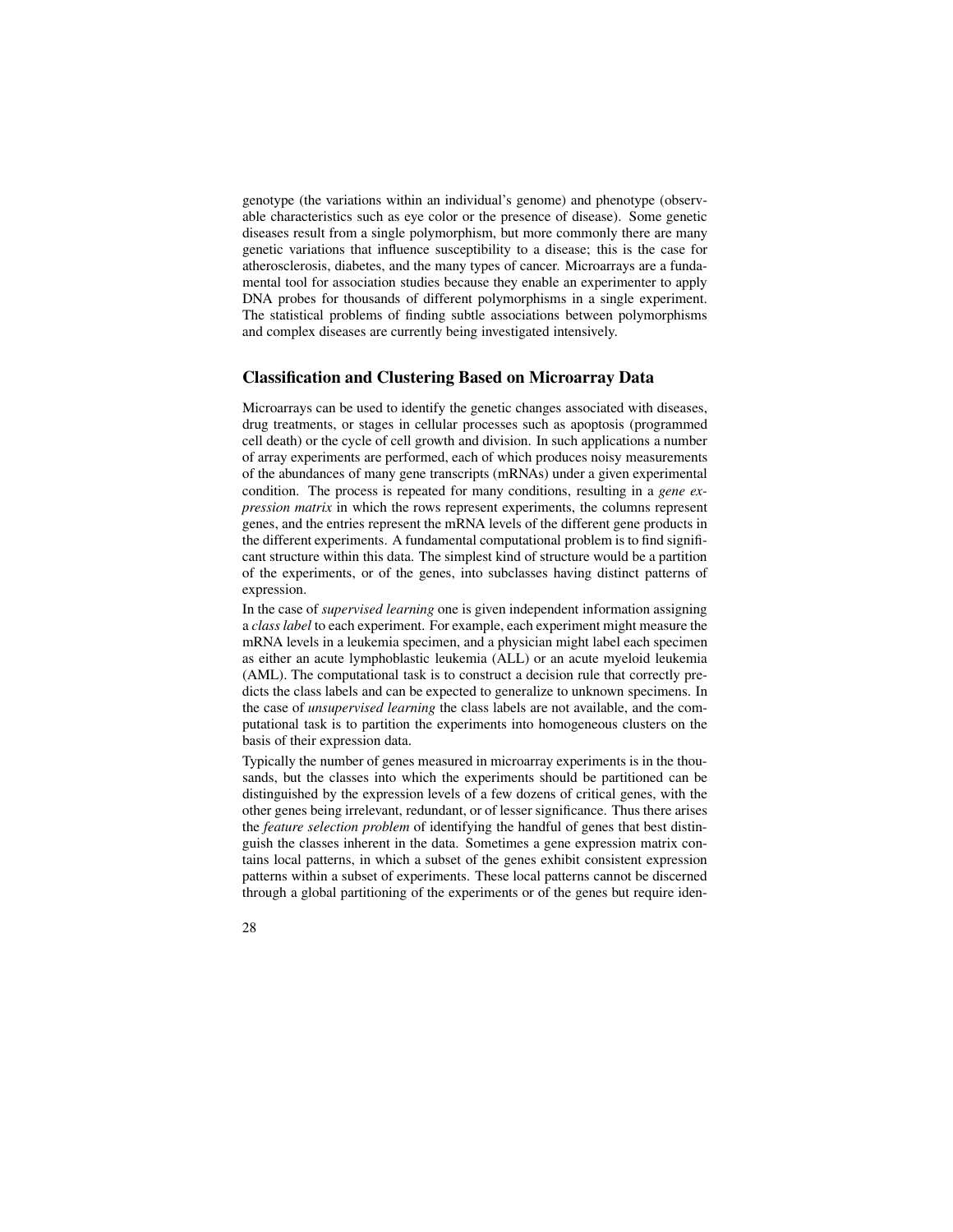genotype (the variations within an individual's genome) and phenotype (observable characteristics such as eye color or the presence of disease). Some genetic diseases result from a single polymorphism, but more commonly there are many genetic variations that influence susceptibility to a disease; this is the case for atherosclerosis, diabetes, and the many types of cancer. Microarrays are a fundamental tool for association studies because they enable an experimenter to apply DNA probes for thousands of different polymorphisms in a single experiment. The statistical problems of finding subtle associations between polymorphisms and complex diseases are currently being investigated intensively.

## Classification and Clustering Based on Microarray Data

Microarrays can be used to identify the genetic changes associated with diseases, drug treatments, or stages in cellular processes such as apoptosis (programmed cell death) or the cycle of cell growth and division. In such applications a number of array experiments are performed, each of which produces noisy measurements of the abundances of many gene transcripts (mRNAs) under a given experimental condition. The process is repeated for many conditions, resulting in a *gene expression matrix* in which the rows represent experiments, the columns represent genes, and the entries represent the mRNA levels of the different gene products in the different experiments. A fundamental computational problem is to find significant structure within this data. The simplest kind of structure would be a partition of the experiments, or of the genes, into subclasses having distinct patterns of expression.

In the case of *supervised learning* one is given independent information assigning a *class label* to each experiment. For example, each experiment might measure the mRNA levels in a leukemia specimen, and a physician might label each specimen as either an acute lymphoblastic leukemia (ALL) or an acute myeloid leukemia (AML). The computational task is to construct a decision rule that correctly predicts the class labels and can be expected to generalize to unknown specimens. In the case of *unsupervised learning* the class labels are not available, and the computational task is to partition the experiments into homogeneous clusters on the basis of their expression data.

Typically the number of genes measured in microarray experiments is in the thousands, but the classes into which the experiments should be partitioned can be distinguished by the expression levels of a few dozens of critical genes, with the other genes being irrelevant, redundant, or of lesser significance. Thus there arises the *feature selection problem* of identifying the handful of genes that best distinguish the classes inherent in the data. Sometimes a gene expression matrix contains local patterns, in which a subset of the genes exhibit consistent expression patterns within a subset of experiments. These local patterns cannot be discerned through a global partitioning of the experiments or of the genes but require iden-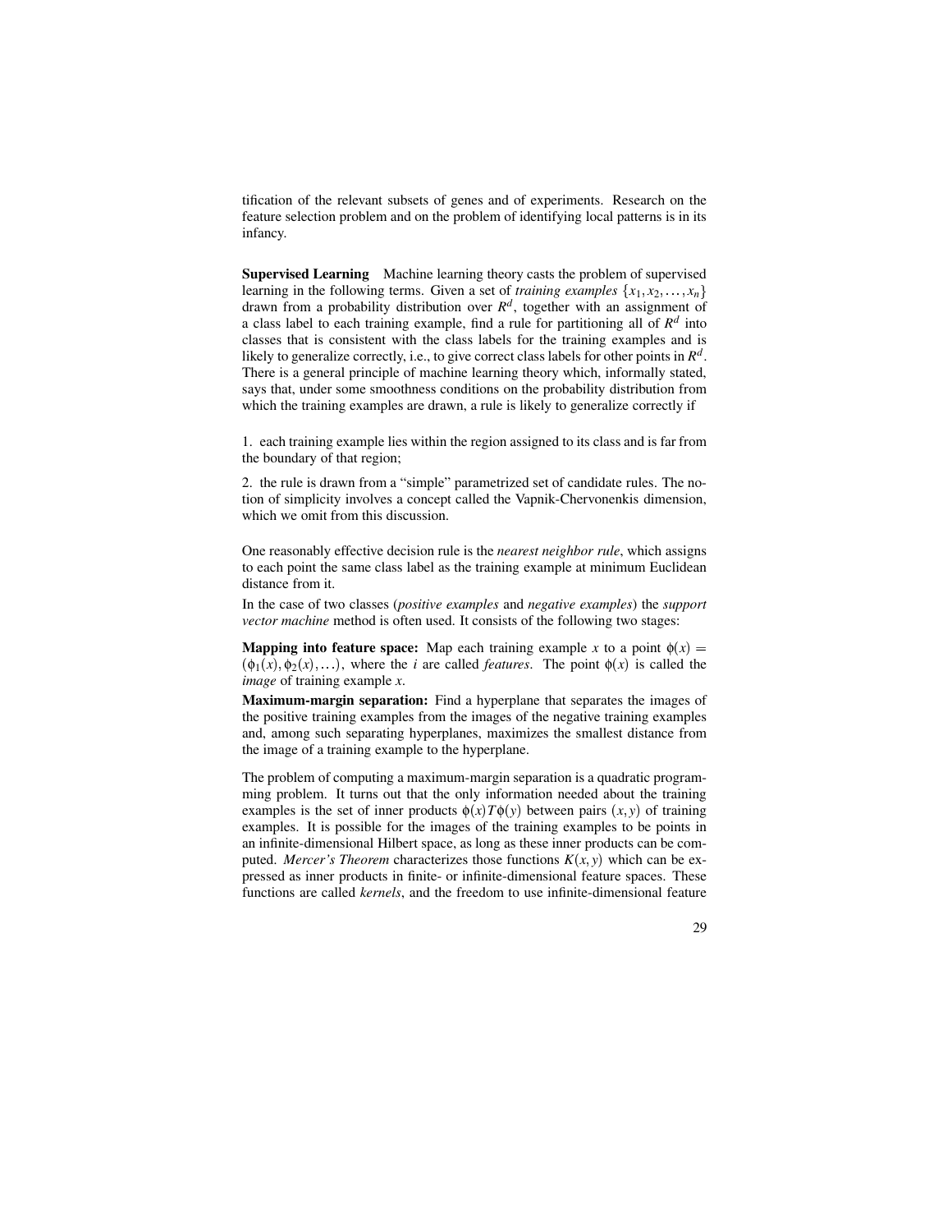tification of the relevant subsets of genes and of experiments. Research on the feature selection problem and on the problem of identifying local patterns is in its infancy.

**Supervised Learning** Machine learning theory casts the problem of supervised learning in the following terms. Given a set of *training examples* $\{x_1, x_2, \ldots, x_n\}$ drawn from a probability distribution over $R^d$, together with an assignment of a class label to each training example, find a rule for partitioning all of $R^d$ into classes that is consistent with the class labels for the training examples and is likely to generalize correctly, i.e., to give correct class labels for other points in $R^d$. There is a general principle of machine learning theory which, informally stated, says that, under some smoothness conditions on the probability distribution from which the training examples are drawn, a rule is likely to generalize correctly if

1. each training example lies within the region assigned to its class and is far from the boundary of that region;

2. the rule is drawn from a "simple" parametrized set of candidate rules. The notion of simplicity involves a concept called the Vapnik-Chervonenkis dimension, which we omit from this discussion.

One reasonably effective decision rule is the *nearest neighbor rule*, which assigns to each point the same class label as the training example at minimum Euclidean distance from it.

In the case of two classes (*positive examples* and *negative examples*) the *support vector machine* method is often used. It consists of the following two stages:

**Mapping into feature space:** Map each training example $x$ to a point $\phi(x) = (\phi_1(x), \phi_2(x), \ldots)$, where the $i$ are called *features*. The point $\phi(x)$ is called the *image* of training example $x$.

**Maximum-margin separation:** Find a hyperplane that separates the images of the positive training examples from the images of the negative training examples and, among such separating hyperplanes, maximizes the smallest distance from the image of a training example to the hyperplane.

The problem of computing a maximum-margin separation is a quadratic programming problem. It turns out that the only information needed about the training examples is the set of inner products $\phi(x)T\phi(y)$ between pairs $(x, y)$ of training examples. It is possible for the images of the training examples to be points in an infinite-dimensional Hilbert space, as long as these inner products can be computed. *Mercer's Theorem* characterizes those functions $K(x, y)$ which can be expressed as inner products in finite- or infinite-dimensional feature spaces. These functions are called *kernels*, and the freedom to use infinite-dimensional feature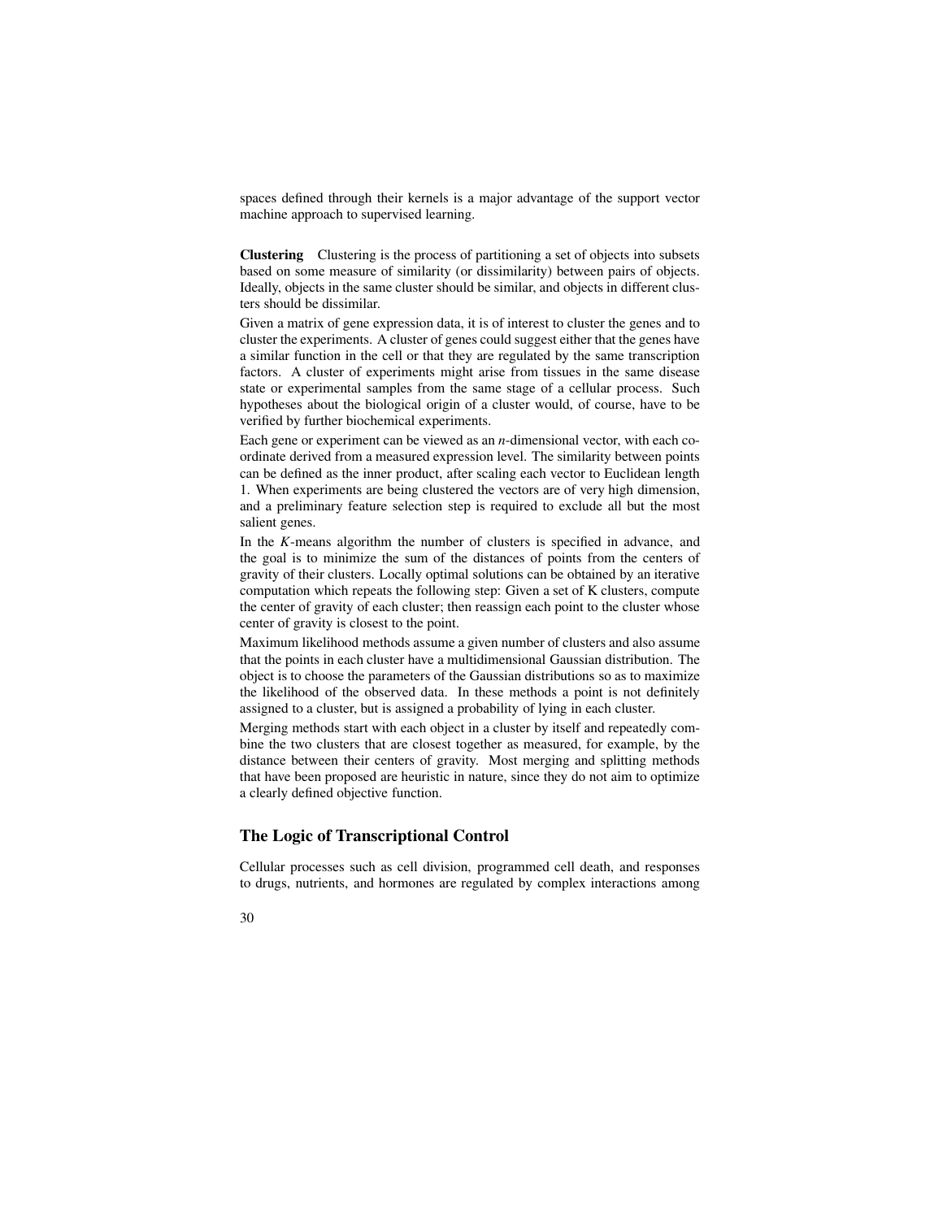spaces defined through their kernels is a major advantage of the support vector machine approach to supervised learning.

**Clustering** Clustering is the process of partitioning a set of objects into subsets based on some measure of similarity (or dissimilarity) between pairs of objects. Ideally, objects in the same cluster should be similar, and objects in different clusters should be dissimilar.

Given a matrix of gene expression data, it is of interest to cluster the genes and to cluster the experiments. A cluster of genes could suggest either that the genes have a similar function in the cell or that they are regulated by the same transcription factors. A cluster of experiments might arise from tissues in the same disease state or experimental samples from the same stage of a cellular process. Such hypotheses about the biological origin of a cluster would, of course, have to be verified by further biochemical experiments.

Each gene or experiment can be viewed as an $n$-dimensional vector, with each coordinate derived from a measured expression level. The similarity between points can be defined as the inner product, after scaling each vector to Euclidean length 1. When experiments are being clustered the vectors are of very high dimension, and a preliminary feature selection step is required to exclude all but the most salient genes.

In the $K$-means algorithm the number of clusters is specified in advance, and the goal is to minimize the sum of the distances of points from the centers of gravity of their clusters. Locally optimal solutions can be obtained by an iterative computation which repeats the following step: Given a set of K clusters, compute the center of gravity of each cluster; then reassign each point to the cluster whose center of gravity is closest to the point.

Maximum likelihood methods assume a given number of clusters and also assume that the points in each cluster have a multidimensional Gaussian distribution. The object is to choose the parameters of the Gaussian distributions so as to maximize the likelihood of the observed data. In these methods a point is not definitely assigned to a cluster, but is assigned a probability of lying in each cluster.

Merging methods start with each object in a cluster by itself and repeatedly combine the two clusters that are closest together as measured, for example, by the distance between their centers of gravity. Most merging and splitting methods that have been proposed are heuristic in nature, since they do not aim to optimize a clearly defined objective function.

## The Logic of Transcriptional Control

Cellular processes such as cell division, programmed cell death, and responses to drugs, nutrients, and hormones are regulated by complex interactions among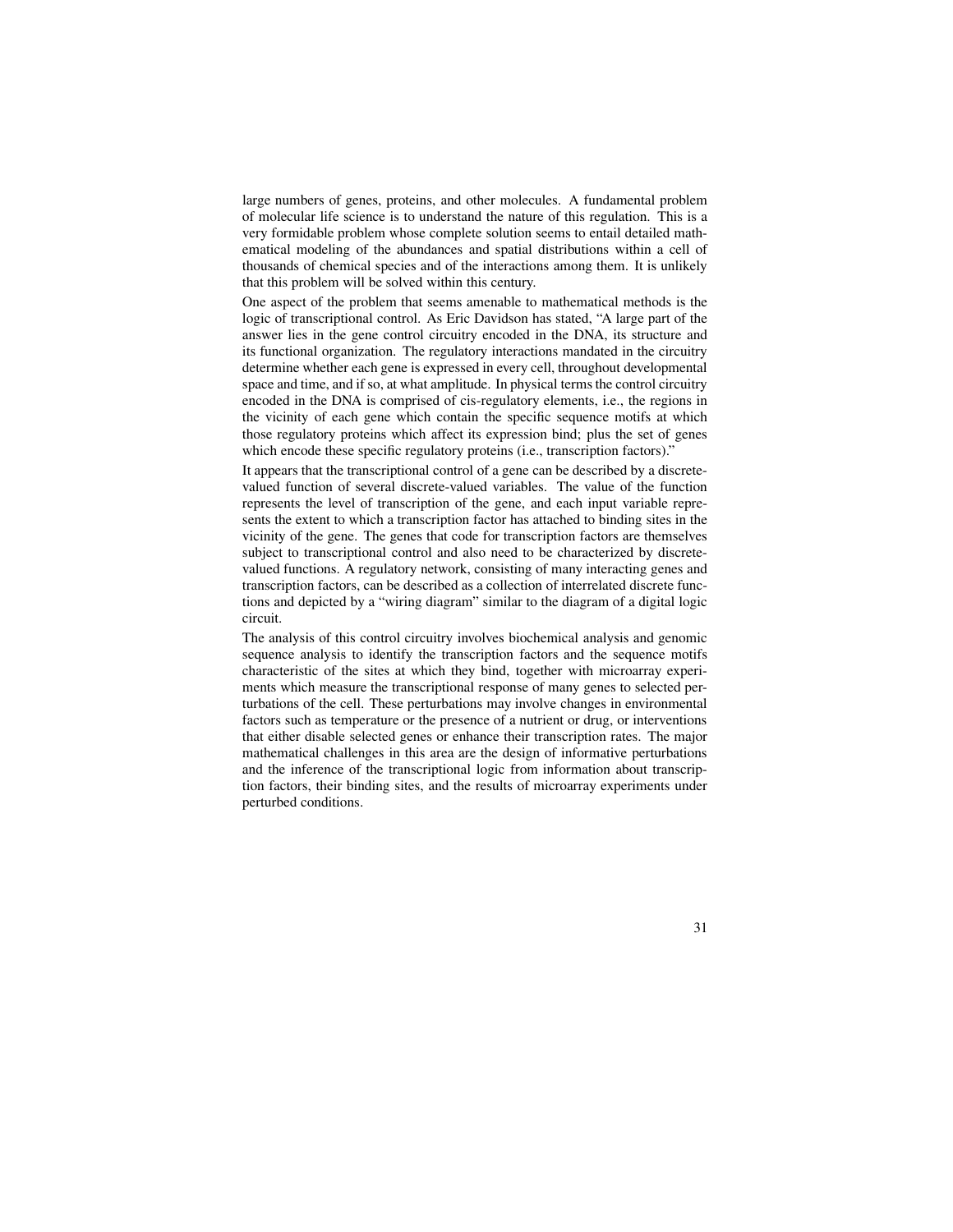large numbers of genes, proteins, and other molecules. A fundamental problem of molecular life science is to understand the nature of this regulation. This is a very formidable problem whose complete solution seems to entail detailed mathematical modeling of the abundances and spatial distributions within a cell of thousands of chemical species and of the interactions among them. It is unlikely that this problem will be solved within this century.

One aspect of the problem that seems amenable to mathematical methods is the logic of transcriptional control. As Eric Davidson has stated, "A large part of the answer lies in the gene control circuitry encoded in the DNA, its structure and its functional organization. The regulatory interactions mandated in the circuitry determine whether each gene is expressed in every cell, throughout developmental space and time, and if so, at what amplitude. In physical terms the control circuitry encoded in the DNA is comprised of cis-regulatory elements, i.e., the regions in the vicinity of each gene which contain the specific sequence motifs at which those regulatory proteins which affect its expression bind; plus the set of genes which encode these specific regulatory proteins (i.e., transcription factors)."

It appears that the transcriptional control of a gene can be described by a discrete-valued function of several discrete-valued variables. The value of the function represents the level of transcription of the gene, and each input variable represents the extent to which a transcription factor has attached to binding sites in the vicinity of the gene. The genes that code for transcription factors are themselves subject to transcriptional control and also need to be characterized by discrete-valued functions. A regulatory network, consisting of many interacting genes and transcription factors, can be described as a collection of interrelated discrete functions and depicted by a "wiring diagram" similar to the diagram of a digital logic circuit.

The analysis of this control circuitry involves biochemical analysis and genomic sequence analysis to identify the transcription factors and the sequence motifs characteristic of the sites at which they bind, together with microarray experiments which measure the transcriptional response of many genes to selected perturbations of the cell. These perturbations may involve changes in environmental factors such as temperature or the presence of a nutrient or drug, or interventions that either disable selected genes or enhance their transcription rates. The major mathematical challenges in this area are the design of informative perturbations and the inference of the transcriptional logic from information about transcription factors, their binding sites, and the results of microarray experiments under perturbed conditions.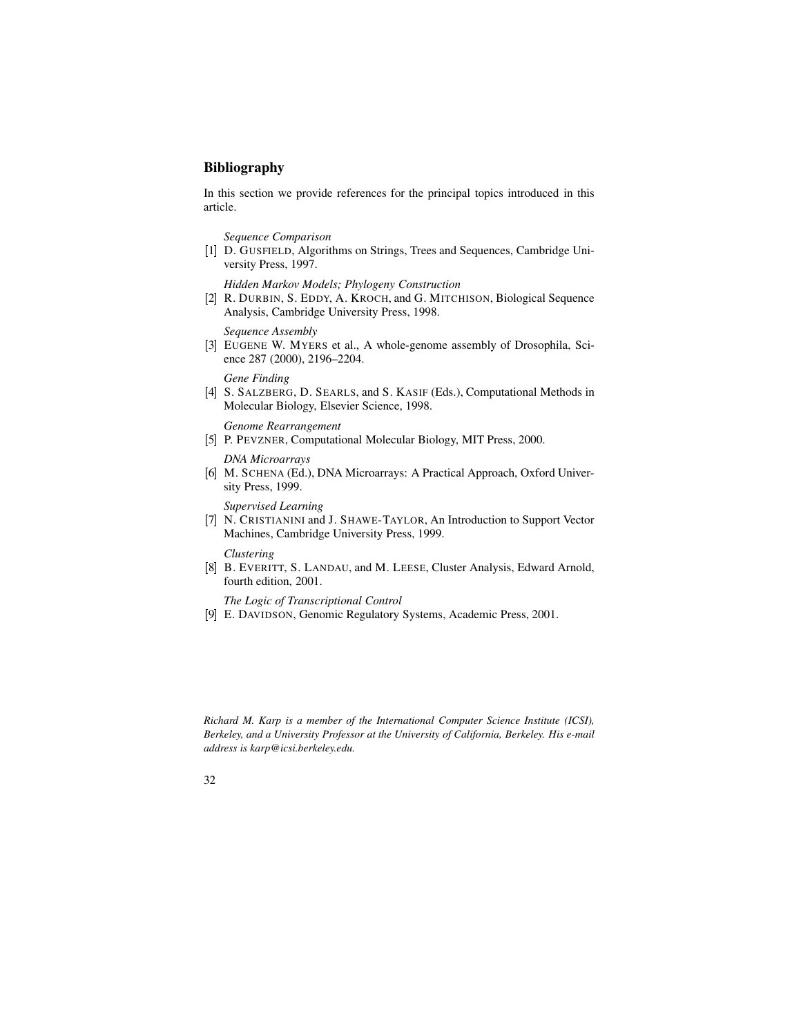## Bibliography

In this section we provide references for the principal topics introduced in this article.

*Sequence Comparison*

[1] D. GUSFIELD, Algorithms on Strings, Trees and Sequences, Cambridge University Press, 1997.

*Hidden Markov Models; Phylogeny Construction*

[2] R. DURBIN, S. EDDY, A. KROCH, and G. MITCHISON, Biological Sequence Analysis, Cambridge University Press, 1998.

*Sequence Assembly*

[3] EUGENE W. MYERS et al., A whole-genome assembly of Drosophila, Science 287 (2000), 2196–2204.

*Gene Finding*

[4] S. SALZBERG, D. SEARLS, and S. KASIF (Eds.), Computational Methods in Molecular Biology, Elsevier Science, 1998.

*Genome Rearrangement*

[5] P. PEVZNER, Computational Molecular Biology, MIT Press, 2000.

*DNA Microarrays*

[6] M. SCHENA (Ed.), DNA Microarrays: A Practical Approach, Oxford University Press, 1999.

*Supervised Learning*

[7] N. CRISTIANINI and J. SHAWE-TAYLOR, An Introduction to Support Vector Machines, Cambridge University Press, 1999.

*Clustering*

[8] B. EVERITT, S. LANDAU, and M. LEESE, Cluster Analysis, Edward Arnold, fourth edition, 2001.

*The Logic of Transcriptional Control*

[9] E. DAVIDSON, Genomic Regulatory Systems, Academic Press, 2001.

***Richard M. Karp is a member of the International Computer Science Institute (ICSI), Berkeley, and a University Professor at the University of California, Berkeley. His e-mail address is karp@icsi.berkeley.edu.***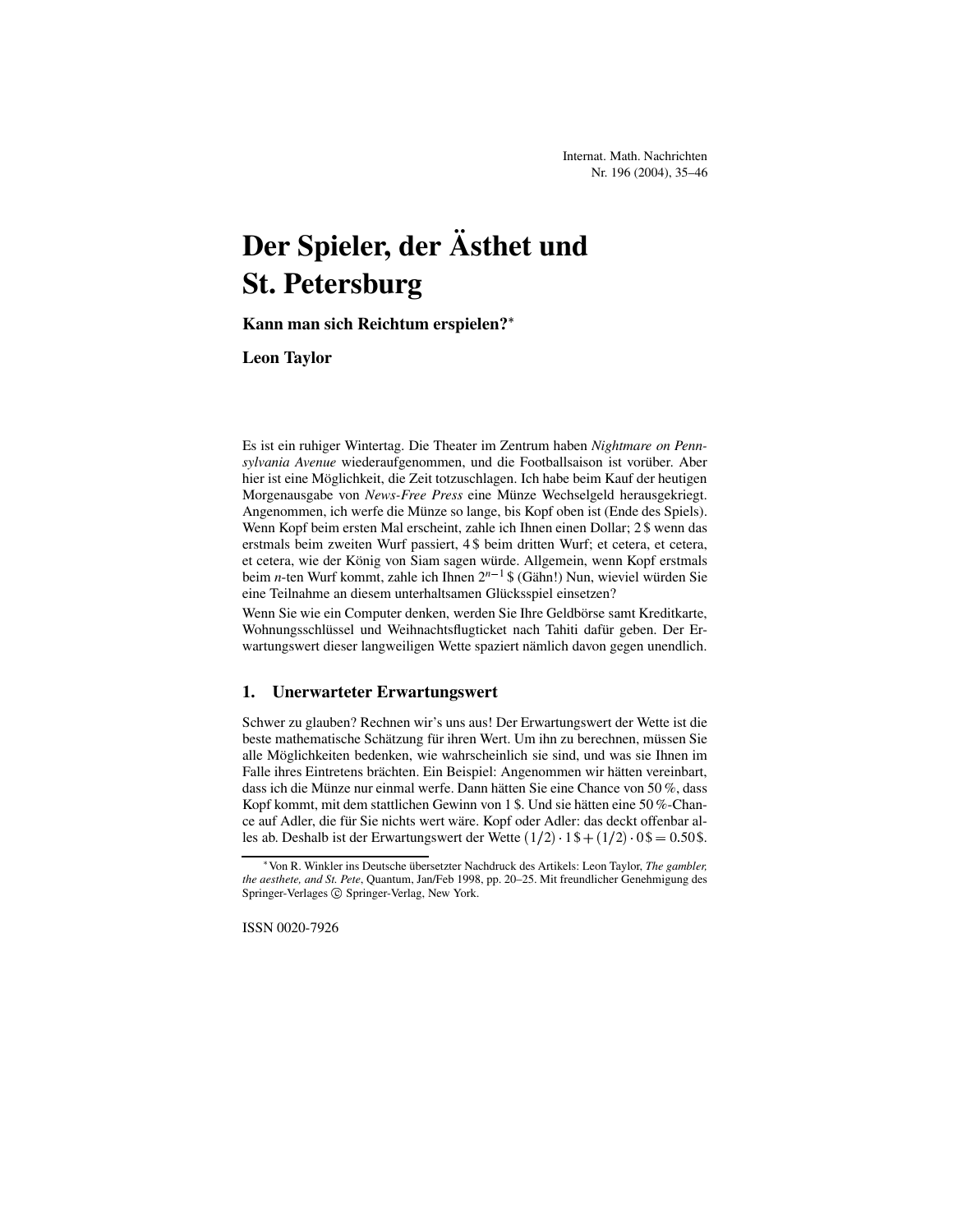# Der Spieler, der Ästhet und St. Petersburg

**Kann man sich Reichtum erspielen?***

**Leon Taylor**

Es ist ein ruhiger Wintertag. Die Theater im Zentrum haben *Nightmare on Pennsylvania Avenue* wiederaufgenommen, und die Footballsaison ist vorüber. Aber hier ist eine Möglichkeit, die Zeit totzuschlagen. Ich habe beim Kauf der heutigen Morgenausgabe von *News-Free Press* eine Münze Wechselgeld herausgekriegt. Angenommen, ich werfe die Münze so lange, bis Kopf oben ist (Ende des Spiels). Wenn Kopf beim ersten Mal erscheint, zahle ich Ihnen einen Dollar; 2 \$ wenn das erstmals beim zweiten Wurf passiert, 4 \$ beim dritten Wurf; et cetera, et cetera, et cetera, wie der König von Siam sagen würde. Allgemein, wenn Kopf erstmals beim $n$-ten Wurf kommt, zahle ich Ihnen $2^{n-1}$ \$ (Gähn!) Nun, wieviel würden Sie eine Teilnahme an diesem unterhaltsamen Glücksspiel einsetzen?

Wenn Sie wie ein Computer denken, werden Sie Ihre Geldbörse samt Kreditkarte, Wohnungsschlüssel und Weihnachtsflugticket nach Tahiti dafür geben. Der Erwartungswert dieser langweiligen Wette spaziert nämlich davon gegen unendlich.

## 1. Unerwarteter Erwartungswert

Schwer zu glauben? Rechnen wir's uns aus! Der Erwartungswert der Wette ist die beste mathematische Schätzung für ihren Wert. Um ihn zu berechnen, müssen Sie alle Möglichkeiten bedenken, wie wahrscheinlich sie sind, und was sie Ihnen im Falle ihres Eintretens brächten. Ein Beispiel: Angenommen wir hätten vereinbart, dass ich die Münze nur einmal werfe. Dann hätten Sie eine Chance von 50 %, dass Kopf kommt, mit dem stattlichen Gewinn von 1 \$. Und sie hätten eine 50 %-Chance auf Adler, die für Sie nichts wert wäre. Kopf oder Adler: das deckt offenbar alles ab. Deshalb ist der Erwartungswert der Wette $(1/2) \cdot 1\,\$ + (1/2) \cdot 0\,\$ = 0.50\,\$$.

*Von R. Winkler ins Deutsche übersetzter Nachdruck des Artikels: Leon Taylor, *The gambler, the aesthete, and St. Pete*, Quantum, Jan/Feb 1998, pp. 20–25. Mit freundlicher Genehmigung des Springer-Verlages © Springer-Verlag, New York.

ISSN 0020-7926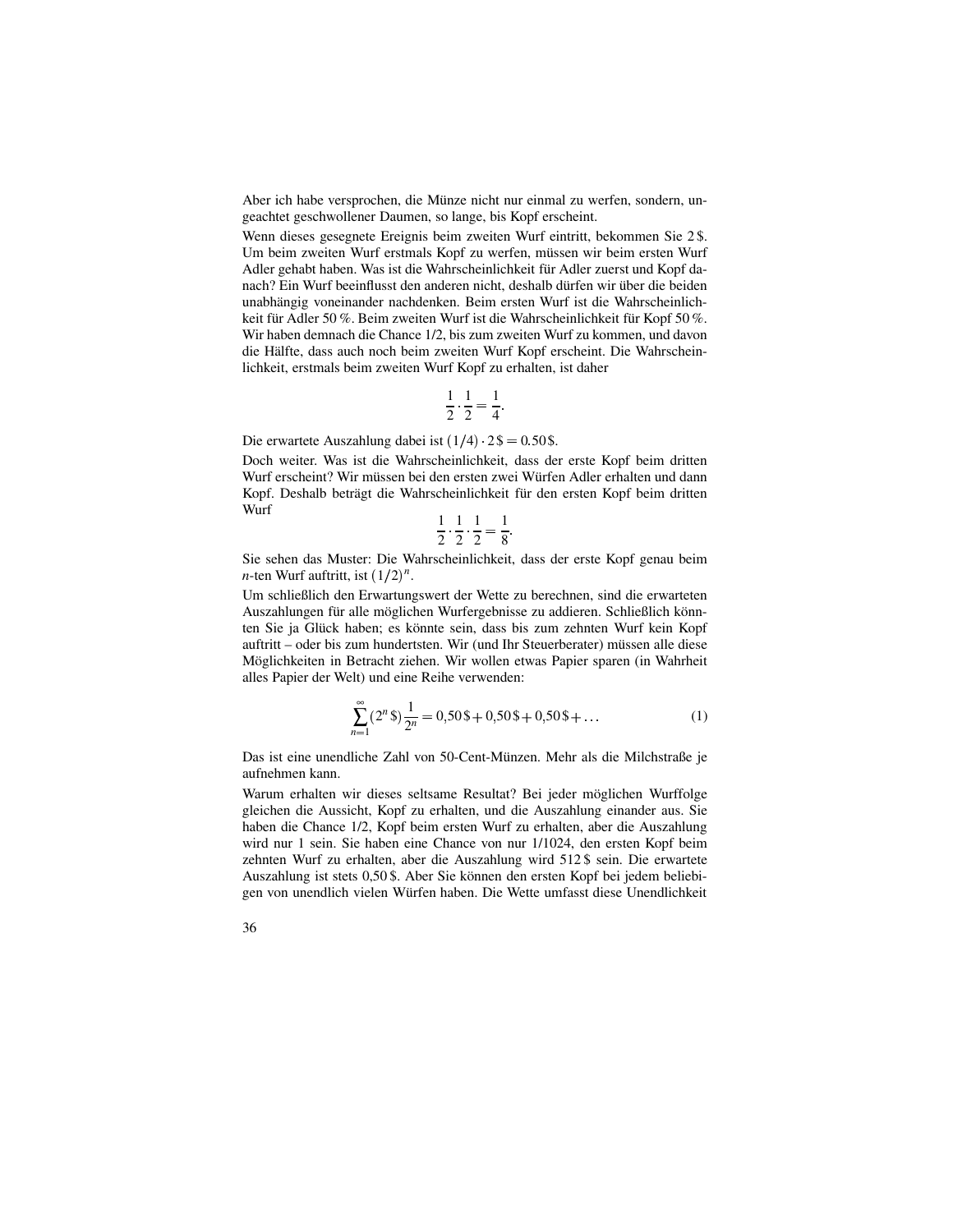Aber ich habe versprochen, die Münze nicht nur einmal zu werfen, sondern, ungeachtet geschwollener Daumen, so lange, bis Kopf erscheint.

Wenn dieses gesegnete Ereignis beim zweiten Wurf eintritt, bekommen Sie 2 \$. Um beim zweiten Wurf erstmals Kopf zu werfen, müssen wir beim ersten Wurf Adler gehabt haben. Was ist die Wahrscheinlichkeit für Adler zuerst und Kopf danach? Ein Wurf beeinflusst den anderen nicht, deshalb dürfen wir über die beiden unabhängig voneinander nachdenken. Beim ersten Wurf ist die Wahrscheinlichkeit für Adler 50 %. Beim zweiten Wurf ist die Wahrscheinlichkeit für Kopf 50 %. Wir haben demnach die Chance 1/2, bis zum zweiten Wurf zu kommen, und davon die Hälfte, dass auch noch beim zweiten Wurf Kopf erscheint. Die Wahrscheinlichkeit, erstmals beim zweiten Wurf Kopf zu erhalten, ist daher

$$\frac{1}{2} \cdot \frac{1}{2} = \frac{1}{4}.$$

Die erwartete Auszahlung dabei ist $(1/4) \cdot 2\,\$ = 0.50\,\$$.

Doch weiter. Was ist die Wahrscheinlichkeit, dass der erste Kopf beim dritten Wurf erscheint? Wir müssen bei den ersten zwei Würfen Adler erhalten und dann Kopf. Deshalb beträgt die Wahrscheinlichkeit für den ersten Kopf beim dritten Wurf

$$\frac{1}{2} \cdot \frac{1}{2} \cdot \frac{1}{2} = \frac{1}{8}.$$

Sie sehen das Muster: Die Wahrscheinlichkeit, dass der erste Kopf genau beim $n$-ten Wurf auftritt, ist $(1/2)^n$.

Um schließlich den Erwartungswert der Wette zu berechnen, sind die erwarteten Auszahlungen für alle möglichen Wurfergebnisse zu addieren. Schließlich könnten Sie ja Glück haben; es könnte sein, dass bis zum zehnten Wurf kein Kopf auftritt – oder bis zum hundertsten. Wir (und Ihr Steuerberater) müssen alle diese Möglichkeiten in Betracht ziehen. Wir wollen etwas Papier sparen (in Wahrheit alles Papier der Welt) und eine Reihe verwenden:

$$\sum_{n=1}^{\infty} (2^n\,\$)\frac{1}{2^n} = 0{,}50\,\$ + 0{,}50\,\$ + 0{,}50\,\$ + \ldots \tag{1}$$

Das ist eine unendliche Zahl von 50-Cent-Münzen. Mehr als die Milchstraße je aufnehmen kann.

Warum erhalten wir dieses seltsame Resultat? Bei jeder möglichen Wurffolge gleichen die Aussicht, Kopf zu erhalten, und die Auszahlung einander aus. Sie haben die Chance 1/2, Kopf beim ersten Wurf zu erhalten, aber die Auszahlung wird nur 1 sein. Sie haben eine Chance von nur 1/1024, den ersten Kopf beim zehnten Wurf zu erhalten, aber die Auszahlung wird 512 \$ sein. Die erwartete Auszahlung ist stets 0,50 \$. Aber Sie können den ersten Kopf bei jedem beliebigen von unendlich vielen Würfen haben. Die Wette umfasst diese Unendlichkeit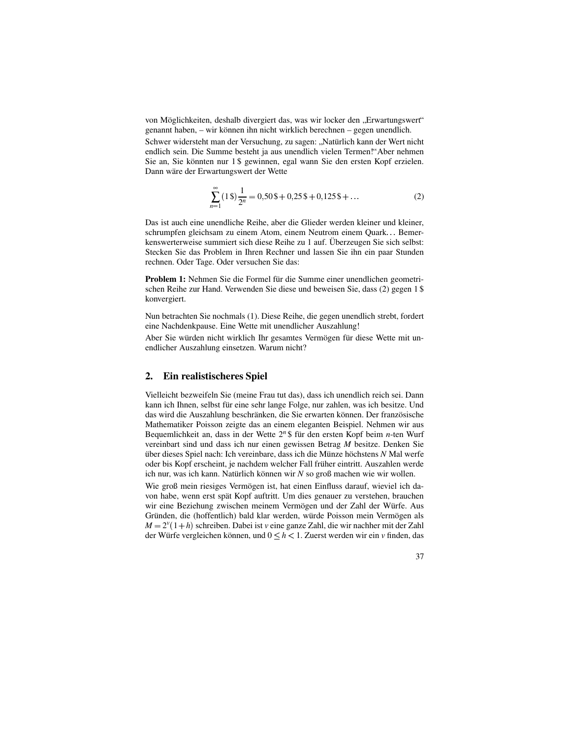von Möglichkeiten, deshalb divergiert das, was wir locker den „Erwartungswert“ genannt haben, – wir können ihn nicht wirklich berechnen – gegen unendlich.

Schwer widersteht man der Versuchung, zu sagen: „Natürlich kann der Wert nicht endlich sein. Die Summe besteht ja aus unendlich vielen Termen!“Aber nehmen Sie an, Sie könnten nur 1 \$ gewinnen, egal wann Sie den ersten Kopf erzielen. Dann wäre der Erwartungswert der Wette

$$\sum_{n=1}^{\infty} (1\,\$)\frac{1}{2^n} = 0{,}50\,\$ + 0{,}25\,\$ + 0{,}125\,\$ + \ldots \tag{2}$$

Das ist auch eine unendliche Reihe, aber die Glieder werden kleiner und kleiner, schrumpfen gleichsam zu einem Atom, einem Neutrom einem Quark… Bemerkenswerterweise summiert sich diese Reihe zu 1 auf. Überzeugen Sie sich selbst: Stecken Sie das Problem in Ihren Rechner und lassen Sie ihn ein paar Stunden rechnen. Oder Tage. Oder versuchen Sie das:

**Problem 1:** Nehmen Sie die Formel für die Summe einer unendlichen geometrischen Reihe zur Hand. Verwenden Sie diese und beweisen Sie, dass (2) gegen 1 \$ konvergiert.

Nun betrachten Sie nochmals (1). Diese Reihe, die gegen unendlich strebt, fordert eine Nachdenkpause. Eine Wette mit unendlicher Auszahlung!

Aber Sie würden nicht wirklich Ihr gesamtes Vermögen für diese Wette mit unendlicher Auszahlung einsetzen. Warum nicht?

## 2. Ein realistischeres Spiel

Vielleicht bezweifeln Sie (meine Frau tut das), dass ich unendlich reich sei. Dann kann ich Ihnen, selbst für eine sehr lange Folge, nur zahlen, was ich besitze. Und das wird die Auszahlung beschränken, die Sie erwarten können. Der französische Mathematiker Poisson zeigte das an einem eleganten Beispiel. Nehmen wir aus Bequemlichkeit an, dass in der Wette $2^n$ \$ für den ersten Kopf beim $n$-ten Wurf vereinbart sind und dass ich nur einen gewissen Betrag $M$ besitze. Denken Sie über dieses Spiel nach: Ich vereinbare, dass ich die Münze höchstens $N$ Mal werfe oder bis Kopf erscheint, je nachdem welcher Fall früher eintritt. Auszahlen werde ich nur, was ich kann. Natürlich können wir $N$ so groß machen wie wir wollen.

Wie groß mein riesiges Vermögen ist, hat einen Einfluss darauf, wieviel ich davon habe, wenn erst spät Kopf auftritt. Um dies genauer zu verstehen, brauchen wir eine Beziehung zwischen meinem Vermögen und der Zahl der Würfe. Aus Gründen, die (hoffentlich) bald klar werden, würde Poisson mein Vermögen als $M = 2^v(1+h)$ schreiben. Dabei ist $v$ eine ganze Zahl, die wir nachher mit der Zahl der Würfe vergleichen können, und $0 \leq h < 1$. Zuerst werden wir ein $v$ finden, das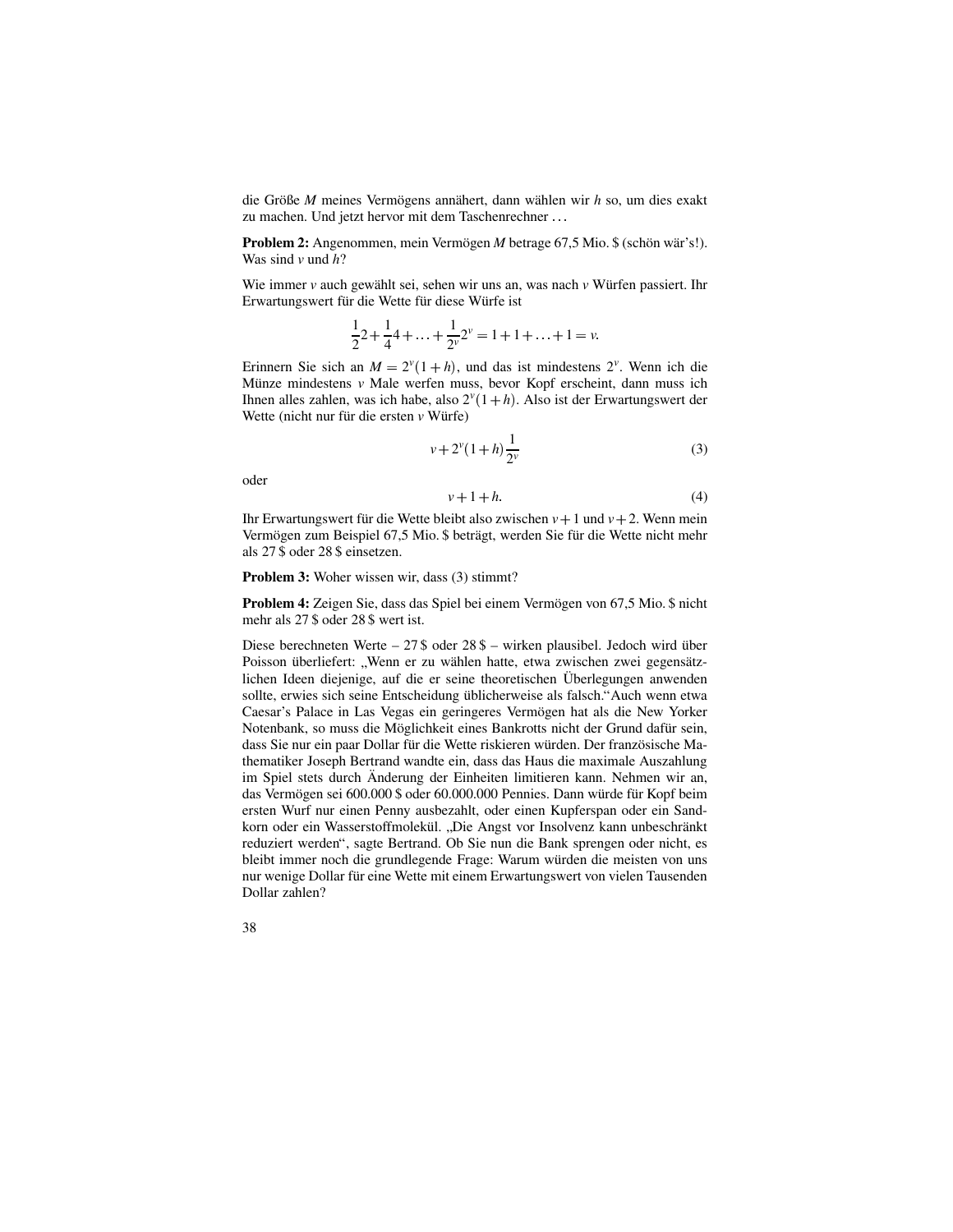die Größe $M$ meines Vermögens annähert, dann wählen wir $h$ so, um dies exakt zu machen. Und jetzt hervor mit dem Taschenrechner ...

**Problem 2:** Angenommen, mein Vermögen $M$ betrage 67,5 Mio. $ (schön wär's!). Was sind $v$ und $h$?

Wie immer $v$ auch gewählt sei, sehen wir uns an, was nach $v$ Würfen passiert. Ihr Erwartungswert für die Wette für diese Würfe ist

$$\frac{1}{2}2 + \frac{1}{4}4 + \ldots + \frac{1}{2^v}2^v = 1 + 1 + \ldots + 1 = v.$$

Erinnern Sie sich an $M = 2^v(1+h)$, und das ist mindestens $2^v$. Wenn ich die Münze mindestens $v$ Male werfen muss, bevor Kopf erscheint, dann muss ich Ihnen alles zahlen, was ich habe, also $2^v(1+h)$. Also ist der Erwartungswert der Wette (nicht nur für die ersten $v$ Würfe)

$$v + 2^v(1+h)\frac{1}{2^v} \tag{3}$$

oder

$$v + 1 + h. \tag{4}$$

Ihr Erwartungswert für die Wette bleibt also zwischen $v+1$ und $v+2$. Wenn mein Vermögen zum Beispiel 67,5 Mio. $ beträgt, werden Sie für die Wette nicht mehr als 27 $ oder 28 $ einsetzen.

**Problem 3:** Woher wissen wir, dass (3) stimmt?

**Problem 4:** Zeigen Sie, dass das Spiel bei einem Vermögen von 67,5 Mio. $ nicht mehr als 27 $ oder 28 $ wert ist.

Diese berechneten Werte – 27 $ oder 28 $ – wirken plausibel. Jedoch wird über Poisson überliefert: „Wenn er zu wählen hatte, etwa zwischen zwei gegensätzlichen Ideen diejenige, auf die er seine theoretischen Überlegungen anwenden sollte, erwies sich seine Entscheidung üblicherweise als falsch." Auch wenn etwa Caesar's Palace in Las Vegas ein geringeres Vermögen hat als die New Yorker Notenbank, so muss die Möglichkeit eines Bankrotts nicht der Grund dafür sein, dass Sie nur ein paar Dollar für die Wette riskieren würden. Der französische Mathematiker Joseph Bertrand wandte ein, dass das Haus die maximale Auszahlung im Spiel stets durch Änderung der Einheiten limitieren kann. Nehmen wir an, das Vermögen sei 600.000 $ oder 60.000.000 Pennies. Dann würde für Kopf beim ersten Wurf nur einen Penny ausbezahlt, oder einen Kupferspan oder ein Sandkorn oder ein Wasserstoffmolekül. „Die Angst vor Insolvenz kann unbeschränkt reduziert werden", sagte Bertrand. Ob Sie nun die Bank sprengen oder nicht, es bleibt immer noch die grundlegende Frage: Warum würden die meisten von uns nur wenige Dollar für eine Wette mit einem Erwartungswert von vielen Tausenden Dollar zahlen?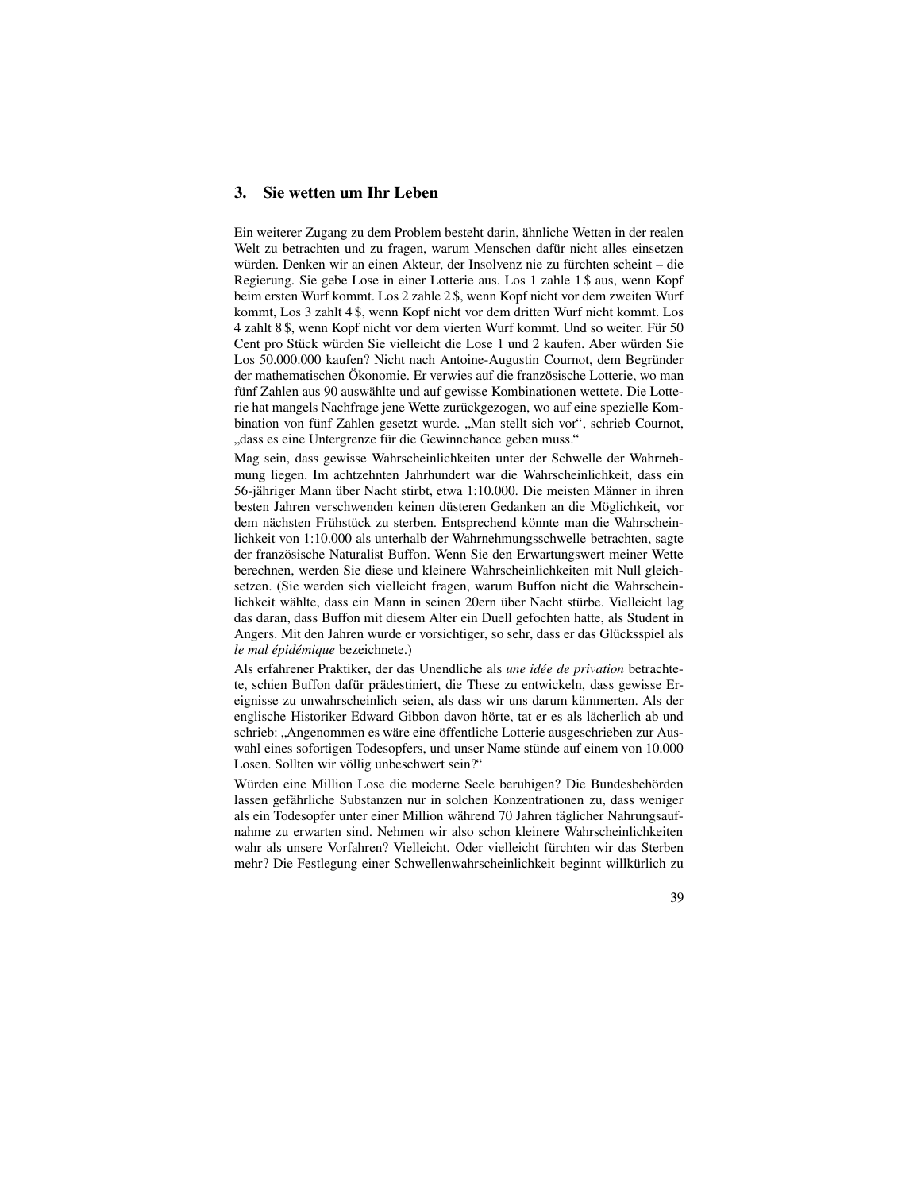## 3. Sie wetten um Ihr Leben

Ein weiterer Zugang zu dem Problem besteht darin, ähnliche Wetten in der realen Welt zu betrachten und zu fragen, warum Menschen dafür nicht alles einsetzen würden. Denken wir an einen Akteur, der Insolvenz nie zu fürchten scheint – die Regierung. Sie gebe Lose in einer Lotterie aus. Los 1 zahle 1 $ aus, wenn Kopf beim ersten Wurf kommt. Los 2 zahle 2 $, wenn Kopf nicht vor dem zweiten Wurf kommt, Los 3 zahlt 4 $, wenn Kopf nicht vor dem dritten Wurf nicht kommt. Los 4 zahlt 8 $, wenn Kopf nicht vor dem vierten Wurf kommt. Und so weiter. Für 50 Cent pro Stück würden Sie vielleicht die Lose 1 und 2 kaufen. Aber würden Sie Los 50.000.000 kaufen? Nicht nach Antoine-Augustin Cournot, dem Begründer der mathematischen Ökonomie. Er verwies auf die französische Lotterie, wo man fünf Zahlen aus 90 auswählte und auf gewisse Kombinationen wettete. Die Lotterie hat mangels Nachfrage jene Wette zurückgezogen, wo auf eine spezielle Kombination von fünf Zahlen gesetzt wurde. „Man stellt sich vor“, schrieb Cournot, „dass es eine Untergrenze für die Gewinnchance geben muss.“

Mag sein, dass gewisse Wahrscheinlichkeiten unter der Schwelle der Wahrnehmung liegen. Im achtzehnten Jahrhundert war die Wahrscheinlichkeit, dass ein 56-jähriger Mann über Nacht stirbt, etwa 1:10.000. Die meisten Männer in ihren besten Jahren verschwenden keinen düsteren Gedanken an die Möglichkeit, vor dem nächsten Frühstück zu sterben. Entsprechend könnte man die Wahrscheinlichkeit von 1:10.000 als unterhalb der Wahrnehmungsschwelle betrachten, sagte der französische Naturalist Buffon. Wenn Sie den Erwartungswert meiner Wette berechnen, werden Sie diese und kleinere Wahrscheinlichkeiten mit Null gleichsetzen. (Sie werden sich vielleicht fragen, warum Buffon nicht die Wahrscheinlichkeit wählte, dass ein Mann in seinen 20ern über Nacht stürbe. Vielleicht lag das daran, dass Buffon mit diesem Alter ein Duell gefochten hatte, als Student in Angers. Mit den Jahren wurde er vorsichtiger, so sehr, dass er das Glücksspiel als *le mal épidémique* bezeichnete.)

Als erfahrener Praktiker, der das Unendliche als *une idée de privation* betrachtete, schien Buffon dafür prädestiniert, die These zu entwickeln, dass gewisse Ereignisse zu unwahrscheinlich seien, als dass wir uns darum kümmerten. Als der englische Historiker Edward Gibbon davon hörte, tat er es als lächerlich ab und schrieb: „Angenommen es wäre eine öffentliche Lotterie ausgeschrieben zur Auswahl eines sofortigen Todesopfers, und unser Name stünde auf einem von 10.000 Losen. Sollten wir völlig unbeschwert sein?“

Würden eine Million Lose die moderne Seele beruhigen? Die Bundesbehörden lassen gefährliche Substanzen nur in solchen Konzentrationen zu, dass weniger als ein Todesopfer unter einer Million während 70 Jahren täglicher Nahrungsaufnahme zu erwarten sind. Nehmen wir also schon kleinere Wahrscheinlichkeiten wahr als unsere Vorfahren? Vielleicht. Oder vielleicht fürchten wir das Sterben mehr? Die Festlegung einer Schwellenwahrscheinlichkeit beginnt willkürlich zu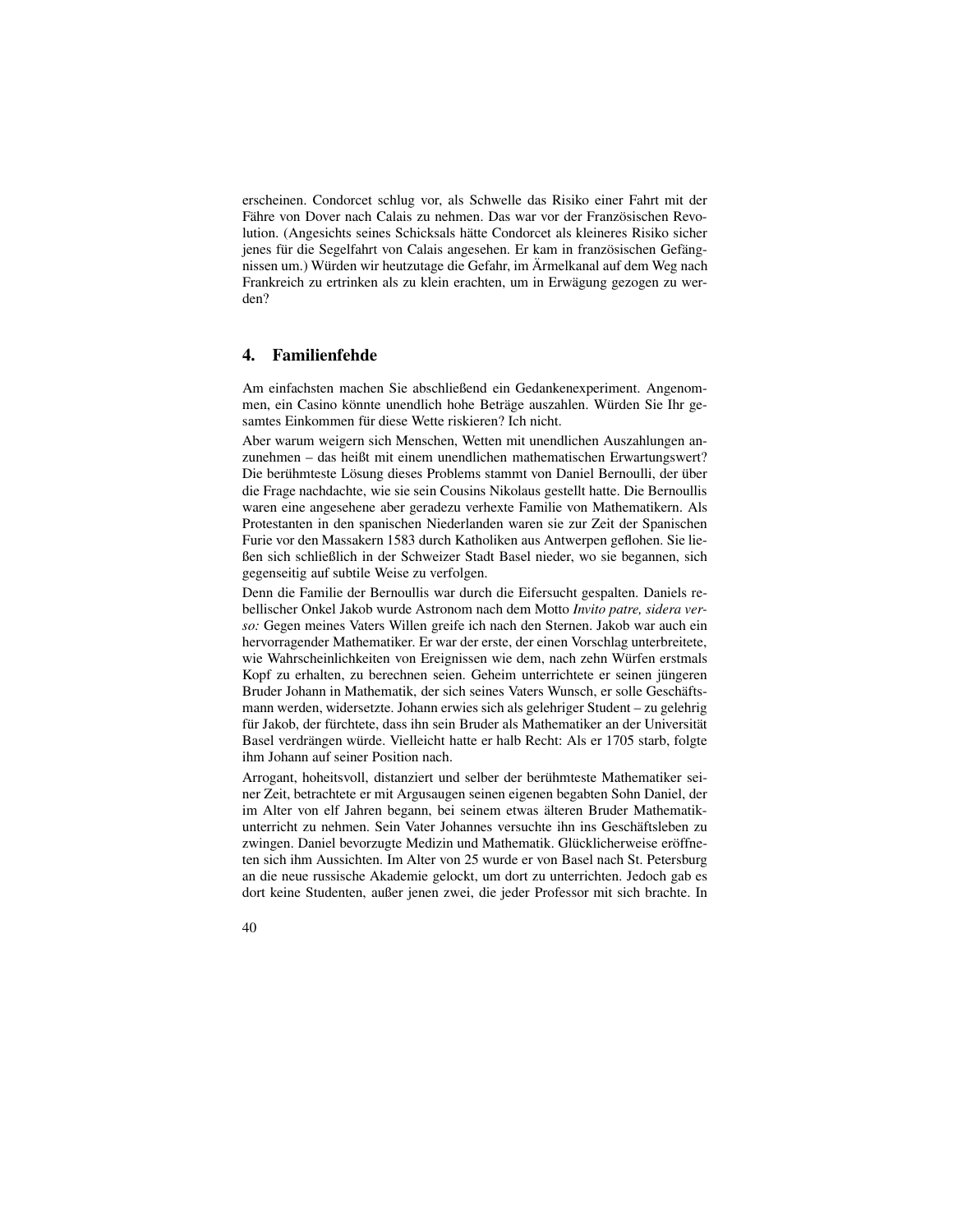erscheinen. Condorcet schlug vor, als Schwelle das Risiko einer Fahrt mit der Fähre von Dover nach Calais zu nehmen. Das war vor der Französischen Revolution. (Angesichts seines Schicksals hätte Condorcet als kleineres Risiko sicher jenes für die Segelfahrt von Calais angesehen. Er kam in französischen Gefängnissen um.) Würden wir heutzutage die Gefahr, im Ärmelkanal auf dem Weg nach Frankreich zu ertrinken als zu klein erachten, um in Erwägung gezogen zu werden?

## 4. Familienfehde

Am einfachsten machen Sie abschließend ein Gedankenexperiment. Angenommen, ein Casino könnte unendlich hohe Beträge auszahlen. Würden Sie Ihr gesamtes Einkommen für diese Wette riskieren? Ich nicht.

Aber warum weigern sich Menschen, Wetten mit unendlichen Auszahlungen anzunehmen – das heißt mit einem unendlichen mathematischen Erwartungswert? Die berühmteste Lösung dieses Problems stammt von Daniel Bernoulli, der über die Frage nachdachte, wie sie sein Cousins Nikolaus gestellt hatte. Die Bernoullis waren eine angesehene aber geradezu verhexte Familie von Mathematikern. Als Protestanten in den spanischen Niederlanden waren sie zur Zeit der Spanischen Furie vor den Massakern 1583 durch Katholiken aus Antwerpen geflohen. Sie ließen sich schließlich in der Schweizer Stadt Basel nieder, wo sie begannen, sich gegenseitig auf subtile Weise zu verfolgen.

Denn die Familie der Bernoullis war durch die Eifersucht gespalten. Daniels rebellischer Onkel Jakob wurde Astronom nach dem Motto *Invito patre, sidera verso:* Gegen meines Vaters Willen greife ich nach den Sternen. Jakob war auch ein hervorragender Mathematiker. Er war der erste, der einen Vorschlag unterbreitete, wie Wahrscheinlichkeiten von Ereignissen wie dem, nach zehn Würfen erstmals Kopf zu erhalten, zu berechnen seien. Geheim unterrichtete er seinen jüngeren Bruder Johann in Mathematik, der sich seines Vaters Wunsch, er solle Geschäftsmann werden, widersetzte. Johann erwies sich als gelehriger Student – zu gelehrig für Jakob, der fürchtete, dass ihn sein Bruder als Mathematiker an der Universität Basel verdrängen würde. Vielleicht hatte er halb Recht: Als er 1705 starb, folgte ihm Johann auf seiner Position nach.

Arrogant, hoheitsvoll, distanziert und selber der berühmteste Mathematiker seiner Zeit, betrachtete er mit Argusaugen seinen eigenen begabten Sohn Daniel, der im Alter von elf Jahren begann, bei seinem etwas älteren Bruder Mathematikunterricht zu nehmen. Sein Vater Johannes versuchte ihn ins Geschäftsleben zu zwingen. Daniel bevorzugte Medizin und Mathematik. Glücklicherweise eröffneten sich ihm Aussichten. Im Alter von 25 wurde er von Basel nach St. Petersburg an die neue russische Akademie gelockt, um dort zu unterrichten. Jedoch gab es dort keine Studenten, außer jenen zwei, die jeder Professor mit sich brachte. In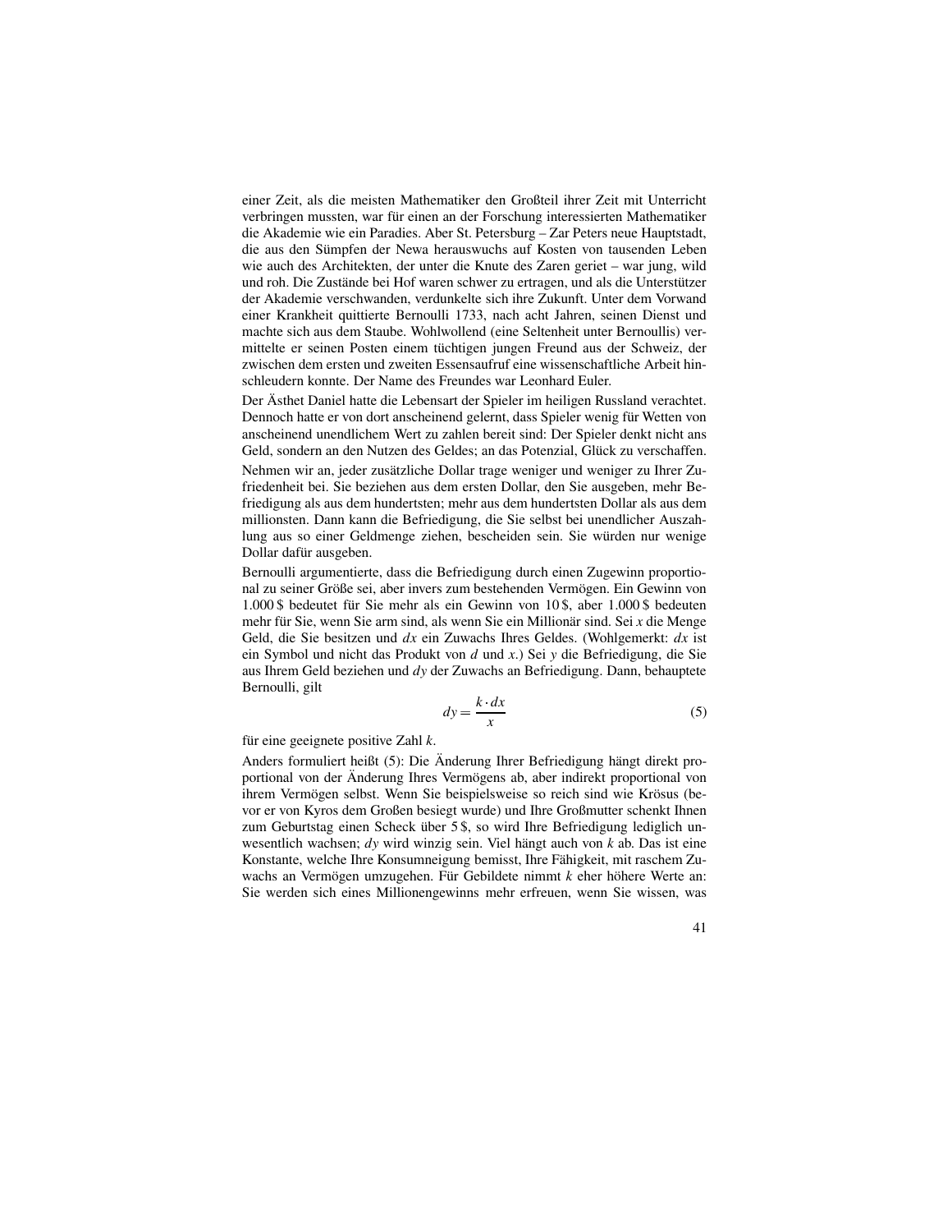einer Zeit, als die meisten Mathematiker den Großteil ihrer Zeit mit Unterricht verbringen mussten, war für einen an der Forschung interessierten Mathematiker die Akademie wie ein Paradies. Aber St. Petersburg – Zar Peters neue Hauptstadt, die aus den Sümpfen der Newa herauswuchs auf Kosten von tausenden Leben wie auch des Architekten, der unter die Knute des Zaren geriet – war jung, wild und roh. Die Zustände bei Hof waren schwer zu ertragen, und als die Unterstützer der Akademie verschwanden, verdunkelte sich ihre Zukunft. Unter dem Vorwand einer Krankheit quittierte Bernoulli 1733, nach acht Jahren, seinen Dienst und machte sich aus dem Staube. Wohlwollend (eine Seltenheit unter Bernoullis) vermittelte er seinen Posten einem tüchtigen jungen Freund aus der Schweiz, der zwischen dem ersten und zweiten Essensaufruf eine wissenschaftliche Arbeit hinschleudern konnte. Der Name des Freundes war Leonhard Euler.

Der Ästhet Daniel hatte die Lebensart der Spieler im heiligen Russland verachtet. Dennoch hatte er von dort anscheinend gelernt, dass Spieler wenig für Wetten von anscheinend unendlichem Wert zu zahlen bereit sind: Der Spieler denkt nicht ans Geld, sondern an den Nutzen des Geldes; an das Potenzial, Glück zu verschaffen.

Nehmen wir an, jeder zusätzliche Dollar trage weniger und weniger zu Ihrer Zufriedenheit bei. Sie beziehen aus dem ersten Dollar, den Sie ausgeben, mehr Befriedigung als aus dem hundertsten; mehr aus dem hundertsten Dollar als aus dem millionsten. Dann kann die Befriedigung, die Sie selbst bei unendlicher Auszahlung aus so einer Geldmenge ziehen, bescheiden sein. Sie würden nur wenige Dollar dafür ausgeben.

Bernoulli argumentierte, dass die Befriedigung durch einen Zugewinn proportional zu seiner Größe sei, aber invers zum bestehenden Vermögen. Ein Gewinn von 1.000 $ bedeutet für Sie mehr als ein Gewinn von 10 $, aber 1.000 $ bedeuten mehr für Sie, wenn Sie arm sind, als wenn Sie ein Millionär sind. Sei $x$ die Menge Geld, die Sie besitzen und $dx$ ein Zuwachs Ihres Geldes. (Wohlgemerkt: $dx$ ist ein Symbol und nicht das Produkt von $d$ und $x$.) Sei $y$ die Befriedigung, die Sie aus Ihrem Geld beziehen und $dy$ der Zuwachs an Befriedigung. Dann, behauptete Bernoulli, gilt

$$dy = \frac{k \cdot dx}{x} \tag{5}$$

für eine geeignete positive Zahl $k$.

Anders formuliert heißt (5): Die Änderung Ihrer Befriedigung hängt direkt proportional von der Änderung Ihres Vermögens ab, aber indirekt proportional von ihrem Vermögen selbst. Wenn Sie beispielsweise so reich sind wie Krösus (bevor er von Kyros dem Großen besiegt wurde) und Ihre Großmutter schenkt Ihnen zum Geburtstag einen Scheck über 5 $, so wird Ihre Befriedigung lediglich unwesentlich wachsen; $dy$ wird winzig sein. Viel hängt auch von $k$ ab. Das ist eine Konstante, welche Ihre Konsumneigung bemisst, Ihre Fähigkeit, mit raschem Zuwachs an Vermögen umzugehen. Für Gebildete nimmt $k$ eher höhere Werte an: Sie werden sich eines Millionengewinns mehr erfreuen, wenn Sie wissen, was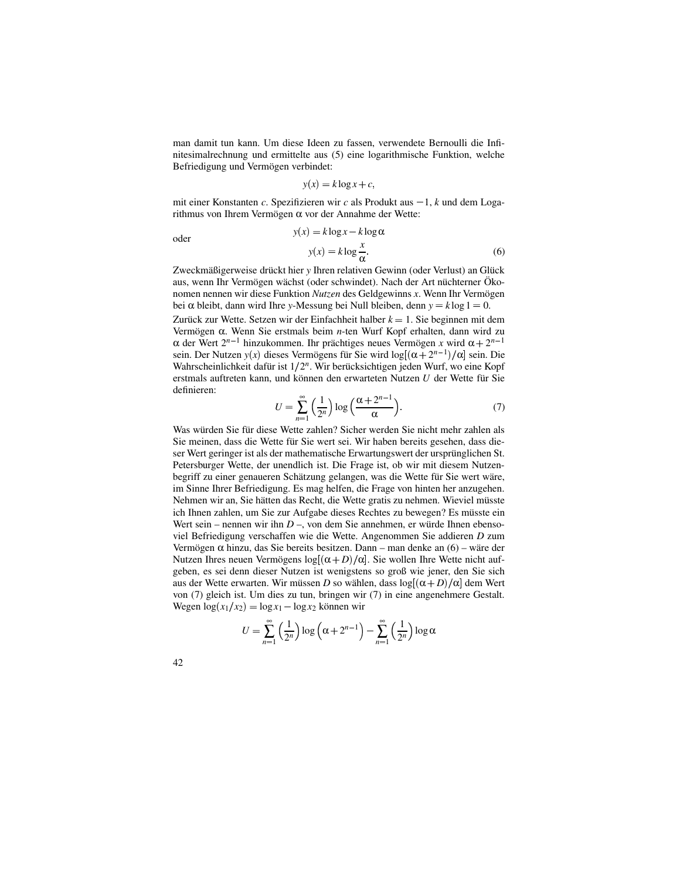man damit tun kann. Um diese Ideen zu fassen, verwendete Bernoulli die Infinitesimalrechnung und ermittelte aus (5) eine logarithmische Funktion, welche Befriedigung und Vermögen verbindet:

$$y(x) = k \log x + c,$$

mit einer Konstanten $c$. Spezifizieren wir $c$ als Produkt aus $-1$, $k$ und dem Logarithmus von Ihrem Vermögen $\alpha$ vor der Annahme der Wette:

$$y(x) = k \log x - k \log \alpha$$

oder

$$y(x) = k \log \frac{x}{\alpha}. \tag{6}$$

Zweckmäßigerweise drückt hier $y$ Ihren relativen Gewinn (oder Verlust) an Glück aus, wenn Ihr Vermögen wächst (oder schwindet). Nach der Art nüchterner Ökonomen nennen wir diese Funktion *Nutzen* des Geldgewinns $x$. Wenn Ihr Vermögen bei $\alpha$ bleibt, dann wird Ihre $y$-Messung bei Null bleiben, denn $y = k \log 1 = 0$.

Zurück zur Wette. Setzen wir der Einfachheit halber $k = 1$. Sie beginnen mit dem Vermögen $\alpha$. Wenn Sie erstmals beim $n$-ten Wurf Kopf erhalten, dann wird zu $\alpha$ der Wert $2^{n-1}$ hinzukommen. Ihr prächtiges neues Vermögen $x$ wird $\alpha + 2^{n-1}$ sein. Der Nutzen $y(x)$ dieses Vermögens für Sie wird $\log[(\alpha + 2^{n-1})/\alpha]$ sein. Die Wahrscheinlichkeit dafür ist $1/2^n$. Wir berücksichtigen jeden Wurf, wo eine Kopf erstmals auftreten kann, und können den erwarteten Nutzen $U$ der Wette für Sie definieren:

$$U = \sum_{n=1}^{\infty} \left(\frac{1}{2^n}\right) \log\left(\frac{\alpha + 2^{n-1}}{\alpha}\right). \tag{7}$$

Was würden Sie für diese Wette zahlen? Sicher werden Sie nicht mehr zahlen als Sie meinen, dass die Wette für Sie wert sei. Wir haben bereits gesehen, dass dieser Wert geringer ist als der mathematische Erwartungswert der ursprünglichen St. Petersburger Wette, der unendlich ist. Die Frage ist, ob wir mit diesem Nutzenbegriff zu einer genaueren Schätzung gelangen, was die Wette für Sie wert wäre, im Sinne Ihrer Befriedigung. Es mag helfen, die Frage von hinten her anzugehen. Nehmen wir an, Sie hätten das Recht, die Wette gratis zu nehmen. Wieviel müsste ich Ihnen zahlen, um Sie zur Aufgabe dieses Rechtes zu bewegen? Es müsste ein Wert sein – nennen wir ihn $D$ –, von dem Sie annehmen, er würde Ihnen ebensoviel Befriedigung verschaffen wie die Wette. Angenommen Sie addieren $D$ zum Vermögen $\alpha$ hinzu, das Sie bereits besitzen. Dann – man denke an (6) – wäre der Nutzen Ihres neuen Vermögens $\log[(\alpha + D)/\alpha]$. Sie wollen Ihre Wette nicht aufgeben, es sei denn dieser Nutzen ist wenigstens so groß wie jener, den Sie sich aus der Wette erwarten. Wir müssen $D$ so wählen, dass $\log[(\alpha + D)/\alpha]$ dem Wert von (7) gleich ist. Um dies zu tun, bringen wir (7) in eine angenehmere Gestalt. Wegen $\log(x_1/x_2) = \log x_1 - \log x_2$ können wir

$$U = \sum_{n=1}^{\infty} \left(\frac{1}{2^n}\right) \log\left(\alpha + 2^{n-1}\right) - \sum_{n=1}^{\infty} \left(\frac{1}{2^n}\right) \log \alpha$$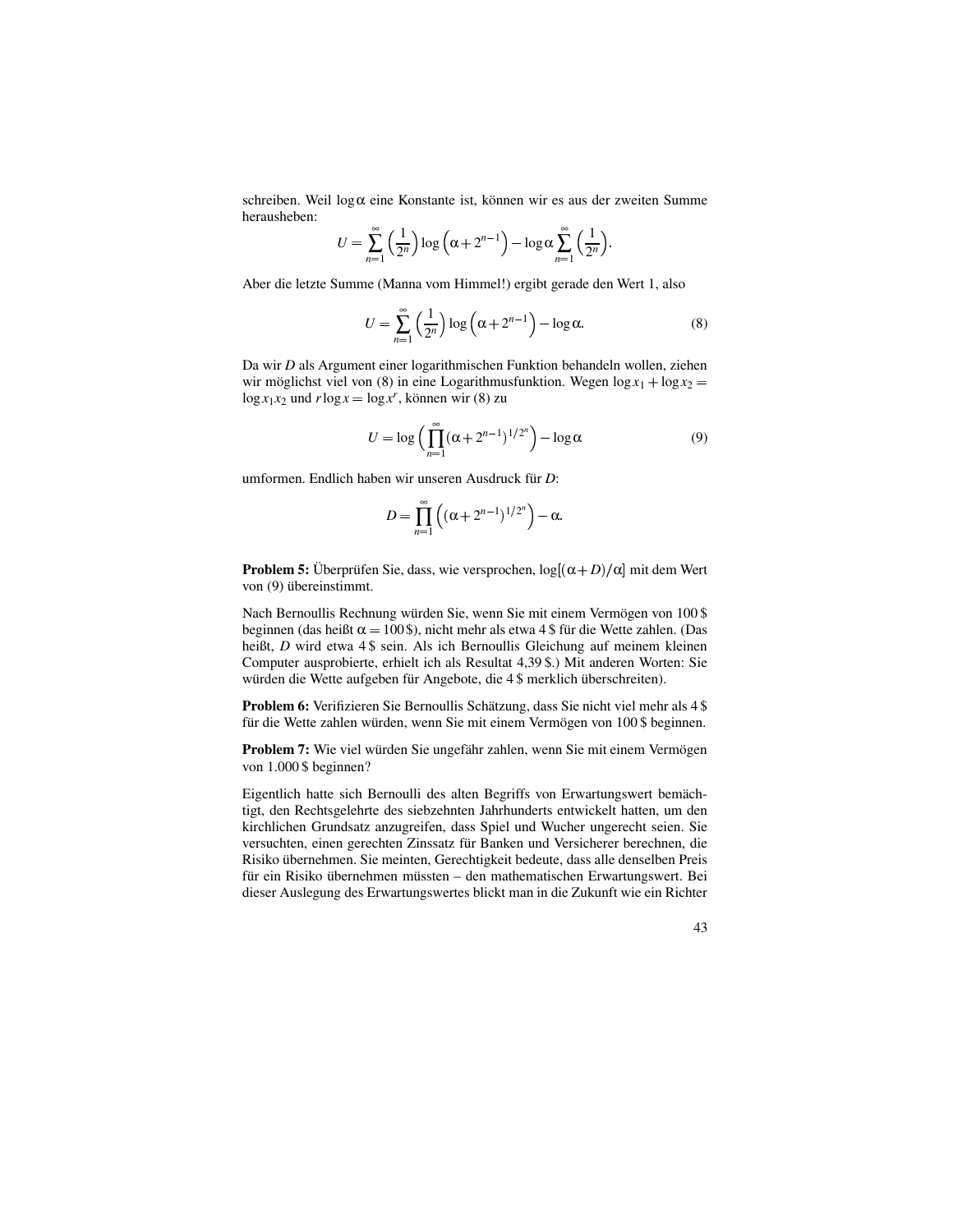schreiben. Weil $\log \alpha$ eine Konstante ist, können wir es aus der zweiten Summe herausheben:

$$U = \sum_{n=1}^{\infty} \left(\frac{1}{2^n}\right) \log\left(\alpha + 2^{n-1}\right) - \log \alpha \sum_{n=1}^{\infty} \left(\frac{1}{2^n}\right).$$

Aber die letzte Summe (Manna vom Himmel!) ergibt gerade den Wert 1, also

$$U = \sum_{n=1}^{\infty} \left(\frac{1}{2^n}\right) \log\left(\alpha + 2^{n-1}\right) - \log \alpha. \tag{8}$$

Da wir $D$ als Argument einer logarithmischen Funktion behandeln wollen, ziehen wir möglichst viel von (8) in eine Logarithmusfunktion. Wegen $\log x_1 + \log x_2 = \log x_1 x_2$ und $r \log x = \log x^r$, können wir (8) zu

$$U = \log\left(\prod_{n=1}^{\infty} (\alpha + 2^{n-1})^{1/2^n}\right) - \log \alpha \tag{9}$$

umformen. Endlich haben wir unseren Ausdruck für $D$:

$$D = \prod_{n=1}^{\infty} \left((\alpha + 2^{n-1})^{1/2^n}\right) - \alpha.$$

**Problem 5:** Überprüfen Sie, dass, wie versprochen, $\log[(\alpha + D)/\alpha]$ mit dem Wert von (9) übereinstimmt.

Nach Bernoullis Rechnung würden Sie, wenn Sie mit einem Vermögen von 100 $ beginnen (das heißt $\alpha = 100$ $), nicht mehr als etwa 4 $ für die Wette zahlen. (Das heißt, $D$ wird etwa 4 $ sein. Als ich Bernoullis Gleichung auf meinem kleinen Computer ausprobierte, erhielt ich als Resultat 4,39 $.) Mit anderen Worten: Sie würden die Wette aufgeben für Angebote, die 4 $ merklich überschreiten).

**Problem 6:** Verifizieren Sie Bernoullis Schätzung, dass Sie nicht viel mehr als 4 $ für die Wette zahlen würden, wenn Sie mit einem Vermögen von 100 $ beginnen.

**Problem 7:** Wie viel würden Sie ungefähr zahlen, wenn Sie mit einem Vermögen von 1.000 $ beginnen?

Eigentlich hatte sich Bernoulli des alten Begriffs von Erwartungswert bemächtigt, den Rechtsgelehrte des siebzehnten Jahrhunderts entwickelt hatten, um den kirchlichen Grundsatz anzugreifen, dass Spiel und Wucher ungerecht seien. Sie versuchten, einen gerechten Zinssatz für Banken und Versicherer berechnen, die Risiko übernehmen. Sie meinten, Gerechtigkeit bedeute, dass alle denselben Preis für ein Risiko übernehmen müssten – den mathematischen Erwartungswert. Bei dieser Auslegung des Erwartungswertes blickt man in die Zukunft wie ein Richter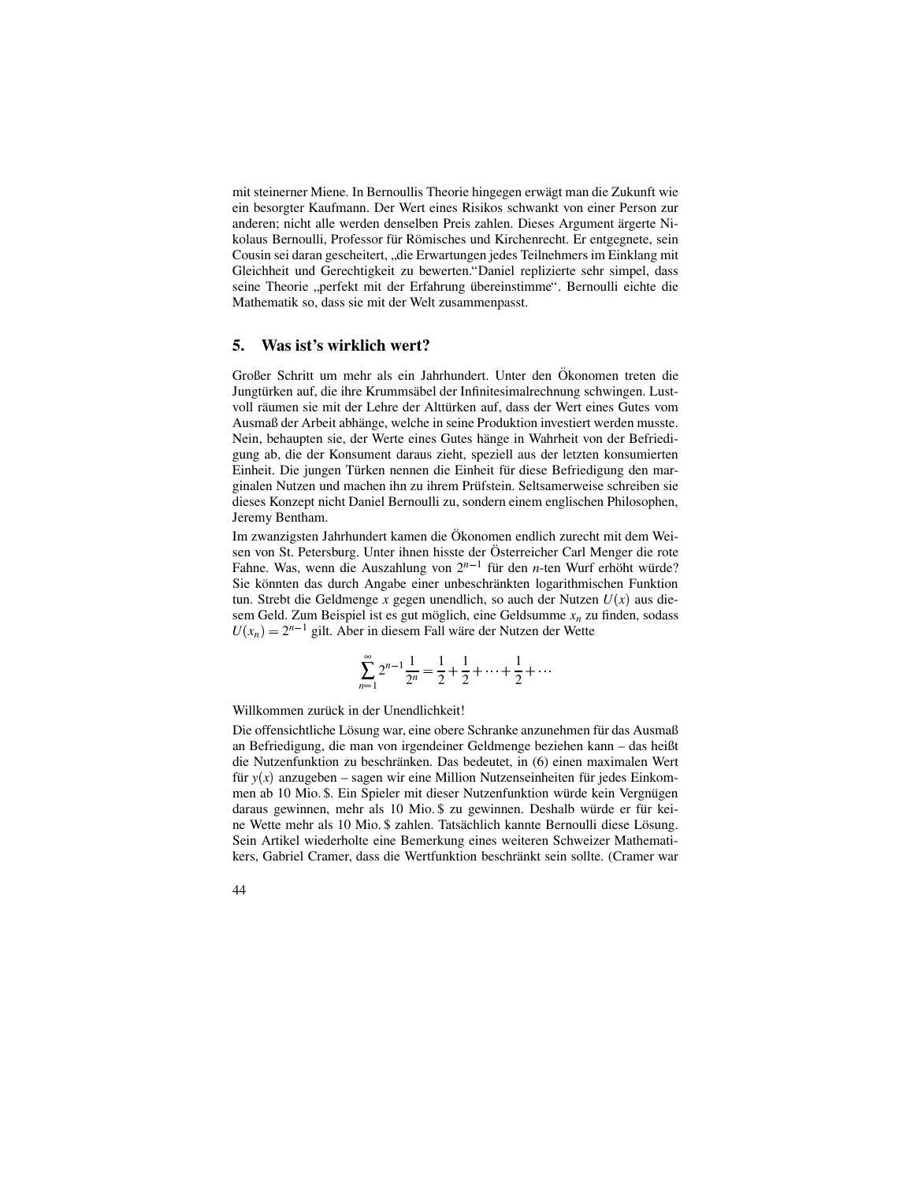mit steinerner Miene. In Bernoullis Theorie hingegen erwägt man die Zukunft wie ein besorgter Kaufmann. Der Wert eines Risikos schwankt von einer Person zur anderen; nicht alle werden denselben Preis zahlen. Dieses Argument ärgerte Nikolaus Bernoulli, Professor für Römisches und Kirchenrecht. Er entgegnete, sein Cousin sei daran gescheitert, „die Erwartungen jedes Teilnehmers im Einklang mit Gleichheit und Gerechtigkeit zu bewerten."Daniel replizierte sehr simpel, dass seine Theorie „perfekt mit der Erfahrung übereinstimme". Bernoulli eichte die Mathematik so, dass sie mit der Welt zusammenpasst.

## 5. Was ist's wirklich wert?

Großer Schritt um mehr als ein Jahrhundert. Unter den Ökonomen treten die Jungtürken auf, die ihre Krummsäbel der Infinitesimalrechnung schwingen. Lustvoll räumen sie mit der Lehre der Alttürken auf, dass der Wert eines Gutes vom Ausmaß der Arbeit abhänge, welche in seine Produktion investiert werden musste. Nein, behaupten sie, der Werte eines Gutes hänge in Wahrheit von der Befriedigung ab, die der Konsument daraus zieht, speziell aus der letzten konsumierten Einheit. Die jungen Türken nennen die Einheit für diese Befriedigung den marginalen Nutzen und machen ihn zu ihrem Prüfstein. Seltsamerweise schreiben sie dieses Konzept nicht Daniel Bernoulli zu, sondern einem englischen Philosophen, Jeremy Bentham.

Im zwanzigsten Jahrhundert kamen die Ökonomen endlich zurecht mit dem Weisen von St. Petersburg. Unter ihnen hisste der Österreicher Carl Menger die rote Fahne. Was, wenn die Auszahlung von $2^{n-1}$ für den $n$-ten Wurf erhöht würde? Sie könnten das durch Angabe einer unbeschränkten logarithmischen Funktion tun. Strebt die Geldmenge $x$ gegen unendlich, so auch der Nutzen $U(x)$ aus diesem Geld. Zum Beispiel ist es gut möglich, eine Geldsumme $x_n$ zu finden, sodass $U(x_n) = 2^{n-1}$ gilt. Aber in diesem Fall wäre der Nutzen der Wette

$$\sum_{n=1}^{\infty} 2^{n-1}\frac{1}{2^n} = \frac{1}{2} + \frac{1}{2} + \cdots + \frac{1}{2} + \cdots$$

Willkommen zurück in der Unendlichkeit!

Die offensichtliche Lösung war, eine obere Schranke anzunehmen für das Ausmaß an Befriedigung, die man von irgendeiner Geldmenge beziehen kann – das heißt die Nutzenfunktion zu beschränken. Das bedeutet, in (6) einen maximalen Wert für $y(x)$ anzugeben – sagen wir eine Million Nutzeneinheiten für jedes Einkommen ab 10 Mio. \$. Ein Spieler mit dieser Nutzenfunktion würde kein Vergnügen daraus gewinnen, mehr als 10 Mio. \$ zu gewinnen. Deshalb würde er für keine Wette mehr als 10 Mio. \$ zahlen. Tatsächlich kannte Bernoulli diese Lösung. Sein Artikel wiederholte eine Bemerkung eines weiteren Schweizer Mathematikers, Gabriel Cramer, dass die Wertfunktion beschränkt sein sollte. (Cramer war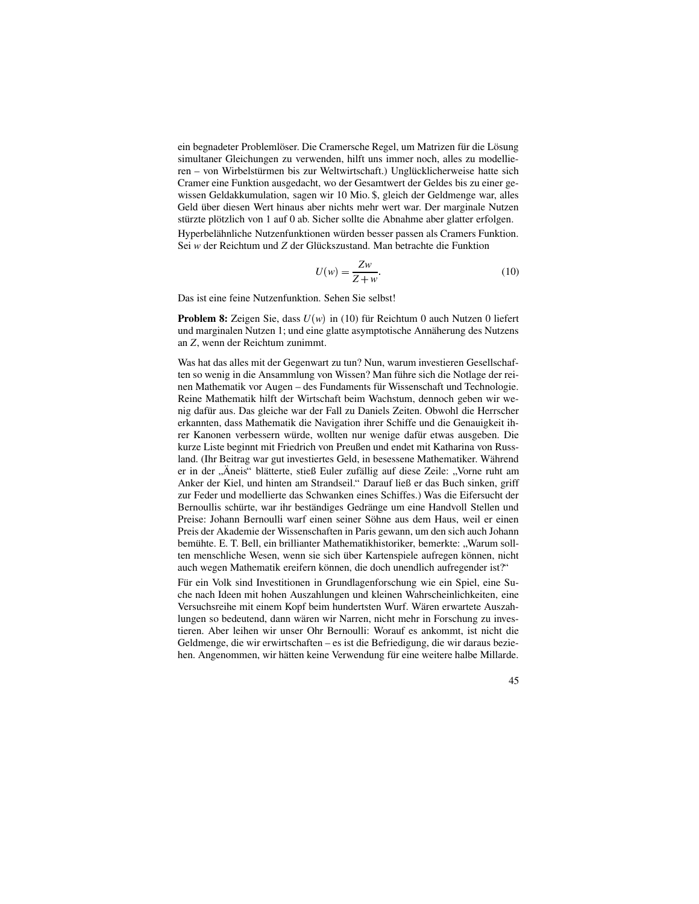ein begnadeter Problemlöser. Die Cramersche Regel, um Matrizen für die Lösung simultaner Gleichungen zu verwenden, hilft uns immer noch, alles zu modellieren – von Wirbelstürmen bis zur Weltwirtschaft.) Unglücklicherweise hatte sich Cramer eine Funktion ausgedacht, wo der Gesamtwert der Geldes bis zu einer gewissen Geldakkumulation, sagen wir 10 Mio. $, gleich der Geldmenge war, alles Geld über diesen Wert hinaus aber nichts mehr wert war. Der marginale Nutzen stürzte plötzlich von 1 auf 0 ab. Sicher sollte die Abnahme aber glatter erfolgen.

Hyperbelähnliche Nutzenfunktionen würden besser passen als Cramers Funktion. Sei $w$ der Reichtum und $Z$ der Glückszustand. Man betrachte die Funktion

$$U(w) = \frac{Zw}{Z+w}. \tag{10}$$

Das ist eine feine Nutzenfunktion. Sehen Sie selbst!

**Problem 8:** Zeigen Sie, dass $U(w)$ in (10) für Reichtum 0 auch Nutzen 0 liefert und marginalen Nutzen 1; und eine glatte asymptotische Annäherung des Nutzens an $Z$, wenn der Reichtum zunimmt.

Was hat das alles mit der Gegenwart zu tun? Nun, warum investieren Gesellschaften so wenig in die Ansammlung von Wissen? Man führe sich die Notlage der reinen Mathematik vor Augen – des Fundaments für Wissenschaft und Technologie. Reine Mathematik hilft der Wirtschaft beim Wachstum, dennoch geben wir wenig dafür aus. Das gleiche war der Fall zu Daniels Zeiten. Obwohl die Herrscher erkannten, dass Mathematik die Navigation ihrer Schiffe und die Genauigkeit ihrer Kanonen verbessern würde, wollten nur wenige dafür etwas ausgeben. Die kurze Liste beginnt mit Friedrich von Preußen und endet mit Katharina von Russland. (Ihr Beitrag war gut investiertes Geld, in besessene Mathematiker. Während er in der „Äneis" blätterte, stieß Euler zufällig auf diese Zeile: „Vorne ruht am Anker der Kiel, und hinten am Strandseil." Darauf ließ er das Buch sinken, griff zur Feder und modellierte das Schwanken eines Schiffes.) Was die Eifersucht der Bernoullis schürte, war ihr beständiges Gedränge um eine Handvoll Stellen und Preise: Johann Bernoulli warf einen seiner Söhne aus dem Haus, weil er einen Preis der Akademie der Wissenschaften in Paris gewann, um den sich auch Johann bemühte. E. T. Bell, ein brillianter Mathematikhistoriker, bemerkte: „Warum sollten menschliche Wesen, wenn sie sich über Kartenspiele aufregen können, nicht auch wegen Mathematik ereifern können, die doch unendlich aufregender ist?"

Für ein Volk sind Investitionen in Grundlagenforschung wie ein Spiel, eine Suche nach Ideen mit hohen Auszahlungen und kleinen Wahrscheinlichkeiten, eine Versuchsreihe mit einem Kopf beim hundertsten Wurf. Wären erwartete Auszahlungen so bedeutend, dann wären wir Narren, nicht mehr in Forschung zu investieren. Aber leihen wir unser Ohr Bernoulli: Worauf es ankommt, ist nicht die Geldmenge, die wir erwirtschaften – es ist die Befriedigung, die wir daraus beziehen. Angenommen, wir hätten keine Verwendung für eine weitere halbe Millarde.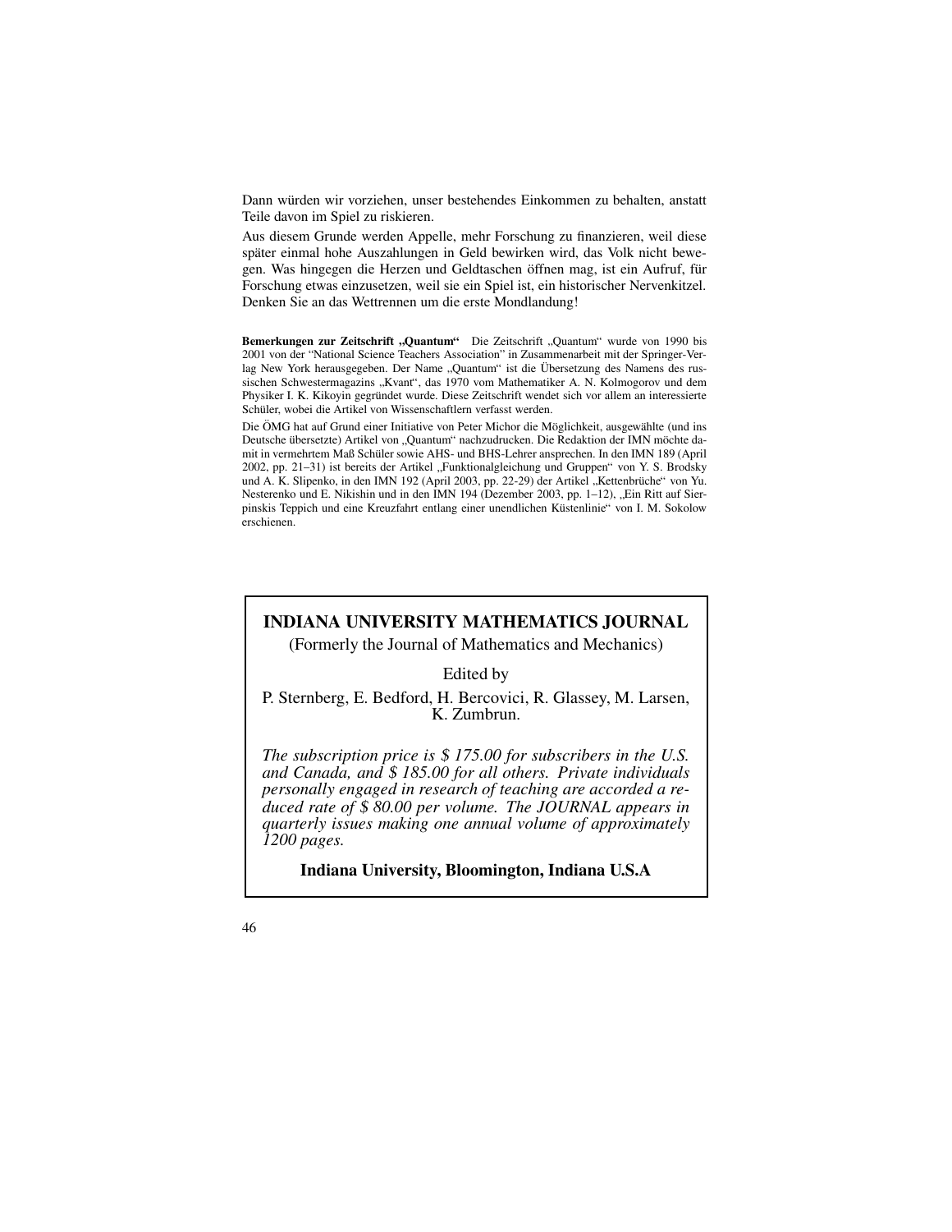Dann würden wir vorziehen, unser bestehendes Einkommen zu behalten, anstatt Teile davon im Spiel zu riskieren.

Aus diesem Grunde werden Appelle, mehr Forschung zu finanzieren, weil diese später einmal hohe Auszahlungen in Geld bewirken wird, das Volk nicht bewegen. Was hingegen die Herzen und Geldtaschen öffnen mag, ist ein Aufruf, für Forschung etwas einzusetzen, weil sie ein Spiel ist, ein historischer Nervenkitzel. Denken Sie an das Wettrennen um die erste Mondlandung!

**Bemerkungen zur Zeitschrift „Quantum“** Die Zeitschrift „Quantum“ wurde von 1990 bis 2001 von der “National Science Teachers Association” in Zusammenarbeit mit der Springer-Verlag New York herausgegeben. Der Name „Quantum“ ist die Übersetzung des Namens des russischen Schwestermagazins „Kvant“, das 1970 vom Mathematiker A. N. Kolmogorov und dem Physiker I. K. Kikoyin gegründet wurde. Diese Zeitschrift wendet sich vor allem an interessierte Schüler, wobei die Artikel von Wissenschaftlern verfasst werden.

Die ÖMG hat auf Grund einer Initiative von Peter Michor die Möglichkeit, ausgewählte (und ins Deutsche übersetzte) Artikel von „Quantum“ nachzudrucken. Die Redaktion der IMN möchte damit in vermehrtem Maß Schüler sowie AHS- und BHS-Lehrer ansprechen. In den IMN 189 (April 2002, pp. 21–31) ist bereits der Artikel „Funktionalgleichung und Gruppen“ von Y. S. Brodsky und A. K. Slipenko, in den IMN 192 (April 2003, pp. 22-29) der Artikel „Kettenbrüche“ von Yu. Nesterenko und E. Nikishin und in den IMN 194 (Dezember 2003, pp. 1–12), „Ein Ritt auf Sierpinskis Teppich und eine Kreuzfahrt entlang einer unendlichen Küstenlinie“ von I. M. Sokolow erschienen.

---

**INDIANA UNIVERSITY MATHEMATICS JOURNAL**

(Formerly the Journal of Mathematics and Mechanics)

Edited by

P. Sternberg, E. Bedford, H. Bercovici, R. Glassey, M. Larsen, K. Zumbrun.

*The subscription price is $ 175.00 for subscribers in the U.S. and Canada, and $ 185.00 for all others. Private individuals personally engaged in research of teaching are accorded a reduced rate of $ 80.00 per volume. The JOURNAL appears in quarterly issues making one annual volume of approximately 1200 pages.*

**Indiana University, Bloomington, Indiana U.S.A**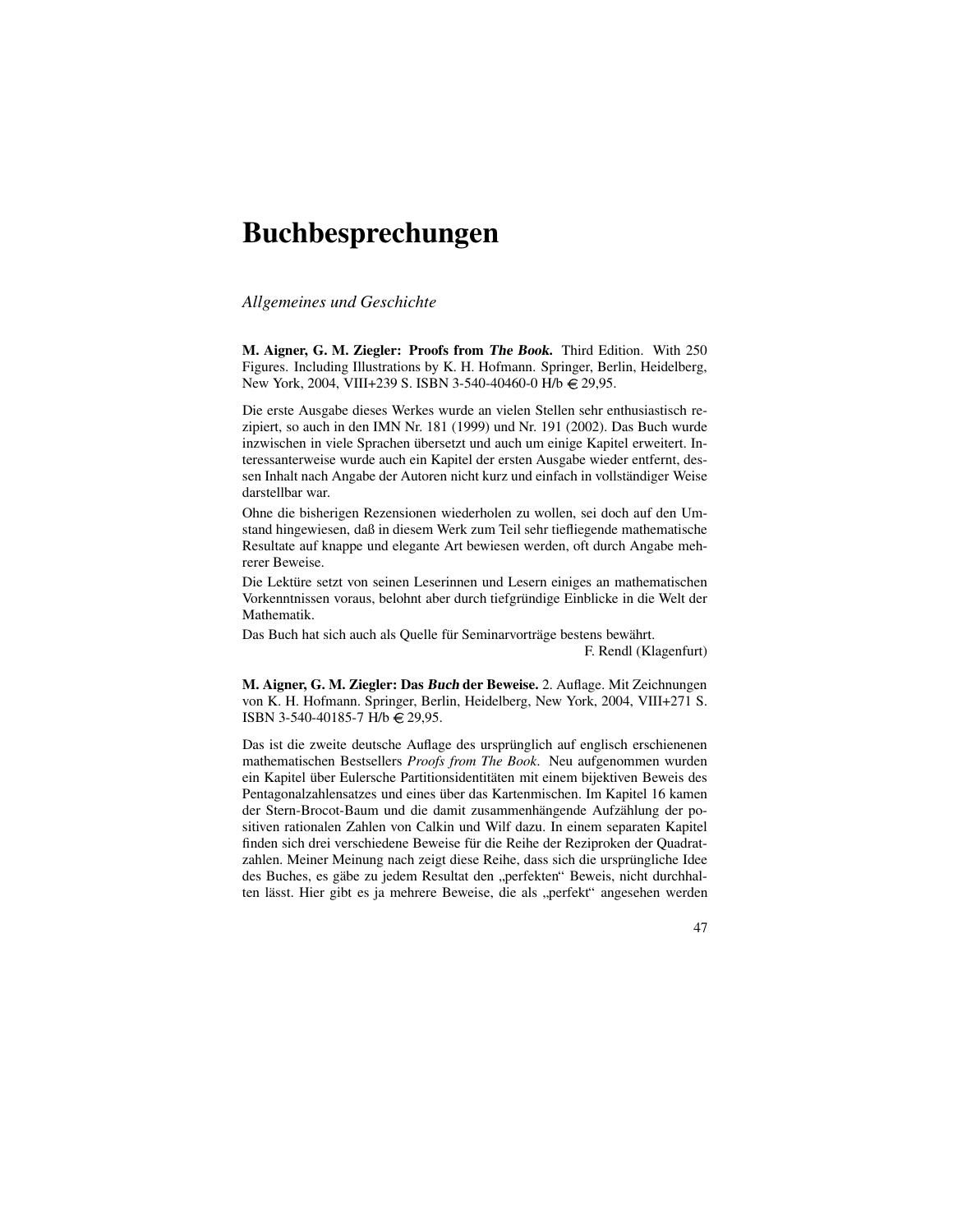# Buchbesprechungen

## *Allgemeines und Geschichte*

**M. Aigner, G. M. Ziegler: Proofs from *The Book*.** Third Edition. With 250 Figures. Including Illustrations by K. H. Hofmann. Springer, Berlin, Heidelberg, New York, 2004, VIII+239 S. ISBN 3-540-40460-0 H/b € 29,95.

Die erste Ausgabe dieses Werkes wurde an vielen Stellen sehr enthusiastisch rezipiert, so auch in den IMN Nr. 181 (1999) und Nr. 191 (2002). Das Buch wurde inzwischen in viele Sprachen übersetzt und auch um einige Kapitel erweitert. Interessanterweise wurde auch ein Kapitel der ersten Ausgabe wieder entfernt, dessen Inhalt nach Angabe der Autoren nicht kurz und einfach in vollständiger Weise darstellbar war.

Ohne die bisherigen Rezensionen wiederholen zu wollen, sei doch auf den Umstand hingewiesen, daß in diesem Werk zum Teil sehr tiefliegende mathematische Resultate auf knappe und elegante Art bewiesen werden, oft durch Angabe mehrerer Beweise.

Die Lektüre setzt von seinen Leserinnen und Lesern einiges an mathematischen Vorkenntnissen voraus, belohnt aber durch tiefgründige Einblicke in die Welt der Mathematik.

Das Buch hat sich auch als Quelle für Seminarvorträge bestens bewährt.

F. Rendl (Klagenfurt)

**M. Aigner, G. M. Ziegler: Das *Buch* der Beweise.** 2. Auflage. Mit Zeichnungen von K. H. Hofmann. Springer, Berlin, Heidelberg, New York, 2004, VIII+271 S. ISBN 3-540-40185-7 H/b € 29,95.

Das ist die zweite deutsche Auflage des ursprünglich auf englisch erschienenen mathematischen Bestsellers *Proofs from The Book*. Neu aufgenommen wurden ein Kapitel über Eulersche Partitionsidentitäten mit einem bijektiven Beweis des Pentagonalzahlensatzes und eines über das Kartenmischen. Im Kapitel 16 kamen der Stern-Brocot-Baum und die damit zusammenhängende Aufzählung der positiven rationalen Zahlen von Calkin und Wilf dazu. In einem separaten Kapitel finden sich drei verschiedene Beweise für die Reihe der Reziproken der Quadratzahlen. Meiner Meinung nach zeigt diese Reihe, dass sich die ursprüngliche Idee des Buches, es gäbe zu jedem Resultat den „perfekten" Beweis, nicht durchhalten lässt. Hier gibt es ja mehrere Beweise, die als „perfekt" angesehen werden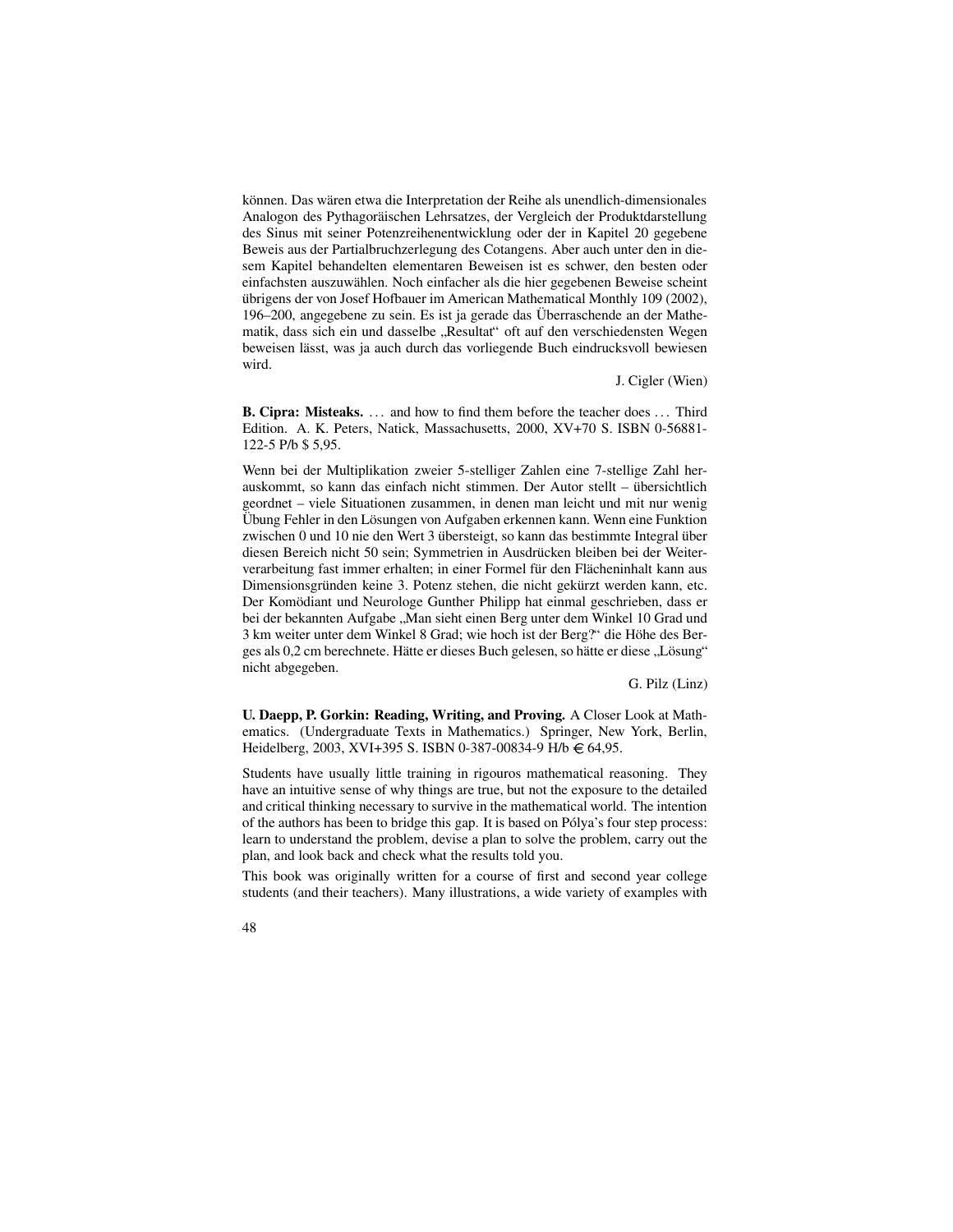können. Das wären etwa die Interpretation der Reihe als unendlich-dimensionales Analogon des Pythagoräischen Lehrsatzes, der Vergleich der Produktdarstellung des Sinus mit seiner Potenzreihenentwicklung oder der in Kapitel 20 gegebene Beweis aus der Partialbruchzerlegung des Cotangens. Aber auch unter den in diesem Kapitel behandelten elementaren Beweisen ist es schwer, den besten oder einfachsten auszuwählen. Noch einfacher als die hier gegebenen Beweise scheint übrigens der von Josef Hofbauer im American Mathematical Monthly 109 (2002), 196–200, angegebene zu sein. Es ist ja gerade das Überraschende an der Mathematik, dass sich ein und dasselbe „Resultat" oft auf den verschiedensten Wegen beweisen lässt, was ja auch durch das vorliegende Buch eindrucksvoll bewiesen wird.

J. Cigler (Wien)

**B. Cipra: Misteaks.** … and how to find them before the teacher does … Third Edition. A. K. Peters, Natick, Massachusetts, 2000, XV+70 S. ISBN 0-56881-122-5 P/b $ 5,95.

Wenn bei der Multiplikation zweier 5-stelliger Zahlen eine 7-stellige Zahl herauskommt, so kann das einfach nicht stimmen. Der Autor stellt – übersichtlich geordnet – viele Situationen zusammen, in denen man leicht und mit nur wenig Übung Fehler in den Lösungen von Aufgaben erkennen kann. Wenn eine Funktion zwischen 0 und 10 nie den Wert 3 übersteigt, so kann das bestimmte Integral über diesen Bereich nicht 50 sein; Symmetrien in Ausdrücken bleiben bei der Weiterverarbeitung fast immer erhalten; in einer Formel für den Flächeninhalt kann aus Dimensionsgründen keine 3. Potenz stehen, die nicht gekürzt werden kann, etc. Der Komödiant und Neurologe Gunther Philipp hat einmal geschrieben, dass er bei der bekannten Aufgabe „Man sieht einen Berg unter dem Winkel 10 Grad und 3 km weiter unter dem Winkel 8 Grad; wie hoch ist der Berg?" die Höhe des Berges als 0,2 cm berechnete. Hätte er dieses Buch gelesen, so hätte er diese „Lösung" nicht abgegeben.

G. Pilz (Linz)

**U. Daepp, P. Gorkin: Reading, Writing, and Proving.** A Closer Look at Mathematics. (Undergraduate Texts in Mathematics.) Springer, New York, Berlin, Heidelberg, 2003, XVI+395 S. ISBN 0-387-00834-9 H/b € 64,95.

Students have usually little training in rigouros mathematical reasoning. They have an intuitive sense of why things are true, but not the exposure to the detailed and critical thinking necessary to survive in the mathematical world. The intention of the authors has been to bridge this gap. It is based on Pólya's four step process: learn to understand the problem, devise a plan to solve the problem, carry out the plan, and look back and check what the results told you.

This book was originally written for a course of first and second year college students (and their teachers). Many illustrations, a wide variety of examples with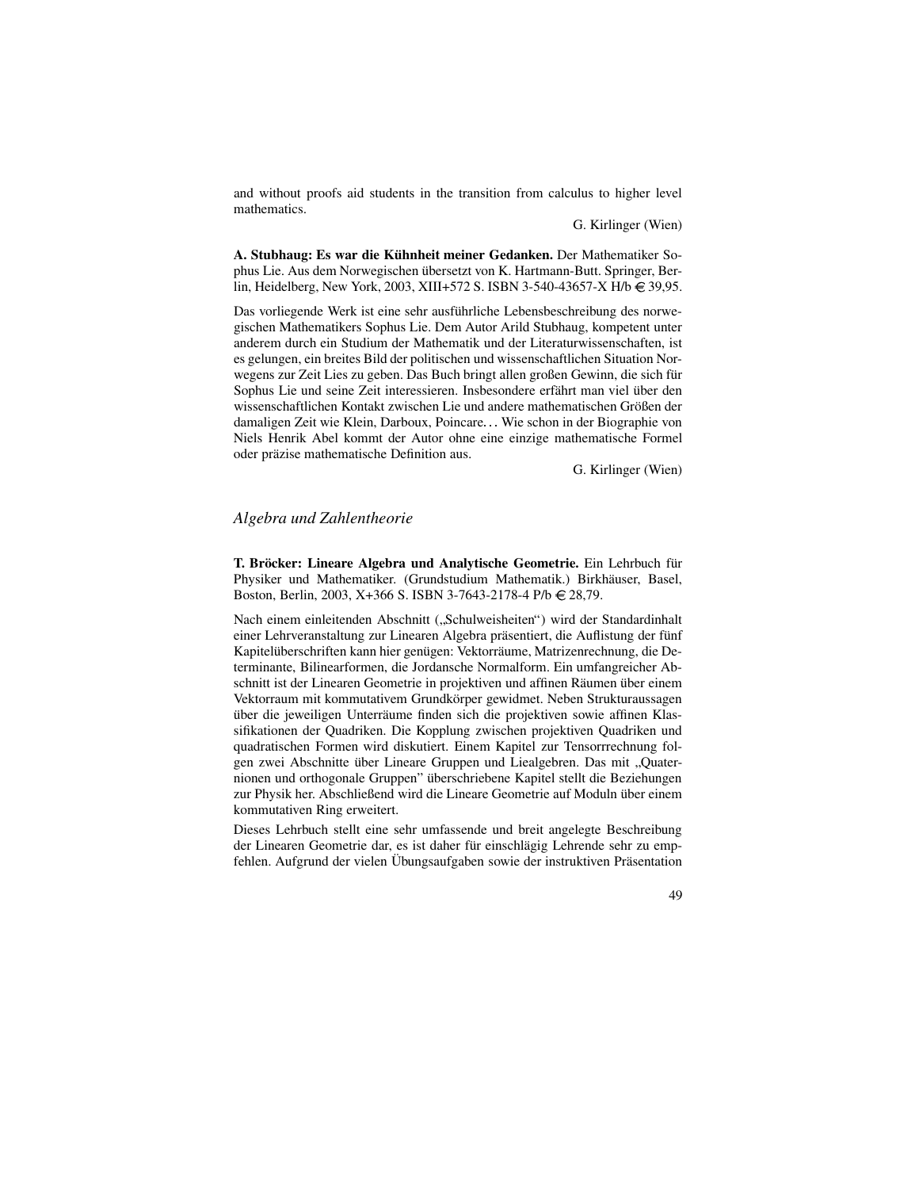and without proofs aid students in the transition from calculus to higher level mathematics.

G. Kirlinger (Wien)

**A. Stubhaug: Es war die Kühnheit meiner Gedanken.** Der Mathematiker Sophus Lie. Aus dem Norwegischen übersetzt von K. Hartmann-Butt. Springer, Berlin, Heidelberg, New York, 2003, XIII+572 S. ISBN 3-540-43657-X H/b € 39,95.

Das vorliegende Werk ist eine sehr ausführliche Lebensbeschreibung des norwegischen Mathematikers Sophus Lie. Dem Autor Arild Stubhaug, kompetent unter anderem durch ein Studium der Mathematik und der Literaturwissenschaften, ist es gelungen, ein breites Bild der politischen und wissenschaftlichen Situation Norwegens zur Zeit Lies zu geben. Das Buch bringt allen großen Gewinn, die sich für Sophus Lie und seine Zeit interessieren. Insbesondere erfährt man viel über den wissenschaftlichen Kontakt zwischen Lie und andere mathematischen Größen der damaligen Zeit wie Klein, Darboux, Poincare… Wie schon in der Biographie von Niels Henrik Abel kommt der Autor ohne eine einzige mathematische Formel oder präzise mathematische Definition aus.

G. Kirlinger (Wien)

## *Algebra und Zahlentheorie*

**T. Bröcker: Lineare Algebra und Analytische Geometrie.** Ein Lehrbuch für Physiker und Mathematiker. (Grundstudium Mathematik.) Birkhäuser, Basel, Boston, Berlin, 2003, X+366 S. ISBN 3-7643-2178-4 P/b € 28,79.

Nach einem einleitenden Abschnitt („Schulweisheiten") wird der Standardinhalt einer Lehrveranstaltung zur Linearen Algebra präsentiert, die Auflistung der fünf Kapitelüberschriften kann hier genügen: Vektorräume, Matrizenrechnung, die Determinante, Bilinearformen, die Jordansche Normalform. Ein umfangreicher Abschnitt ist der Linearen Geometrie in projektiven und affinen Räumen über einem Vektorraum mit kommutativem Grundkörper gewidmet. Neben Strukturaussagen über die jeweiligen Unterräume finden sich die projektiven sowie affinen Klassifikationen der Quadriken. Die Kopplung zwischen projektiven Quadriken und quadratischen Formen wird diskutiert. Einem Kapitel zur Tensorrrechnung folgen zwei Abschnitte über Lineare Gruppen und Liealgebren. Das mit „Quaternionen und orthogonale Gruppen" überschriebene Kapitel stellt die Beziehungen zur Physik her. Abschließend wird die Lineare Geometrie auf Moduln über einem kommutativen Ring erweitert.

Dieses Lehrbuch stellt eine sehr umfassende und breit angelegte Beschreibung der Linearen Geometrie dar, es ist daher für einschlägig Lehrende sehr zu empfehlen. Aufgrund der vielen Übungsaufgaben sowie der instruktiven Präsentation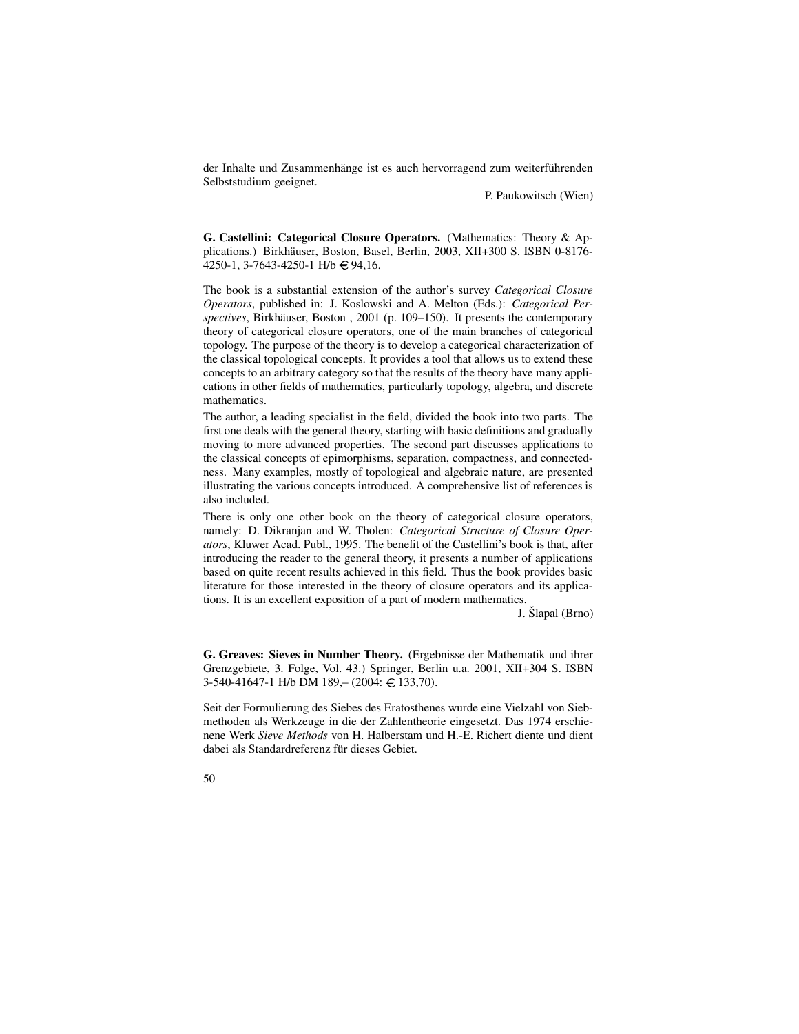der Inhalte und Zusammenhänge ist es auch hervorragend zum weiterführenden Selbststudium geeignet.

P. Paukowitsch (Wien)

**G. Castellini: Categorical Closure Operators.** (Mathematics: Theory & Applications.) Birkhäuser, Boston, Basel, Berlin, 2003, XII+300 S. ISBN 0-8176-4250-1, 3-7643-4250-1 H/b € 94,16.

The book is a substantial extension of the author's survey *Categorical Closure Operators*, published in: J. Koslowski and A. Melton (Eds.): *Categorical Perspectives*, Birkhäuser, Boston , 2001 (p. 109–150). It presents the contemporary theory of categorical closure operators, one of the main branches of categorical topology. The purpose of the theory is to develop a categorical characterization of the classical topological concepts. It provides a tool that allows us to extend these concepts to an arbitrary category so that the results of the theory have many applications in other fields of mathematics, particularly topology, algebra, and discrete mathematics.

The author, a leading specialist in the field, divided the book into two parts. The first one deals with the general theory, starting with basic definitions and gradually moving to more advanced properties. The second part discusses applications to the classical concepts of epimorphisms, separation, compactness, and connectedness. Many examples, mostly of topological and algebraic nature, are presented illustrating the various concepts introduced. A comprehensive list of references is also included.

There is only one other book on the theory of categorical closure operators, namely: D. Dikranjan and W. Tholen: *Categorical Structure of Closure Operators*, Kluwer Acad. Publ., 1995. The benefit of the Castellini's book is that, after introducing the reader to the general theory, it presents a number of applications based on quite recent results achieved in this field. Thus the book provides basic literature for those interested in the theory of closure operators and its applications. It is an excellent exposition of a part of modern mathematics.

J. Šlapal (Brno)

**G. Greaves: Sieves in Number Theory.** (Ergebnisse der Mathematik und ihrer Grenzgebiete, 3. Folge, Vol. 43.) Springer, Berlin u.a. 2001, XII+304 S. ISBN 3-540-41647-1 H/b DM 189,– (2004: € 133,70).

Seit der Formulierung des Siebes des Eratosthenes wurde eine Vielzahl von Siebmethoden als Werkzeuge in die der Zahlentheorie eingesetzt. Das 1974 erschienene Werk *Sieve Methods* von H. Halberstam und H.-E. Richert diente und dient dabei als Standardreferenz für dieses Gebiet.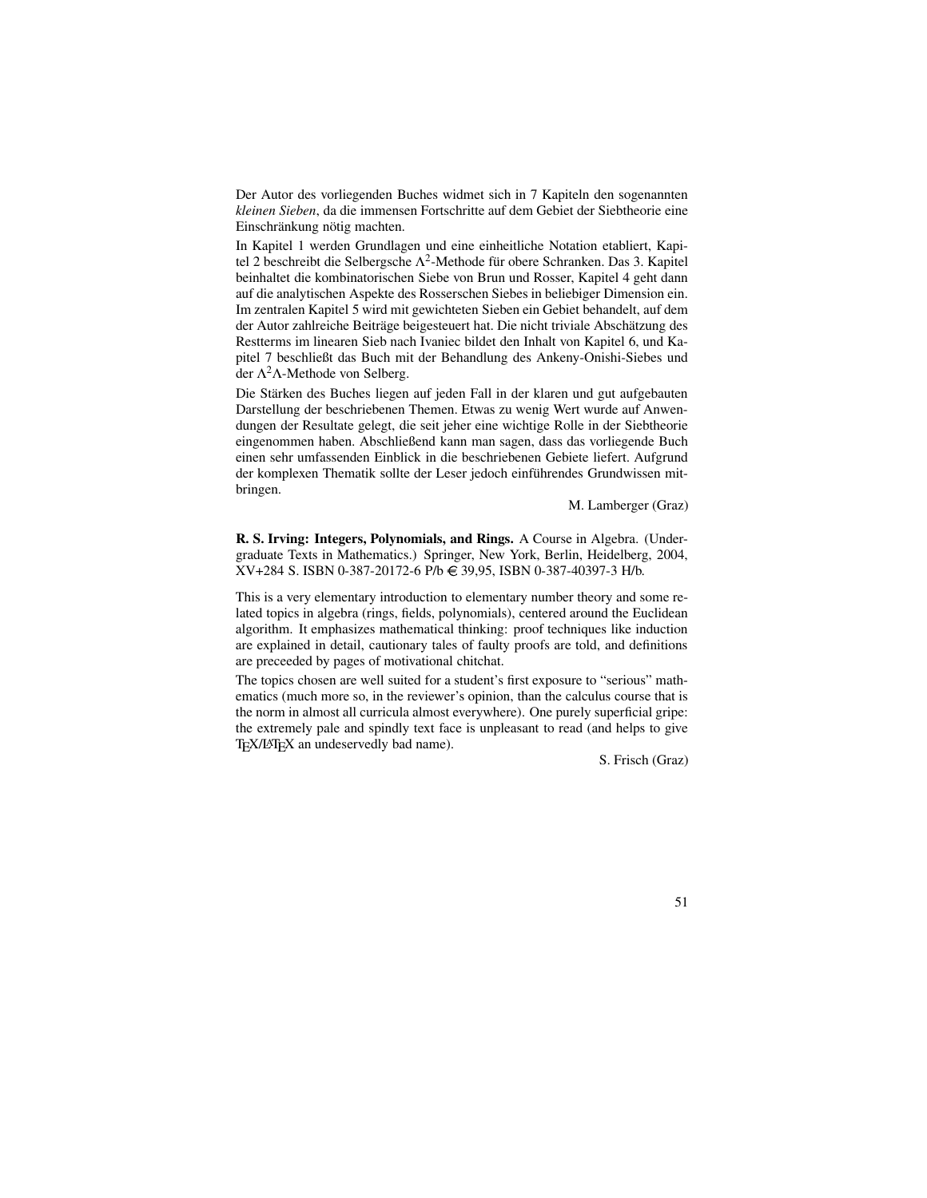Der Autor des vorliegenden Buches widmet sich in 7 Kapiteln den sogenannten *kleinen Sieben*, da die immensen Fortschritte auf dem Gebiet der Siebtheorie eine Einschränkung nötig machten.

In Kapitel 1 werden Grundlagen und eine einheitliche Notation etabliert, Kapitel 2 beschreibt die Selbergsche $\Lambda^2$-Methode für obere Schranken. Das 3. Kapitel beinhaltet die kombinatorischen Siebe von Brun und Rosser, Kapitel 4 geht dann auf die analytischen Aspekte des Rosserschen Siebes in beliebiger Dimension ein. Im zentralen Kapitel 5 wird mit gewichteten Sieben ein Gebiet behandelt, auf dem der Autor zahlreiche Beiträge beigesteuert hat. Die nicht triviale Abschätzung des Restterms im linearen Sieb nach Ivaniec bildet den Inhalt von Kapitel 6, und Kapitel 7 beschließt das Buch mit der Behandlung des Ankeny-Onishi-Siebes und der $\Lambda^2\Lambda$-Methode von Selberg.

Die Stärken des Buches liegen auf jeden Fall in der klaren und gut aufgebauten Darstellung der beschriebenen Themen. Etwas zu wenig Wert wurde auf Anwendungen der Resultate gelegt, die seit jeher eine wichtige Rolle in der Siebtheorie eingenommen haben. Abschließend kann man sagen, dass das vorliegende Buch einen sehr umfassenden Einblick in die beschriebenen Gebiete liefert. Aufgrund der komplexen Thematik sollte der Leser jedoch einführendes Grundwissen mitbringen.

M. Lamberger (Graz)

**R. S. Irving: Integers, Polynomials, and Rings.** A Course in Algebra. (Undergraduate Texts in Mathematics.) Springer, New York, Berlin, Heidelberg, 2004, XV+284 S. ISBN 0-387-20172-6 P/b € 39,95, ISBN 0-387-40397-3 H/b.

This is a very elementary introduction to elementary number theory and some related topics in algebra (rings, fields, polynomials), centered around the Euclidean algorithm. It emphasizes mathematical thinking: proof techniques like induction are explained in detail, cautionary tales of faulty proofs are told, and definitions are preceeded by pages of motivational chitchat.

The topics chosen are well suited for a student's first exposure to "serious" mathematics (much more so, in the reviewer's opinion, than the calculus course that is the norm in almost all curricula almost everywhere). One purely superficial gripe: the extremely pale and spindly text face is unpleasant to read (and helps to give TeX/LaTeX an undeservedly bad name).

S. Frisch (Graz)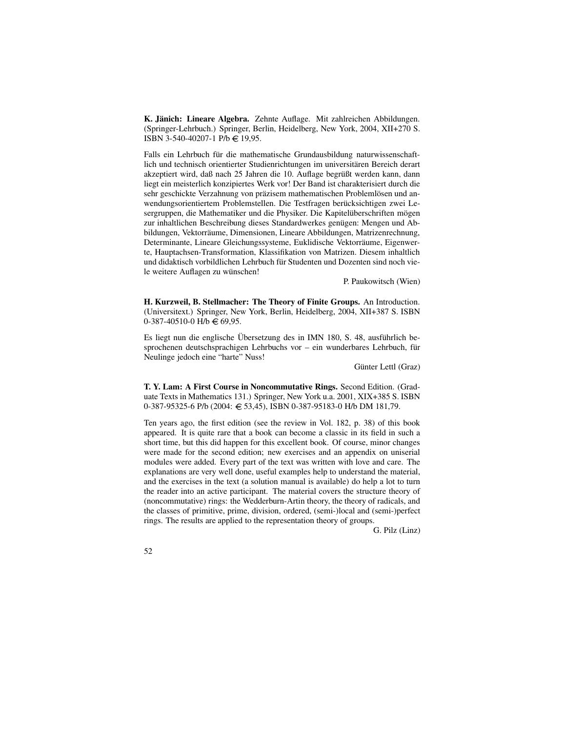**K. Jänich: Lineare Algebra.** Zehnte Auflage. Mit zahlreichen Abbildungen. (Springer-Lehrbuch.) Springer, Berlin, Heidelberg, New York, 2004, XII+270 S. ISBN 3-540-40207-1 P/b € 19,95.

Falls ein Lehrbuch für die mathematische Grundausbildung naturwissenschaftlich und technisch orientierter Studienrichtungen im universitären Bereich derart akzeptiert wird, daß nach 25 Jahren die 10. Auflage begrüßt werden kann, dann liegt ein meisterlich konzipiertes Werk vor! Der Band ist charakterisiert durch die sehr geschickte Verzahnung von präzisem mathematischen Problemlösen und anwendungsorientiertem Problemstellen. Die Testfragen berücksichtigen zwei Lesergruppen, die Mathematiker und die Physiker. Die Kapitelüberschriften mögen zur inhaltlichen Beschreibung dieses Standardwerkes genügen: Mengen und Abbildungen, Vektorräume, Dimensionen, Lineare Abbildungen, Matrizenrechnung, Determinante, Lineare Gleichungssysteme, Euklidische Vektorräume, Eigenwerte, Hauptachsen-Transformation, Klassifikation von Matrizen. Diesem inhaltlich und didaktisch vorbildlichen Lehrbuch für Studenten und Dozenten sind noch viele weitere Auflagen zu wünschen!

P. Paukowitsch (Wien)

**H. Kurzweil, B. Stellmacher: The Theory of Finite Groups.** An Introduction. (Universitext.) Springer, New York, Berlin, Heidelberg, 2004, XII+387 S. ISBN 0-387-40510-0 H/b € 69,95.

Es liegt nun die englische Übersetzung des in IMN 180, S. 48, ausführlich besprochenen deutschsprachigen Lehrbuchs vor – ein wunderbares Lehrbuch, für Neulinge jedoch eine "harte" Nuss!

Günter Lettl (Graz)

**T. Y. Lam: A First Course in Noncommutative Rings.** Second Edition. (Graduate Texts in Mathematics 131.) Springer, New York u.a. 2001, XIX+385 S. ISBN 0-387-95325-6 P/b (2004: € 53,45), ISBN 0-387-95183-0 H/b DM 181,79.

Ten years ago, the first edition (see the review in Vol. 182, p. 38) of this book appeared. It is quite rare that a book can become a classic in its field in such a short time, but this did happen for this excellent book. Of course, minor changes were made for the second edition; new exercises and an appendix on uniserial modules were added. Every part of the text was written with love and care. The explanations are very well done, useful examples help to understand the material, and the exercises in the text (a solution manual is available) do help a lot to turn the reader into an active participant. The material covers the structure theory of (noncommutative) rings: the Wedderburn-Artin theory, the theory of radicals, and the classes of primitive, prime, division, ordered, (semi-)local and (semi-)perfect rings. The results are applied to the representation theory of groups.

G. Pilz (Linz)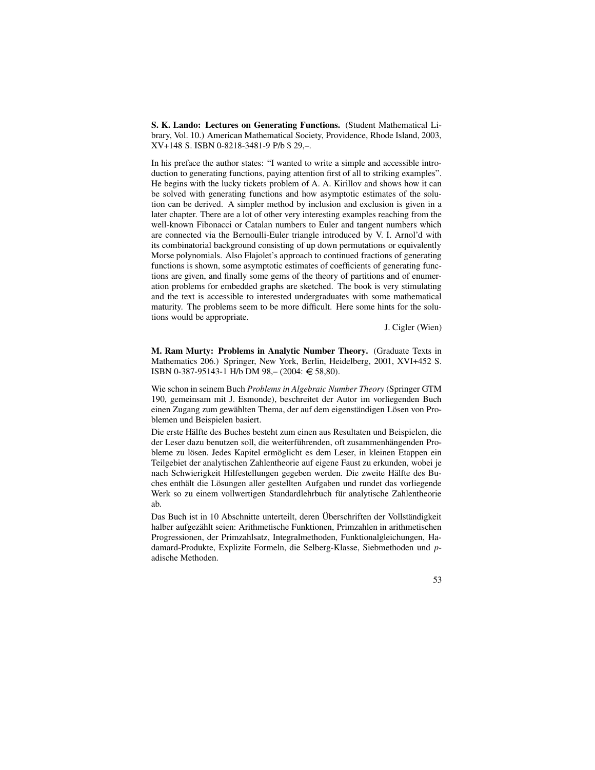**S. K. Lando: Lectures on Generating Functions.** (Student Mathematical Library, Vol. 10.) American Mathematical Society, Providence, Rhode Island, 2003, XV+148 S. ISBN 0-8218-3481-9 P/b $ 29,–.

In his preface the author states: "I wanted to write a simple and accessible introduction to generating functions, paying attention first of all to striking examples". He begins with the lucky tickets problem of A. A. Kirillov and shows how it can be solved with generating functions and how asymptotic estimates of the solution can be derived. A simpler method by inclusion and exclusion is given in a later chapter. There are a lot of other very interesting examples reaching from the well-known Fibonacci or Catalan numbers to Euler and tangent numbers which are connected via the Bernoulli-Euler triangle introduced by V. I. Arnol'd with its combinatorial background consisting of up down permutations or equivalently Morse polynomials. Also Flajolet's approach to continued fractions of generating functions is shown, some asymptotic estimates of coefficients of generating functions are given, and finally some gems of the theory of partitions and of enumeration problems for embedded graphs are sketched. The book is very stimulating and the text is accessible to interested undergraduates with some mathematical maturity. The problems seem to be more difficult. Here some hints for the solutions would be appropriate.

J. Cigler (Wien)

**M. Ram Murty: Problems in Analytic Number Theory.** (Graduate Texts in Mathematics 206.) Springer, New York, Berlin, Heidelberg, 2001, XVI+452 S. ISBN 0-387-95143-1 H/b DM 98,– (2004: € 58,80).

Wie schon in seinem Buch *Problems in Algebraic Number Theory* (Springer GTM 190, gemeinsam mit J. Esmonde), beschreitet der Autor im vorliegenden Buch einen Zugang zum gewählten Thema, der auf dem eigenständigen Lösen von Problemen und Beispielen basiert.

Die erste Hälfte des Buches besteht zum einen aus Resultaten und Beispielen, die der Leser dazu benutzen soll, die weiterführenden, oft zusammenhängenden Probleme zu lösen. Jedes Kapitel ermöglicht es dem Leser, in kleinen Etappen ein Teilgebiet der analytischen Zahlentheorie auf eigene Faust zu erkunden, wobei je nach Schwierigkeit Hilfestellungen gegeben werden. Die zweite Hälfte des Buches enthält die Lösungen aller gestellten Aufgaben und rundet das vorliegende Werk so zu einem vollwertigen Standardlehrbuch für analytische Zahlentheorie ab.

Das Buch ist in 10 Abschnitte unterteilt, deren Überschriften der Vollständigkeit halber aufgezählt seien: Arithmetische Funktionen, Primzahlen in arithmetischen Progressionen, der Primzahlsatz, Integralmethoden, Funktionalgleichungen, Hadamard-Produkte, Explizite Formeln, die Selberg-Klasse, Siebmethoden und $p$-adische Methoden.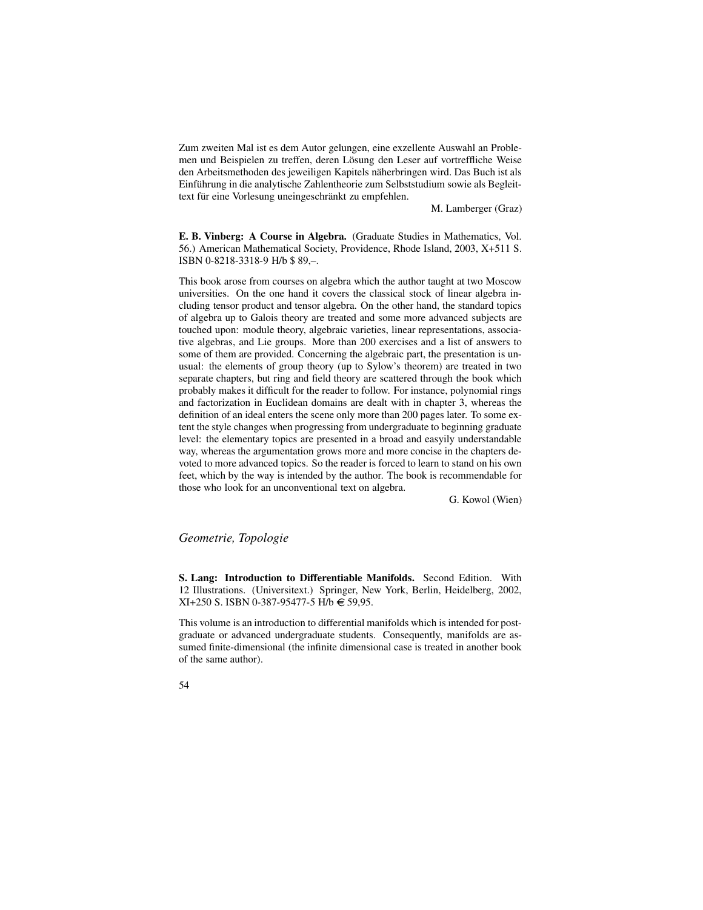Zum zweiten Mal ist es dem Autor gelungen, eine exzellente Auswahl an Problemen und Beispielen zu treffen, deren Lösung den Leser auf vortreffliche Weise den Arbeitsmethoden des jeweiligen Kapitels näherbringen wird. Das Buch ist als Einführung in die analytische Zahlentheorie zum Selbststudium sowie als Begleittext für eine Vorlesung uneingeschränkt zu empfehlen.

M. Lamberger (Graz)

**E. B. Vinberg: A Course in Algebra.** (Graduate Studies in Mathematics, Vol. 56.) American Mathematical Society, Providence, Rhode Island, 2003, X+511 S. ISBN 0-8218-3318-9 H/b $ 89,–.

This book arose from courses on algebra which the author taught at two Moscow universities. On the one hand it covers the classical stock of linear algebra including tensor product and tensor algebra. On the other hand, the standard topics of algebra up to Galois theory are treated and some more advanced subjects are touched upon: module theory, algebraic varieties, linear representations, associative algebras, and Lie groups. More than 200 exercises and a list of answers to some of them are provided. Concerning the algebraic part, the presentation is unusual: the elements of group theory (up to Sylow's theorem) are treated in two separate chapters, but ring and field theory are scattered through the book which probably makes it difficult for the reader to follow. For instance, polynomial rings and factorization in Euclidean domains are dealt with in chapter 3, whereas the definition of an ideal enters the scene only more than 200 pages later. To some extent the style changes when progressing from undergraduate to beginning graduate level: the elementary topics are presented in a broad and easyily understandable way, whereas the argumentation grows more and more concise in the chapters devoted to more advanced topics. So the reader is forced to learn to stand on his own feet, which by the way is intended by the author. The book is recommendable for those who look for an unconventional text on algebra.

G. Kowol (Wien)

## *Geometrie, Topologie*

**S. Lang: Introduction to Differentiable Manifolds.** Second Edition. With 12 Illustrations. (Universitext.) Springer, New York, Berlin, Heidelberg, 2002, XI+250 S. ISBN 0-387-95477-5 H/b € 59,95.

This volume is an introduction to differential manifolds which is intended for postgraduate or advanced undergraduate students. Consequently, manifolds are assumed finite-dimensional (the infinite dimensional case is treated in another book of the same author).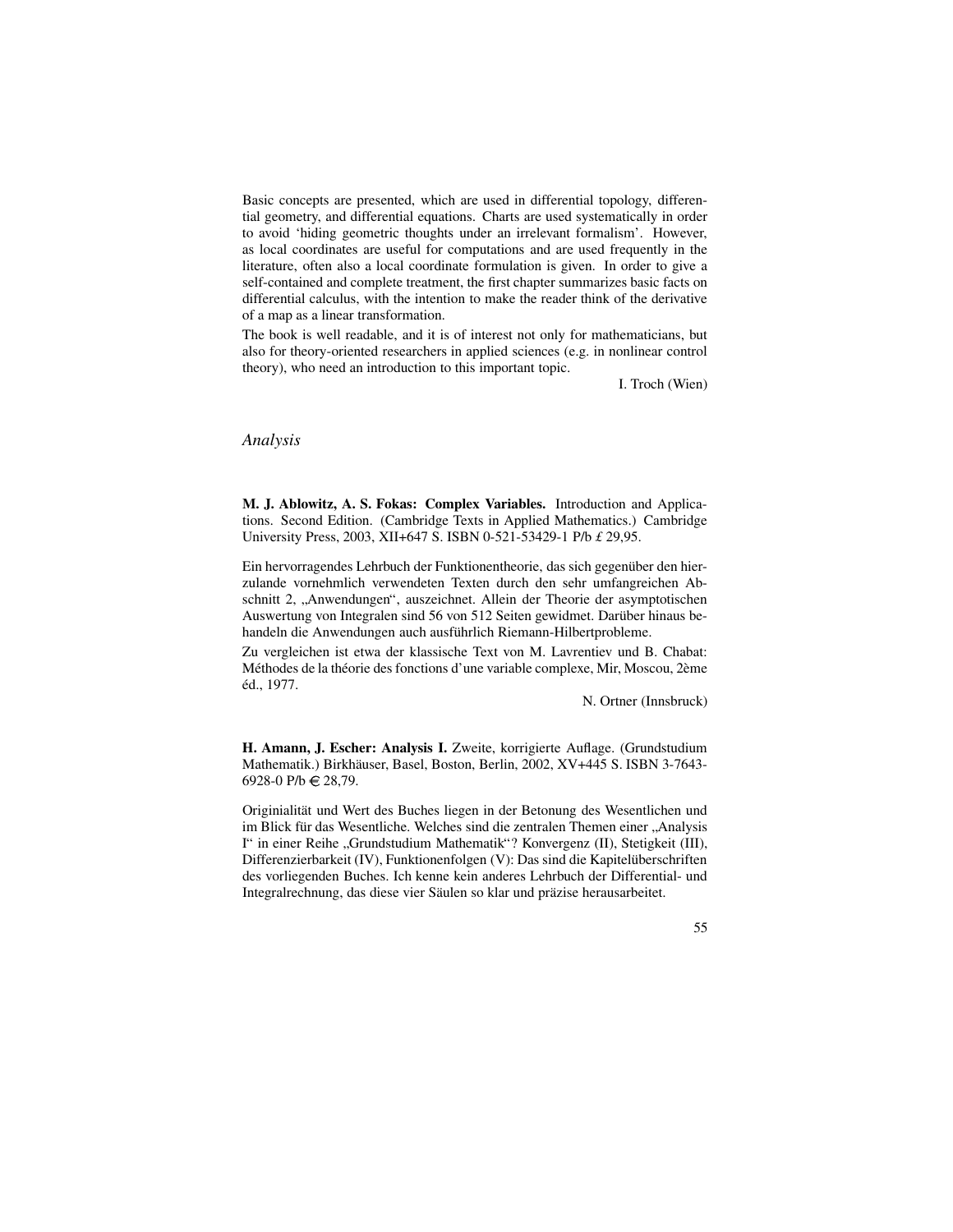Basic concepts are presented, which are used in differential topology, differential geometry, and differential equations. Charts are used systematically in order to avoid 'hiding geometric thoughts under an irrelevant formalism'. However, as local coordinates are useful for computations and are used frequently in the literature, often also a local coordinate formulation is given. In order to give a self-contained and complete treatment, the first chapter summarizes basic facts on differential calculus, with the intention to make the reader think of the derivative of a map as a linear transformation.

The book is well readable, and it is of interest not only for mathematicians, but also for theory-oriented researchers in applied sciences (e.g. in nonlinear control theory), who need an introduction to this important topic.

I. Troch (Wien)

## *Analysis*

**M. J. Ablowitz, A. S. Fokas: Complex Variables.** Introduction and Applications. Second Edition. (Cambridge Texts in Applied Mathematics.) Cambridge University Press, 2003, XII+647 S. ISBN 0-521-53429-1 P/b £ 29,95.

Ein hervorragendes Lehrbuch der Funktionentheorie, das sich gegenüber den hierzulande vornehmlich verwendeten Texten durch den sehr umfangreichen Abschnitt 2, „Anwendungen", auszeichnet. Allein der Theorie der asymptotischen Auswertung von Integralen sind 56 von 512 Seiten gewidmet. Darüber hinaus behandeln die Anwendungen auch ausführlich Riemann-Hilbertprobleme.

Zu vergleichen ist etwa der klassische Text von M. Lavrentiev und B. Chabat: Méthodes de la théorie des fonctions d'une variable complexe, Mir, Moscou, 2ème éd., 1977.

N. Ortner (Innsbruck)

**H. Amann, J. Escher: Analysis I.** Zweite, korrigierte Auflage. (Grundstudium Mathematik.) Birkhäuser, Basel, Boston, Berlin, 2002, XV+445 S. ISBN 3-7643-6928-0 P/b € 28,79.

Originialität und Wert des Buches liegen in der Betonung des Wesentlichen und im Blick für das Wesentliche. Welches sind die zentralen Themen einer „Analysis I" in einer Reihe „Grundstudium Mathematik"? Konvergenz (II), Stetigkeit (III), Differenzierbarkeit (IV), Funktionenfolgen (V): Das sind die Kapitelüberschriften des vorliegenden Buches. Ich kenne kein anderes Lehrbuch der Differential- und Integralrechnung, das diese vier Säulen so klar und präzise herausarbeitet.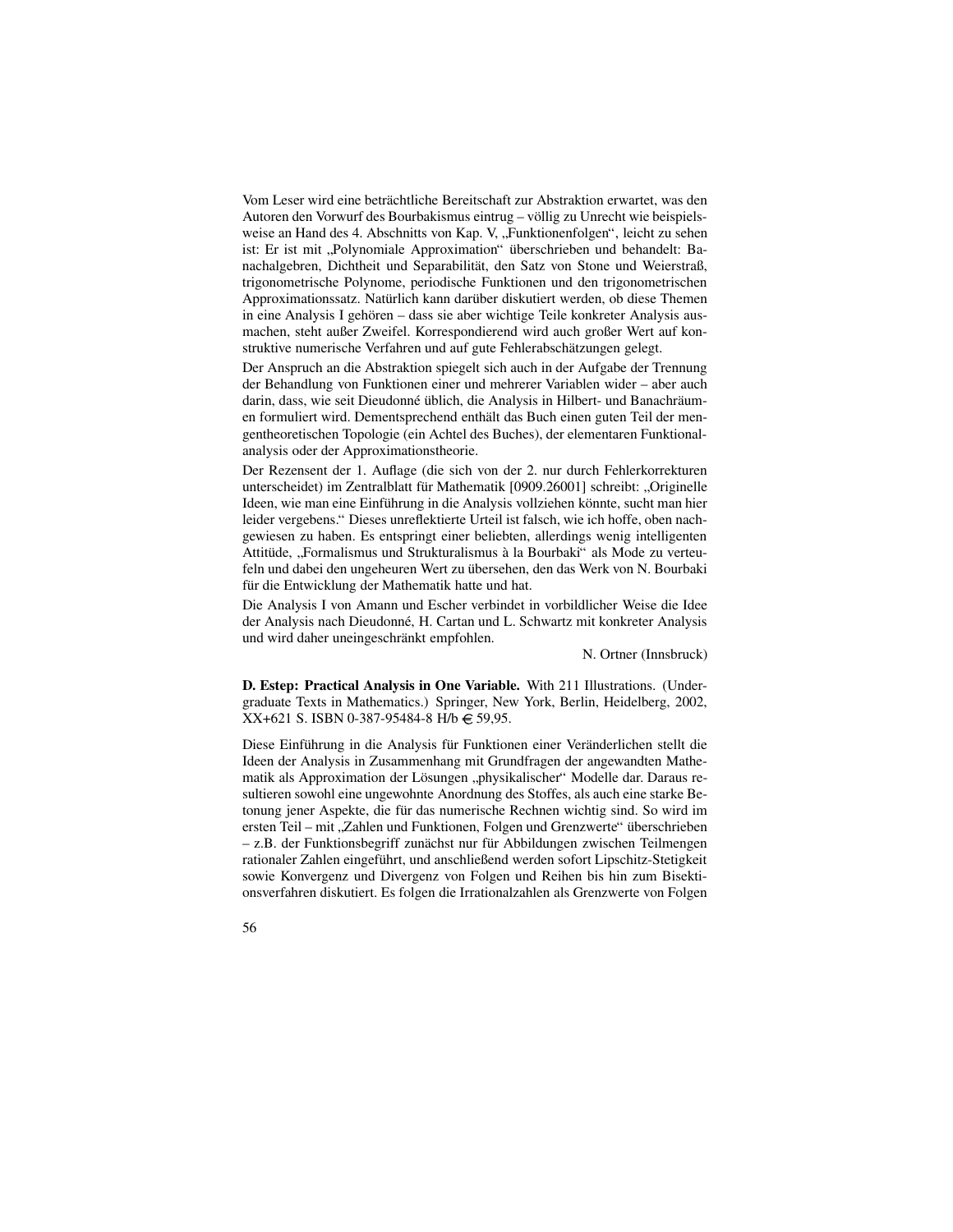Vom Leser wird eine beträchtliche Bereitschaft zur Abstraktion erwartet, was den Autoren den Vorwurf des Bourbakismus eintrug – völlig zu Unrecht wie beispielsweise an Hand des 4. Abschnitts von Kap. V, „Funktionenfolgen“, leicht zu sehen ist: Er ist mit „Polynomiale Approximation“ überschrieben und behandelt: Banachalgebren, Dichtheit und Separabilität, den Satz von Stone und Weierstraß, trigonometrische Polynome, periodische Funktionen und den trigonometrischen Approximationssatz. Natürlich kann darüber diskutiert werden, ob diese Themen in eine Analysis I gehören – dass sie aber wichtige Teile konkreter Analysis ausmachen, steht außer Zweifel. Korrespondierend wird auch großer Wert auf konstruktive numerische Verfahren und auf gute Fehlerabschätzungen gelegt.

Der Anspruch an die Abstraktion spiegelt sich auch in der Aufgabe der Trennung der Behandlung von Funktionen einer und mehrerer Variablen wider – aber auch darin, dass, wie seit Dieudonné üblich, die Analysis in Hilbert- und Banachräumen formuliert wird. Dementsprechend enthält das Buch einen guten Teil der mengentheoretischen Topologie (ein Achtel des Buches), der elementaren Funktionalanalysis oder der Approximationstheorie.

Der Rezensent der 1. Auflage (die sich von der 2. nur durch Fehlerkorrekturen unterscheidet) im Zentralblatt für Mathematik [0909.26001] schreibt: „Originelle Ideen, wie man eine Einführung in die Analysis vollziehen könnte, sucht man hier leider vergebens.“ Dieses unreflektierte Urteil ist falsch, wie ich hoffe, oben nachgewiesen zu haben. Es entspringt einer beliebten, allerdings wenig intelligenten Attitüde, „Formalismus und Strukturalismus à la Bourbaki“ als Mode zu verteufeln und dabei den ungeheuren Wert zu übersehen, den das Werk von N. Bourbaki für die Entwicklung der Mathematik hatte und hat.

Die Analysis I von Amann und Escher verbindet in vorbildlicher Weise die Idee der Analysis nach Dieudonné, H. Cartan und L. Schwartz mit konkreter Analysis und wird daher uneingeschränkt empfohlen.

N. Ortner (Innsbruck)

**D. Estep: Practical Analysis in One Variable.** With 211 Illustrations. (Undergraduate Texts in Mathematics.) Springer, New York, Berlin, Heidelberg, 2002, XX+621 S. ISBN 0-387-95484-8 H/b € 59,95.

Diese Einführung in die Analysis für Funktionen einer Veränderlichen stellt die Ideen der Analysis in Zusammenhang mit Grundfragen der angewandten Mathematik als Approximation der Lösungen „physikalischer“ Modelle dar. Daraus resultieren sowohl eine ungewohnte Anordnung des Stoffes, als auch eine starke Betonung jener Aspekte, die für das numerische Rechnen wichtig sind. So wird im ersten Teil – mit „Zahlen und Funktionen, Folgen und Grenzwerte“ überschrieben – z.B. der Funktionsbegriff zunächst nur für Abbildungen zwischen Teilmengen rationaler Zahlen eingeführt, und anschließend werden sofort Lipschitz-Stetigkeit sowie Konvergenz und Divergenz von Folgen und Reihen bis hin zum Bisektionsverfahren diskutiert. Es folgen die Irrationalzahlen als Grenzwerte von Folgen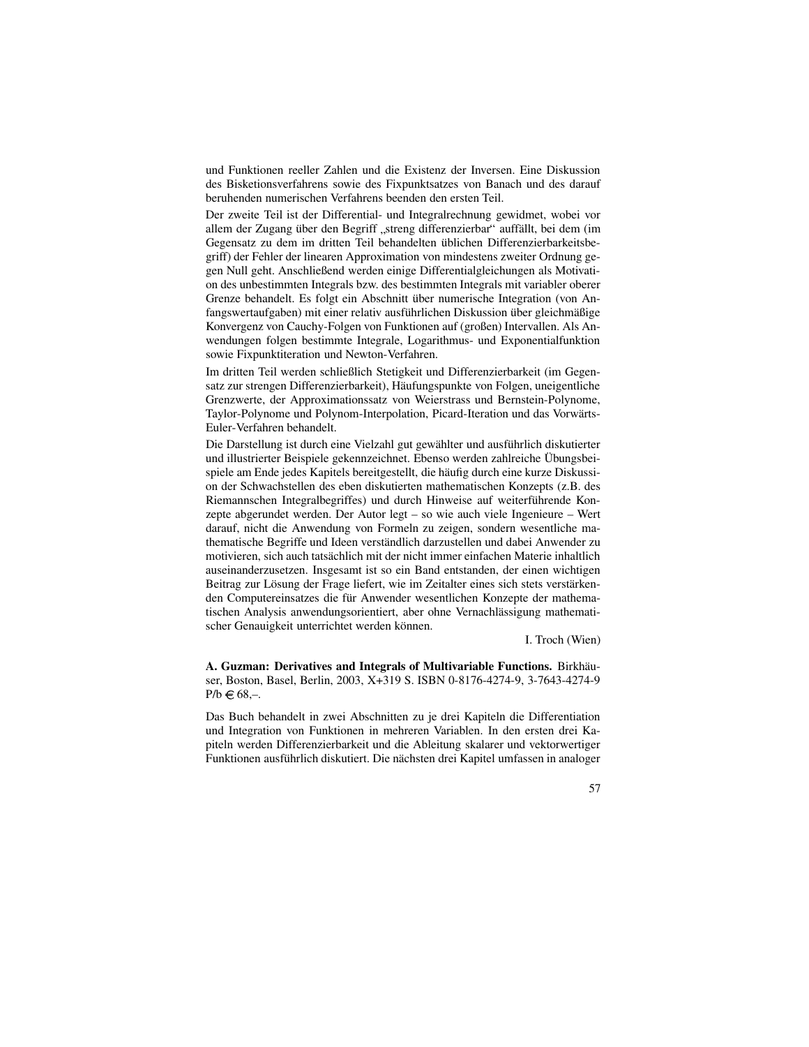und Funktionen reeller Zahlen und die Existenz der Inversen. Eine Diskussion des Bisketionsverfahrens sowie des Fixpunktsatzes von Banach und des darauf beruhenden numerischen Verfahrens beenden den ersten Teil.

Der zweite Teil ist der Differential- und Integralrechnung gewidmet, wobei vor allem der Zugang über den Begriff „streng differenzierbar" auffällt, bei dem (im Gegensatz zu dem im dritten Teil behandelten üblichen Differenzierbarkeitsbegriff) der Fehler der linearen Approximation von mindestens zweiter Ordnung gegen Null geht. Anschließend werden einige Differentialgleichungen als Motivation des unbestimmten Integrals bzw. des bestimmten Integrals mit variabler oberer Grenze behandelt. Es folgt ein Abschnitt über numerische Integration (von Anfangswertaufgaben) mit einer relativ ausführlichen Diskussion über gleichmäßige Konvergenz von Cauchy-Folgen von Funktionen auf (großen) Intervallen. Als Anwendungen folgen bestimmte Integrale, Logarithmus- und Exponentialfunktion sowie Fixpunktiteration und Newton-Verfahren.

Im dritten Teil werden schließlich Stetigkeit und Differenzierbarkeit (im Gegensatz zur strengen Differenzierbarkeit), Häufungspunkte von Folgen, uneigentliche Grenzwerte, der Approximationssatz von Weierstrass und Bernstein-Polynome, Taylor-Polynome und Polynom-Interpolation, Picard-Iteration und das Vorwärts-Euler-Verfahren behandelt.

Die Darstellung ist durch eine Vielzahl gut gewählter und ausführlich diskutierter und illustrierter Beispiele gekennzeichnet. Ebenso werden zahlreiche Übungsbeispiele am Ende jedes Kapitels bereitgestellt, die häufig durch eine kurze Diskussion der Schwachstellen des eben diskutierten mathematischen Konzepts (z.B. des Riemannschen Integralbegriffes) und durch Hinweise auf weiterführende Konzepte abgerundet werden. Der Autor legt – so wie auch viele Ingenieure – Wert darauf, nicht die Anwendung von Formeln zu zeigen, sondern wesentliche mathematische Begriffe und Ideen verständlich darzustellen und dabei Anwender zu motivieren, sich auch tatsächlich mit der nicht immer einfachen Materie inhaltlich auseinanderzusetzen. Insgesamt ist so ein Band entstanden, der einen wichtigen Beitrag zur Lösung der Frage liefert, wie im Zeitalter eines sich stets verstärkenden Computereinsatzes die für Anwender wesentlichen Konzepte der mathematischen Analysis anwendungsorientiert, aber ohne Vernachlässigung mathematischer Genauigkeit unterrichtet werden können.

I. Troch (Wien)

**A. Guzman: Derivatives and Integrals of Multivariable Functions.** Birkhäuser, Boston, Basel, Berlin, 2003, X+319 S. ISBN 0-8176-4274-9, 3-7643-4274-9 P/b € 68,–.

Das Buch behandelt in zwei Abschnitten zu je drei Kapiteln die Differentiation und Integration von Funktionen in mehreren Variablen. In den ersten drei Kapiteln werden Differenzierbarkeit und die Ableitung skalarer und vektorwertiger Funktionen ausführlich diskutiert. Die nächsten drei Kapitel umfassen in analoger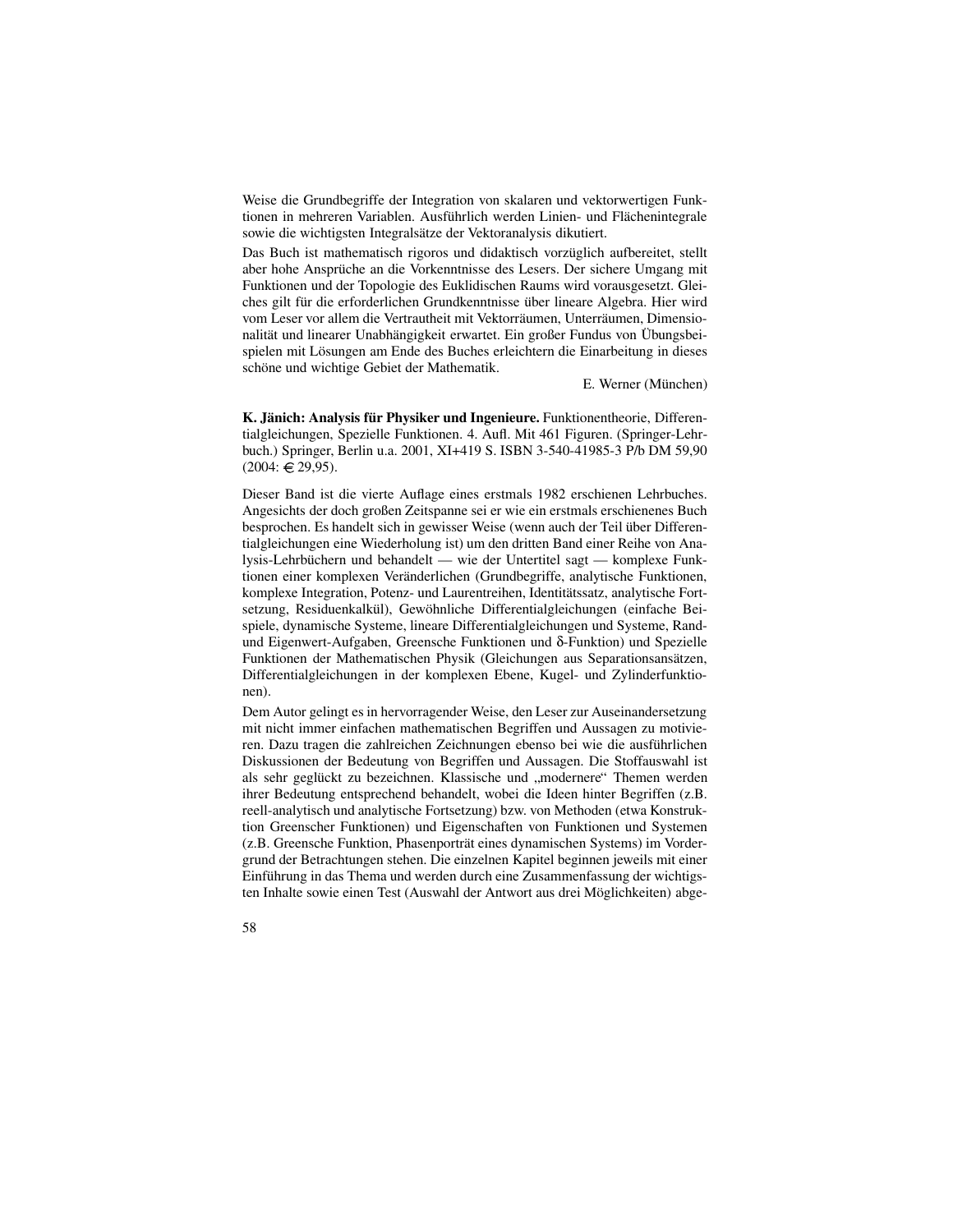Weise die Grundbegriffe der Integration von skalaren und vektorwertigen Funktionen in mehreren Variablen. Ausführlich werden Linien- und Flächenintegrale sowie die wichtigsten Integralsätze der Vektoranalysis dikutiert.

Das Buch ist mathematisch rigoros und didaktisch vorzüglich aufbereitet, stellt aber hohe Ansprüche an die Vorkenntnisse des Lesers. Der sichere Umgang mit Funktionen und der Topologie des Euklidischen Raums wird vorausgesetzt. Gleiches gilt für die erforderlichen Grundkenntnisse über lineare Algebra. Hier wird vom Leser vor allem die Vertrautheit mit Vektorräumen, Unterräumen, Dimensionalität und linearer Unabhängigkeit erwartet. Ein großer Fundus von Übungsbeispielen mit Lösungen am Ende des Buches erleichtern die Einarbeitung in dieses schöne und wichtige Gebiet der Mathematik.

E. Werner (München)

**K. Jänich: Analysis für Physiker und Ingenieure.** Funktionentheorie, Differentialgleichungen, Spezielle Funktionen. 4. Aufl. Mit 461 Figuren. (Springer-Lehrbuch.) Springer, Berlin u.a. 2001, XI+419 S. ISBN 3-540-41985-3 P/b DM 59,90 (2004: € 29,95).

Dieser Band ist die vierte Auflage eines erstmals 1982 erschienen Lehrbuches. Angesichts der doch großen Zeitspanne sei er wie ein erstmals erschienenes Buch besprochen. Es handelt sich in gewisser Weise (wenn auch der Teil über Differentialgleichungen eine Wiederholung ist) um den dritten Band einer Reihe von Analysis-Lehrbüchern und behandelt — wie der Untertitel sagt — komplexe Funktionen einer komplexen Veränderlichen (Grundbegriffe, analytische Funktionen, komplexe Integration, Potenz- und Laurentreihen, Identitätssatz, analytische Fortsetzung, Residuenkalkül), Gewöhnliche Differentialgleichungen (einfache Beispiele, dynamische Systeme, lineare Differentialgleichungen und Systeme, Rand- und Eigenwert-Aufgaben, Greensche Funktionen und $\delta$-Funktion) und Spezielle Funktionen der Mathematischen Physik (Gleichungen aus Separationsansätzen, Differentialgleichungen in der komplexen Ebene, Kugel- und Zylinderfunktionen).

Dem Autor gelingt es in hervorragender Weise, den Leser zur Auseinandersetzung mit nicht immer einfachen mathematischen Begriffen und Aussagen zu motivieren. Dazu tragen die zahlreichen Zeichnungen ebenso bei wie die ausführlichen Diskussionen der Bedeutung von Begriffen und Aussagen. Die Stoffauswahl ist als sehr geglückt zu bezeichnen. Klassische und „modernere" Themen werden ihrer Bedeutung entsprechend behandelt, wobei die Ideen hinter Begriffen (z.B. reell-analytisch und analytische Fortsetzung) bzw. von Methoden (etwa Konstruktion Greenscher Funktionen) und Eigenschaften von Funktionen und Systemen (z.B. Greensche Funktion, Phasenporträt eines dynamischen Systems) im Vordergrund der Betrachtungen stehen. Die einzelnen Kapitel beginnen jeweils mit einer Einführung in das Thema und werden durch eine Zusammenfassung der wichtigsten Inhalte sowie einen Test (Auswahl der Antwort aus drei Möglichkeiten) abge-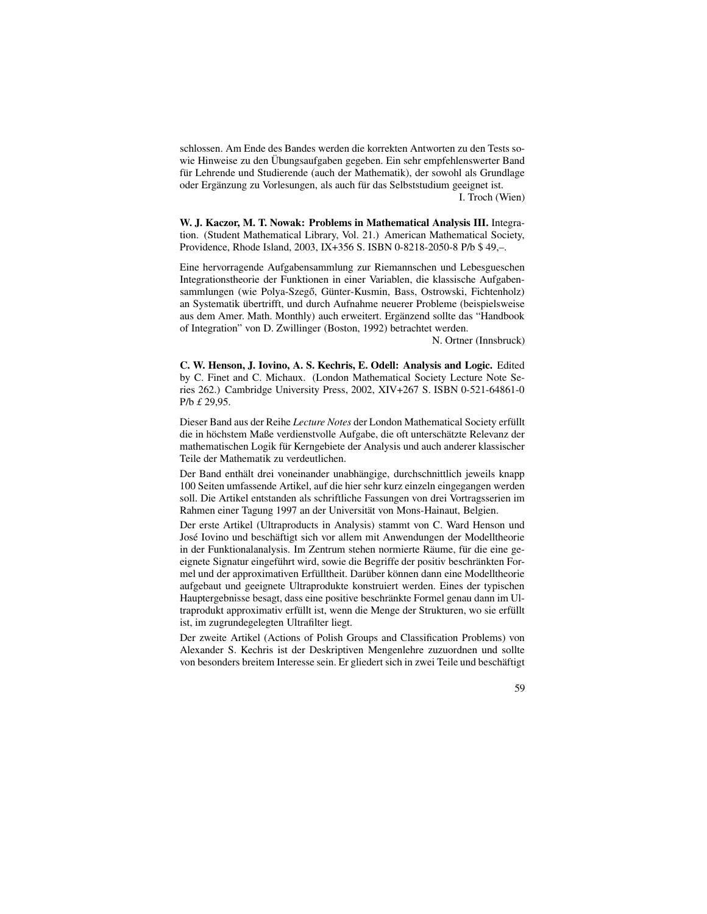schlossen. Am Ende des Bandes werden die korrekten Antworten zu den Tests sowie Hinweise zu den Übungsaufgaben gegeben. Ein sehr empfehlenswerter Band für Lehrende und Studierende (auch der Mathematik), der sowohl als Grundlage oder Ergänzung zu Vorlesungen, als auch für das Selbststudium geeignet ist.

I. Troch (Wien)

**W. J. Kaczor, M. T. Nowak: Problems in Mathematical Analysis III.** Integration. (Student Mathematical Library, Vol. 21.) American Mathematical Society, Providence, Rhode Island, 2003, IX+356 S. ISBN 0-8218-2050-8 P/b $ 49,–.

Eine hervorragende Aufgabensammlung zur Riemannschen und Lebesgueschen Integrationstheorie der Funktionen in einer Variablen, die klassische Aufgabensammlungen (wie Polya-Szegő, Günter-Kusmin, Bass, Ostrowski, Fichtenholz) an Systematik übertrifft, und durch Aufnahme neuerer Probleme (beispielsweise aus dem Amer. Math. Monthly) auch erweitert. Ergänzend sollte das "Handbook of Integration" von D. Zwillinger (Boston, 1992) betrachtet werden.

N. Ortner (Innsbruck)

**C. W. Henson, J. Iovino, A. S. Kechris, E. Odell: Analysis and Logic.** Edited by C. Finet and C. Michaux. (London Mathematical Society Lecture Note Series 262.) Cambridge University Press, 2002, XIV+267 S. ISBN 0-521-64861-0 P/b £ 29,95.

Dieser Band aus der Reihe *Lecture Notes* der London Mathematical Society erfüllt die in höchstem Maße verdienstvolle Aufgabe, die oft unterschätzte Relevanz der mathematischen Logik für Kerngebiete der Analysis und auch anderer klassischer Teile der Mathematik zu verdeutlichen.

Der Band enthält drei voneinander unabhängige, durchschnittlich jeweils knapp 100 Seiten umfassende Artikel, auf die hier sehr kurz einzeln eingegangen werden soll. Die Artikel entstanden als schriftliche Fassungen von drei Vortragsserien im Rahmen einer Tagung 1997 an der Universität von Mons-Hainaut, Belgien.

Der erste Artikel (Ultraproducts in Analysis) stammt von C. Ward Henson und José Iovino und beschäftigt sich vor allem mit Anwendungen der Modelltheorie in der Funktionalanalysis. Im Zentrum stehen normierte Räume, für die eine geeignete Signatur eingeführt wird, sowie die Begriffe der positiv beschränkten Formel und der approximativen Erfülltheit. Darüber können dann eine Modelltheorie aufgebaut und geeignete Ultraprodukte konstruiert werden. Eines der typischen Hauptergebnisse besagt, dass eine positive beschränkte Formel genau dann im Ultraprodukt approximativ erfüllt ist, wenn die Menge der Strukturen, wo sie erfüllt ist, im zugrundegelegten Ultrafilter liegt.

Der zweite Artikel (Actions of Polish Groups and Classification Problems) von Alexander S. Kechris ist der Deskriptiven Mengenlehre zuzuordnen und sollte von besonders breitem Interesse sein. Er gliedert sich in zwei Teile und beschäftigt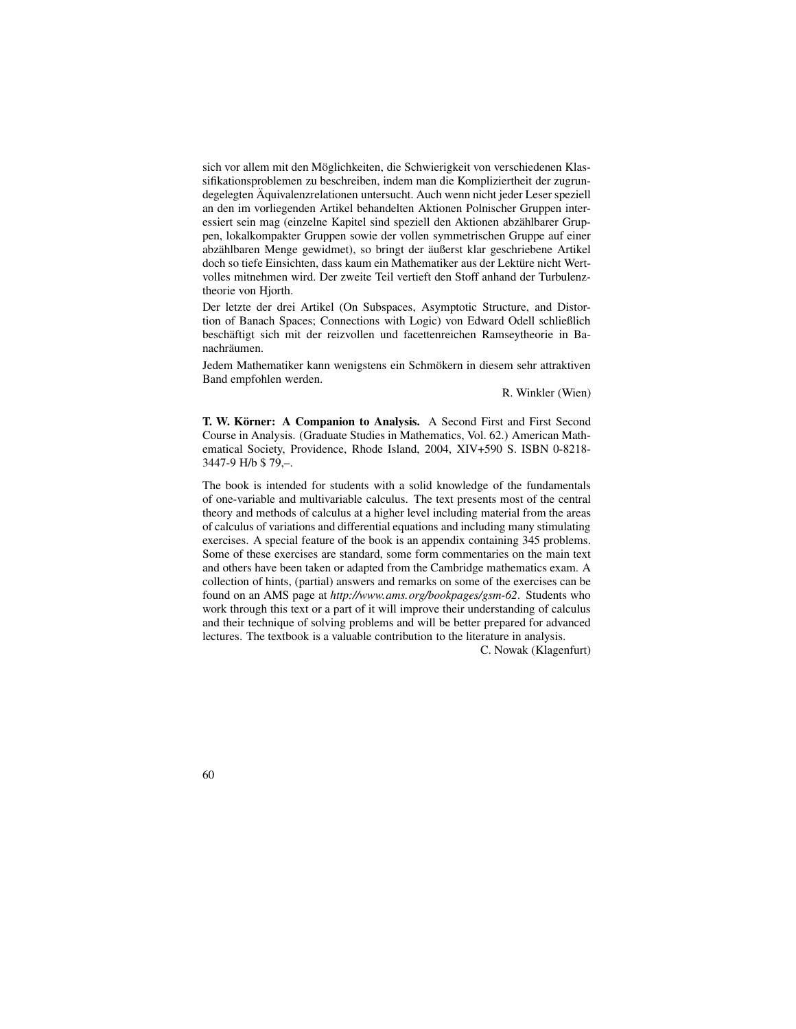sich vor allem mit den Möglichkeiten, die Schwierigkeit von verschiedenen Klassifikationsproblemen zu beschreiben, indem man die Kompliziertheit der zugrundegelegten Äquivalenzrelationen untersucht. Auch wenn nicht jeder Leser speziell an den im vorliegenden Artikel behandelten Aktionen Polnischer Gruppen interessiert sein mag (einzelne Kapitel sind speziell den Aktionen abzählbarer Gruppen, lokalkompakter Gruppen sowie der vollen symmetrischen Gruppe auf einer abzählbaren Menge gewidmet), so bringt der äußerst klar geschriebene Artikel doch so tiefe Einsichten, dass kaum ein Mathematiker aus der Lektüre nicht Wertvolles mitnehmen wird. Der zweite Teil vertieft den Stoff anhand der Turbulenztheorie von Hjorth.

Der letzte der drei Artikel (On Subspaces, Asymptotic Structure, and Distortion of Banach Spaces; Connections with Logic) von Edward Odell schließlich beschäftigt sich mit der reizvollen und facettenreichen Ramseytheorie in Banachräumen.

Jedem Mathematiker kann wenigstens ein Schmökern in diesem sehr attraktiven Band empfohlen werden.

R. Winkler (Wien)

**T. W. Körner: A Companion to Analysis.** A Second First and First Second Course in Analysis. (Graduate Studies in Mathematics, Vol. 62.) American Mathematical Society, Providence, Rhode Island, 2004, XIV+590 S. ISBN 0-8218-3447-9 H/b $ 79,–.

The book is intended for students with a solid knowledge of the fundamentals of one-variable and multivariable calculus. The text presents most of the central theory and methods of calculus at a higher level including material from the areas of calculus of variations and differential equations and including many stimulating exercises. A special feature of the book is an appendix containing 345 problems. Some of these exercises are standard, some form commentaries on the main text and others have been taken or adapted from the Cambridge mathematics exam. A collection of hints, (partial) answers and remarks on some of the exercises can be found on an AMS page at *http://www.ams.org/bookpages/gsm-62*. Students who work through this text or a part of it will improve their understanding of calculus and their technique of solving problems and will be better prepared for advanced lectures. The textbook is a valuable contribution to the literature in analysis.

C. Nowak (Klagenfurt)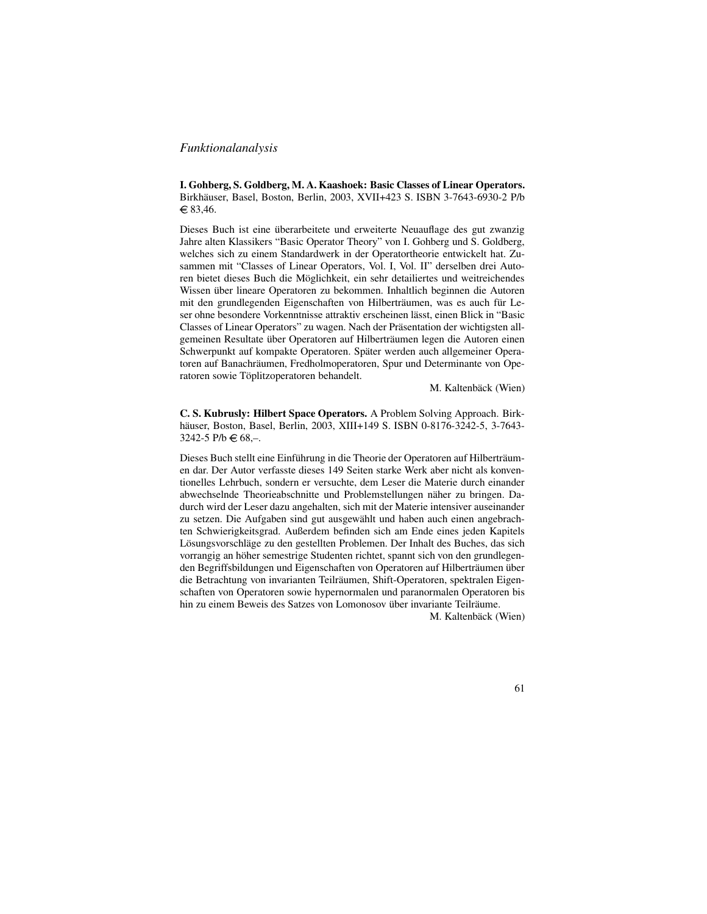*Funktionalanalysis*

**I. Gohberg, S. Goldberg, M. A. Kaashoek: Basic Classes of Linear Operators.** Birkhäuser, Basel, Boston, Berlin, 2003, XVII+423 S. ISBN 3-7643-6930-2 P/b € 83,46.

Dieses Buch ist eine überarbeitete und erweiterte Neuauflage des gut zwanzig Jahre alten Klassikers "Basic Operator Theory" von I. Gohberg und S. Goldberg, welches sich zu einem Standardwerk in der Operatortheorie entwickelt hat. Zusammen mit "Classes of Linear Operators, Vol. I, Vol. II" derselben drei Autoren bietet dieses Buch die Möglichkeit, ein sehr detailliertes und weitreichendes Wissen über lineare Operatoren zu bekommen. Inhaltlich beginnen die Autoren mit den grundlegenden Eigenschaften von Hilberträumen, was es auch für Leser ohne besondere Vorkenntnisse attraktiv erscheinen lässt, einen Blick in "Basic Classes of Linear Operators" zu wagen. Nach der Präsentation der wichtigsten allgemeinen Resultate über Operatoren auf Hilberträumen legen die Autoren einen Schwerpunkt auf kompakte Operatoren. Später werden auch allgemeiner Operatoren auf Banachräumen, Fredholmoperatoren, Spur und Determinante von Operatoren sowie Töplitzoperatoren behandelt.

M. Kaltenbäck (Wien)

**C. S. Kubrusly: Hilbert Space Operators.** A Problem Solving Approach. Birkhäuser, Boston, Basel, Berlin, 2003, XIII+149 S. ISBN 0-8176-3242-5, 3-7643-3242-5 P/b € 68,–.

Dieses Buch stellt eine Einführung in die Theorie der Operatoren auf Hilberträumen dar. Der Autor verfasste dieses 149 Seiten starke Werk aber nicht als konventionelles Lehrbuch, sondern er versuchte, dem Leser die Materie durch einander abwechselnde Theorieabschnitte und Problemstellungen näher zu bringen. Dadurch wird der Leser dazu angehalten, sich mit der Materie intensiver auseinander zu setzen. Die Aufgaben sind gut ausgewählt und haben auch einen angebrachten Schwierigkeitsgrad. Außerdem befinden sich am Ende eines jeden Kapitels Lösungsvorschläge zu den gestellten Problemen. Der Inhalt des Buches, das sich vorrangig an höher semestrige Studenten richtet, spannt sich von den grundlegenden Begriffsbildungen und Eigenschaften von Operatoren auf Hilberträumen über die Betrachtung von invarianten Teilräumen, Shift-Operatoren, spektralen Eigenschaften von Operatoren sowie hypernormalen und paranormalen Operatoren bis hin zu einem Beweis des Satzes von Lomonosov über invariante Teilräume.

M. Kaltenbäck (Wien)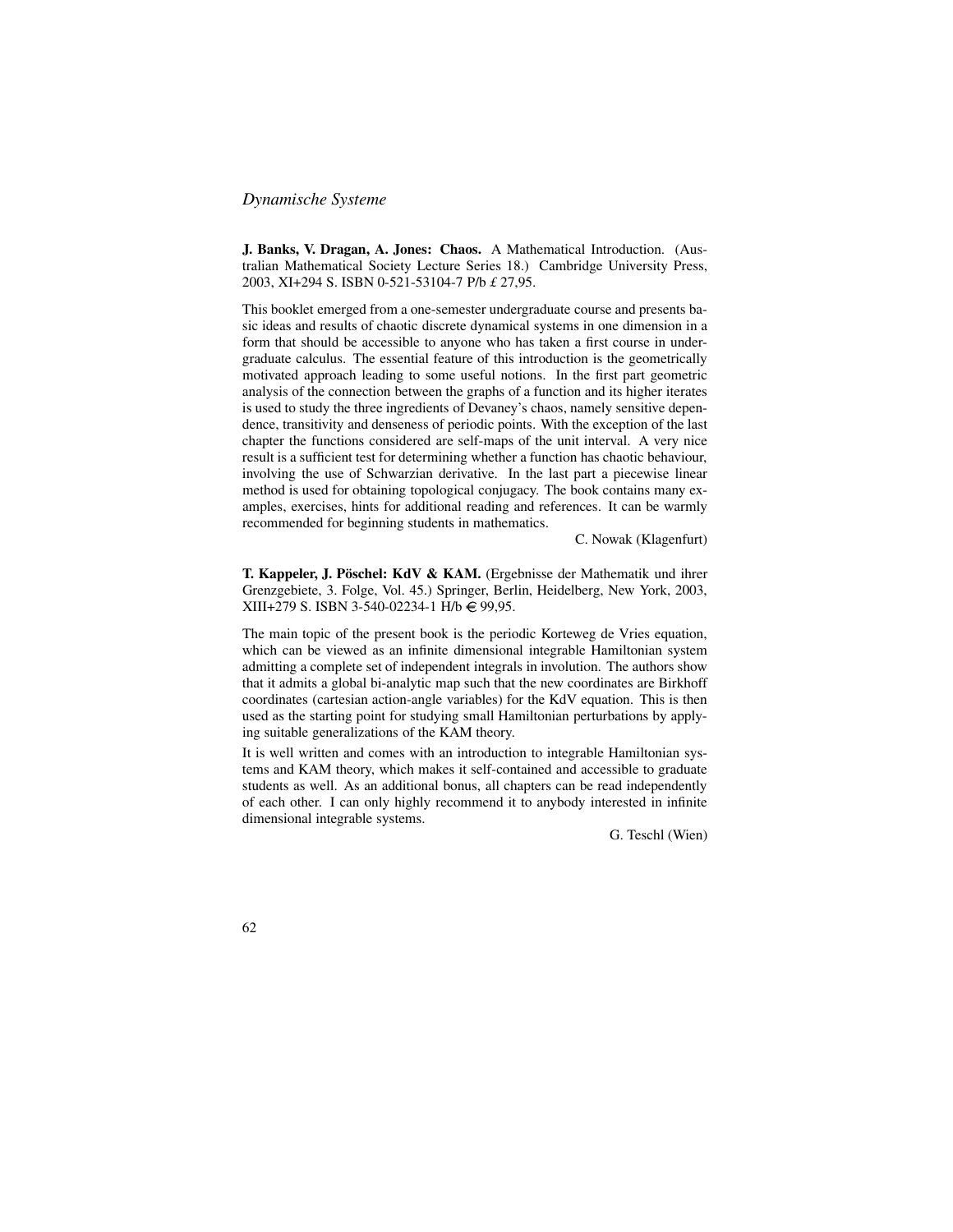## *Dynamische Systeme*

**J. Banks, V. Dragan, A. Jones: Chaos.** A Mathematical Introduction. (Australian Mathematical Society Lecture Series 18.) Cambridge University Press, 2003, XI+294 S. ISBN 0-521-53104-7 P/b £ 27,95.

This booklet emerged from a one-semester undergraduate course and presents basic ideas and results of chaotic discrete dynamical systems in one dimension in a form that should be accessible to anyone who has taken a first course in undergraduate calculus. The essential feature of this introduction is the geometrically motivated approach leading to some useful notions. In the first part geometric analysis of the connection between the graphs of a function and its higher iterates is used to study the three ingredients of Devaney's chaos, namely sensitive dependence, transitivity and denseness of periodic points. With the exception of the last chapter the functions considered are self-maps of the unit interval. A very nice result is a sufficient test for determining whether a function has chaotic behaviour, involving the use of Schwarzian derivative. In the last part a piecewise linear method is used for obtaining topological conjugacy. The book contains many examples, exercises, hints for additional reading and references. It can be warmly recommended for beginning students in mathematics.

C. Nowak (Klagenfurt)

**T. Kappeler, J. Pöschel: KdV & KAM.** (Ergebnisse der Mathematik und ihrer Grenzgebiete, 3. Folge, Vol. 45.) Springer, Berlin, Heidelberg, New York, 2003, XIII+279 S. ISBN 3-540-02234-1 H/b € 99,95.

The main topic of the present book is the periodic Korteweg de Vries equation, which can be viewed as an infinite dimensional integrable Hamiltonian system admitting a complete set of independent integrals in involution. The authors show that it admits a global bi-analytic map such that the new coordinates are Birkhoff coordinates (cartesian action-angle variables) for the KdV equation. This is then used as the starting point for studying small Hamiltonian perturbations by applying suitable generalizations of the KAM theory.

It is well written and comes with an introduction to integrable Hamiltonian systems and KAM theory, which makes it self-contained and accessible to graduate students as well. As an additional bonus, all chapters can be read independently of each other. I can only highly recommend it to anybody interested in infinite dimensional integrable systems.

G. Teschl (Wien)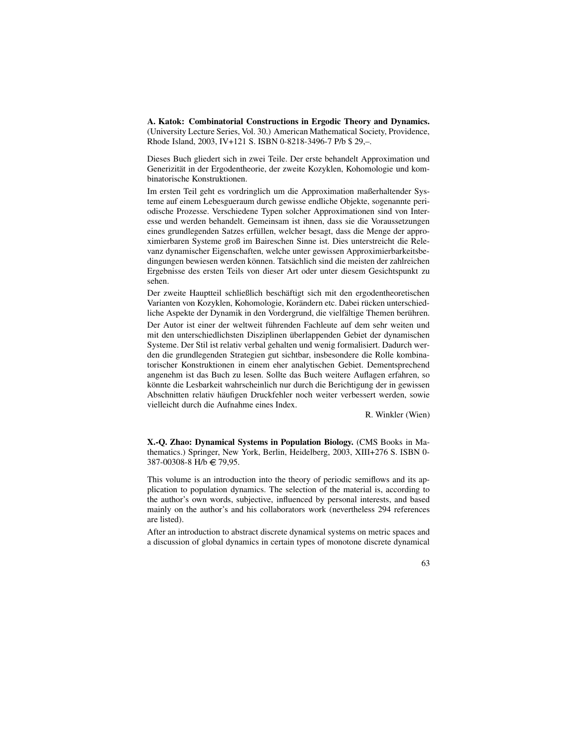**A. Katok: Combinatorial Constructions in Ergodic Theory and Dynamics.** (University Lecture Series, Vol. 30.) American Mathematical Society, Providence, Rhode Island, 2003, IV+121 S. ISBN 0-8218-3496-7 P/b $ 29,–.

Dieses Buch gliedert sich in zwei Teile. Der erste behandelt Approximation und Generizität in der Ergodentheorie, der zweite Kozyklen, Kohomologie und kombinatorische Konstruktionen.

Im ersten Teil geht es vordringlich um die Approximation maßerhaltender Systeme auf einem Lebesgueraum durch gewisse endliche Objekte, sogenannte periodische Prozesse. Verschiedene Typen solcher Approximationen sind von Interesse und werden behandelt. Gemeinsam ist ihnen, dass sie die Voraussetzungen eines grundlegenden Satzes erfüllen, welcher besagt, dass die Menge der approximierbaren Systeme groß im Baireschen Sinne ist. Dies unterstreicht die Relevanz dynamischer Eigenschaften, welche unter gewissen Approximierbarkeitsbedingungen bewiesen werden können. Tatsächlich sind die meisten der zahlreichen Ergebnisse des ersten Teils von dieser Art oder unter diesem Gesichtspunkt zu sehen.

Der zweite Hauptteil schließlich beschäftigt sich mit den ergodentheoretischen Varianten von Kozyklen, Kohomologie, Korändern etc. Dabei rücken unterschiedliche Aspekte der Dynamik in den Vordergrund, die vielfältige Themen berühren.

Der Autor ist einer der weltweit führenden Fachleute auf dem sehr weiten und mit den unterschiedlichsten Disziplinen überlappenden Gebiet der dynamischen Systeme. Der Stil ist relativ verbal gehalten und wenig formalisiert. Dadurch werden die grundlegenden Strategien gut sichtbar, insbesondere die Rolle kombinatorischer Konstruktionen in einem eher analytischen Gebiet. Dementsprechend angenehm ist das Buch zu lesen. Sollte das Buch weitere Auflagen erfahren, so könnte die Lesbarkeit wahrscheinlich nur durch die Berichtigung der in gewissen Abschnitten relativ häufigen Druckfehler noch weiter verbessert werden, sowie vielleicht durch die Aufnahme eines Index.

R. Winkler (Wien)

**X.-Q. Zhao: Dynamical Systems in Population Biology.** (CMS Books in Mathematics.) Springer, New York, Berlin, Heidelberg, 2003, XIII+276 S. ISBN 0-387-00308-8 H/b € 79,95.

This volume is an introduction into the theory of periodic semiflows and its application to population dynamics. The selection of the material is, according to the author's own words, subjective, influenced by personal interests, and based mainly on the author's and his collaborators work (nevertheless 294 references are listed).

After an introduction to abstract discrete dynamical systems on metric spaces and a discussion of global dynamics in certain types of monotone discrete dynamical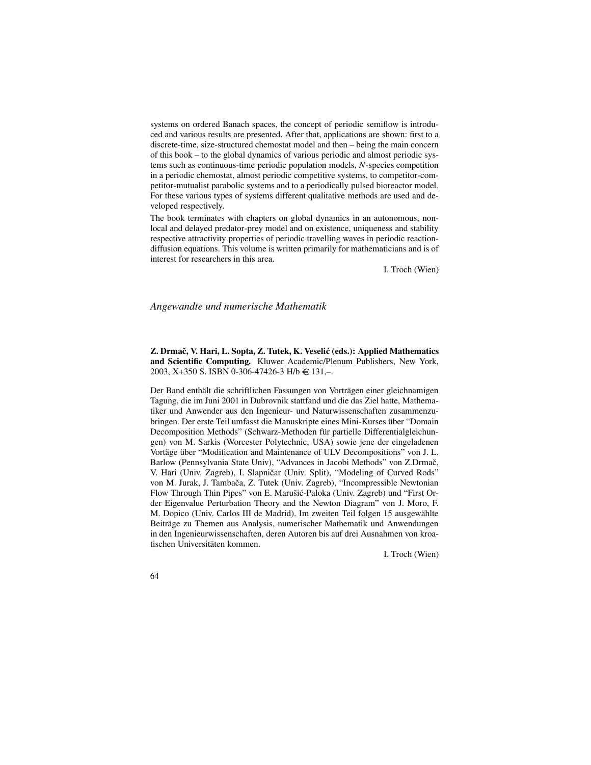systems on ordered Banach spaces, the concept of periodic semiflow is introduced and various results are presented. After that, applications are shown: first to a discrete-time, size-structured chemostat model and then – being the main concern of this book – to the global dynamics of various periodic and almost periodic systems such as continuous-time periodic population models, *N*-species competition in a periodic chemostat, almost periodic competitive systems, to competitor-competitor-mutualist parabolic systems and to a periodically pulsed bioreactor model. For these various types of systems different qualitative methods are used and developed respectively.

The book terminates with chapters on global dynamics in an autonomous, nonlocal and delayed predator-prey model and on existence, uniqueness and stability respective attractivity properties of periodic travelling waves in periodic reaction-diffusion equations. This volume is written primarily for mathematicians and is of interest for researchers in this area.

I. Troch (Wien)

## *Angewandte und numerische Mathematik*

**Z. Drmač, V. Hari, L. Sopta, Z. Tutek, K. Veselić (eds.): Applied Mathematics and Scientific Computing.** Kluwer Academic/Plenum Publishers, New York, 2003, X+350 S. ISBN 0-306-47426-3 H/b € 131,–.

Der Band enthält die schriftlichen Fassungen von Vorträgen einer gleichnamigen Tagung, die im Juni 2001 in Dubrovnik stattfand und die das Ziel hatte, Mathematiker und Anwender aus den Ingenieur- und Naturwissenschaften zusammenzubringen. Der erste Teil umfasst die Manuskripte eines Mini-Kurses über "Domain Decomposition Methods" (Schwarz-Methoden für partielle Differentialgleichungen) von M. Sarkis (Worcester Polytechnic, USA) sowie jene der eingeladenen Vortäge über "Modification and Maintenance of ULV Decompositions" von J. L. Barlow (Pennsylvania State Univ), "Advances in Jacobi Methods" von Z.Drmač, V. Hari (Univ. Zagreb), I. Slapničar (Univ. Split), "Modeling of Curved Rods" von M. Jurak, J. Tambača, Z. Tutek (Univ. Zagreb), "Incompressible Newtonian Flow Through Thin Pipes" von E. Marušić-Paloka (Univ. Zagreb) und "First Order Eigenvalue Perturbation Theory and the Newton Diagram" von J. Moro, F. M. Dopico (Univ. Carlos III de Madrid). Im zweiten Teil folgen 15 ausgewählte Beiträge zu Themen aus Analysis, numerischer Mathematik und Anwendungen in den Ingenieurwissenschaften, deren Autoren bis auf drei Ausnahmen von kroatischen Universitäten kommen.

I. Troch (Wien)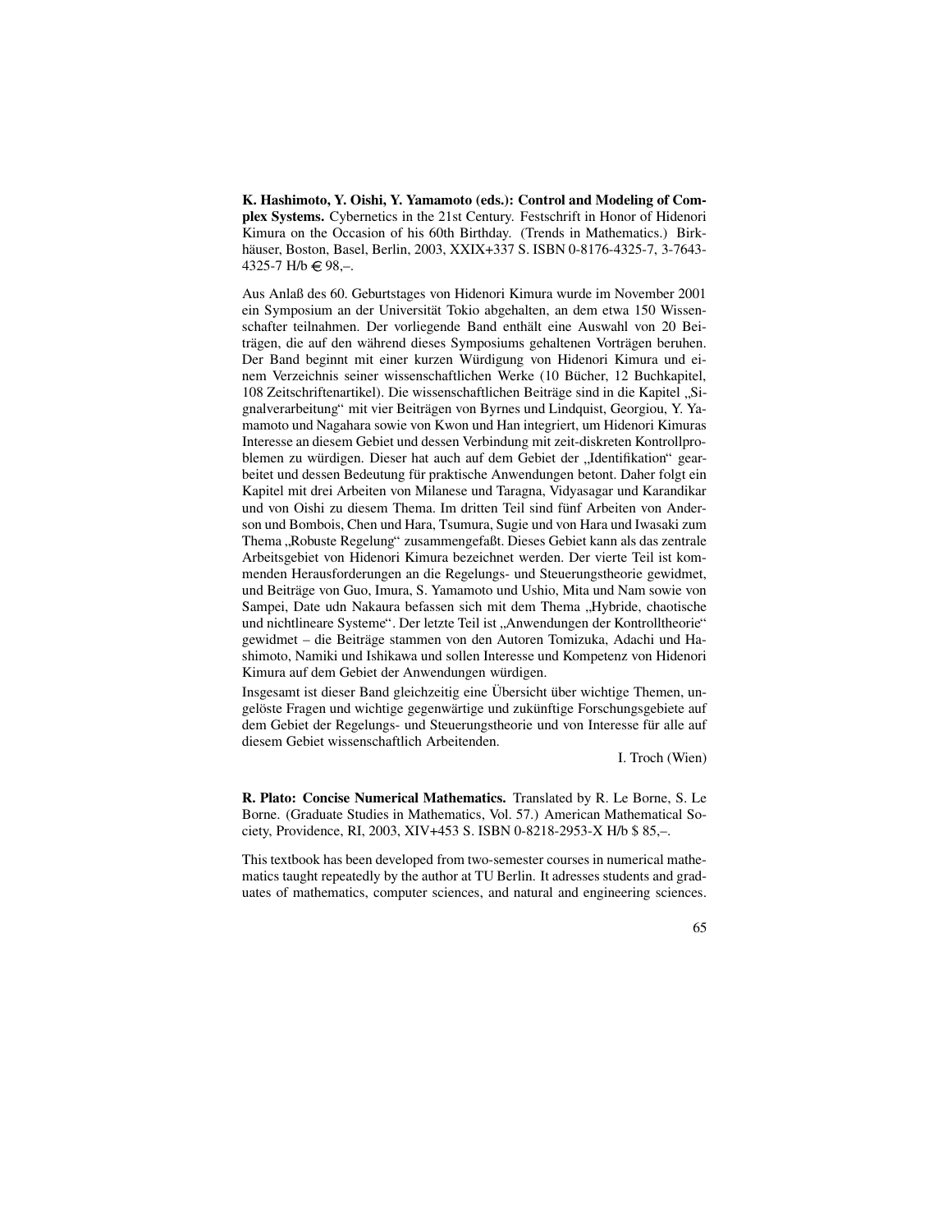**K. Hashimoto, Y. Oishi, Y. Yamamoto (eds.): Control and Modeling of Complex Systems.** Cybernetics in the 21st Century. Festschrift in Honor of Hidenori Kimura on the Occasion of his 60th Birthday. (Trends in Mathematics.) Birkhäuser, Boston, Basel, Berlin, 2003, XXIX+337 S. ISBN 0-8176-4325-7, 3-7643-4325-7 H/b € 98,–.

Aus Anlaß des 60. Geburtstages von Hidenori Kimura wurde im November 2001 ein Symposium an der Universität Tokio abgehalten, an dem etwa 150 Wissenschafter teilnahmen. Der vorliegende Band enthält eine Auswahl von 20 Beiträgen, die auf den während dieses Symposiums gehaltenen Vorträgen beruhen. Der Band beginnt mit einer kurzen Würdigung von Hidenori Kimura und einem Verzeichnis seiner wissenschaftlichen Werke (10 Bücher, 12 Buchkapitel, 108 Zeitschriftenartikel). Die wissenschaftlichen Beiträge sind in die Kapitel „Signalverarbeitung" mit vier Beiträgen von Byrnes und Lindquist, Georgiou, Y. Yamamoto und Nagahara sowie von Kwon und Han integriert, um Hidenori Kimuras Interesse an diesem Gebiet und dessen Verbindung mit zeit-diskreten Kontrollproblemen zu würdigen. Dieser hat auch auf dem Gebiet der „Identifikation" gearbeitet und dessen Bedeutung für praktische Anwendungen betont. Daher folgt ein Kapitel mit drei Arbeiten von Milanese und Taragna, Vidyasagar und Karandikar und von Oishi zu diesem Thema. Im dritten Teil sind fünf Arbeiten von Anderson und Bombois, Chen und Hara, Tsumura, Sugie und von Hara und Iwasaki zum Thema „Robuste Regelung" zusammengefaßt. Dieses Gebiet kann als das zentrale Arbeitsgebiet von Hidenori Kimura bezeichnet werden. Der vierte Teil ist kommenden Herausforderungen an die Regelungs- und Steuerungstheorie gewidmet, und Beiträge von Guo, Imura, S. Yamamoto und Ushio, Mita und Nam sowie von Sampei, Date udn Nakaura befassen sich mit dem Thema „Hybride, chaotische und nichtlineare Systeme". Der letzte Teil ist „Anwendungen der Kontrolltheorie" gewidmet – die Beiträge stammen von den Autoren Tomizuka, Adachi und Hashimoto, Namiki und Ishikawa und sollen Interesse und Kompetenz von Hidenori Kimura auf dem Gebiet der Anwendungen würdigen.

Insgesamt ist dieser Band gleichzeitig eine Übersicht über wichtige Themen, ungelöste Fragen und wichtige gegenwärtige und zukünftige Forschungsgebiete auf dem Gebiet der Regelungs- und Steuerungstheorie und von Interesse für alle auf diesem Gebiet wissenschaftlich Arbeitenden.

I. Troch (Wien)

**R. Plato: Concise Numerical Mathematics.** Translated by R. Le Borne, S. Le Borne. (Graduate Studies in Mathematics, Vol. 57.) American Mathematical Society, Providence, RI, 2003, XIV+453 S. ISBN 0-8218-2953-X H/b $ 85,–.

This textbook has been developed from two-semester courses in numerical mathematics taught repeatedly by the author at TU Berlin. It adresses students and graduates of mathematics, computer sciences, and natural and engineering sciences.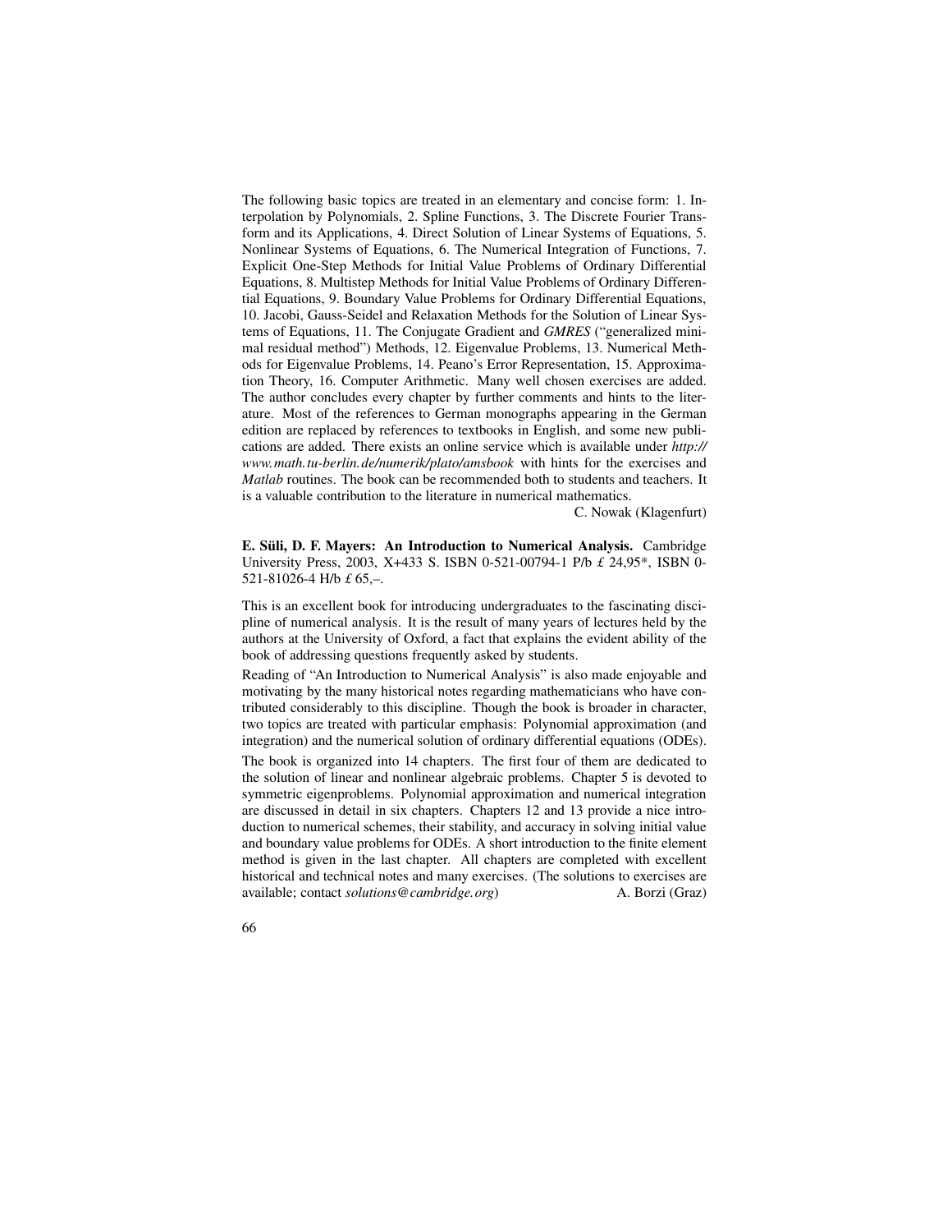The following basic topics are treated in an elementary and concise form: 1. Interpolation by Polynomials, 2. Spline Functions, 3. The Discrete Fourier Transform and its Applications, 4. Direct Solution of Linear Systems of Equations, 5. Nonlinear Systems of Equations, 6. The Numerical Integration of Functions, 7. Explicit One-Step Methods for Initial Value Problems of Ordinary Differential Equations, 8. Multistep Methods for Initial Value Problems of Ordinary Differential Equations, 9. Boundary Value Problems for Ordinary Differential Equations, 10. Jacobi, Gauss-Seidel and Relaxation Methods for the Solution of Linear Systems of Equations, 11. The Conjugate Gradient and *GMRES* ("generalized minimal residual method") Methods, 12. Eigenvalue Problems, 13. Numerical Methods for Eigenvalue Problems, 14. Peano's Error Representation, 15. Approximation Theory, 16. Computer Arithmetic. Many well chosen exercises are added. The author concludes every chapter by further comments and hints to the literature. Most of the references to German monographs appearing in the German edition are replaced by references to textbooks in English, and some new publications are added. There exists an online service which is available under *http://www.math.tu-berlin.de/numerik/plato/amsbook* with hints for the exercises and *Matlab* routines. The book can be recommended both to students and teachers. It is a valuable contribution to the literature in numerical mathematics.

C. Nowak (Klagenfurt)

**E. Süli, D. F. Mayers: An Introduction to Numerical Analysis.** Cambridge University Press, 2003, X+433 S. ISBN 0-521-00794-1 P/b £ 24,95*, ISBN 0-521-81026-4 H/b £ 65,–.

This is an excellent book for introducing undergraduates to the fascinating discipline of numerical analysis. It is the result of many years of lectures held by the authors at the University of Oxford, a fact that explains the evident ability of the book of addressing questions frequently asked by students.

Reading of "An Introduction to Numerical Analysis" is also made enjoyable and motivating by the many historical notes regarding mathematicians who have contributed considerably to this discipline. Though the book is broader in character, two topics are treated with particular emphasis: Polynomial approximation (and integration) and the numerical solution of ordinary differential equations (ODEs).

The book is organized into 14 chapters. The first four of them are dedicated to the solution of linear and nonlinear algebraic problems. Chapter 5 is devoted to symmetric eigenproblems. Polynomial approximation and numerical integration are discussed in detail in six chapters. Chapters 12 and 13 provide a nice introduction to numerical schemes, their stability, and accuracy in solving initial value and boundary value problems for ODEs. A short introduction to the finite element method is given in the last chapter. All chapters are completed with excellent historical and technical notes and many exercises. (The solutions to exercises are available; contact *solutions@cambridge.org*)

A. Borzi (Graz)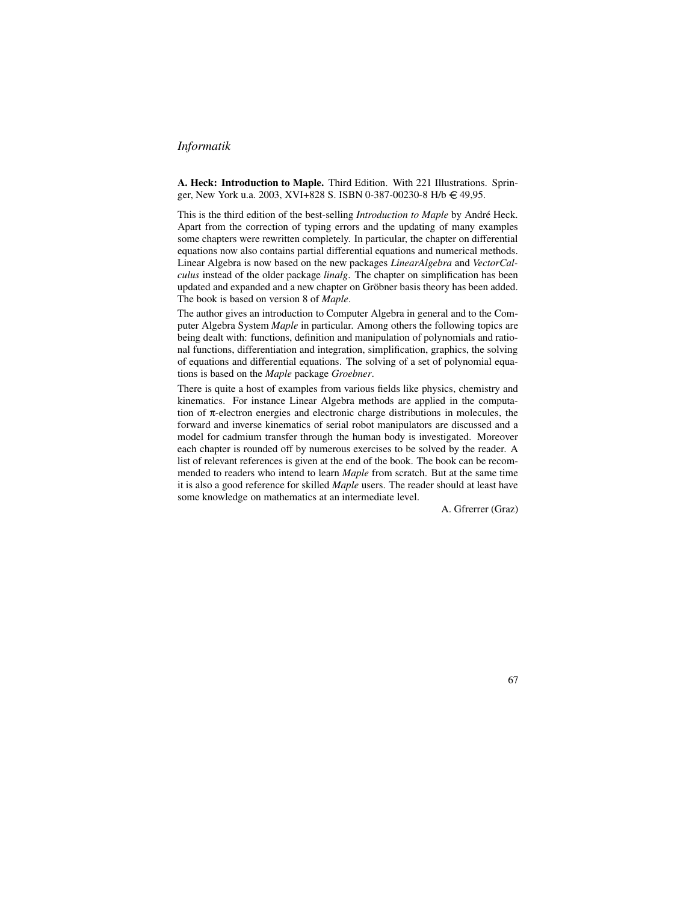## *Informatik*

**A. Heck: Introduction to Maple.** Third Edition. With 221 Illustrations. Springer, New York u.a. 2003, XVI+828 S. ISBN 0-387-00230-8 H/b € 49,95.

This is the third edition of the best-selling *Introduction to Maple* by André Heck. Apart from the correction of typing errors and the updating of many examples some chapters were rewritten completely. In particular, the chapter on differential equations now also contains partial differential equations and numerical methods. Linear Algebra is now based on the new packages *LinearAlgebra* and *VectorCalculus* instead of the older package *linalg*. The chapter on simplification has been updated and expanded and a new chapter on Gröbner basis theory has been added. The book is based on version 8 of *Maple*.

The author gives an introduction to Computer Algebra in general and to the Computer Algebra System *Maple* in particular. Among others the following topics are being dealt with: functions, definition and manipulation of polynomials and rational functions, differentiation and integration, simplification, graphics, the solving of equations and differential equations. The solving of a set of polynomial equations is based on the *Maple* package *Groebner*.

There is quite a host of examples from various fields like physics, chemistry and kinematics. For instance Linear Algebra methods are applied in the computation of $\pi$-electron energies and electronic charge distributions in molecules, the forward and inverse kinematics of serial robot manipulators are discussed and a model for cadmium transfer through the human body is investigated. Moreover each chapter is rounded off by numerous exercises to be solved by the reader. A list of relevant references is given at the end of the book. The book can be recommended to readers who intend to learn *Maple* from scratch. But at the same time it is also a good reference for skilled *Maple* users. The reader should at least have some knowledge on mathematics at an intermediate level.

A. Gfrerrer (Graz)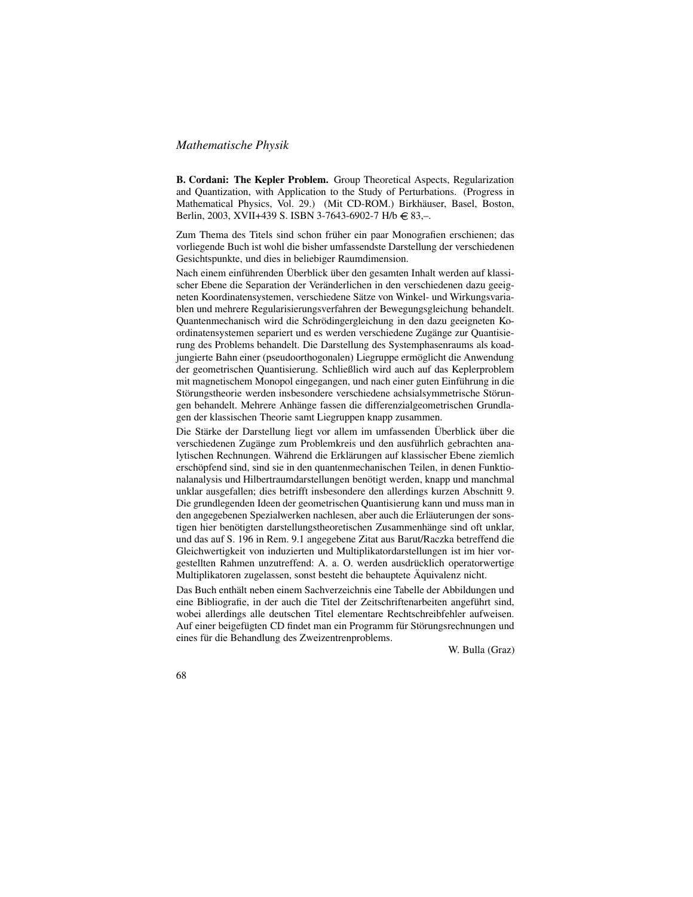## Mathematische Physik

**B. Cordani: The Kepler Problem.** Group Theoretical Aspects, Regularization and Quantization, with Application to the Study of Perturbations. (Progress in Mathematical Physics, Vol. 29.) (Mit CD-ROM.) Birkhäuser, Basel, Boston, Berlin, 2003, XVII+439 S. ISBN 3-7643-6902-7 H/b € 83,–.

Zum Thema des Titels sind schon früher ein paar Monografien erschienen; das vorliegende Buch ist wohl die bisher umfassendste Darstellung der verschiedenen Gesichtspunkte, und dies in beliebiger Raumdimension.

Nach einem einführenden Überblick über den gesamten Inhalt werden auf klassischer Ebene die Separation der Veränderlichen in den verschiedenen dazu geeigneten Koordinatensystemen, verschiedene Sätze von Winkel- und Wirkungsvariablen und mehrere Regularisierungsverfahren der Bewegungsgleichung behandelt. Quantenmechanisch wird die Schrödingergleichung in den dazu geeigneten Koordinatensystemen separiert und es werden verschiedene Zugänge zur Quantisierung des Problems behandelt. Die Darstellung des Systemphasenraums als koadjungierte Bahn einer (pseudoorthogonalen) Liegruppe ermöglicht die Anwendung der geometrischen Quantisierung. Schließlich wird auch auf das Keplerproblem mit magnetischem Monopol eingegangen, und nach einer guten Einführung in die Störungstheorie werden insbesondere verschiedene achsialsymmetrische Störungen behandelt. Mehrere Anhänge fassen die differenzialgeometrischen Grundlagen der klassischen Theorie samt Liegruppen knapp zusammen.

Die Stärke der Darstellung liegt vor allem im umfassenden Überblick über die verschiedenen Zugänge zum Problemkreis und den ausführlich gebrachten analytischen Rechnungen. Während die Erklärungen auf klassischer Ebene ziemlich erschöpfend sind, sind sie in den quantenmechanischen Teilen, in denen Funktionalanalysis und Hilbertraumdarstellungen benötigt werden, knapp und manchmal unklar ausgefallen; dies betrifft insbesondere den allerdings kurzen Abschnitt 9. Die grundlegenden Ideen der geometrischen Quantisierung kann und muss man in den angegebenen Spezialwerken nachlesen, aber auch die Erläuterungen der sonstigen hier benötigten darstellungstheoretischen Zusammenhänge sind oft unklar, und das auf S. 196 in Rem. 9.1 angegebene Zitat aus Barut/Raczka betreffend die Gleichwertigkeit von induzierten und Multiplikatordarstellungen ist im hier vorgestellten Rahmen unzutreffend: A. a. O. werden ausdrücklich operatorwertige Multiplikatoren zugelassen, sonst besteht die behauptete Äquivalenz nicht.

Das Buch enthält neben einem Sachverzeichnis eine Tabelle der Abbildungen und eine Bibliografie, in der auch die Titel der Zeitschriftenarbeiten angeführt sind, wobei allerdings alle deutschen Titel elementare Rechtschreibfehler aufweisen. Auf einer beigefügten CD findet man ein Programm für Störungsrechnungen und eines für die Behandlung des Zweizentrenproblems.

W. Bulla (Graz)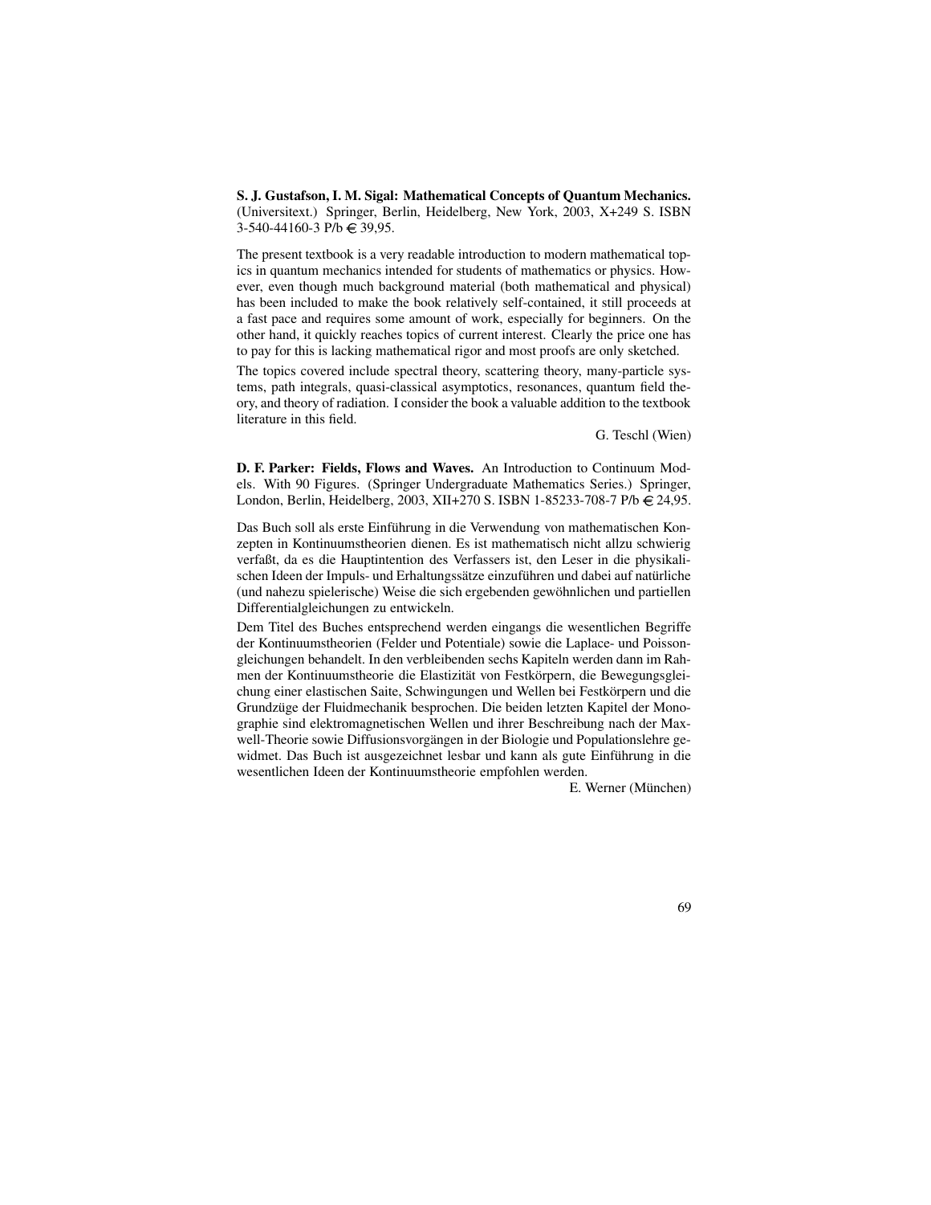**S. J. Gustafson, I. M. Sigal: Mathematical Concepts of Quantum Mechanics.** (Universitext.) Springer, Berlin, Heidelberg, New York, 2003, X+249 S. ISBN 3-540-44160-3 P/b € 39,95.

The present textbook is a very readable introduction to modern mathematical topics in quantum mechanics intended for students of mathematics or physics. However, even though much background material (both mathematical and physical) has been included to make the book relatively self-contained, it still proceeds at a fast pace and requires some amount of work, especially for beginners. On the other hand, it quickly reaches topics of current interest. Clearly the price one has to pay for this is lacking mathematical rigor and most proofs are only sketched.

The topics covered include spectral theory, scattering theory, many-particle systems, path integrals, quasi-classical asymptotics, resonances, quantum field theory, and theory of radiation. I consider the book a valuable addition to the textbook literature in this field.

G. Teschl (Wien)

**D. F. Parker: Fields, Flows and Waves.** An Introduction to Continuum Models. With 90 Figures. (Springer Undergraduate Mathematics Series.) Springer, London, Berlin, Heidelberg, 2003, XII+270 S. ISBN 1-85233-708-7 P/b € 24,95.

Das Buch soll als erste Einführung in die Verwendung von mathematischen Konzepten in Kontinuumstheorien dienen. Es ist mathematisch nicht allzu schwierig verfaßt, da es die Hauptintention des Verfassers ist, den Leser in die physikalischen Ideen der Impuls- und Erhaltungssätze einzuführen und dabei auf natürliche (und nahezu spielerische) Weise die sich ergebenden gewöhnlichen und partiellen Differentialgleichungen zu entwickeln.

Dem Titel des Buches entsprechend werden eingangs die wesentlichen Begriffe der Kontinuumstheorien (Felder und Potentiale) sowie die Laplace- und Poissongleichungen behandelt. In den verbleibenden sechs Kapiteln werden dann im Rahmen der Kontinuumstheorie die Elastizität von Festkörpern, die Bewegungsgleichung einer elastischen Saite, Schwingungen und Wellen bei Festkörpern und die Grundzüge der Fluidmechanik besprochen. Die beiden letzten Kapitel der Monographie sind elektromagnetischen Wellen und ihrer Beschreibung nach der Maxwell-Theorie sowie Diffusionsvorgängen in der Biologie und Populationslehre gewidmet. Das Buch ist ausgezeichnet lesbar und kann als gute Einführung in die wesentlichen Ideen der Kontinuumstheorie empfohlen werden.

E. Werner (München)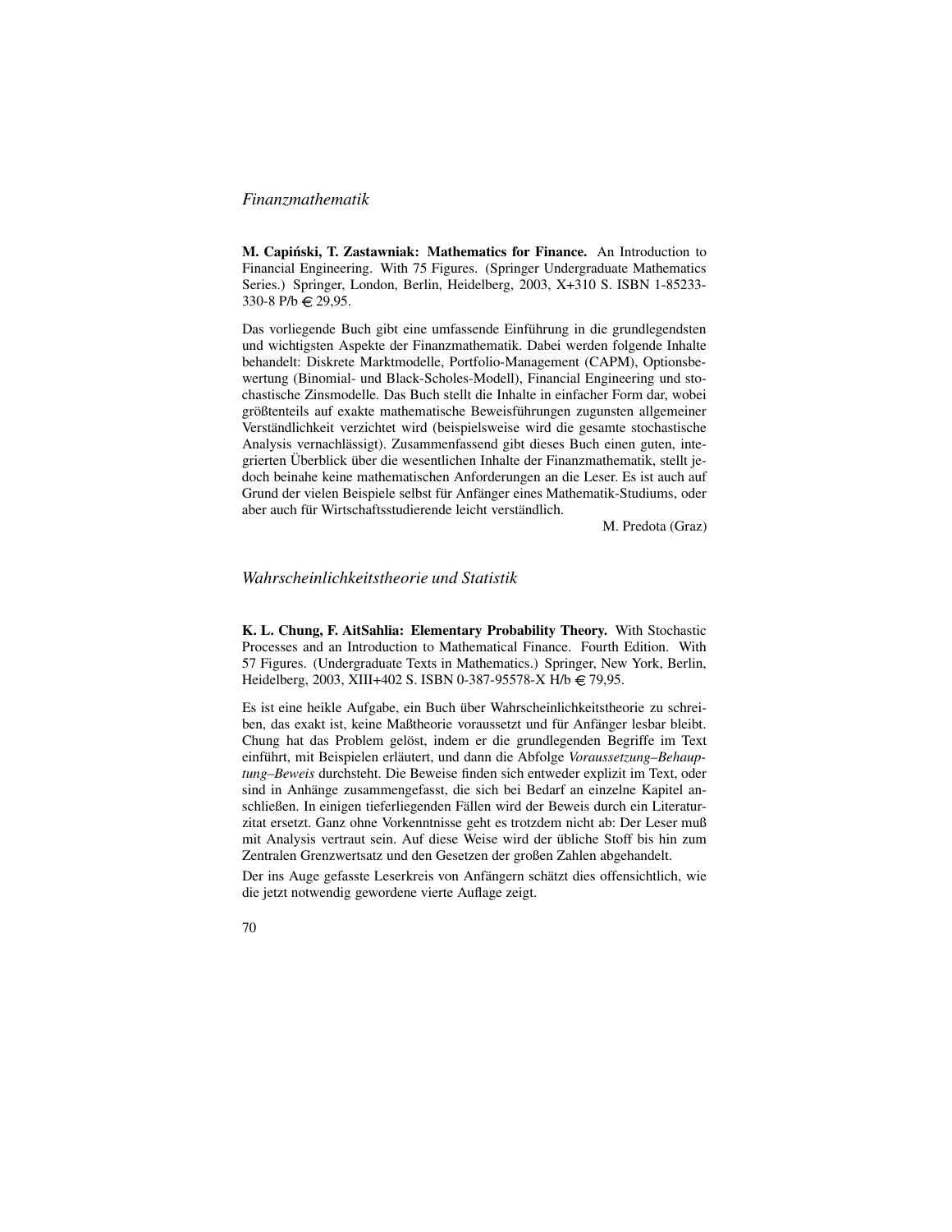## *Finanzmathematik*

**M. Capiński, T. Zastawniak: Mathematics for Finance.** An Introduction to Financial Engineering. With 75 Figures. (Springer Undergraduate Mathematics Series.) Springer, London, Berlin, Heidelberg, 2003, X+310 S. ISBN 1-85233-330-8 P/b € 29,95.

Das vorliegende Buch gibt eine umfassende Einführung in die grundlegendsten und wichtigsten Aspekte der Finanzmathematik. Dabei werden folgende Inhalte behandelt: Diskrete Marktmodelle, Portfolio-Management (CAPM), Optionsbewertung (Binomial- und Black-Scholes-Modell), Financial Engineering und stochastische Zinsmodelle. Das Buch stellt die Inhalte in einfacher Form dar, wobei größtenteils auf exakte mathematische Beweisführungen zugunsten allgemeiner Verständlichkeit verzichtet wird (beispielsweise wird die gesamte stochastische Analysis vernachlässigt). Zusammenfassend gibt dieses Buch einen guten, integrierten Überblick über die wesentlichen Inhalte der Finanzmathematik, stellt jedoch beinahe keine mathematischen Anforderungen an die Leser. Es ist auch auf Grund der vielen Beispiele selbst für Anfänger eines Mathematik-Studiums, oder aber auch für Wirtschaftsstudierende leicht verständlich.

M. Predota (Graz)

## *Wahrscheinlichkeitstheorie und Statistik*

**K. L. Chung, F. AitSahlia: Elementary Probability Theory.** With Stochastic Processes and an Introduction to Mathematical Finance. Fourth Edition. With 57 Figures. (Undergraduate Texts in Mathematics.) Springer, New York, Berlin, Heidelberg, 2003, XIII+402 S. ISBN 0-387-95578-X H/b € 79,95.

Es ist eine heikle Aufgabe, ein Buch über Wahrscheinlichkeitstheorie zu schreiben, das exakt ist, keine Maßtheorie voraussetzt und für Anfänger lesbar bleibt. Chung hat das Problem gelöst, indem er die grundlegenden Begriffe im Text einführt, mit Beispielen erläutert, und dann die Abfolge *Voraussetzung–Behauptung–Beweis* durchsteht. Die Beweise finden sich entweder explizit im Text, oder sind in Anhänge zusammengefasst, die sich bei Bedarf an einzelne Kapitel anschließen. In einigen tieferliegenden Fällen wird der Beweis durch ein Literaturzitat ersetzt. Ganz ohne Vorkenntnisse geht es trotzdem nicht ab: Der Leser muß mit Analysis vertraut sein. Auf diese Weise wird der übliche Stoff bis hin zum Zentralen Grenzwertsatz und den Gesetzen der großen Zahlen abgehandelt.

Der ins Auge gefasste Leserkreis von Anfängern schätzt dies offensichtlich, wie die jetzt notwendig gewordene vierte Auflage zeigt.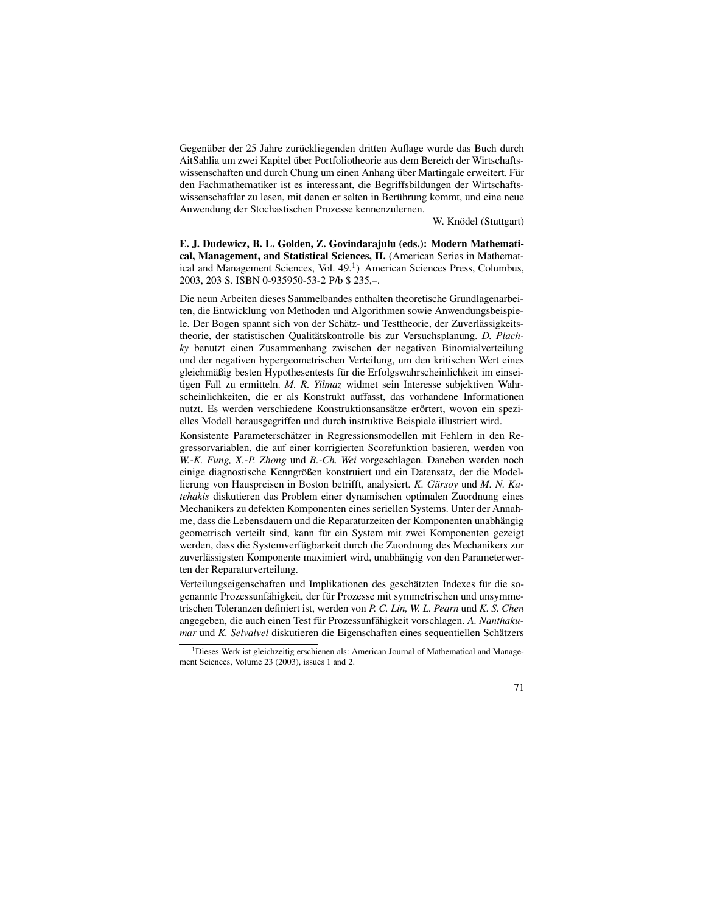Gegenüber der 25 Jahre zurückliegenden dritten Auflage wurde das Buch durch AitSahlia um zwei Kapitel über Portfoliotheorie aus dem Bereich der Wirtschaftswissenschaften und durch Chung um einen Anhang über Martingale erweitert. Für den Fachmathematiker ist es interessant, die Begriffsbildungen der Wirtschaftswissenschaftler zu lesen, mit denen er selten in Berührung kommt, und eine neue Anwendung der Stochastischen Prozesse kennenzulernen.

W. Knödel (Stuttgart)

**E. J. Dudewicz, B. L. Golden, Z. Govindarajulu (eds.): Modern Mathematical, Management, and Statistical Sciences, II.** (American Series in Mathematical and Management Sciences, Vol. 49.[1]) American Sciences Press, Columbus, 2003, 203 S. ISBN 0-935950-53-2 P/b $ 235,–.

Die neun Arbeiten dieses Sammelbandes enthalten theoretische Grundlagenarbeiten, die Entwicklung von Methoden und Algorithmen sowie Anwendungsbeispiele. Der Bogen spannt sich von der Schätz- und Testtheorie, der Zuverlässigkeitstheorie, der statistischen Qualitätskontrolle bis zur Versuchsplanung. *D. Plachky* benutzt einen Zusammenhang zwischen der negativen Binomialverteilung und der negativen hypergeometrischen Verteilung, um den kritischen Wert eines gleichmäßig besten Hypothesentests für die Erfolgswahrscheinlichkeit im einseitigen Fall zu ermitteln. *M. R. Yilmaz* widmet sein Interesse subjektiven Wahrscheinlichkeiten, die er als Konstrukt auffasst, das vorhandene Informationen nutzt. Es werden verschiedene Konstruktionsansätze erörtert, wovon ein spezielles Modell herausgegriffen und durch instruktive Beispiele illustriert wird.

Konsistente Parameterschätzer in Regressionsmodellen mit Fehlern in den Regressorvariablen, die auf einer korrigierten Scorefunktion basieren, werden von *W.-K. Fung, X.-P. Zhong* und *B.-Ch. Wei* vorgeschlagen. Daneben werden noch einige diagnostische Kenngrößen konstruiert und ein Datensatz, der die Modellierung von Hauspreisen in Boston betrifft, analysiert. *K. Gürsoy* und *M. N. Katehakis* diskutieren das Problem einer dynamischen optimalen Zuordnung eines Mechanikers zu defekten Komponenten eines seriellen Systems. Unter der Annahme, dass die Lebensdauern und die Reparaturzeiten der Komponenten unabhängig geometrisch verteilt sind, kann für ein System mit zwei Komponenten gezeigt werden, dass die Systemverfügbarkeit durch die Zuordnung des Mechanikers zur zuverlässigsten Komponente maximiert wird, unabhängig von den Parameterwerten der Reparaturverteilung.

Verteilungseigenschaften und Implikationen des geschätzten Indexes für die sogenannte Prozessunfähigkeit, der für Prozesse mit symmetrischen und unsymmetrischen Toleranzen definiert ist, werden von *P. C. Lin, W. L. Pearn* und *K. S. Chen* angegeben, die auch einen Test für Prozessunfähigkeit vorschlagen. *A. Nanthakumar* und *K. Selvalvel* diskutieren die Eigenschaften eines sequentiellen Schätzers

[1] Dieses Werk ist gleichzeitig erschienen als: American Journal of Mathematical and Management Sciences, Volume 23 (2003), issues 1 and 2.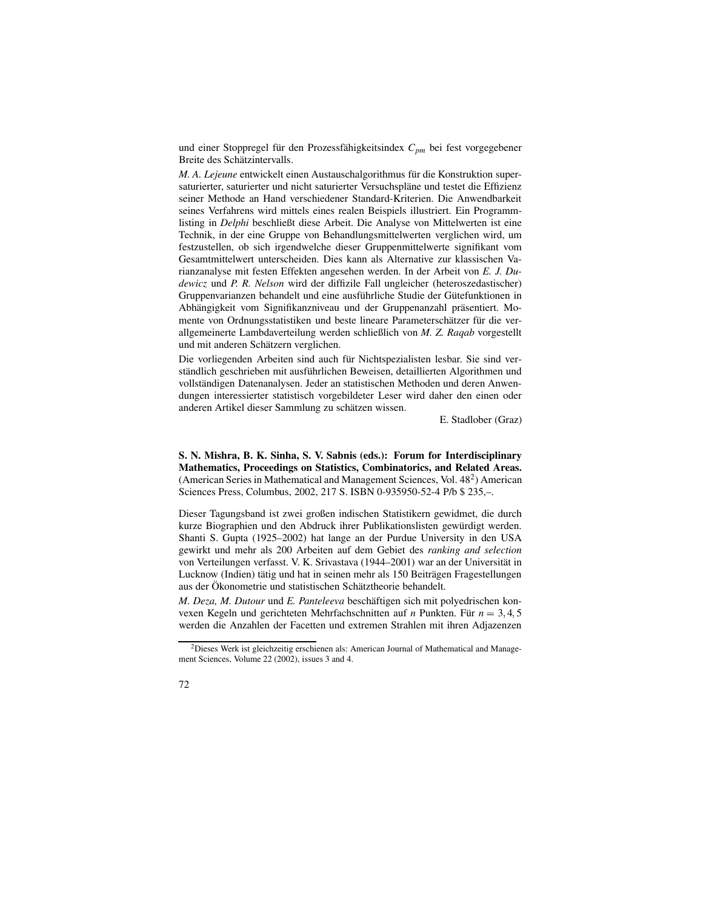und einer Stoppregel für den Prozessfähigkeitsindex $C_{pm}$ bei fest vorgegebener Breite des Schätzintervalls.

*M. A. Lejeune* entwickelt einen Austauschalgorithmus für die Konstruktion supersaturierter, saturierter und nicht saturierter Versuchspläne und testet die Effizienz seiner Methode an Hand verschiedener Standard-Kriterien. Die Anwendbarkeit seines Verfahrens wird mittels eines realen Beispiels illustriert. Ein Programmlisting in *Delphi* beschließt diese Arbeit. Die Analyse von Mittelwerten ist eine Technik, in der eine Gruppe von Behandlungsmittelwerten verglichen wird, um festzustellen, ob sich irgendwelche dieser Gruppenmittelwerte signifikant vom Gesamtmittelwert unterscheiden. Dies kann als Alternative zur klassischen Varianzanalyse mit festen Effekten angesehen werden. In der Arbeit von *E. J. Dudewicz* und *P. R. Nelson* wird der diffizile Fall ungleicher (heteroszedastischer) Gruppenvarianzen behandelt und eine ausführliche Studie der Gütefunktionen in Abhängigkeit vom Signifikanzniveau und der Gruppenanzahl präsentiert. Momente von Ordnungsstatistiken und beste lineare Parameterschätzer für die verallgemeinerte Lambdaverteilung werden schließlich von *M. Z. Raqab* vorgestellt und mit anderen Schätzern verglichen.

Die vorliegenden Arbeiten sind auch für Nichtspezialisten lesbar. Sie sind verständlich geschrieben mit ausführlichen Beweisen, detaillierten Algorithmen und vollständigen Datenanalysen. Jeder an statistischen Methoden und deren Anwendungen interessierter statistisch vorgebildeter Leser wird daher den einen oder anderen Artikel dieser Sammlung zu schätzen wissen.

E. Stadlober (Graz)

**S. N. Mishra, B. K. Sinha, S. V. Sabnis (eds.): Forum for Interdisciplinary Mathematics, Proceedings on Statistics, Combinatorics, and Related Areas.** (American Series in Mathematical and Management Sciences, Vol. 48[2]) American Sciences Press, Columbus, 2002, 217 S. ISBN 0-935950-52-4 P/b $ 235,–.

Dieser Tagungsband ist zwei großen indischen Statistikern gewidmet, die durch kurze Biographien und den Abdruck ihrer Publikationslisten gewürdigt werden. Shanti S. Gupta (1925–2002) hat lange an der Purdue University in den USA gewirkt und mehr als 200 Arbeiten auf dem Gebiet des *ranking and selection* von Verteilungen verfasst. V. K. Srivastava (1944–2001) war an der Universität in Lucknow (Indien) tätig und hat in seinen mehr als 150 Beiträgen Fragestellungen aus der Ökonometrie und statistischen Schätztheorie behandelt.

*M. Deza, M. Dutour* und *E. Panteleeva* beschäftigen sich mit polyedrischen konvexen Kegeln und gerichteten Mehrfachschnitten auf $n$ Punkten. Für $n = 3, 4, 5$ werden die Anzahlen der Facetten und extremen Strahlen mit ihren Adjazenzen

[2]Dieses Werk ist gleichzeitig erschienen als: American Journal of Mathematical and Management Sciences, Volume 22 (2002), issues 3 and 4.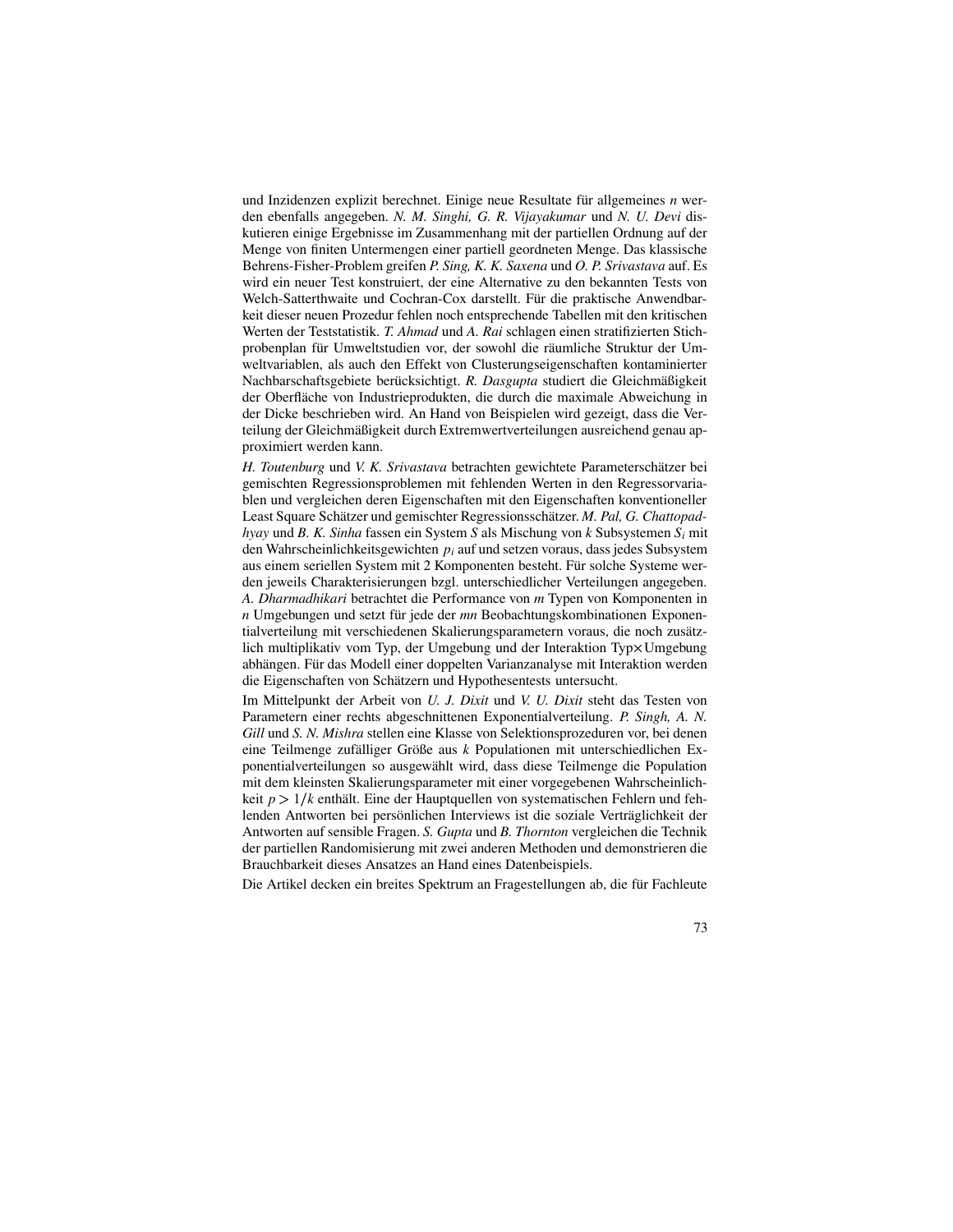und Inzidenzen explizit berechnet. Einige neue Resultate für allgemeines $n$ werden ebenfalls angegeben. *N. M. Singhi, G. R. Vijayakumar* und *N. U. Devi* diskutieren einige Ergebnisse im Zusammenhang mit der partiellen Ordnung auf der Menge von finiten Untermengen einer partiell geordneten Menge. Das klassische Behrens-Fisher-Problem greifen *P. Sing, K. K. Saxena* und *O. P. Srivastava* auf. Es wird ein neuer Test konstruiert, der eine Alternative zu den bekannten Tests von Welch-Satterthwaite und Cochran-Cox darstellt. Für die praktische Anwendbarkeit dieser neuen Prozedur fehlen noch entsprechende Tabellen mit den kritischen Werten der Teststatistik. *T. Ahmad* und *A. Rai* schlagen einen stratifizierten Stichprobenplan für Umweltstudien vor, der sowohl die räumliche Struktur der Umweltvariablen, als auch den Effekt von Clusterungseigenschaften kontaminierter Nachbarschaftsgebiete berücksichtigt. *R. Dasgupta* studiert die Gleichmäßigkeit der Oberfläche von Industrieprodukten, die durch die maximale Abweichung in der Dicke beschrieben wird. An Hand von Beispielen wird gezeigt, dass die Verteilung der Gleichmäßigkeit durch Extremwertverteilungen ausreichend genau approximiert werden kann.

*H. Toutenburg* und *V. K. Srivastava* betrachten gewichtete Parameterschätzer bei gemischten Regressionsproblemen mit fehlenden Werten in den Regressorvariablen und vergleichen deren Eigenschaften mit den Eigenschaften konventioneller Least Square Schätzer und gemischter Regressionsschätzer. *M. Pal, G. Chattopadhyay* und *B. K. Sinha* fassen ein System $S$ als Mischung von $k$ Subsystemen $S_i$ mit den Wahrscheinlichkeitsgewichten $p_i$ auf und setzen voraus, dass jedes Subsystem aus einem seriellen System mit 2 Komponenten besteht. Für solche Systeme werden jeweils Charakterisierungen bzgl. unterschiedlicher Verteilungen angegeben. *A. Dharmadhikari* betrachtet die Performance von $m$ Typen von Komponenten in $n$ Umgebungen und setzt für jede der $mn$ Beobachtungskombinationen Exponentialverteilung mit verschiedenen Skalierungsparametern voraus, die noch zusätzlich multiplikativ vom Typ, der Umgebung und der Interaktion Typ$\times$Umgebung abhängen. Für das Modell einer doppelten Varianzanalyse mit Interaktion werden die Eigenschaften von Schätzern und Hypothesentests untersucht.

Im Mittelpunkt der Arbeit von *U. J. Dixit* und *V. U. Dixit* steht das Testen von Parametern einer rechts abgeschnittenen Exponentialverteilung. *P. Singh, A. N. Gill* und *S. N. Mishra* stellen eine Klasse von Selektionsprozeduren vor, bei denen eine Teilmenge zufälliger Größe aus $k$ Populationen mit unterschiedlichen Exponentialverteilungen so ausgewählt wird, dass diese Teilmenge die Population mit dem kleinsten Skalierungsparameter mit einer vorgegebenen Wahrscheinlichkeit $p > 1/k$ enthält. Eine der Hauptquellen von systematischen Fehlern und fehlenden Antworten bei persönlichen Interviews ist die soziale Verträglichkeit der Antworten auf sensible Fragen. *S. Gupta* und *B. Thornton* vergleichen die Technik der partiellen Randomisierung mit zwei anderen Methoden und demonstrieren die Brauchbarkeit dieses Ansatzes an Hand eines Datenbeispiels.

Die Artikel decken ein breites Spektrum an Fragestellungen ab, die für Fachleute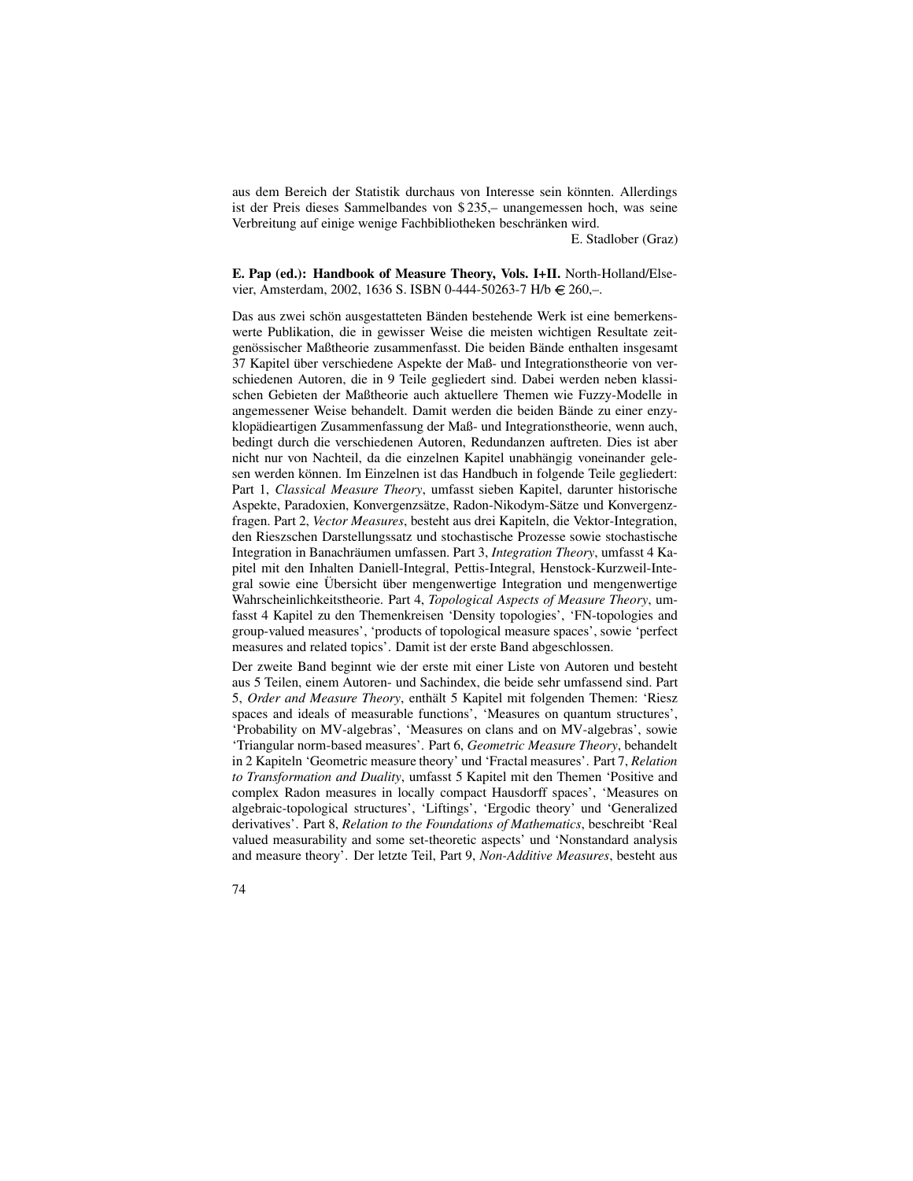aus dem Bereich der Statistik durchaus von Interesse sein könnten. Allerdings ist der Preis dieses Sammelbandes von $ 235,– unangemessen hoch, was seine Verbreitung auf einige wenige Fachbibliotheken beschränken wird.

E. Stadlober (Graz)

**E. Pap (ed.): Handbook of Measure Theory, Vols. I+II.** North-Holland/Elsevier, Amsterdam, 2002, 1636 S. ISBN 0-444-50263-7 H/b € 260,–.

Das aus zwei schön ausgestatteten Bänden bestehende Werk ist eine bemerkenswerte Publikation, die in gewisser Weise die meisten wichtigen Resultate zeitgenössischer Maßtheorie zusammenfasst. Die beiden Bände enthalten insgesamt 37 Kapitel über verschiedene Aspekte der Maß- und Integrationstheorie von verschiedenen Autoren, die in 9 Teile gegliedert sind. Dabei werden neben klassischen Gebieten der Maßtheorie auch aktuellere Themen wie Fuzzy-Modelle in angemessener Weise behandelt. Damit werden die beiden Bände zu einer enzyklopädieartigen Zusammenfassung der Maß- und Integrationstheorie, wenn auch, bedingt durch die verschiedenen Autoren, Redundanzen auftreten. Dies ist aber nicht nur von Nachteil, da die einzelnen Kapitel unabhängig voneinander gelesen werden können. Im Einzelnen ist das Handbuch in folgende Teile gegliedert: Part 1, *Classical Measure Theory*, umfasst sieben Kapitel, darunter historische Aspekte, Paradoxien, Konvergenzsätze, Radon-Nikodym-Sätze und Konvergenzfragen. Part 2, *Vector Measures*, besteht aus drei Kapiteln, die Vektor-Integration, den Rieszschen Darstellungssatz und stochastische Prozesse sowie stochastische Integration in Banachräumen umfassen. Part 3, *Integration Theory*, umfasst 4 Kapitel mit den Inhalten Daniell-Integral, Pettis-Integral, Henstock-Kurzweil-Integral sowie eine Übersicht über mengenwertige Integration und mengenwertige Wahrscheinlichkeitstheorie. Part 4, *Topological Aspects of Measure Theory*, umfasst 4 Kapitel zu den Themenkreisen 'Density topologies', 'FN-topologies and group-valued measures', 'products of topological measure spaces', sowie 'perfect measures and related topics'. Damit ist der erste Band abgeschlossen.

Der zweite Band beginnt wie der erste mit einer Liste von Autoren und besteht aus 5 Teilen, einem Autoren- und Sachindex, die beide sehr umfassend sind. Part 5, *Order and Measure Theory*, enthält 5 Kapitel mit folgenden Themen: 'Riesz spaces and ideals of measurable functions', 'Measures on quantum structures', 'Probability on MV-algebras', 'Measures on clans and on MV-algebras', sowie 'Triangular norm-based measures'. Part 6, *Geometric Measure Theory*, behandelt in 2 Kapiteln 'Geometric measure theory' und 'Fractal measures'. Part 7, *Relation to Transformation and Duality*, umfasst 5 Kapitel mit den Themen 'Positive and complex Radon measures in locally compact Hausdorff spaces', 'Measures on algebraic-topological structures', 'Liftings', 'Ergodic theory' und 'Generalized derivatives'. Part 8, *Relation to the Foundations of Mathematics*, beschreibt 'Real valued measurability and some set-theoretic aspects' und 'Nonstandard analysis and measure theory'. Der letzte Teil, Part 9, *Non-Additive Measures*, besteht aus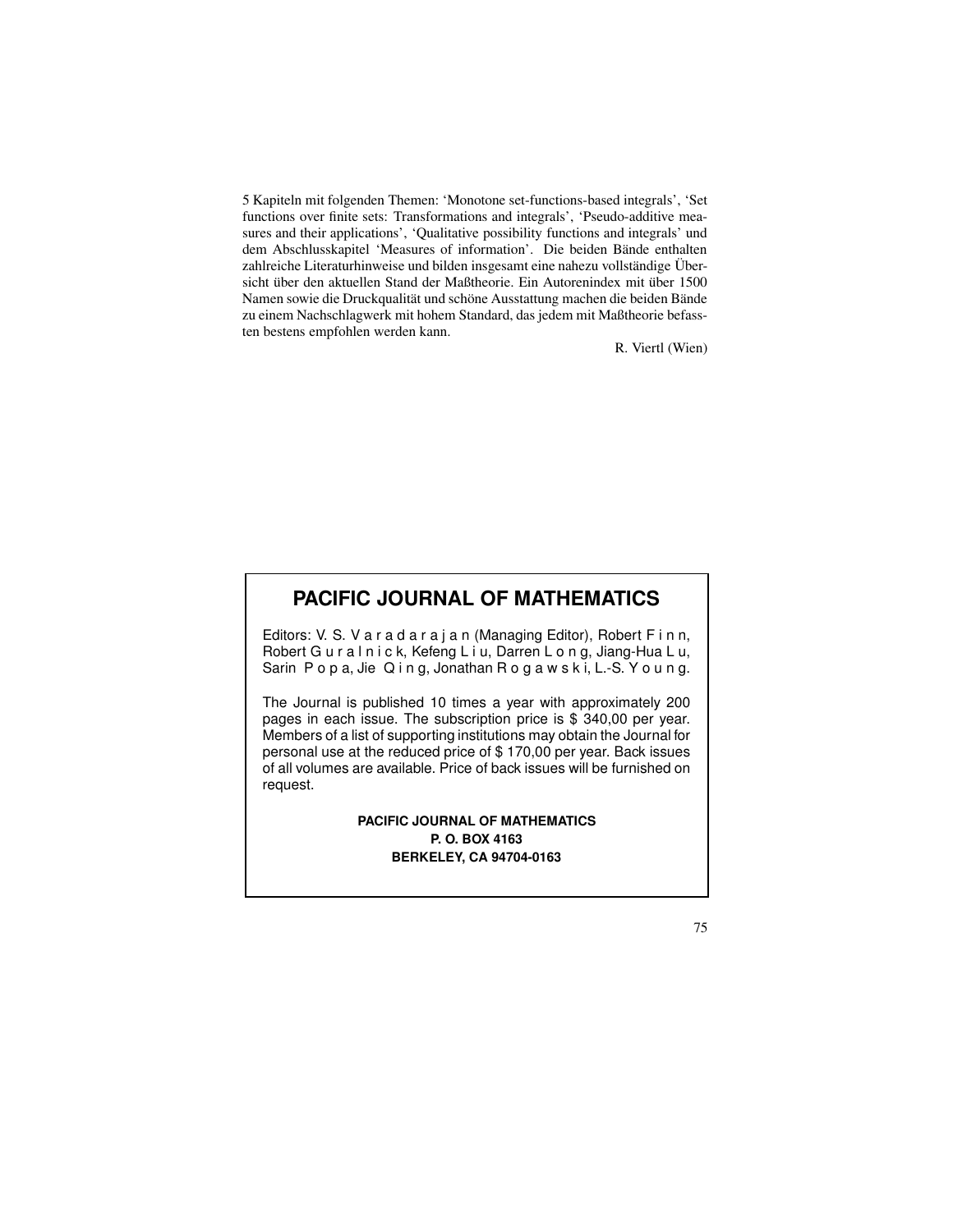5 Kapiteln mit folgenden Themen: 'Monotone set-functions-based integrals', 'Set functions over finite sets: Transformations and integrals', 'Pseudo-additive measures and their applications', 'Qualitative possibility functions and integrals' und dem Abschlusskapitel 'Measures of information'. Die beiden Bände enthalten zahlreiche Literaturhinweise und bilden insgesamt eine nahezu vollständige Übersicht über den aktuellen Stand der Maßtheorie. Ein Autorenindex mit über 1500 Namen sowie die Druckqualität und schöne Ausstattung machen die beiden Bände zu einem Nachschlagwerk mit hohem Standard, das jedem mit Maßtheorie befassten bestens empfohlen werden kann.

R. Viertl (Wien)

## PACIFIC JOURNAL OF MATHEMATICS

Editors: V. S. V a r a d a r a j a n (Managing Editor), Robert F i n n, Robert G u r a l n i c k, Kefeng L i u, Darren L o n g, Jiang-Hua L u, Sarin P o p a, Jie Q i n g, Jonathan R o g a w s k i, L.-S. Y o u n g.

The Journal is published 10 times a year with approximately 200 pages in each issue. The subscription price is $ 340,00 per year. Members of a list of supporting institutions may obtain the Journal for personal use at the reduced price of $ 170,00 per year. Back issues of all volumes are available. Price of back issues will be furnished on request.

**PACIFIC JOURNAL OF MATHEMATICS**
**P. O. BOX 4163**
**BERKELEY, CA 94704-0163**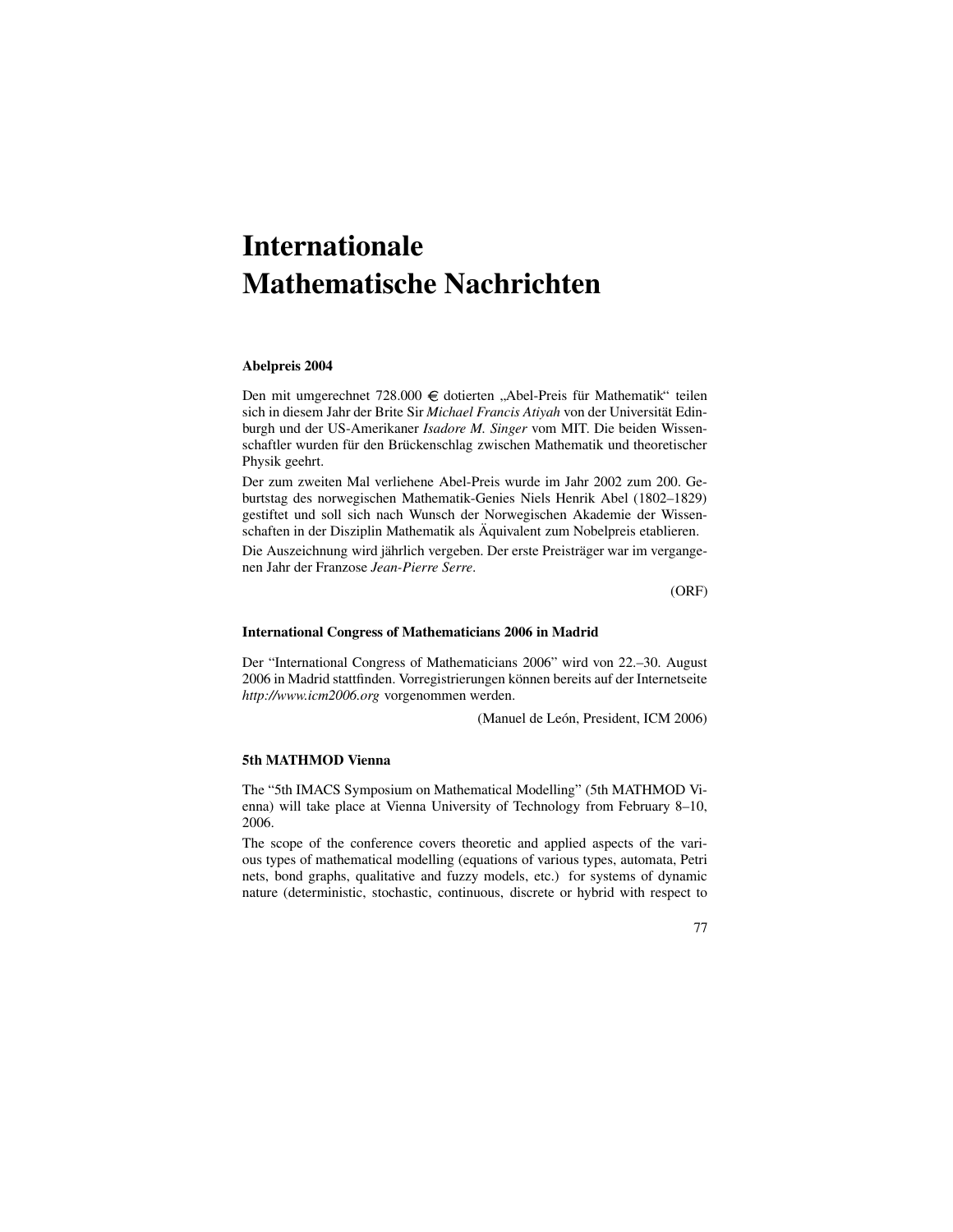# Internationale Mathematische Nachrichten

### Abelpreis 2004

Den mit umgerechnet 728.000 € dotierten „Abel-Preis für Mathematik“ teilen sich in diesem Jahr der Brite Sir *Michael Francis Atiyah* von der Universität Edinburgh und der US-Amerikaner *Isadore M. Singer* vom MIT. Die beiden Wissenschaftler wurden für den Brückenschlag zwischen Mathematik und theoretischer Physik geehrt.

Der zum zweiten Mal verliehene Abel-Preis wurde im Jahr 2002 zum 200. Geburtstag des norwegischen Mathematik-Genies Niels Henrik Abel (1802–1829) gestiftet und soll sich nach Wunsch der Norwegischen Akademie der Wissenschaften in der Disziplin Mathematik als Äquivalent zum Nobelpreis etablieren.

Die Auszeichnung wird jährlich vergeben. Der erste Preisträger war im vergangenen Jahr der Franzose *Jean-Pierre Serre*.

(ORF)

### International Congress of Mathematicians 2006 in Madrid

Der "International Congress of Mathematicians 2006" wird von 22.–30. August 2006 in Madrid stattfinden. Vorregistrierungen können bereits auf der Internetseite *http://www.icm2006.org* vorgenommen werden.

(Manuel de León, President, ICM 2006)

### 5th MATHMOD Vienna

The "5th IMACS Symposium on Mathematical Modelling" (5th MATHMOD Vienna) will take place at Vienna University of Technology from February 8–10, 2006.

The scope of the conference covers theoretic and applied aspects of the various types of mathematical modelling (equations of various types, automata, Petri nets, bond graphs, qualitative and fuzzy models, etc.) for systems of dynamic nature (deterministic, stochastic, continuous, discrete or hybrid with respect to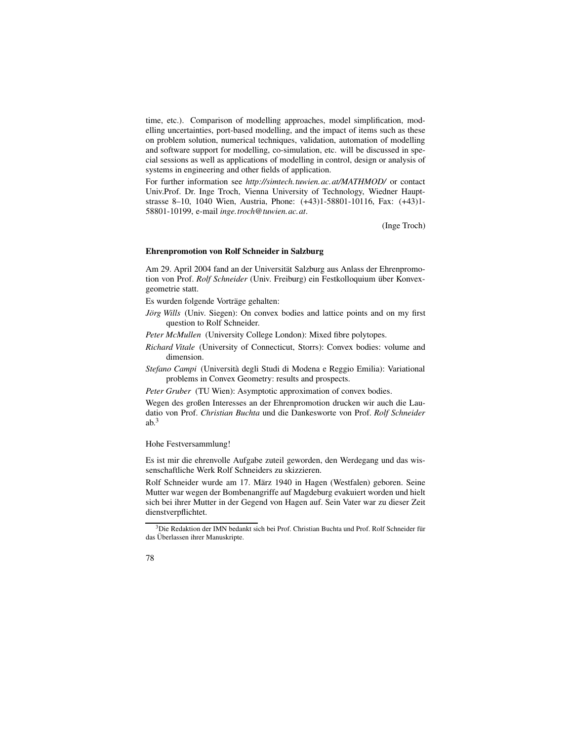time, etc.). Comparison of modelling approaches, model simplification, modelling uncertainties, port-based modelling, and the impact of items such as these on problem solution, numerical techniques, validation, automation of modelling and software support for modelling, co-simulation, etc. will be discussed in special sessions as well as applications of modelling in control, design or analysis of systems in engineering and other fields of application.

For further information see *http://simtech.tuwien.ac.at/MATHMOD/* or contact Univ.Prof. Dr. Inge Troch, Vienna University of Technology, Wiedner Hauptstrasse 8–10, 1040 Wien, Austria, Phone: (+43)1-58801-10116, Fax: (+43)1-58801-10199, e-mail *inge.troch@tuwien.ac.at*.

(Inge Troch)

**Ehrenpromotion von Rolf Schneider in Salzburg**

Am 29. April 2004 fand an der Universität Salzburg aus Anlass der Ehrenpromotion von Prof. *Rolf Schneider* (Univ. Freiburg) ein Festkolloquium über Konvexgeometrie statt.

Es wurden folgende Vorträge gehalten:

*Jörg Wills* (Univ. Siegen): On convex bodies and lattice points and on my first question to Rolf Schneider.

*Peter McMullen* (University College London): Mixed fibre polytopes.

*Richard Vitale* (University of Connecticut, Storrs): Convex bodies: volume and dimension.

*Stefano Campi* (Università degli Studi di Modena e Reggio Emilia): Variational problems in Convex Geometry: results and prospects.

*Peter Gruber* (TU Wien): Asymptotic approximation of convex bodies.

Wegen des großen Interesses an der Ehrenpromotion drucken wir auch die Laudatio von Prof. *Christian Buchta* und die Dankesworte von Prof. *Rolf Schneider* ab.[3]

Hohe Festversammlung!

Es ist mir die ehrenvolle Aufgabe zuteil geworden, den Werdegang und das wissenschaftliche Werk Rolf Schneiders zu skizzieren.

Rolf Schneider wurde am 17. März 1940 in Hagen (Westfalen) geboren. Seine Mutter war wegen der Bombenangriffe auf Magdeburg evakuiert worden und hielt sich bei ihrer Mutter in der Gegend von Hagen auf. Sein Vater war zu dieser Zeit dienstverpflichtet.

[3]Die Redaktion der IMN bedankt sich bei Prof. Christian Buchta und Prof. Rolf Schneider für das Überlassen ihrer Manuskripte.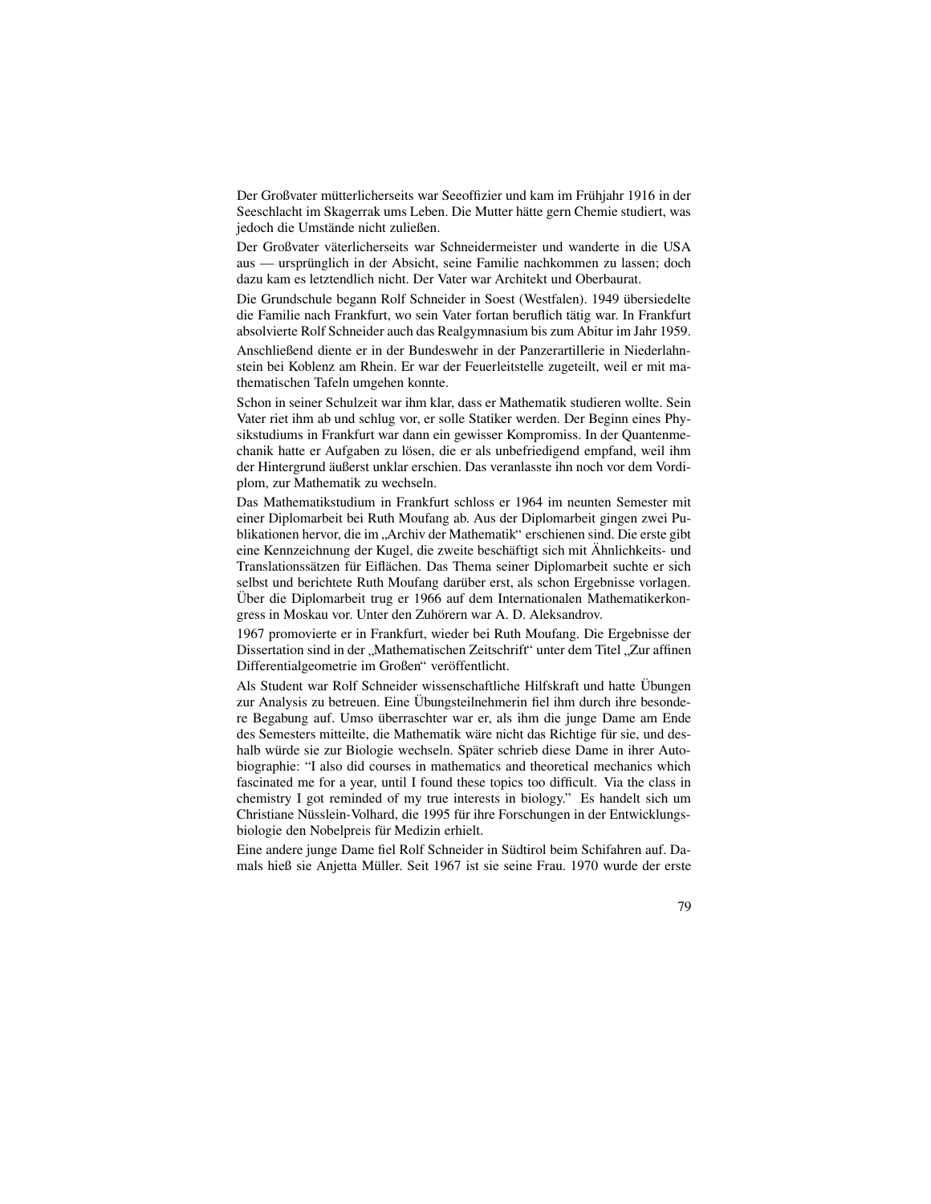Der Großvater mütterlicherseits war Seeoffizier und kam im Frühjahr 1916 in der Seeschlacht im Skagerrak ums Leben. Die Mutter hätte gern Chemie studiert, was jedoch die Umstände nicht zuließen.

Der Großvater väterlicherseits war Schneidermeister und wanderte in die USA aus — ursprünglich in der Absicht, seine Familie nachkommen zu lassen; doch dazu kam es letztendlich nicht. Der Vater war Architekt und Oberbaurat.

Die Grundschule begann Rolf Schneider in Soest (Westfalen). 1949 übersiedelte die Familie nach Frankfurt, wo sein Vater fortan beruflich tätig war. In Frankfurt absolvierte Rolf Schneider auch das Realgymnasium bis zum Abitur im Jahr 1959.

Anschließend diente er in der Bundeswehr in der Panzerartillerie in Niederlahnstein bei Koblenz am Rhein. Er war der Feuerleitstelle zugeteilt, weil er mit mathematischen Tafeln umgehen konnte.

Schon in seiner Schulzeit war ihm klar, dass er Mathematik studieren wollte. Sein Vater riet ihm ab und schlug vor, er solle Statiker werden. Der Beginn eines Physikstudiums in Frankfurt war dann ein gewisser Kompromiss. In der Quantenmechanik hatte er Aufgaben zu lösen, die er als unbefriedigend empfand, weil ihm der Hintergrund äußerst unklar erschien. Das veranlasste ihn noch vor dem Vordiplom, zur Mathematik zu wechseln.

Das Mathematikstudium in Frankfurt schloss er 1964 im neunten Semester mit einer Diplomarbeit bei Ruth Moufang ab. Aus der Diplomarbeit gingen zwei Publikationen hervor, die im „Archiv der Mathematik" erschienen sind. Die erste gibt eine Kennzeichnung der Kugel, die zweite beschäftigt sich mit Ähnlichkeits- und Translationssätzen für Eiflächen. Das Thema seiner Diplomarbeit suchte er sich selbst und berichtete Ruth Moufang darüber erst, als schon Ergebnisse vorlagen. Über die Diplomarbeit trug er 1966 auf dem Internationalen Mathematikerkongress in Moskau vor. Unter den Zuhörern war A. D. Aleksandrov.

1967 promovierte er in Frankfurt, wieder bei Ruth Moufang. Die Ergebnisse der Dissertation sind in der „Mathematischen Zeitschrift" unter dem Titel „Zur affinen Differentialgeometrie im Großen" veröffentlicht.

Als Student war Rolf Schneider wissenschaftliche Hilfskraft und hatte Übungen zur Analysis zu betreuen. Eine Übungsteilnehmerin fiel ihm durch ihre besondere Begabung auf. Umso überraschter war er, als ihm die junge Dame am Ende des Semesters mitteilte, die Mathematik wäre nicht das Richtige für sie, und deshalb würde sie zur Biologie wechseln. Später schrieb diese Dame in ihrer Autobiographie: "I also did courses in mathematics and theoretical mechanics which fascinated me for a year, until I found these topics too difficult. Via the class in chemistry I got reminded of my true interests in biology." Es handelt sich um Christiane Nüsslein-Volhard, die 1995 für ihre Forschungen in der Entwicklungsbiologie den Nobelpreis für Medizin erhielt.

Eine andere junge Dame fiel Rolf Schneider in Südtirol beim Schifahren auf. Damals hieß sie Anjetta Müller. Seit 1967 ist sie seine Frau. 1970 wurde der erste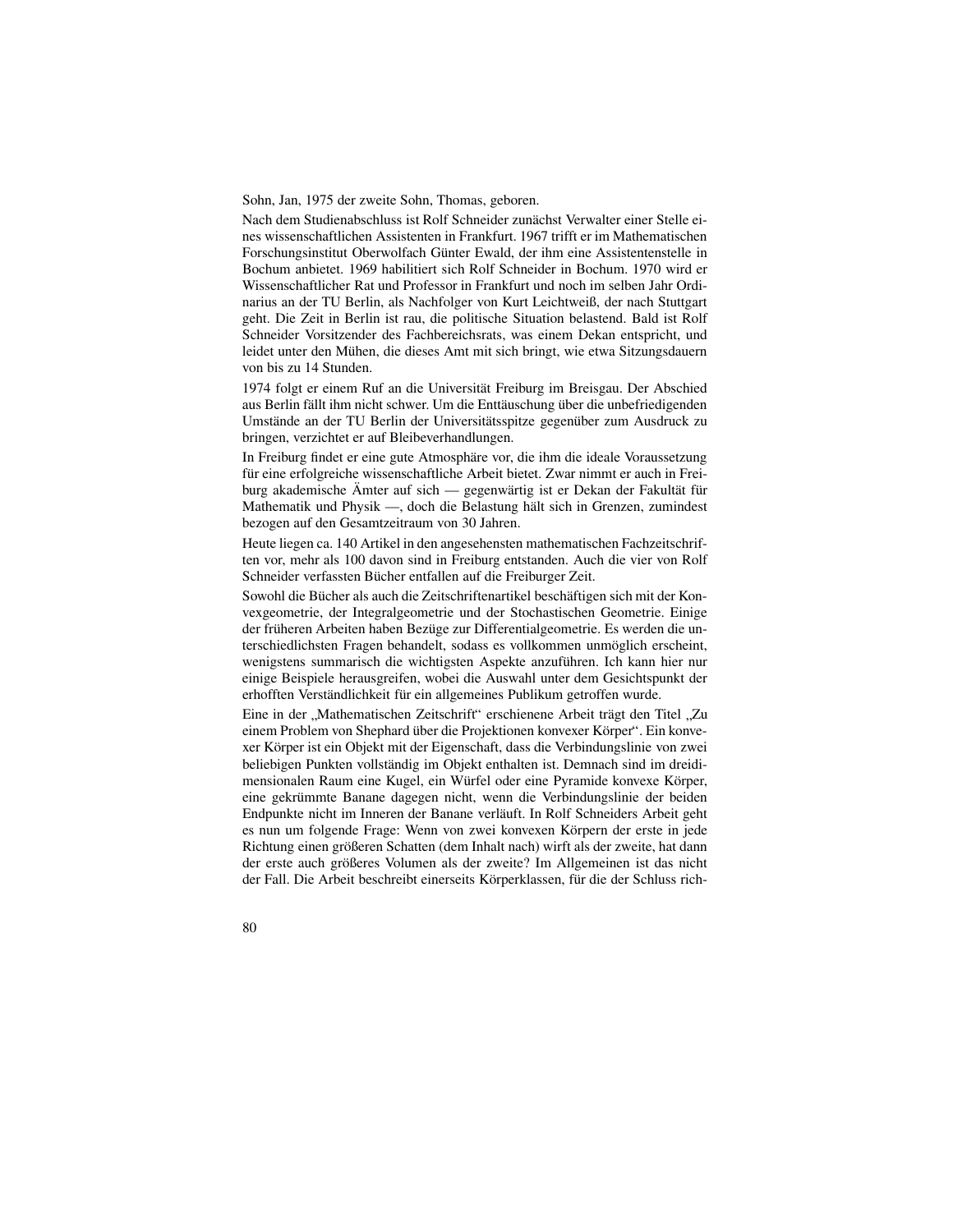Sohn, Jan, 1975 der zweite Sohn, Thomas, geboren.

Nach dem Studienabschluss ist Rolf Schneider zunächst Verwalter einer Stelle eines wissenschaftlichen Assistenten in Frankfurt. 1967 trifft er im Mathematischen Forschungsinstitut Oberwolfach Günter Ewald, der ihm eine Assistentenstelle in Bochum anbietet. 1969 habilitiert sich Rolf Schneider in Bochum. 1970 wird er Wissenschaftlicher Rat und Professor in Frankfurt und noch im selben Jahr Ordinarius an der TU Berlin, als Nachfolger von Kurt Leichtweiß, der nach Stuttgart geht. Die Zeit in Berlin ist rau, die politische Situation belastend. Bald ist Rolf Schneider Vorsitzender des Fachbereichsrats, was einem Dekan entspricht, und leidet unter den Mühen, die dieses Amt mit sich bringt, wie etwa Sitzungsdauern von bis zu 14 Stunden.

1974 folgt er einem Ruf an die Universität Freiburg im Breisgau. Der Abschied aus Berlin fällt ihm nicht schwer. Um die Enttäuschung über die unbefriedigenden Umstände an der TU Berlin der Universitätsspitze gegenüber zum Ausdruck zu bringen, verzichtet er auf Bleibeverhandlungen.

In Freiburg findet er eine gute Atmosphäre vor, die ihm die ideale Voraussetzung für eine erfolgreiche wissenschaftliche Arbeit bietet. Zwar nimmt er auch in Freiburg akademische Ämter auf sich — gegenwärtig ist er Dekan der Fakultät für Mathematik und Physik —, doch die Belastung hält sich in Grenzen, zumindest bezogen auf den Gesamtzeitraum von 30 Jahren.

Heute liegen ca. 140 Artikel in den angesehensten mathematischen Fachzeitschriften vor, mehr als 100 davon sind in Freiburg entstanden. Auch die vier von Rolf Schneider verfassten Bücher entfallen auf die Freiburger Zeit.

Sowohl die Bücher als auch die Zeitschriftenartikel beschäftigen sich mit der Konvexgeometrie, der Integralgeometrie und der Stochastischen Geometrie. Einige der früheren Arbeiten haben Bezüge zur Differentialgeometrie. Es werden die unterschiedlichsten Fragen behandelt, sodass es vollkommen unmöglich erscheint, wenigstens summarisch die wichtigsten Aspekte anzuführen. Ich kann hier nur einige Beispiele herausgreifen, wobei die Auswahl unter dem Gesichtspunkt der erhofften Verständlichkeit für ein allgemeines Publikum getroffen wurde.

Eine in der „Mathematischen Zeitschrift" erschienene Arbeit trägt den Titel „Zu einem Problem von Shephard über die Projektionen konvexer Körper". Ein konvexer Körper ist ein Objekt mit der Eigenschaft, dass die Verbindungslinie von zwei beliebigen Punkten vollständig im Objekt enthalten ist. Demnach sind im dreidimensionalen Raum eine Kugel, ein Würfel oder eine Pyramide konvexe Körper, eine gekrümmte Banane dagegen nicht, wenn die Verbindungslinie der beiden Endpunkte nicht im Inneren der Banane verläuft. In Rolf Schneiders Arbeit geht es nun um folgende Frage: Wenn von zwei konvexen Körpern der erste in jede Richtung einen größeren Schatten (dem Inhalt nach) wirft als der zweite, hat dann der erste auch größeres Volumen als der zweite? Im Allgemeinen ist das nicht der Fall. Die Arbeit beschreibt einerseits Körperklassen, für die der Schluss rich-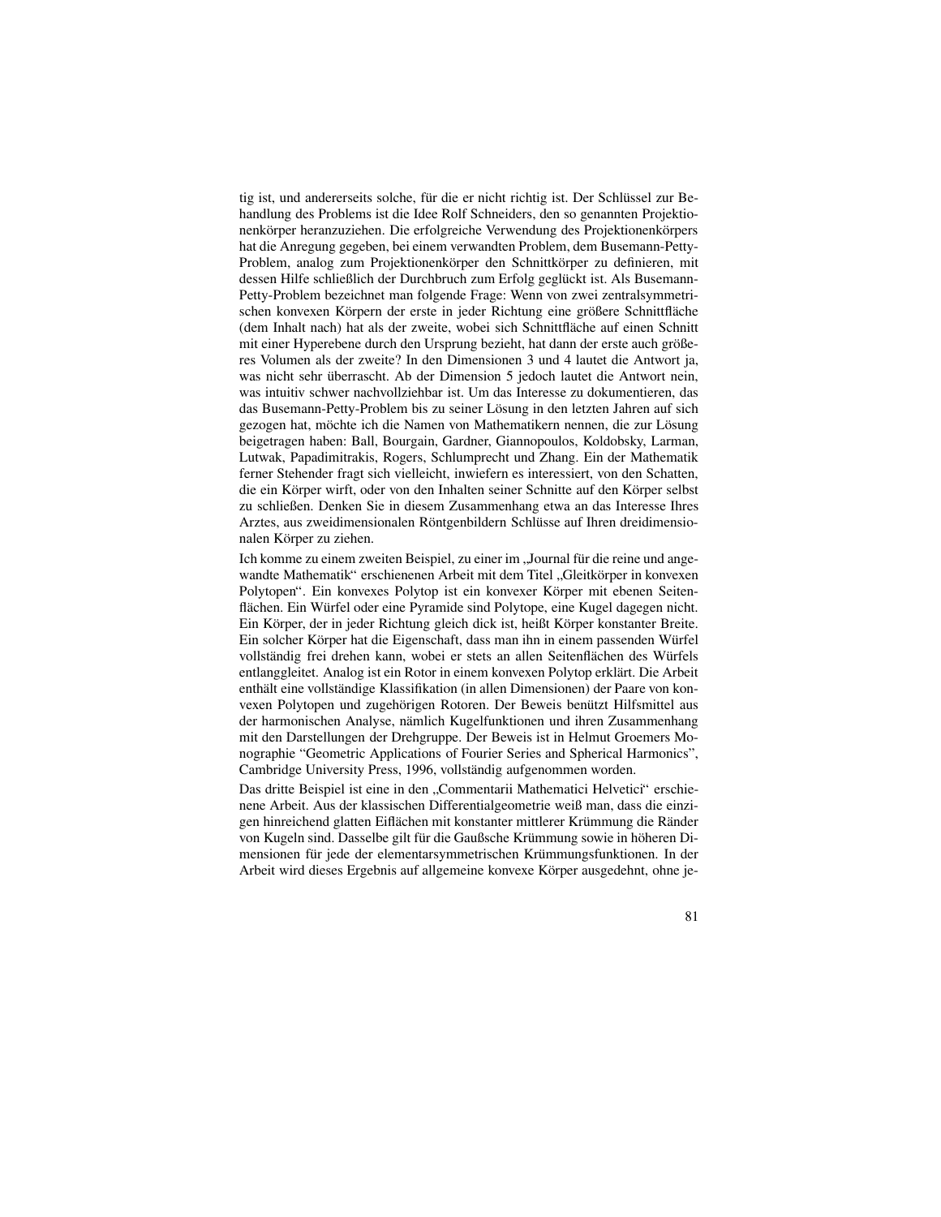tig ist, und andererseits solche, für die er nicht richtig ist. Der Schlüssel zur Behandlung des Problems ist die Idee Rolf Schneiders, den so genannten Projektionenkörper heranzuziehen. Die erfolgreiche Verwendung des Projektionenkörpers hat die Anregung gegeben, bei einem verwandten Problem, dem Busemann-Petty-Problem, analog zum Projektionenkörper den Schnittkörper zu definieren, mit dessen Hilfe schließlich der Durchbruch zum Erfolg geglückt ist. Als Busemann-Petty-Problem bezeichnet man folgende Frage: Wenn von zwei zentralsymmetrischen konvexen Körpern der erste in jeder Richtung eine größere Schnittfläche (dem Inhalt nach) hat als der zweite, wobei sich Schnittfläche auf einen Schnitt mit einer Hyperebene durch den Ursprung bezieht, hat dann der erste auch größeres Volumen als der zweite? In den Dimensionen 3 und 4 lautet die Antwort ja, was nicht sehr überrascht. Ab der Dimension 5 jedoch lautet die Antwort nein, was intuitiv schwer nachvollziehbar ist. Um das Interesse zu dokumentieren, das das Busemann-Petty-Problem bis zu seiner Lösung in den letzten Jahren auf sich gezogen hat, möchte ich die Namen von Mathematikern nennen, die zur Lösung beigetragen haben: Ball, Bourgain, Gardner, Giannopoulos, Koldobsky, Larman, Lutwak, Papadimitrakis, Rogers, Schlumprecht und Zhang. Ein der Mathematik ferner Stehender fragt sich vielleicht, inwiefern es interessiert, von den Schatten, die ein Körper wirft, oder von den Inhalten seiner Schnitte auf den Körper selbst zu schließen. Denken Sie in diesem Zusammenhang etwa an das Interesse Ihres Arztes, aus zweidimensionalen Röntgenbildern Schlüsse auf Ihren dreidimensionalen Körper zu ziehen.

Ich komme zu einem zweiten Beispiel, zu einer im „Journal für die reine und angewandte Mathematik" erschienenen Arbeit mit dem Titel „Gleitkörper in konvexen Polytopen". Ein konvexes Polytop ist ein konvexer Körper mit ebenen Seitenflächen. Ein Würfel oder eine Pyramide sind Polytope, eine Kugel dagegen nicht. Ein Körper, der in jeder Richtung gleich dick ist, heißt Körper konstanter Breite. Ein solcher Körper hat die Eigenschaft, dass man ihn in einem passenden Würfel vollständig frei drehen kann, wobei er stets an allen Seitenflächen des Würfels entlanggleitet. Analog ist ein Rotor in einem konvexen Polytop erklärt. Die Arbeit enthält eine vollständige Klassifikation (in allen Dimensionen) der Paare von konvexen Polytopen und zugehörigen Rotoren. Der Beweis benützt Hilfsmittel aus der harmonischen Analyse, nämlich Kugelfunktionen und ihren Zusammenhang mit den Darstellungen der Drehgruppe. Der Beweis ist in Helmut Groemers Monographie "Geometric Applications of Fourier Series and Spherical Harmonics", Cambridge University Press, 1996, vollständig aufgenommen worden.

Das dritte Beispiel ist eine in den „Commentarii Mathematici Helvetici" erschienene Arbeit. Aus der klassischen Differentialgeometrie weiß man, dass die einzigen hinreichend glatten Eiflächen mit konstanter mittlerer Krümmung die Ränder von Kugeln sind. Dasselbe gilt für die Gaußsche Krümmung sowie in höheren Dimensionen für jede der elementarsymmetrischen Krümmungsfunktionen. In der Arbeit wird dieses Ergebnis auf allgemeine konvexe Körper ausgedehnt, ohne je-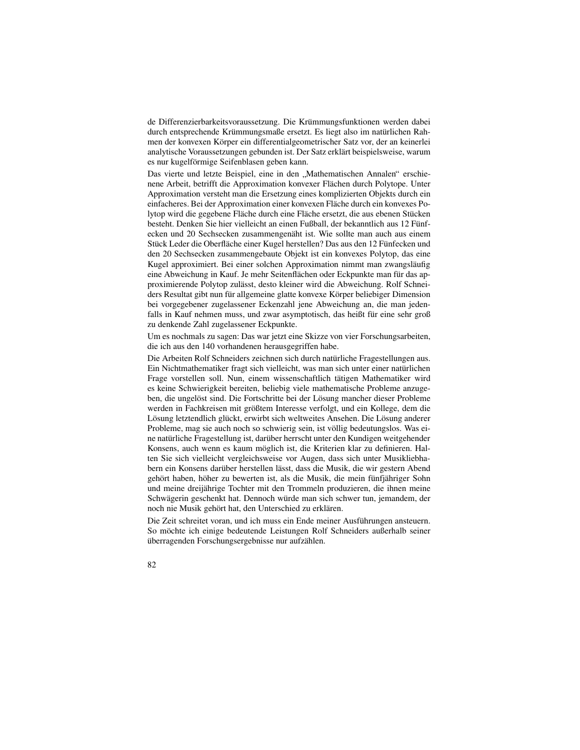de Differenzierbarkeitsvoraussetzung. Die Krümmungsfunktionen werden dabei durch entsprechende Krümmungsmaße ersetzt. Es liegt also im natürlichen Rahmen der konvexen Körper ein differentialgeometrischer Satz vor, der an keinerlei analytische Voraussetzungen gebunden ist. Der Satz erklärt beispielsweise, warum es nur kugelförmige Seifenblasen geben kann.

Das vierte und letzte Beispiel, eine in den „Mathematischen Annalen" erschienene Arbeit, betrifft die Approximation konvexer Flächen durch Polytope. Unter Approximation versteht man die Ersetzung eines komplizierten Objekts durch ein einfacheres. Bei der Approximation einer konvexen Fläche durch ein konvexes Polytop wird die gegebene Fläche durch eine Fläche ersetzt, die aus ebenen Stücken besteht. Denken Sie hier vielleicht an einen Fußball, der bekanntlich aus 12 Fünfecken und 20 Sechsecken zusammengenäht ist. Wie sollte man auch aus einem Stück Leder die Oberfläche einer Kugel herstellen? Das aus den 12 Fünfecken und den 20 Sechsecken zusammengebaute Objekt ist ein konvexes Polytop, das eine Kugel approximiert. Bei einer solchen Approximation nimmt man zwangsläufig eine Abweichung in Kauf. Je mehr Seitenflächen oder Eckpunkte man für das approximierende Polytop zulässt, desto kleiner wird die Abweichung. Rolf Schneiders Resultat gibt nun für allgemeine glatte konvexe Körper beliebiger Dimension bei vorgegebener zugelassener Eckenzahl jene Abweichung an, die man jedenfalls in Kauf nehmen muss, und zwar asymptotisch, das heißt für eine sehr groß zu denkende Zahl zugelassener Eckpunkte.

Um es nochmals zu sagen: Das war jetzt eine Skizze von vier Forschungsarbeiten, die ich aus den 140 vorhandenen herausgegriffen habe.

Die Arbeiten Rolf Schneiders zeichnen sich durch natürliche Fragestellungen aus. Ein Nichtmathematiker fragt sich vielleicht, was man sich unter einer natürlichen Frage vorstellen soll. Nun, einem wissenschaftlich tätigen Mathematiker wird es keine Schwierigkeit bereiten, beliebig viele mathematische Probleme anzugeben, die ungelöst sind. Die Fortschritte bei der Lösung mancher dieser Probleme werden in Fachkreisen mit größtem Interesse verfolgt, und ein Kollege, dem die Lösung letztendlich glückt, erwirbt sich weltweites Ansehen. Die Lösung anderer Probleme, mag sie auch noch so schwierig sein, ist völlig bedeutungslos. Was eine natürliche Fragestellung ist, darüber herrscht unter den Kundigen weitgehender Konsens, auch wenn es kaum möglich ist, die Kriterien klar zu definieren. Halten Sie sich vielleicht vergleichsweise vor Augen, dass sich unter Musikliebhabern ein Konsens darüber herstellen lässt, dass die Musik, die wir gestern Abend gehört haben, höher zu bewerten ist, als die Musik, die mein fünfjähriger Sohn und meine dreijährige Tochter mit den Trommeln produzieren, die ihnen meine Schwägerin geschenkt hat. Dennoch würde man sich schwer tun, jemandem, der noch nie Musik gehört hat, den Unterschied zu erklären.

Die Zeit schreitet voran, und ich muss ein Ende meiner Ausführungen ansteuern. So möchte ich einige bedeutende Leistungen Rolf Schneiders außerhalb seiner überragenden Forschungsergebnisse nur aufzählen.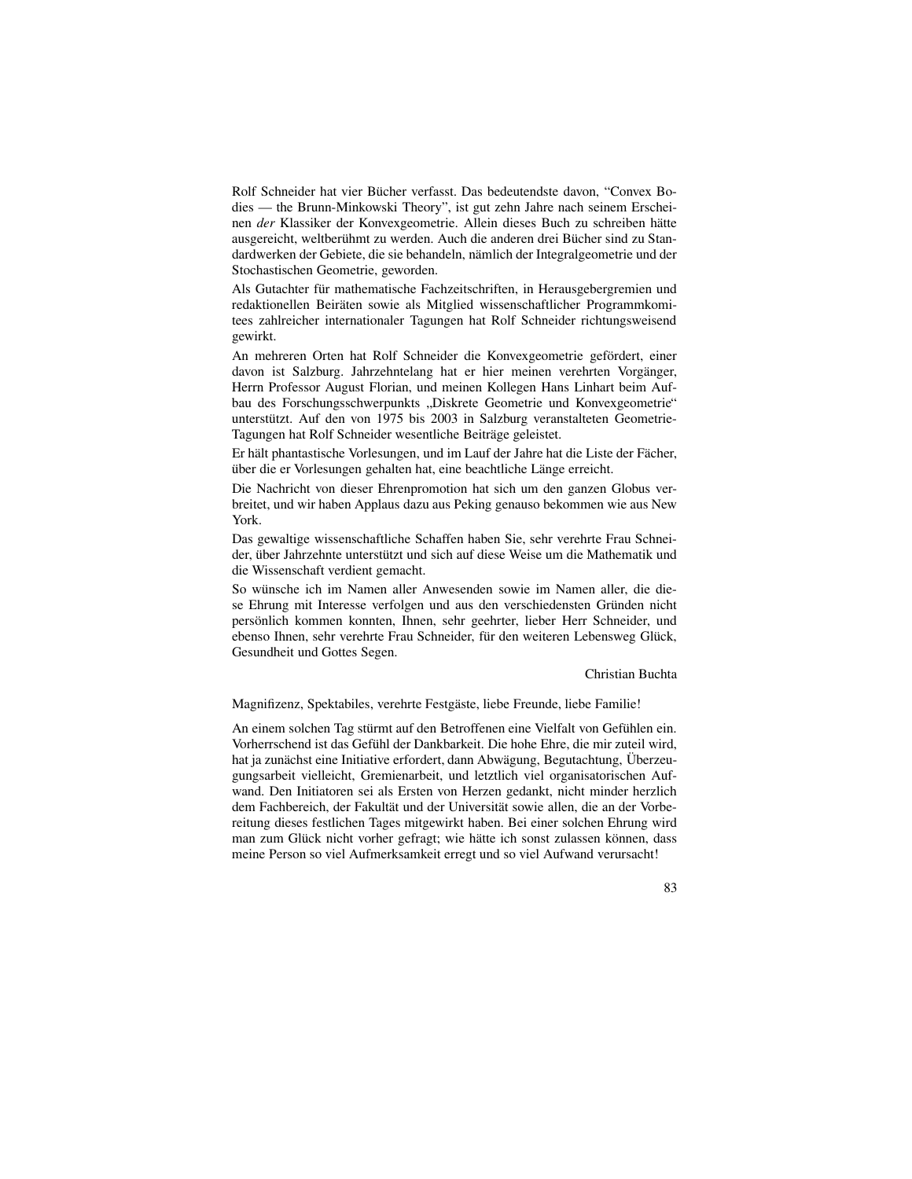Rolf Schneider hat vier Bücher verfasst. Das bedeutendste davon, “Convex Bodies — the Brunn-Minkowski Theory”, ist gut zehn Jahre nach seinem Erscheinen *der* Klassiker der Konvexgeometrie. Allein dieses Buch zu schreiben hätte ausgereicht, weltberühmt zu werden. Auch die anderen drei Bücher sind zu Standardwerken der Gebiete, die sie behandeln, nämlich der Integralgeometrie und der Stochastischen Geometrie, geworden.

Als Gutachter für mathematische Fachzeitschriften, in Herausgebergremien und redaktionellen Beiräten sowie als Mitglied wissenschaftlicher Programmkomitees zahlreicher internationaler Tagungen hat Rolf Schneider richtungsweisend gewirkt.

An mehreren Orten hat Rolf Schneider die Konvexgeometrie gefördert, einer davon ist Salzburg. Jahrzehntelang hat er hier meinen verehrten Vorgänger, Herrn Professor August Florian, und meinen Kollegen Hans Linhart beim Aufbau des Forschungsschwerpunkts „Diskrete Geometrie und Konvexgeometrie“ unterstützt. Auf den von 1975 bis 2003 in Salzburg veranstalteten Geometrie-Tagungen hat Rolf Schneider wesentliche Beiträge geleistet.

Er hält phantastische Vorlesungen, und im Lauf der Jahre hat die Liste der Fächer, über die er Vorlesungen gehalten hat, eine beachtliche Länge erreicht.

Die Nachricht von dieser Ehrenpromotion hat sich um den ganzen Globus verbreitet, und wir haben Applaus dazu aus Peking genauso bekommen wie aus New York.

Das gewaltige wissenschaftliche Schaffen haben Sie, sehr verehrte Frau Schneider, über Jahrzehnte unterstützt und sich auf diese Weise um die Mathematik und die Wissenschaft verdient gemacht.

So wünsche ich im Namen aller Anwesenden sowie im Namen aller, die diese Ehrung mit Interesse verfolgen und aus den verschiedensten Gründen nicht persönlich kommen konnten, Ihnen, sehr geehrter, lieber Herr Schneider, und ebenso Ihnen, sehr verehrte Frau Schneider, für den weiteren Lebensweg Glück, Gesundheit und Gottes Segen.

Christian Buchta

Magnifizenz, Spektabiles, verehrte Festgäste, liebe Freunde, liebe Familie!

An einem solchen Tag stürmt auf den Betroffenen eine Vielfalt von Gefühlen ein. Vorherrschend ist das Gefühl der Dankbarkeit. Die hohe Ehre, die mir zuteil wird, hat ja zunächst eine Initiative erfordert, dann Abwägung, Begutachtung, Überzeugungsarbeit vielleicht, Gremienarbeit, und letztlich viel organisatorischen Aufwand. Den Initiatoren sei als Ersten von Herzen gedankt, nicht minder herzlich dem Fachbereich, der Fakultät und der Universität sowie allen, die an der Vorbereitung dieses festlichen Tages mitgewirkt haben. Bei einer solchen Ehrung wird man zum Glück nicht vorher gefragt; wie hätte ich sonst zulassen können, dass meine Person so viel Aufmerksamkeit erregt und so viel Aufwand verursacht!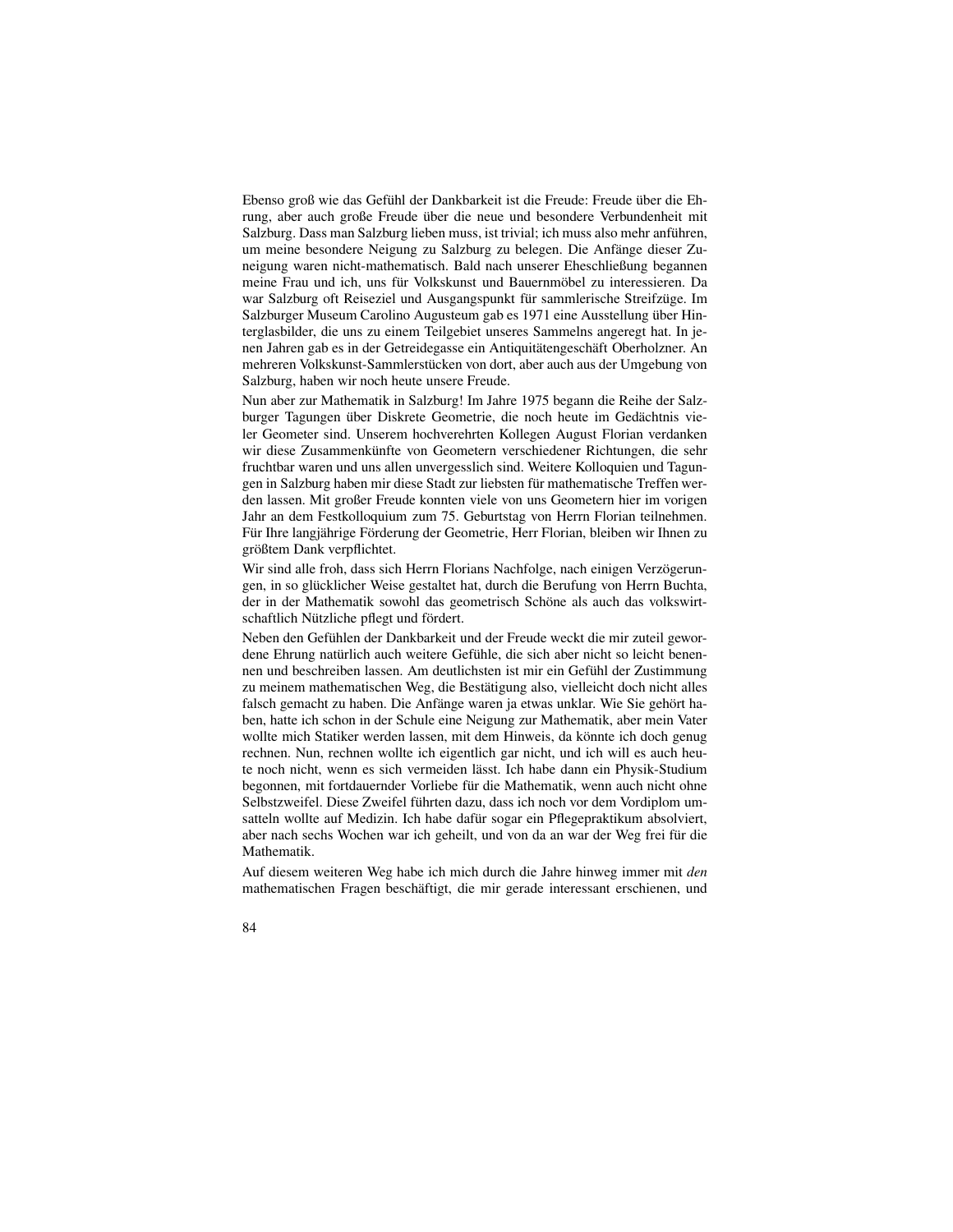Ebenso groß wie das Gefühl der Dankbarkeit ist die Freude: Freude über die Ehrung, aber auch große Freude über die neue und besondere Verbundenheit mit Salzburg. Dass man Salzburg lieben muss, ist trivial; ich muss also mehr anführen, um meine besondere Neigung zu Salzburg zu belegen. Die Anfänge dieser Zuneigung waren nicht-mathematisch. Bald nach unserer Eheschließung begannen meine Frau und ich, uns für Volkskunst und Bauernmöbel zu interessieren. Da war Salzburg oft Reiseziel und Ausgangspunkt für sammlerische Streifzüge. Im Salzburger Museum Carolino Augusteum gab es 1971 eine Ausstellung über Hinterglasbilder, die uns zu einem Teilgebiet unseres Sammelns angeregt hat. In jenen Jahren gab es in der Getreidegasse ein Antiquitätengeschäft Oberholzner. An mehreren Volkskunst-Sammlerstücken von dort, aber auch aus der Umgebung von Salzburg, haben wir noch heute unsere Freude.

Nun aber zur Mathematik in Salzburg! Im Jahre 1975 begann die Reihe der Salzburger Tagungen über Diskrete Geometrie, die noch heute im Gedächtnis vieler Geometer sind. Unserem hochverehrten Kollegen August Florian verdanken wir diese Zusammenkünfte von Geometern verschiedener Richtungen, die sehr fruchtbar waren und uns allen unvergesslich sind. Weitere Kolloquien und Tagungen in Salzburg haben mir diese Stadt zur liebsten für mathematische Treffen werden lassen. Mit großer Freude konnten viele von uns Geometern hier im vorigen Jahr an dem Festkolloquium zum 75. Geburtstag von Herrn Florian teilnehmen. Für Ihre langjährige Förderung der Geometrie, Herr Florian, bleiben wir Ihnen zu größtem Dank verpflichtet.

Wir sind alle froh, dass sich Herrn Florians Nachfolge, nach einigen Verzögerungen, in so glücklicher Weise gestaltet hat, durch die Berufung von Herrn Buchta, der in der Mathematik sowohl das geometrisch Schöne als auch das volkswirtschaftlich Nützliche pflegt und fördert.

Neben den Gefühlen der Dankbarkeit und der Freude weckt die mir zuteil gewordene Ehrung natürlich auch weitere Gefühle, die sich aber nicht so leicht benennen und beschreiben lassen. Am deutlichsten ist mir ein Gefühl der Zustimmung zu meinem mathematischen Weg, die Bestätigung also, vielleicht doch nicht alles falsch gemacht zu haben. Die Anfänge waren ja etwas unklar. Wie Sie gehört haben, hatte ich schon in der Schule eine Neigung zur Mathematik, aber mein Vater wollte mich Statiker werden lassen, mit dem Hinweis, da könnte ich doch genug rechnen. Nun, rechnen wollte ich eigentlich gar nicht, und ich will es auch heute noch nicht, wenn es sich vermeiden lässt. Ich habe dann ein Physik-Studium begonnen, mit fortdauernder Vorliebe für die Mathematik, wenn auch nicht ohne Selbstzweifel. Diese Zweifel führten dazu, dass ich noch vor dem Vordiplom umsatteln wollte auf Medizin. Ich habe dafür sogar ein Pflegepraktikum absolviert, aber nach sechs Wochen war ich geheilt, und von da an war der Weg frei für die Mathematik.

Auf diesem weiteren Weg habe ich mich durch die Jahre hinweg immer mit *den* mathematischen Fragen beschäftigt, die mir gerade interessant erschienen, und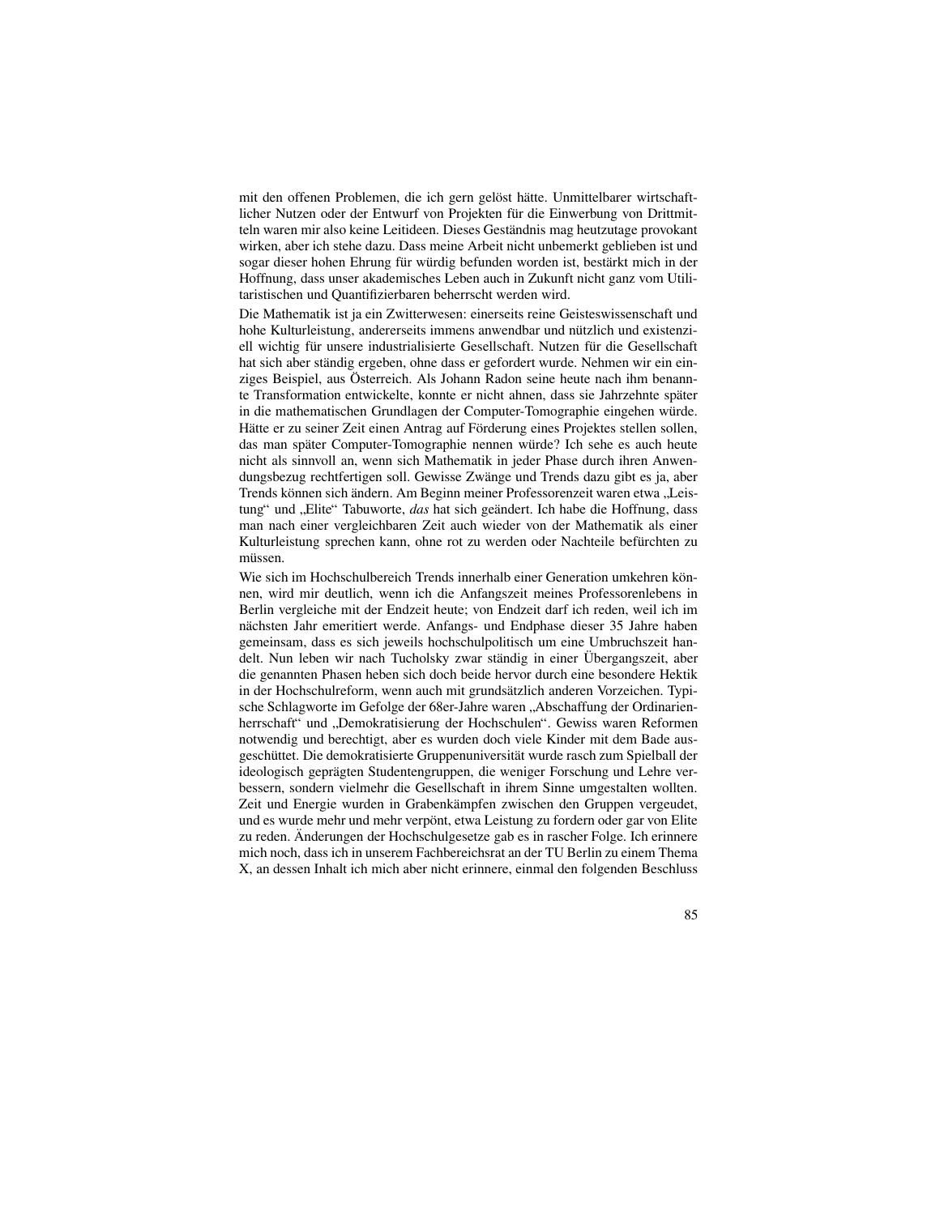mit den offenen Problemen, die ich gern gelöst hätte. Unmittelbarer wirtschaftlicher Nutzen oder der Entwurf von Projekten für die Einwerbung von Drittmitteln waren mir also keine Leitideen. Dieses Geständnis mag heutzutage provokant wirken, aber ich stehe dazu. Dass meine Arbeit nicht unbemerkt geblieben ist und sogar dieser hohen Ehrung für würdig befunden worden ist, bestärkt mich in der Hoffnung, dass unser akademisches Leben auch in Zukunft nicht ganz vom Utilitaristischen und Quantifizierbaren beherrscht werden wird.

Die Mathematik ist ja ein Zwitterwesen: einerseits reine Geisteswissenschaft und hohe Kulturleistung, andererseits immens anwendbar und nützlich und existenziell wichtig für unsere industrialisierte Gesellschaft. Nutzen für die Gesellschaft hat sich aber ständig ergeben, ohne dass er gefordert wurde. Nehmen wir ein einziges Beispiel, aus Österreich. Als Johann Radon seine heute nach ihm benannte Transformation entwickelte, konnte er nicht ahnen, dass sie Jahrzehnte später in die mathematischen Grundlagen der Computer-Tomographie eingehen würde. Hätte er zu seiner Zeit einen Antrag auf Förderung eines Projektes stellen sollen, das man später Computer-Tomographie nennen würde? Ich sehe es auch heute nicht als sinnvoll an, wenn sich Mathematik in jeder Phase durch ihren Anwendungsbezug rechtfertigen soll. Gewisse Zwänge und Trends dazu gibt es ja, aber Trends können sich ändern. Am Beginn meiner Professorenzeit waren etwa „Leistung" und „Elite" Tabuworte, *das* hat sich geändert. Ich habe die Hoffnung, dass man nach einer vergleichbaren Zeit auch wieder von der Mathematik als einer Kulturleistung sprechen kann, ohne rot zu werden oder Nachteile befürchten zu müssen.

Wie sich im Hochschulbereich Trends innerhalb einer Generation umkehren können, wird mir deutlich, wenn ich die Anfangszeit meines Professorenlebens in Berlin vergleiche mit der Endzeit heute; von Endzeit darf ich reden, weil ich im nächsten Jahr emeritiert werde. Anfangs- und Endphase dieser 35 Jahre haben gemeinsam, dass es sich jeweils hochschulpolitisch um eine Umbruchszeit handelt. Nun leben wir nach Tucholsky zwar ständig in einer Übergangszeit, aber die genannten Phasen heben sich doch beide hervor durch eine besondere Hektik in der Hochschulreform, wenn auch mit grundsätzlich anderen Vorzeichen. Typische Schlagworte im Gefolge der 68er-Jahre waren „Abschaffung der Ordinarienherrschaft" und „Demokratisierung der Hochschulen". Gewiss waren Reformen notwendig und berechtigt, aber es wurden doch viele Kinder mit dem Bade ausgeschüttet. Die demokratisierte Gruppenuniversität wurde rasch zum Spielball der ideologisch geprägten Studentengruppen, die weniger Forschung und Lehre verbessern, sondern vielmehr die Gesellschaft in ihrem Sinne umgestalten wollten. Zeit und Energie wurden in Grabenkämpfen zwischen den Gruppen vergeudet, und es wurde mehr und mehr verpönt, etwa Leistung zu fordern oder gar von Elite zu reden. Änderungen der Hochschulgesetze gab es in rascher Folge. Ich erinnere mich noch, dass ich in unserem Fachbereichsrat an der TU Berlin zu einem Thema X, an dessen Inhalt ich mich aber nicht erinnere, einmal den folgenden Beschluss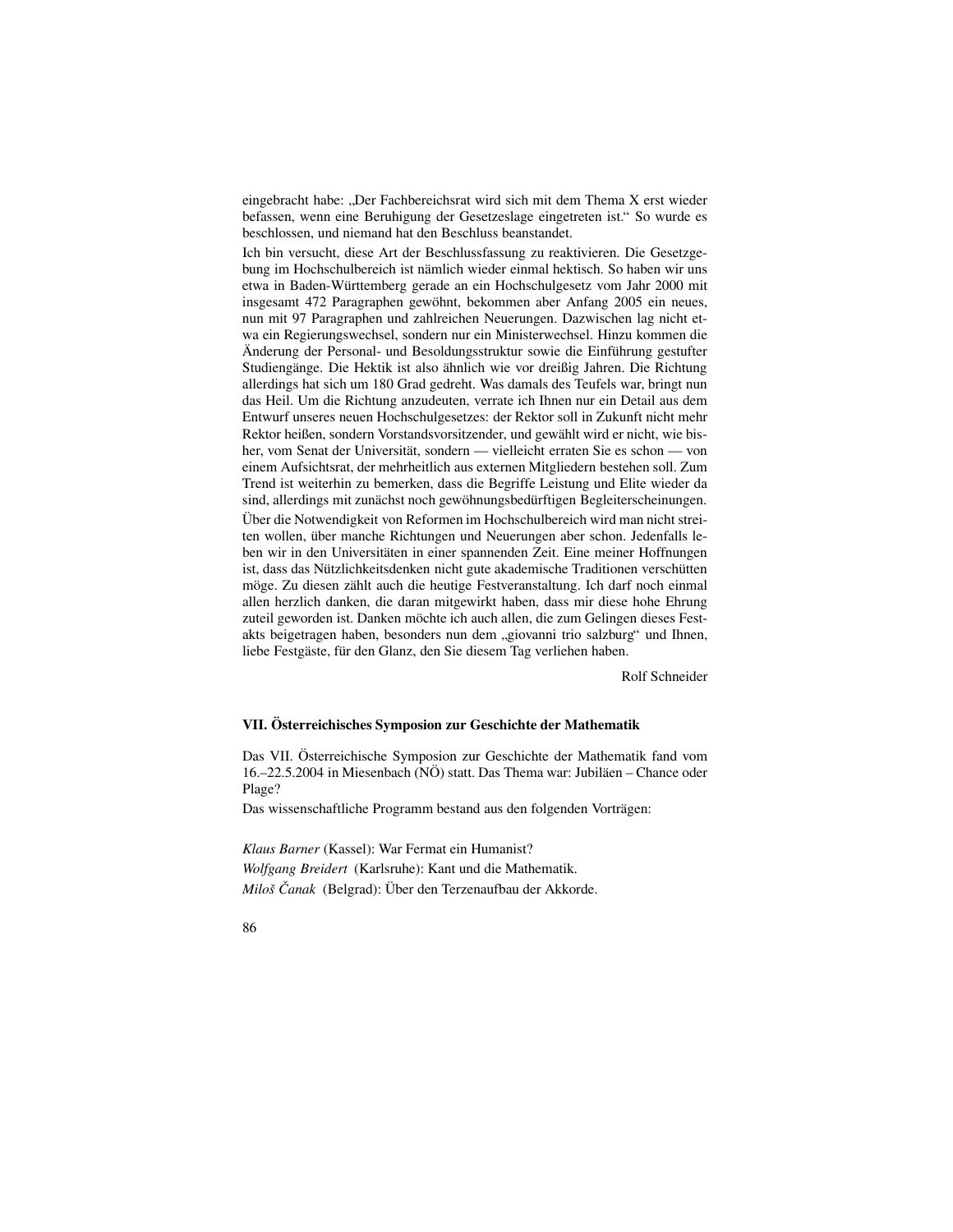eingebracht habe: „Der Fachbereichsrat wird sich mit dem Thema X erst wieder befassen, wenn eine Beruhigung der Gesetzeslage eingetreten ist.“ So wurde es beschlossen, und niemand hat den Beschluss beanstandet.

Ich bin versucht, diese Art der Beschlussfassung zu reaktivieren. Die Gesetzgebung im Hochschulbereich ist nämlich wieder einmal hektisch. So haben wir uns etwa in Baden-Württemberg gerade an ein Hochschulgesetz vom Jahr 2000 mit insgesamt 472 Paragraphen gewöhnt, bekommen aber Anfang 2005 ein neues, nun mit 97 Paragraphen und zahlreichen Neuerungen. Dazwischen lag nicht etwa ein Regierungswechsel, sondern nur ein Ministerwechsel. Hinzu kommen die Änderung der Personal- und Besoldungsstruktur sowie die Einführung gestufter Studiengänge. Die Hektik ist also ähnlich wie vor dreißig Jahren. Die Richtung allerdings hat sich um 180 Grad gedreht. Was damals des Teufels war, bringt nun das Heil. Um die Richtung anzudeuten, verrate ich Ihnen nur ein Detail aus dem Entwurf unseres neuen Hochschulgesetzes: der Rektor soll in Zukunft nicht mehr Rektor heißen, sondern Vorstandsvorsitzender, und gewählt wird er nicht, wie bisher, vom Senat der Universität, sondern — vielleicht erraten Sie es schon — von einem Aufsichtsrat, der mehrheitlich aus externen Mitgliedern bestehen soll. Zum Trend ist weiterhin zu bemerken, dass die Begriffe Leistung und Elite wieder da sind, allerdings mit zunächst noch gewöhnungsbedürftigen Begleiterscheinungen.

Über die Notwendigkeit von Reformen im Hochschulbereich wird man nicht streiten wollen, über manche Richtungen und Neuerungen aber schon. Jedenfalls leben wir in den Universitäten in einer spannenden Zeit. Eine meiner Hoffnungen ist, dass das Nützlichkeitsdenken nicht gute akademische Traditionen verschütten möge. Zu diesen zählt auch die heutige Festveranstaltung. Ich darf noch einmal allen herzlich danken, die daran mitgewirkt haben, dass mir diese hohe Ehrung zuteil geworden ist. Danken möchte ich auch allen, die zum Gelingen dieses Festakts beigetragen haben, besonders nun dem „giovanni trio salzburg“ und Ihnen, liebe Festgäste, für den Glanz, den Sie diesem Tag verliehen haben.

Rolf Schneider

### VII. Österreichisches Symposion zur Geschichte der Mathematik

Das VII. Österreichische Symposion zur Geschichte der Mathematik fand vom 16.–22.5.2004 in Miesenbach (NÖ) statt. Das Thema war: Jubiläen – Chance oder Plage?

Das wissenschaftliche Programm bestand aus den folgenden Vorträgen:

*Klaus Barner* (Kassel): War Fermat ein Humanist?

*Wolfgang Breidert* (Karlsruhe): Kant und die Mathematik.

*Miloš Čanak* (Belgrad): Über den Terzenaufbau der Akkorde.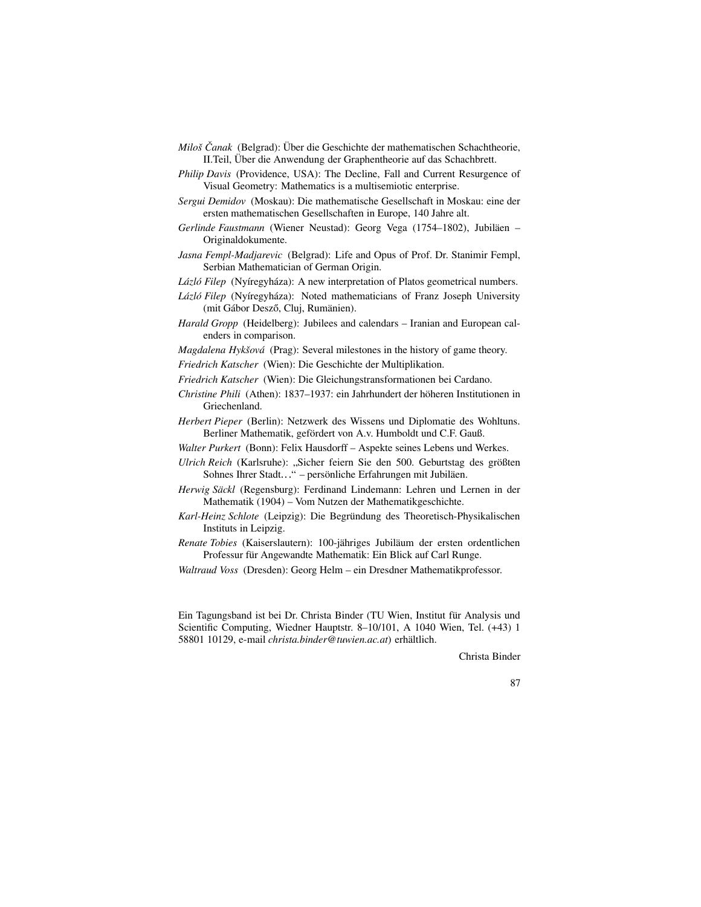*Miloš Čanak* (Belgrad): Über die Geschichte der mathematischen Schachtheorie, II.Teil, Über die Anwendung der Graphentheorie auf das Schachbrett.

*Philip Davis* (Providence, USA): The Decline, Fall and Current Resurgence of Visual Geometry: Mathematics is a multisemiotic enterprise.

*Sergui Demidov* (Moskau): Die mathematische Gesellschaft in Moskau: eine der ersten mathematischen Gesellschaften in Europe, 140 Jahre alt.

*Gerlinde Faustmann* (Wiener Neustad): Georg Vega (1754–1802), Jubiläen – Originaldokumente.

*Jasna Fempl-Madjarevic* (Belgrad): Life and Opus of Prof. Dr. Stanimir Fempl, Serbian Mathematician of German Origin.

*Lázló Filep* (Nyíregyháza): A new interpretation of Platos geometrical numbers.

*Lázló Filep* (Nyíregyháza): Noted mathematicians of Franz Joseph University (mit Gábor Desző, Cluj, Rumänien).

*Harald Gropp* (Heidelberg): Jubilees and calendars – Iranian and European calenders in comparison.

*Magdalena Hykšová* (Prag): Several milestones in the history of game theory.

*Friedrich Katscher* (Wien): Die Geschichte der Multiplikation.

*Friedrich Katscher* (Wien): Die Gleichungstransformationen bei Cardano.

*Christine Phili* (Athen): 1837–1937: ein Jahrhundert der höheren Institutionen in Griechenland.

*Herbert Pieper* (Berlin): Netzwerk des Wissens und Diplomatie des Wohltuns. Berliner Mathematik, gefördert von A.v. Humboldt und C.F. Gauß.

*Walter Purkert* (Bonn): Felix Hausdorff – Aspekte seines Lebens und Werkes.

*Ulrich Reich* (Karlsruhe): „Sicher feiern Sie den 500. Geburtstag des größten Sohnes Ihrer Stadt…“ – persönliche Erfahrungen mit Jubiläen.

*Herwig Säckl* (Regensburg): Ferdinand Lindemann: Lehren und Lernen in der Mathematik (1904) – Vom Nutzen der Mathematikgeschichte.

*Karl-Heinz Schlote* (Leipzig): Die Begründung des Theoretisch-Physikalischen Instituts in Leipzig.

*Renate Tobies* (Kaiserslautern): 100-jähriges Jubiläum der ersten ordentlichen Professur für Angewandte Mathematik: Ein Blick auf Carl Runge.

*Waltraud Voss* (Dresden): Georg Helm – ein Dresdner Mathematikprofessor.

Ein Tagungsband ist bei Dr. Christa Binder (TU Wien, Institut für Analysis und Scientific Computing, Wiedner Hauptstr. 8–10/101, A 1040 Wien, Tel. (+43) 1 58801 10129, e-mail *christa.binder@tuwien.ac.at*) erhältlich.

Christa Binder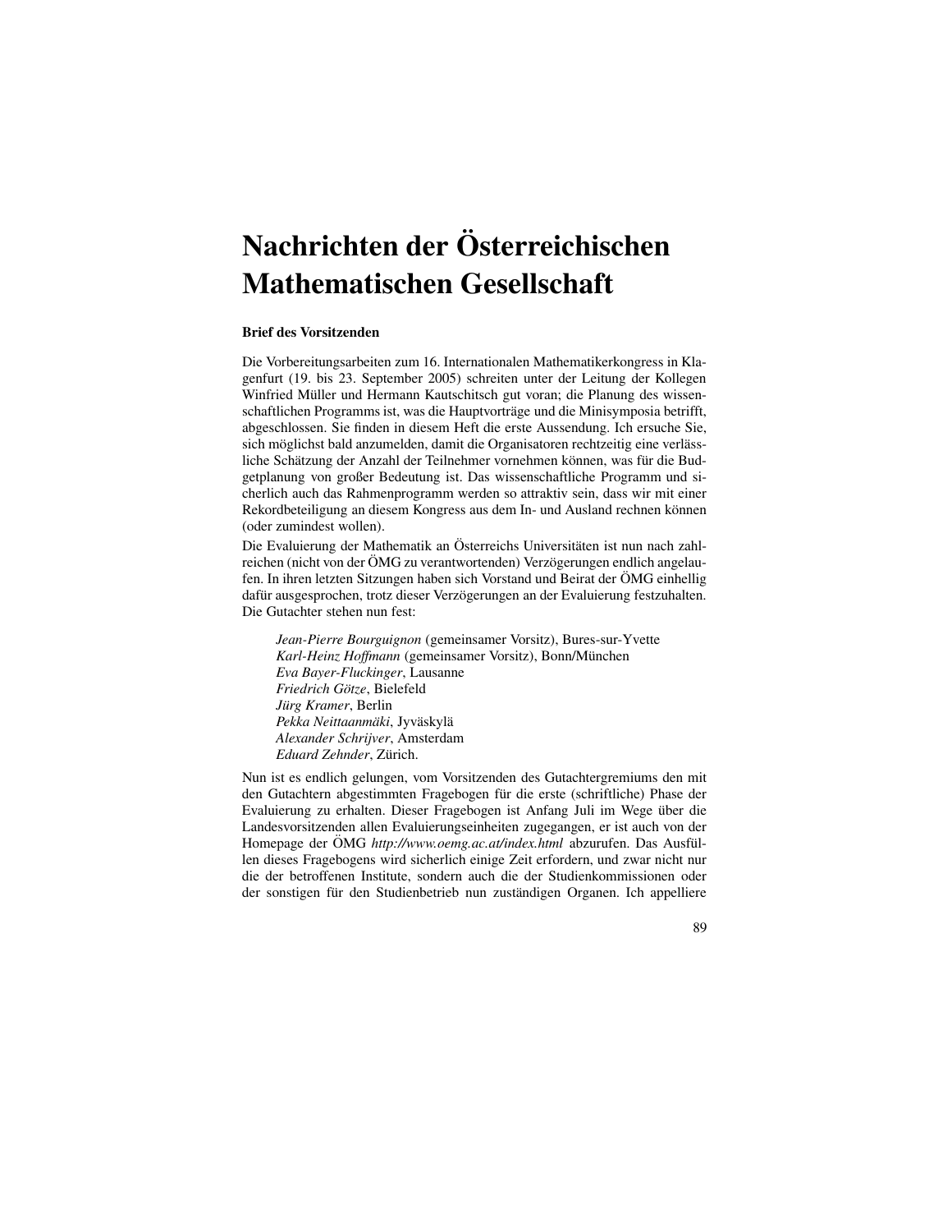# Nachrichten der Österreichischen Mathematischen Gesellschaft

**Brief des Vorsitzenden**

Die Vorbereitungsarbeiten zum 16. Internationalen Mathematikerkongress in Klagenfurt (19. bis 23. September 2005) schreiten unter der Leitung der Kollegen Winfried Müller und Hermann Kautschitsch gut voran; die Planung des wissenschaftlichen Programms ist, was die Hauptvorträge und die Minisymposia betrifft, abgeschlossen. Sie finden in diesem Heft die erste Aussendung. Ich ersuche Sie, sich möglichst bald anzumelden, damit die Organisatoren rechtzeitig eine verlässliche Schätzung der Anzahl der Teilnehmer vornehmen können, was für die Budgetplanung von großer Bedeutung ist. Das wissenschaftliche Programm und sicherlich auch das Rahmenprogramm werden so attraktiv sein, dass wir mit einer Rekordbeteiligung an diesem Kongress aus dem In- und Ausland rechnen können (oder zumindest wollen).

Die Evaluierung der Mathematik an Österreichs Universitäten ist nun nach zahlreichen (nicht von der ÖMG zu verantwortenden) Verzögerungen endlich angelaufen. In ihren letzten Sitzungen haben sich Vorstand und Beirat der ÖMG einhellig dafür ausgesprochen, trotz dieser Verzögerungen an der Evaluierung festzuhalten. Die Gutachter stehen nun fest:

> *Jean-Pierre Bourguignon* (gemeinsamer Vorsitz), Bures-sur-Yvette
> *Karl-Heinz Hoffmann* (gemeinsamer Vorsitz), Bonn/München
> *Eva Bayer-Fluckinger*, Lausanne
> *Friedrich Götze*, Bielefeld
> *Jürg Kramer*, Berlin
> *Pekka Neittaanmäki*, Jyväskylä
> *Alexander Schrijver*, Amsterdam
> *Eduard Zehnder*, Zürich.

Nun ist es endlich gelungen, vom Vorsitzenden des Gutachtergremiums den mit den Gutachtern abgestimmten Fragebogen für die erste (schriftliche) Phase der Evaluierung zu erhalten. Dieser Fragebogen ist Anfang Juli im Wege über die Landesvorsitzenden allen Evaluierungseinheiten zugegangen, er ist auch von der Homepage der ÖMG *http://www.oemg.ac.at/index.html* abzurufen. Das Ausfüllen dieses Fragebogens wird sicherlich einige Zeit erfordern, und zwar nicht nur die der betroffenen Institute, sondern auch die der Studienkommissionen oder der sonstigen für den Studienbetrieb nun zuständigen Organen. Ich appelliere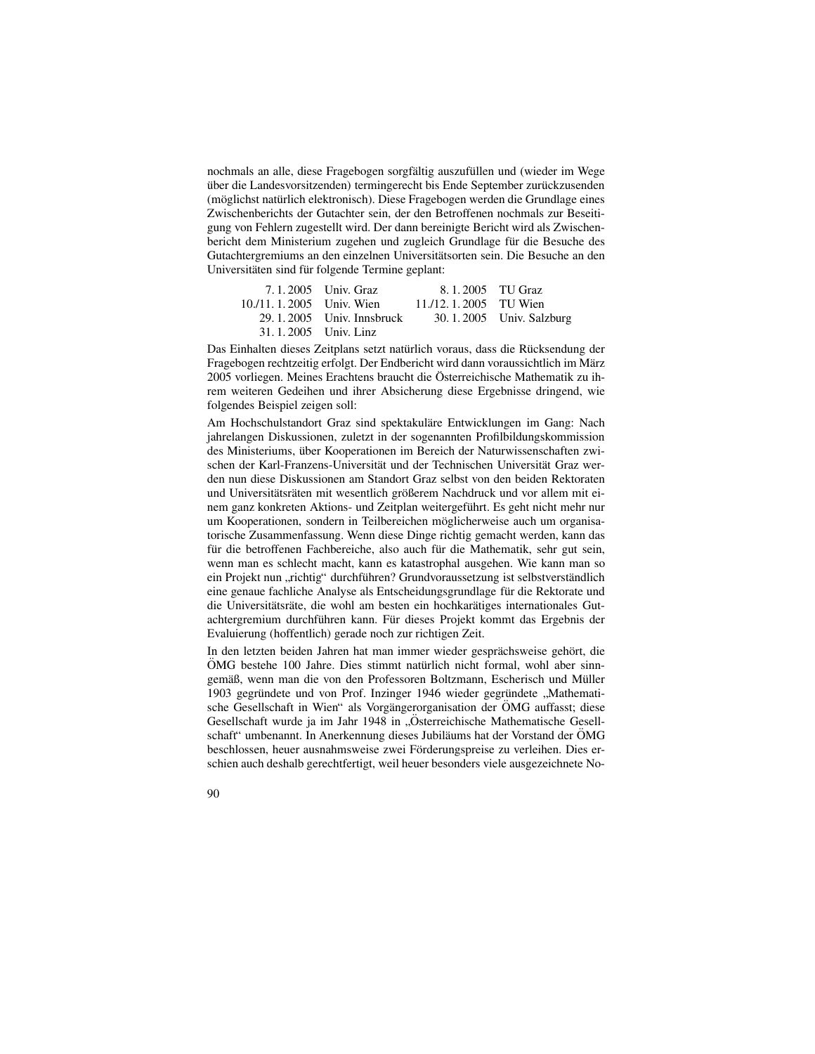nochmals an alle, diese Fragebogen sorgfältig auszufüllen und (wieder im Wege über die Landesvorsitzenden) termingerecht bis Ende September zurückzusenden (möglichst natürlich elektronisch). Diese Fragebogen werden die Grundlage eines Zwischenberichts der Gutachter sein, der den Betroffenen nochmals zur Beseitigung von Fehlern zugestellt wird. Der dann bereinigte Bericht wird als Zwischenbericht dem Ministerium zugehen und zugleich Grundlage für die Besuche des Gutachtergremiums an den einzelnen Universitätsorten sein. Die Besuche an den Universitäten sind für folgende Termine geplant:

| | | | |
|---|---|---|---|
| 7. 1. 2005 | Univ. Graz | 8. 1. 2005 | TU Graz |
| 10./11. 1. 2005 | Univ. Wien | 11./12. 1. 2005 | TU Wien |
| 29. 1. 2005 | Univ. Innsbruck | 30. 1. 2005 | Univ. Salzburg |
| 31. 1. 2005 | Univ. Linz | | |

Das Einhalten dieses Zeitplans setzt natürlich voraus, dass die Rücksendung der Fragebogen rechtzeitig erfolgt. Der Endbericht wird dann voraussichtlich im März 2005 vorliegen. Meines Erachtens braucht die Österreichische Mathematik zu ihrem weiteren Gedeihen und ihrer Absicherung diese Ergebnisse dringend, wie folgendes Beispiel zeigen soll:

Am Hochschulstandort Graz sind spektakuläre Entwicklungen im Gang: Nach jahrelangen Diskussionen, zuletzt in der sogenannten Profilbildungskommission des Ministeriums, über Kooperationen im Bereich der Naturwissenschaften zwischen der Karl-Franzens-Universität und der Technischen Universität Graz werden nun diese Diskussionen am Standort Graz selbst von den beiden Rektoraten und Universitätsräten mit wesentlich größerem Nachdruck und vor allem mit einem ganz konkreten Aktions- und Zeitplan weitergeführt. Es geht nicht mehr nur um Kooperationen, sondern in Teilbereichen möglicherweise auch um organisatorische Zusammenfassung. Wenn diese Dinge richtig gemacht werden, kann das für die betroffenen Fachbereiche, also auch für die Mathematik, sehr gut sein, wenn man es schlecht macht, kann es katastrophal ausgehen. Wie kann man so ein Projekt nun „richtig" durchführen? Grundvoraussetzung ist selbstverständlich eine genaue fachliche Analyse als Entscheidungsgrundlage für die Rektorate und die Universitätsräte, die wohl am besten ein hochkarätiges internationales Gutachtergremium durchführen kann. Für dieses Projekt kommt das Ergebnis der Evaluierung (hoffentlich) gerade noch zur richtigen Zeit.

In den letzten beiden Jahren hat man immer wieder gesprächsweise gehört, die ÖMG bestehe 100 Jahre. Dies stimmt natürlich nicht formal, wohl aber sinngemäß, wenn man die von den Professoren Boltzmann, Escherisch und Müller 1903 gegründete und von Prof. Inzinger 1946 wieder gegründete „Mathematische Gesellschaft in Wien" als Vorgängerorganisation der ÖMG auffasst; diese Gesellschaft wurde ja im Jahr 1948 in „Österreichische Mathematische Gesellschaft" umbenannt. In Anerkennung dieses Jubiläums hat der Vorstand der ÖMG beschlossen, heuer ausnahmsweise zwei Förderungspreise zu verleihen. Dies erschien auch deshalb gerechtfertigt, weil heuer besonders viele ausgezeichnete No-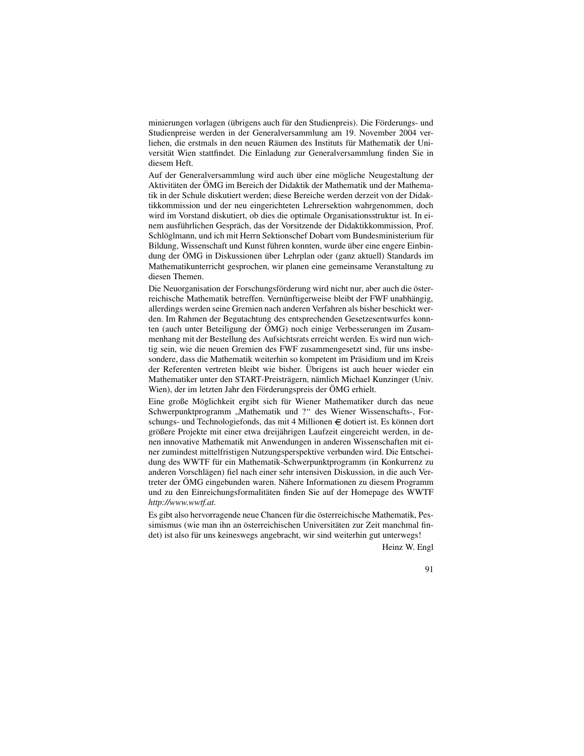minierungen vorlagen (übrigens auch für den Studienpreis). Die Förderungs- und Studienpreise werden in der Generalversammlung am 19. November 2004 verliehen, die erstmals in den neuen Räumen des Instituts für Mathematik der Universität Wien stattfindet. Die Einladung zur Generalversammlung finden Sie in diesem Heft.

Auf der Generalversammlung wird auch über eine mögliche Neugestaltung der Aktivitäten der ÖMG im Bereich der Didaktik der Mathematik und der Mathematik in der Schule diskutiert werden; diese Bereiche werden derzeit von der Didaktikkommission und der neu eingerichteten Lehrersektion wahrgenommen, doch wird im Vorstand diskutiert, ob dies die optimale Organisationsstruktur ist. In einem ausführlichen Gespräch, das der Vorsitzende der Didaktikkommission, Prof. Schlöglmann, und ich mit Herrn Sektionschef Dobart vom Bundesministerium für Bildung, Wissenschaft und Kunst führen konnten, wurde über eine engere Einbindung der ÖMG in Diskussionen über Lehrplan oder (ganz aktuell) Standards im Mathematikunterricht gesprochen, wir planen eine gemeinsame Veranstaltung zu diesen Themen.

Die Neuorganisation der Forschungsförderung wird nicht nur, aber auch die österreichische Mathematik betreffen. Vernünftigerweise bleibt der FWF unabhängig, allerdings werden seine Gremien nach anderen Verfahren als bisher beschickt werden. Im Rahmen der Begutachtung des entsprechenden Gesetzesentwurfes konnten (auch unter Beteiligung der ÖMG) noch einige Verbesserungen im Zusammenhang mit der Bestellung des Aufsichtsrats erreicht werden. Es wird nun wichtig sein, wie die neuen Gremien des FWF zusammengesetzt sind, für uns insbesondere, dass die Mathematik weiterhin so kompetent im Präsidium und im Kreis der Referenten vertreten bleibt wie bisher. Übrigens ist auch heuer wieder ein Mathematiker unter den START-Preisträgern, nämlich Michael Kunzinger (Univ. Wien), der im letzten Jahr den Förderungspreis der ÖMG erhielt.

Eine große Möglichkeit ergibt sich für Wiener Mathematiker durch das neue Schwerpunktprogramm „Mathematik und ?" des Wiener Wissenschafts-, Forschungs- und Technologiefonds, das mit 4 Millionen € dotiert ist. Es können dort größere Projekte mit einer etwa dreijährigen Laufzeit eingereicht werden, in denen innovative Mathematik mit Anwendungen in anderen Wissenschaften mit einer zumindest mittelfristigen Nutzungsperspektive verbunden wird. Die Entscheidung des WWTF für ein Mathematik-Schwerpunktprogramm (in Konkurrenz zu anderen Vorschlägen) fiel nach einer sehr intensiven Diskussion, in die auch Vertreter der ÖMG eingebunden waren. Nähere Informationen zu diesem Programm und zu den Einreichungsformalitäten finden Sie auf der Homepage des WWTF *http://www.wwtf.at*.

Es gibt also hervorragende neue Chancen für die österreichische Mathematik, Pessimismus (wie man ihn an österreichischen Universitäten zur Zeit manchmal findet) ist also für uns keineswegs angebracht, wir sind weiterhin gut unterwegs!

Heinz W. Engl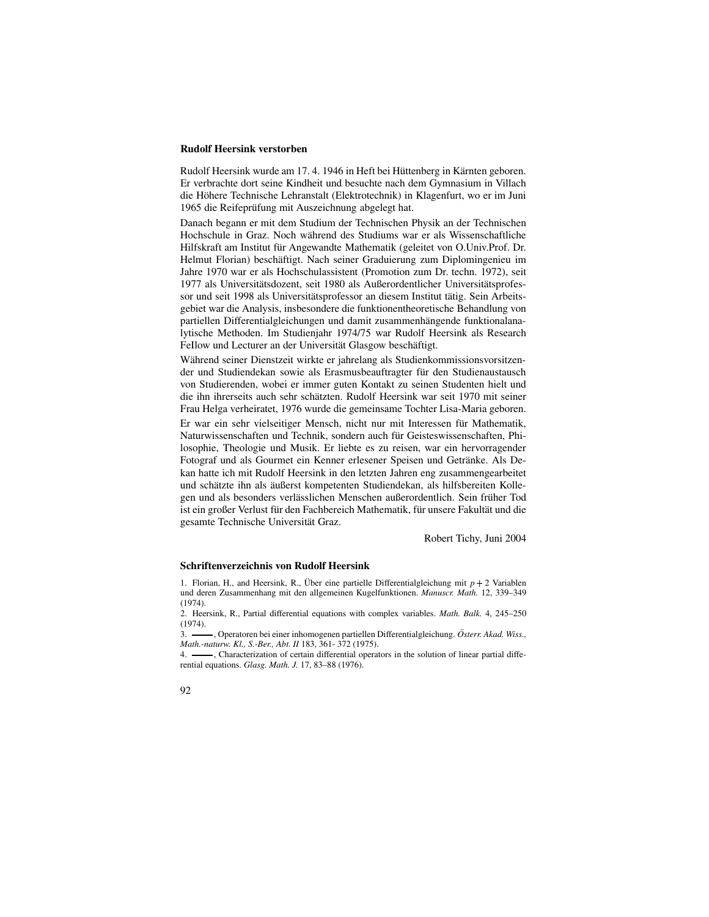## Rudolf Heersink verstorben

Rudolf Heersink wurde am 17. 4. 1946 in Heft bei Hüttenberg in Kärnten geboren. Er verbrachte dort seine Kindheit und besuchte nach dem Gymnasium in Villach die Höhere Technische Lehranstalt (Elektrotechnik) in Klagenfurt, wo er im Juni 1965 die Reifeprüfung mit Auszeichnung abgelegt hat.

Danach begann er mit dem Studium der Technischen Physik an der Technischen Hochschule in Graz. Noch während des Studiums war er als Wissenschaftliche Hilfskraft am Institut für Angewandte Mathematik (geleitet von O.Univ.Prof. Dr. Helmut Florian) beschäftigt. Nach seiner Graduierung zum Diplomingenieu im Jahre 1970 war er als Hochschulassistent (Promotion zum Dr. techn. 1972), seit 1977 als Universitätsdozent, seit 1980 als Außerordentlicher Universitätsprofessor und seit 1998 als Universitätsprofessor an diesem Institut tätig. Sein Arbeitsgebiet war die Analysis, insbesondere die funktionentheoretische Behandlung von partiellen Differentialgleichungen und damit zusammenhängende funktionalanalytische Methoden. Im Studienjahr 1974/75 war Rudolf Heersink als Research FeIlow und Lecturer an der Universität Glasgow beschäftigt.

Während seiner Dienstzeit wirkte er jahrelang als Studienkommissionsvorsitzender und Studiendekan sowie als Erasmusbeauftragter für den Studienaustausch von Studierenden, wobei er immer guten Kontakt zu seinen Studenten hielt und die ihn ihrerseits auch sehr schätzten. Rudolf Heersink war seit 1970 mit seiner Frau Helga verheiratet, 1976 wurde die gemeinsame Tochter Lisa-Maria geboren.

Er war ein sehr vielseitiger Mensch, nicht nur mit Interessen für Mathematik, Naturwissenschaften und Technik, sondern auch für Geisteswissenschaften, Philosophie, Theologie und Musik. Er liebte es zu reisen, war ein hervorragender Fotograf und als Gourmet ein Kenner erlesener Speisen und Getränke. Als Dekan hatte ich mit Rudolf Heersink in den letzten Jahren eng zusammengearbeitet und schätzte ihn als äußerst kompetenten Studiendekan, als hilfsbereiten Kollegen und als besonders verlässlichen Menschen außerordentlich. Sein früher Tod ist ein großer Verlust für den Fachbereich Mathematik, für unsere Fakultät und die gesamte Technische Universität Graz.

Robert Tichy, Juni 2004

## Schriftenverzeichnis von Rudolf Heersink

1. Florian, H., and Heersink, R., Über eine partielle Differentialgleichung mit $p + 2$ Variablen und deren Zusammenhang mit den allgemeinen Kugelfunktionen. *Manuscr. Math.* 12, 339–349 (1974).

2. Heersink, R., Partial differential equations with complex variables. *Math. Balk.* 4, 245–250 (1974).

3. ——, Operatoren bei einer inhomogenen partiellen Differentialgleichung. *Österr. Akad. Wiss., Math.-naturw. Kl., S.-Ber., Abt. II* 183, 361- 372 (1975).

4. ——, Characterization of certain differential operators in the solution of linear partial differential equations. *Glasg. Math. J.* 17, 83–88 (1976).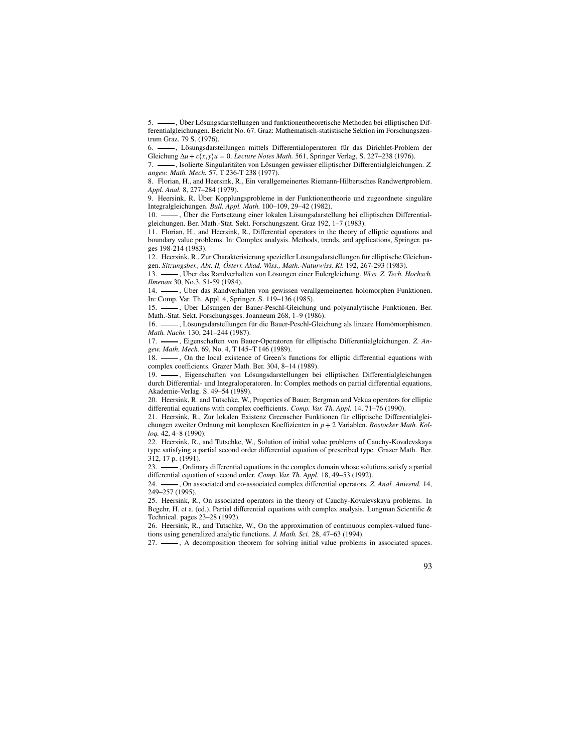5. ———, Über Lösungsdarstellungen und funktionentheoretische Methoden bei elliptischen Differentialgleichungen. Bericht No. 67. Graz: Mathematisch-statistische Sektion im Forschungszentrum Graz. 79 S. (1976).

6. ———, Lösungsdarstellungen mittels Differentialoperatoren für das Dirichlet-Problem der Gleichung $\Delta u + c(x,y)u = 0$. *Lecture Notes Math.* 561, Springer Verlag, S. 227–238 (1976).

7. ———, Isolierte Singularitäten von Lösungen gewisser elliptischer Differentialgleichungen. *Z. angew. Math. Mech.* 57, T 236-T 238 (1977).

8. Florian, H., and Heersink, R., Ein verallgemeinertes Riemann-Hilbertsches Randwertproblem. *Appl. Anal.* 8, 277–284 (1979).

9. Heersink, R. Über Kopplungsprobleme in der Funktionentheorie und zugeordnete singuläre Integralgleichungen. *Bull. Appl. Math.* 100–109, 29–42 (1982).

10. ———, Über die Fortsetzung einer lokalen Lösungsdarstellung bei elliptischen Differentialgleichungen. Ber. Math.-Stat. Sekt. Forschungszent. Graz 192, 1–7 (1983).

11. Florian, H., and Heersink, R., Differential operators in the theory of elliptic equations and boundary value problems. In: Complex analysis. Methods, trends, and applications, Springer. pages 198-214 (1983).

12. Heersink, R., Zur Charakterisierung spezieller Lösungsdarstellungen für elliptische Gleichungen. *Sitzungsber., Abt. II, Österr. Akad. Wiss., Math.-Naturwiss. Kl.* 192, 267-293 (1983).

13. ———, Über das Randverhalten von Lösungen einer Eulergleichung. *Wiss. Z. Tech. Hochsch. Ilmenau* 30, No.3, 51-59 (1984).

14. ———, Über das Randverhalten von gewissen verallgemeinerten holomorphen Funktionen. In: Comp. Var. Th. Appl. 4, Springer. S. 119–136 (1985).

15. ———, Über Lösungen der Bauer-Peschl-Gleichung und polyanalytische Funktionen. Ber. Math.-Stat. Sekt. Forschungsges. Joanneum 268, 1–9 (1986).

16. ———, Lösungsdarstellungen für die Bauer-Peschl-Gleichung als lineare Homömorphismen. *Math. Nachr.* 130, 241–244 (1987).

17. ———, Eigenschaften von Bauer-Operatoren für elliptische Differentialgleichungen. *Z. Angew. Math. Mech.* 69, No. 4, T 145–T 146 (1989).

18. ———, On the local existence of Green's functions for elliptic differential equations with complex coefficients. Grazer Math. Ber. 304, 8–14 (1989).

19. ———, Eigenschaften von Lösungsdarstellungen bei elliptischen Differentialgleichungen durch Differential- und Integraloperatoren. In: Complex methods on partial differential equations, Akademie-Verlag. S. 49–54 (1989).

20. Heersink, R. and Tutschke, W., Properties of Bauer, Bergman and Vekua operators for elliptic differential equations with complex coefficients. *Comp. Var. Th. Appl.* 14, 71–76 (1990).

21. Heersink, R., Zur lokalen Existenz Greenscher Funktionen für elliptische Differentialgleichungen zweiter Ordnung mit komplexen Koeffizienten in $p+2$ Variablen. *Rostocker Math. Kolloq.* 42, 4–8 (1990).

22. Heersink, R., and Tutschke, W., Solution of initial value problems of Cauchy-Kovalevskaya type satisfying a partial second order differential equation of prescribed type. Grazer Math. Ber. 312, 17 p. (1991).

23. ———, Ordinary differential equations in the complex domain whose solutions satisfy a partial differential equation of second order. *Comp. Var. Th. Appl.* 18, 49–53 (1992).

24. ———, On associated and co-associated complex differential operators. *Z. Anal. Anwend.* 14, 249–257 (1995).

25. Heersink, R., On associated operators in the theory of Cauchy-Kovalevskaya problems. In Begehr, H. et a. (ed.), Partial differential equations with complex analysis. Longman Scientific & Technical. pages 23–28 (1992).

26. Heersink, R., and Tutschke, W., On the approximation of continuous complex-valued functions using generalized analytic functions. *J. Math. Sci.* 28, 47–63 (1994).

27. ———, A decomposition theorem for solving initial value problems in associated spaces.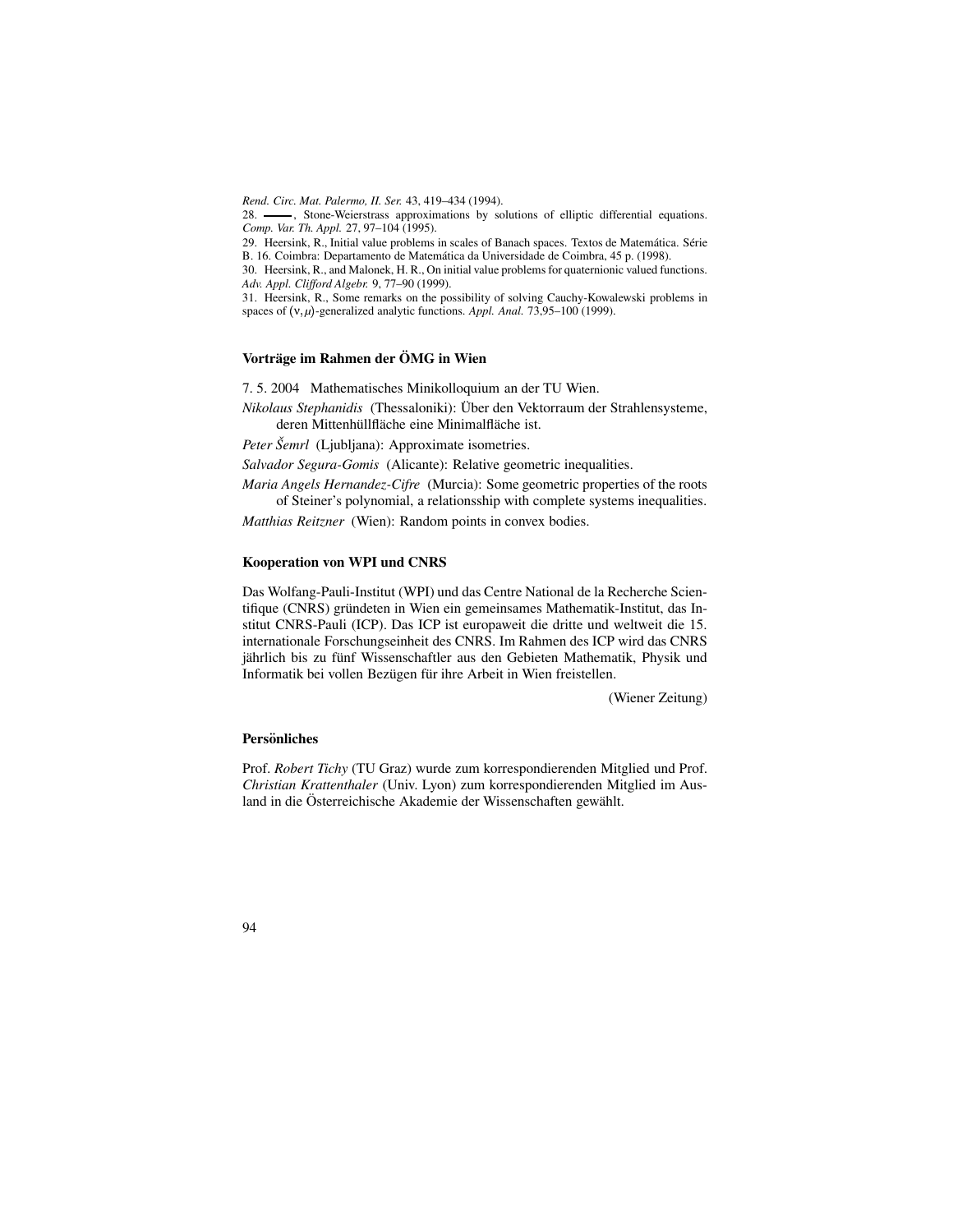*Rend. Circ. Mat. Palermo, II. Ser.* 43, 419–434 (1994).

28. ——, Stone-Weierstrass approximations by solutions of elliptic differential equations. *Comp. Var. Th. Appl.* 27, 97–104 (1995).

29. Heersink, R., Initial value problems in scales of Banach spaces. Textos de Matemática. Série B. 16. Coimbra: Departamento de Matemática da Universidade de Coimbra, 45 p. (1998).

30. Heersink, R., and Malonek, H. R., On initial value problems for quaternionic valued functions. *Adv. Appl. Clifford Algebr.* 9, 77–90 (1999).

31. Heersink, R., Some remarks on the possibility of solving Cauchy-Kowalewski problems in spaces of $(\nu,\mu)$-generalized analytic functions. *Appl. Anal.* 73,95–100 (1999).

### Vorträge im Rahmen der ÖMG in Wien

7. 5. 2004 Mathematisches Minikolloquium an der TU Wien.

*Nikolaus Stephanidis* (Thessaloniki): Über den Vektorraum der Strahlensysteme, deren Mittenhüllfläche eine Minimalfläche ist.

*Peter Šemrl* (Ljubljana): Approximate isometries.

*Salvador Segura-Gomis* (Alicante): Relative geometric inequalities.

*Maria Angels Hernandez-Cifre* (Murcia): Some geometric properties of the roots of Steiner's polynomial, a relationsship with complete systems inequalities.

*Matthias Reitzner* (Wien): Random points in convex bodies.

### Kooperation von WPI und CNRS

Das Wolfang-Pauli-Institut (WPI) und das Centre National de la Recherche Scientifique (CNRS) gründeten in Wien ein gemeinsames Mathematik-Institut, das Institut CNRS-Pauli (ICP). Das ICP ist europaweit die dritte und weltweit die 15. internationale Forschungseinheit des CNRS. Im Rahmen des ICP wird das CNRS jährlich bis zu fünf Wissenschaftler aus den Gebieten Mathematik, Physik und Informatik bei vollen Bezügen für ihre Arbeit in Wien freistellen.

(Wiener Zeitung)

### Persönliches

Prof. *Robert Tichy* (TU Graz) wurde zum korrespondierenden Mitglied und Prof. *Christian Krattenthaler* (Univ. Lyon) zum korrespondierenden Mitglied im Ausland in die Österreichische Akademie der Wissenschaften gewählt.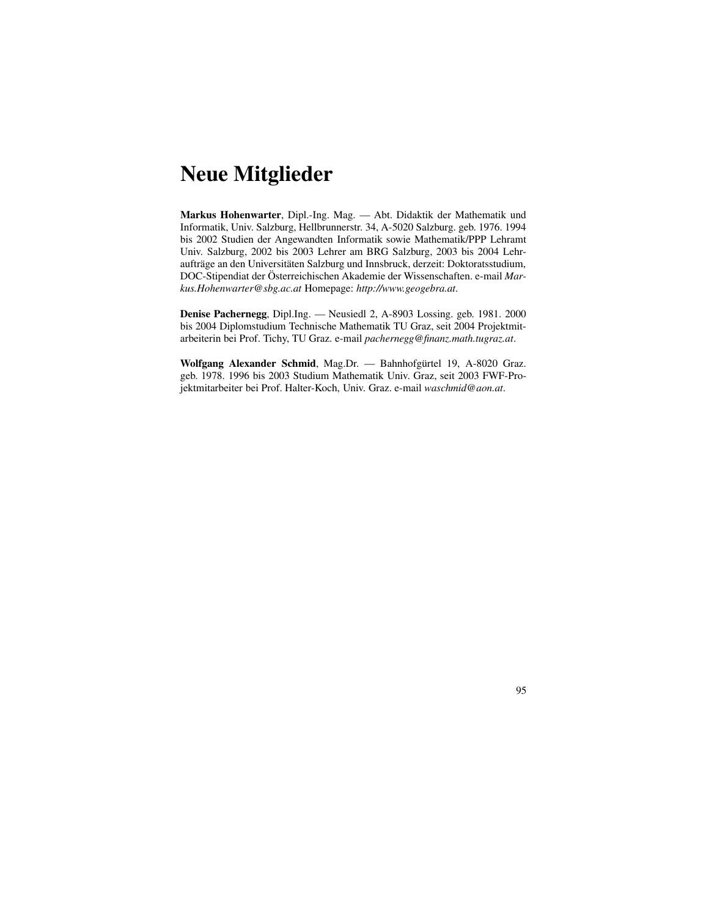# Neue Mitglieder

**Markus Hohenwarter**, Dipl.-Ing. Mag. — Abt. Didaktik der Mathematik und Informatik, Univ. Salzburg, Hellbrunnerstr. 34, A-5020 Salzburg. geb. 1976. 1994 bis 2002 Studien der Angewandten Informatik sowie Mathematik/PPP Lehramt Univ. Salzburg, 2002 bis 2003 Lehrer am BRG Salzburg, 2003 bis 2004 Lehraufträge an den Universitäten Salzburg und Innsbruck, derzeit: Doktoratsstudium, DOC-Stipendiat der Österreichischen Akademie der Wissenschaften. e-mail *Markus.Hohenwarter@sbg.ac.at* Homepage: *http://www.geogebra.at*.

**Denise Pachernegg**, Dipl.Ing. — Neusiedl 2, A-8903 Lossing. geb. 1981. 2000 bis 2004 Diplomstudium Technische Mathematik TU Graz, seit 2004 Projektmitarbeiterin bei Prof. Tichy, TU Graz. e-mail *pachernegg@finanz.math.tugraz.at*.

**Wolfgang Alexander Schmid**, Mag.Dr. — Bahnhofgürtel 19, A-8020 Graz. geb. 1978. 1996 bis 2003 Studium Mathematik Univ. Graz, seit 2003 FWF-Projektmitarbeiter bei Prof. Halter-Koch, Univ. Graz. e-mail *waschmid@aon.at*.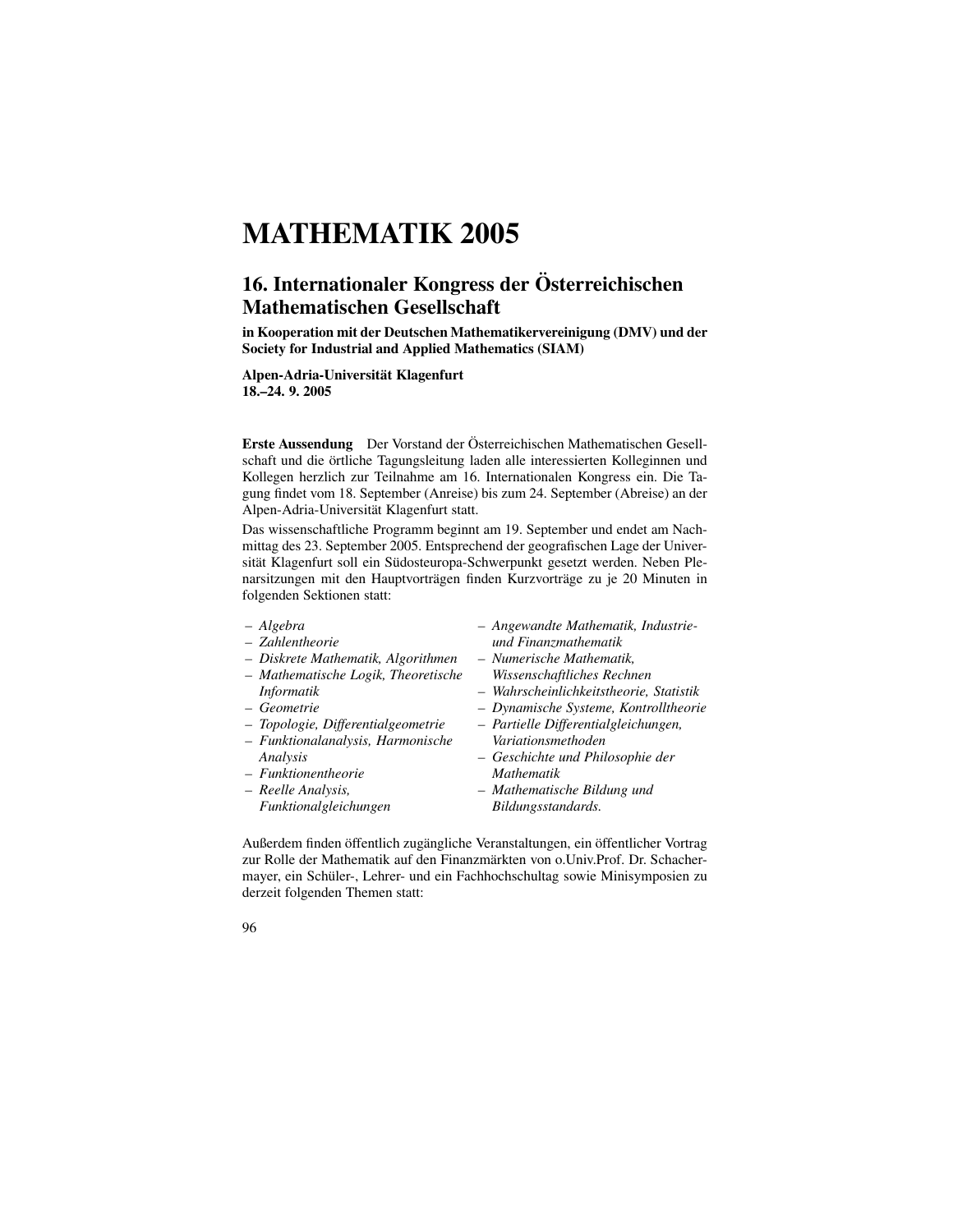# MATHEMATIK 2005

## 16. Internationaler Kongress der Österreichischen Mathematischen Gesellschaft

**in Kooperation mit der Deutschen Mathematikervereinigung (DMV) und der Society for Industrial and Applied Mathematics (SIAM)**

**Alpen-Adria-Universität Klagenfurt**
**18.–24. 9. 2005**

**Erste Aussendung** Der Vorstand der Österreichischen Mathematischen Gesellschaft und die örtliche Tagungsleitung laden alle interessierten Kolleginnen und Kollegen herzlich zur Teilnahme am 16. Internationalen Kongress ein. Die Tagung findet vom 18. September (Anreise) bis zum 24. September (Abreise) an der Alpen-Adria-Universität Klagenfurt statt.

Das wissenschaftliche Programm beginnt am 19. September und endet am Nachmittag des 23. September 2005. Entsprechend der geografischen Lage der Universität Klagenfurt soll ein Südosteuropa-Schwerpunkt gesetzt werden. Neben Plenarsitzungen mit den Hauptvorträgen finden Kurzvorträge zu je 20 Minuten in folgenden Sektionen statt:

- *Algebra*
- *Zahlentheorie*
- *Diskrete Mathematik, Algorithmen*
- *Mathematische Logik, Theoretische Informatik*
- *Geometrie*
- *Topologie, Differentialgeometrie*
- *Funktionalanalysis, Harmonische Analysis*
- *Funktionentheorie*
- *Reelle Analysis, Funktionalgleichungen*
- *Angewandte Mathematik, Industrie- und Finanzmathematik*
- *Numerische Mathematik, Wissenschaftliches Rechnen*
- *Wahrscheinlichkeitstheorie, Statistik*
- *Dynamische Systeme, Kontrolltheorie*
- *Partielle Differentialgleichungen, Variationsmethoden*
- *Geschichte und Philosophie der Mathematik*
- *Mathematische Bildung und Bildungsstandards.*

Außerdem finden öffentlich zugängliche Veranstaltungen, ein öffentlicher Vortrag zur Rolle der Mathematik auf den Finanzmärkten von o.Univ.Prof. Dr. Schachermayer, ein Schüler-, Lehrer- und ein Fachhochschultag sowie Minisymposien zu derzeit folgenden Themen statt: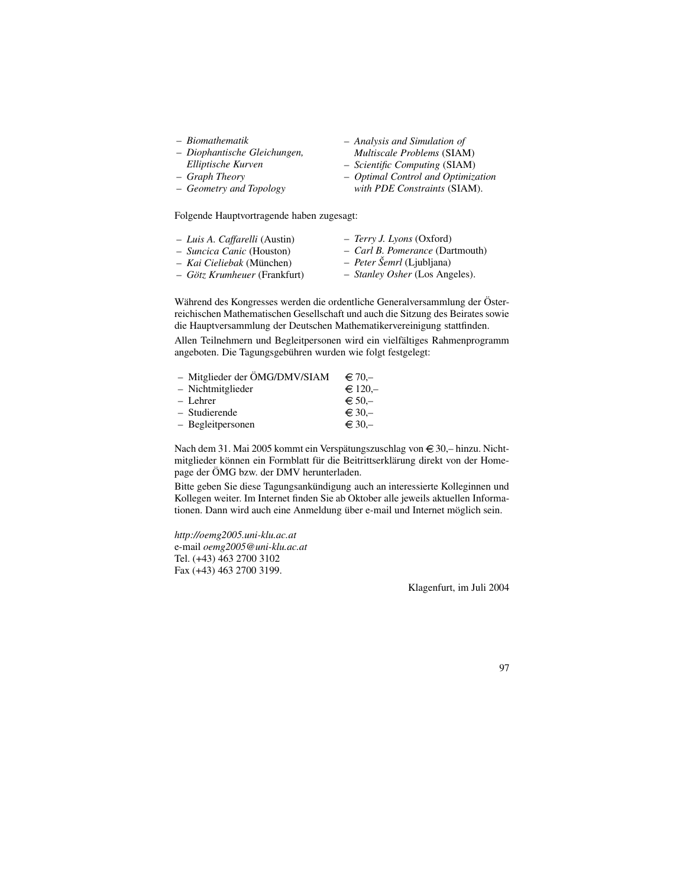- *Biomathematik*
- *Diophantische Gleichungen, Elliptische Kurven*
- *Graph Theory*
- *Geometry and Topology*
- *Analysis and Simulation of Multiscale Problems* (SIAM)
- *Scientific Computing* (SIAM)
- *Optimal Control and Optimization with PDE Constraints* (SIAM).

Folgende Hauptvortragende haben zugesagt:

- *Luis A. Caffarelli* (Austin)
- *Suncica Canic* (Houston)
- *Kai Cieliebak* (München)
- *Götz Krumheuer* (Frankfurt)
- *Terry J. Lyons* (Oxford)
- *Carl B. Pomerance* (Dartmouth)
- *Peter Šemrl* (Ljubljana)
- *Stanley Osher* (Los Angeles).

Während des Kongresses werden die ordentliche Generalversammlung der Österreichischen Mathematischen Gesellschaft und auch die Sitzung des Beirates sowie die Hauptversammlung der Deutschen Mathematikervereinigung stattfinden.

Allen Teilnehmern und Begleitpersonen wird ein vielfältiges Rahmenprogramm angeboten. Die Tagungsgebühren wurden wie folgt festgelegt:

| | |
|---|---|
| – Mitglieder der ÖMG/DMV/SIAM | € 70,– |
| – Nichtmitglieder | € 120,– |
| – Lehrer | € 50,– |
| – Studierende | € 30,– |
| – Begleitpersonen | € 30,– |

Nach dem 31. Mai 2005 kommt ein Verspätungszuschlag von € 30,– hinzu. Nichtmitglieder können ein Formblatt für die Beitrittserklärung direkt von der Homepage der ÖMG bzw. der DMV herunterladen.

Bitte geben Sie diese Tagungsankündigung auch an interessierte Kolleginnen und Kollegen weiter. Im Internet finden Sie ab Oktober alle jeweils aktuellen Informationen. Dann wird auch eine Anmeldung über e-mail und Internet möglich sein.

*http://oemg2005.uni-klu.ac.at*
e-mail *oemg2005@uni-klu.ac.at*
Tel. (+43) 463 2700 3102
Fax (+43) 463 2700 3199.

Klagenfurt, im Juli 2004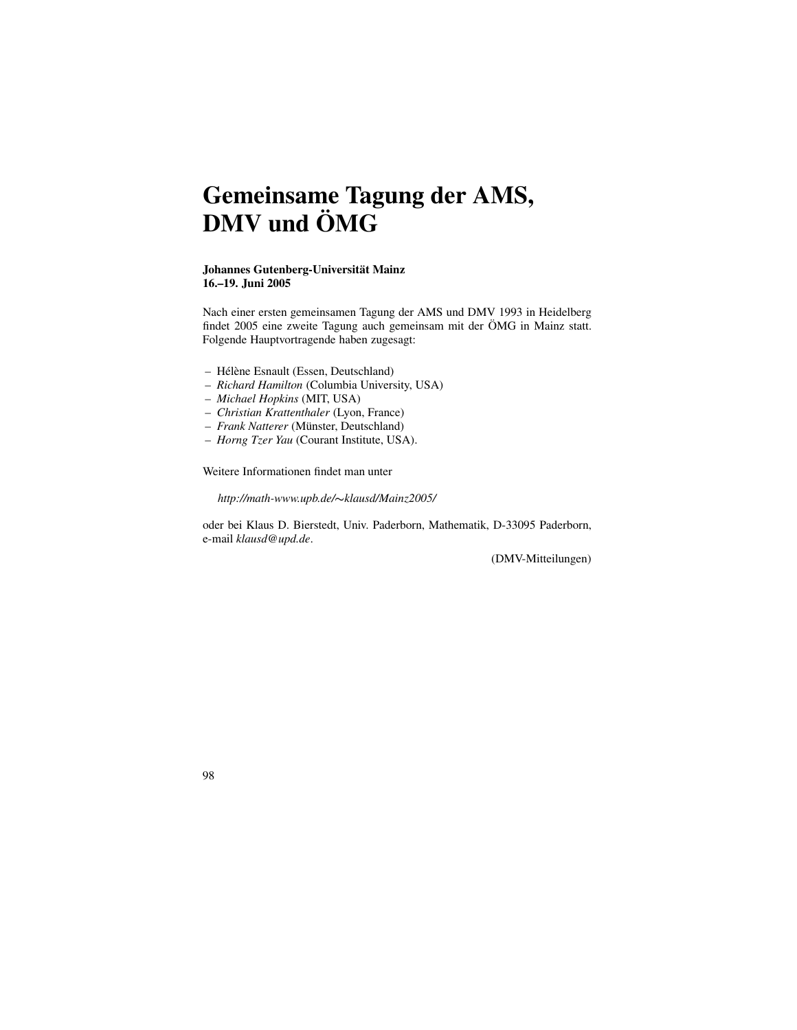# Gemeinsame Tagung der AMS, DMV und ÖMG

**Johannes Gutenberg-Universität Mainz**
**16.–19. Juni 2005**

Nach einer ersten gemeinsamen Tagung der AMS und DMV 1993 in Heidelberg findet 2005 eine zweite Tagung auch gemeinsam mit der ÖMG in Mainz statt. Folgende Hauptvortragende haben zugesagt:

- Hélène Esnault (Essen, Deutschland)
- *Richard Hamilton* (Columbia University, USA)
- *Michael Hopkins* (MIT, USA)
- *Christian Krattenthaler* (Lyon, France)
- *Frank Natterer* (Münster, Deutschland)
- *Horng Tzer Yau* (Courant Institute, USA).

Weitere Informationen findet man unter

*http://math-www.upb.de/∼klausd/Mainz2005/*

oder bei Klaus D. Bierstedt, Univ. Paderborn, Mathematik, D-33095 Paderborn, e-mail *klausd@upd.de*.

(DMV-Mitteilungen)